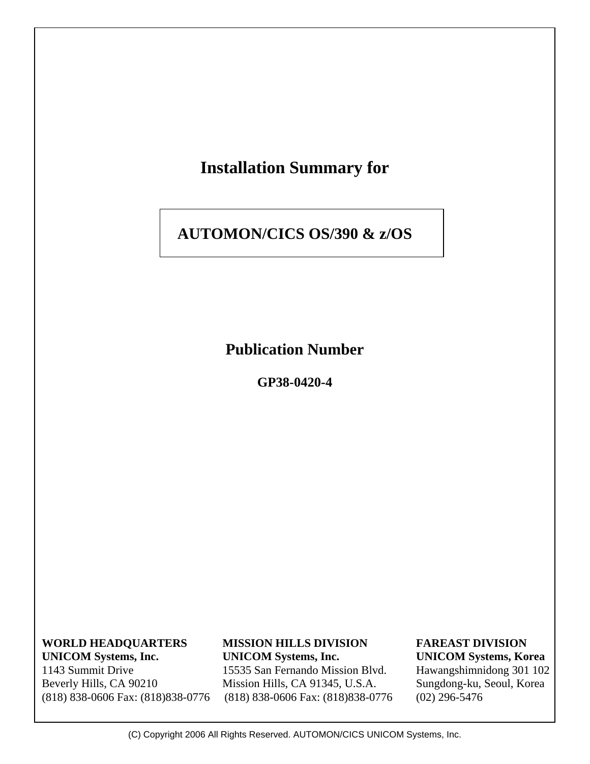# Installation Summary for

## AUTOMON/CICS OS/390 & z/OS

**Publication Number**

**GP38-0420-4**

**WORLD HEADQUARTERS**
**UNICOM Systems, Inc.**
1143 Summit Drive
Beverly Hills, CA 90210
(818) 838-0606 Fax: (818)838-0776

**MISSION HILLS DIVISION**
**UNICOM Systems, Inc.**
15535 San Fernando Mission Blvd.
Mission Hills, CA 91345, U.S.A.
(818) 838-0606 Fax: (818)838-0776

**FAREAST DIVISION**
**UNICOM Systems, Korea**
Hawangshimnidong 301 102
Sungdong-ku, Seoul, Korea
(02) 296-5476

(C) Copyright 2006 All Rights Reserved. AUTOMON/CICS UNICOM Systems, Inc.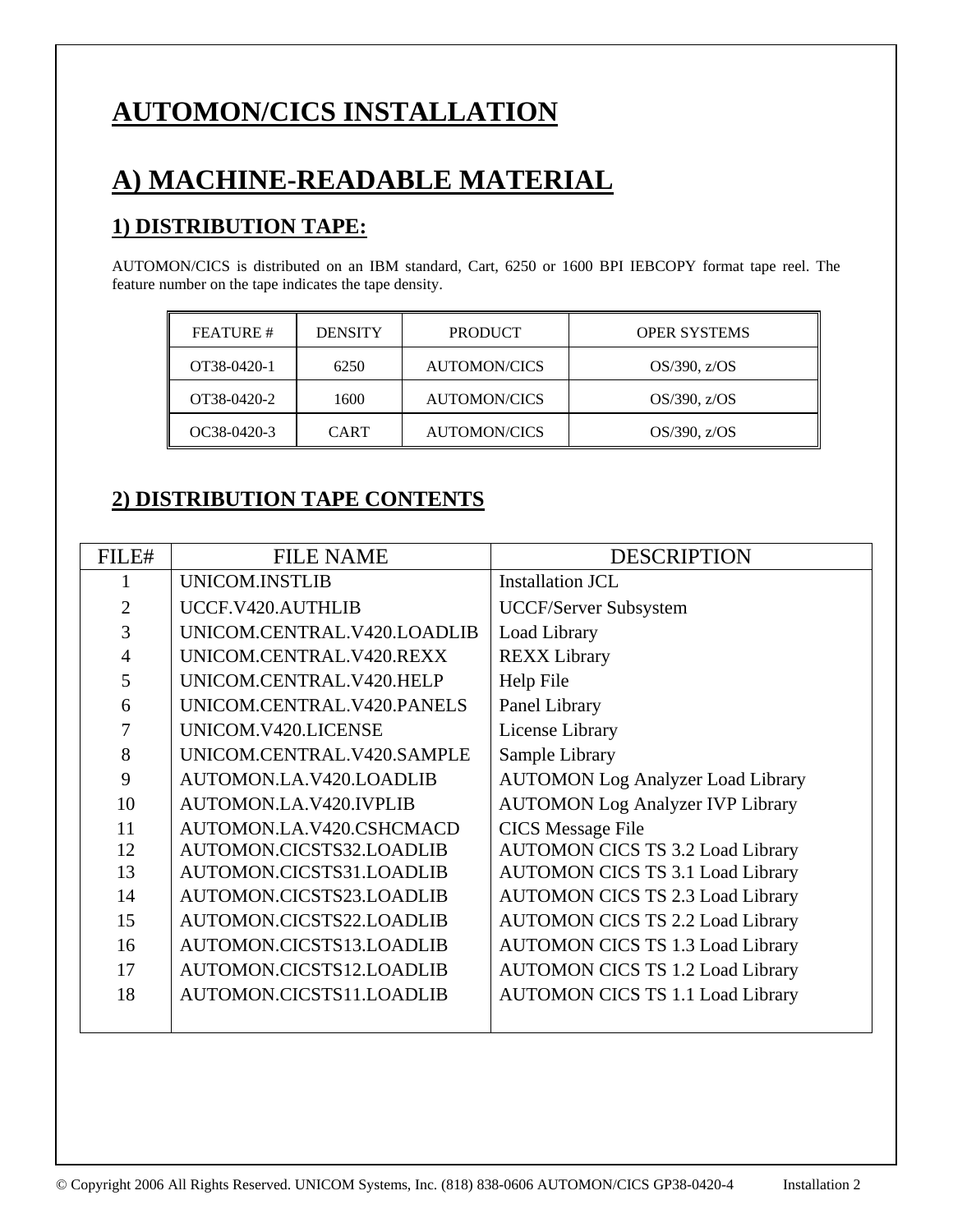# AUTOMON/CICS INSTALLATION

# A) MACHINE-READABLE MATERIAL

## 1) DISTRIBUTION TAPE:

AUTOMON/CICS is distributed on an IBM standard, Cart, 6250 or 1600 BPI IEBCOPY format tape reel. The feature number on the tape indicates the tape density.

| FEATURE # | DENSITY | PRODUCT | OPER SYSTEMS |
|---|---|---|---|
| OT38-0420-1 | 6250 | AUTOMON/CICS | OS/390, z/OS |
| OT38-0420-2 | 1600 | AUTOMON/CICS | OS/390, z/OS |
| OC38-0420-3 | CART | AUTOMON/CICS | OS/390, z/OS |

## 2) DISTRIBUTION TAPE CONTENTS

| FILE# | FILE NAME | DESCRIPTION |
|---|---|---|
| 1 | UNICOM.INSTLIB | Installation JCL |
| 2 | UCCF.V420.AUTHLIB | UCCF/Server Subsystem |
| 3 | UNICOM.CENTRAL.V420.LOADLIB | Load Library |
| 4 | UNICOM.CENTRAL.V420.REXX | REXX Library |
| 5 | UNICOM.CENTRAL.V420.HELP | Help File |
| 6 | UNICOM.CENTRAL.V420.PANELS | Panel Library |
| 7 | UNICOM.V420.LICENSE | License Library |
| 8 | UNICOM.CENTRAL.V420.SAMPLE | Sample Library |
| 9 | AUTOMON.LA.V420.LOADLIB | AUTOMON Log Analyzer Load Library |
| 10 | AUTOMON.LA.V420.IVPLIB | AUTOMON Log Analyzer IVP Library |
| 11 | AUTOMON.LA.V420.CSHCMACD | CICS Message File |
| 12 | AUTOMON.CICSTS32.LOADLIB | AUTOMON CICS TS 3.2 Load Library |
| 13 | AUTOMON.CICSTS31.LOADLIB | AUTOMON CICS TS 3.1 Load Library |
| 14 | AUTOMON.CICSTS23.LOADLIB | AUTOMON CICS TS 2.3 Load Library |
| 15 | AUTOMON.CICSTS22.LOADLIB | AUTOMON CICS TS 2.2 Load Library |
| 16 | AUTOMON.CICSTS13.LOADLIB | AUTOMON CICS TS 1.3 Load Library |
| 17 | AUTOMON.CICSTS12.LOADLIB | AUTOMON CICS TS 1.2 Load Library |
| 18 | AUTOMON.CICSTS11.LOADLIB | AUTOMON CICS TS 1.1 Load Library |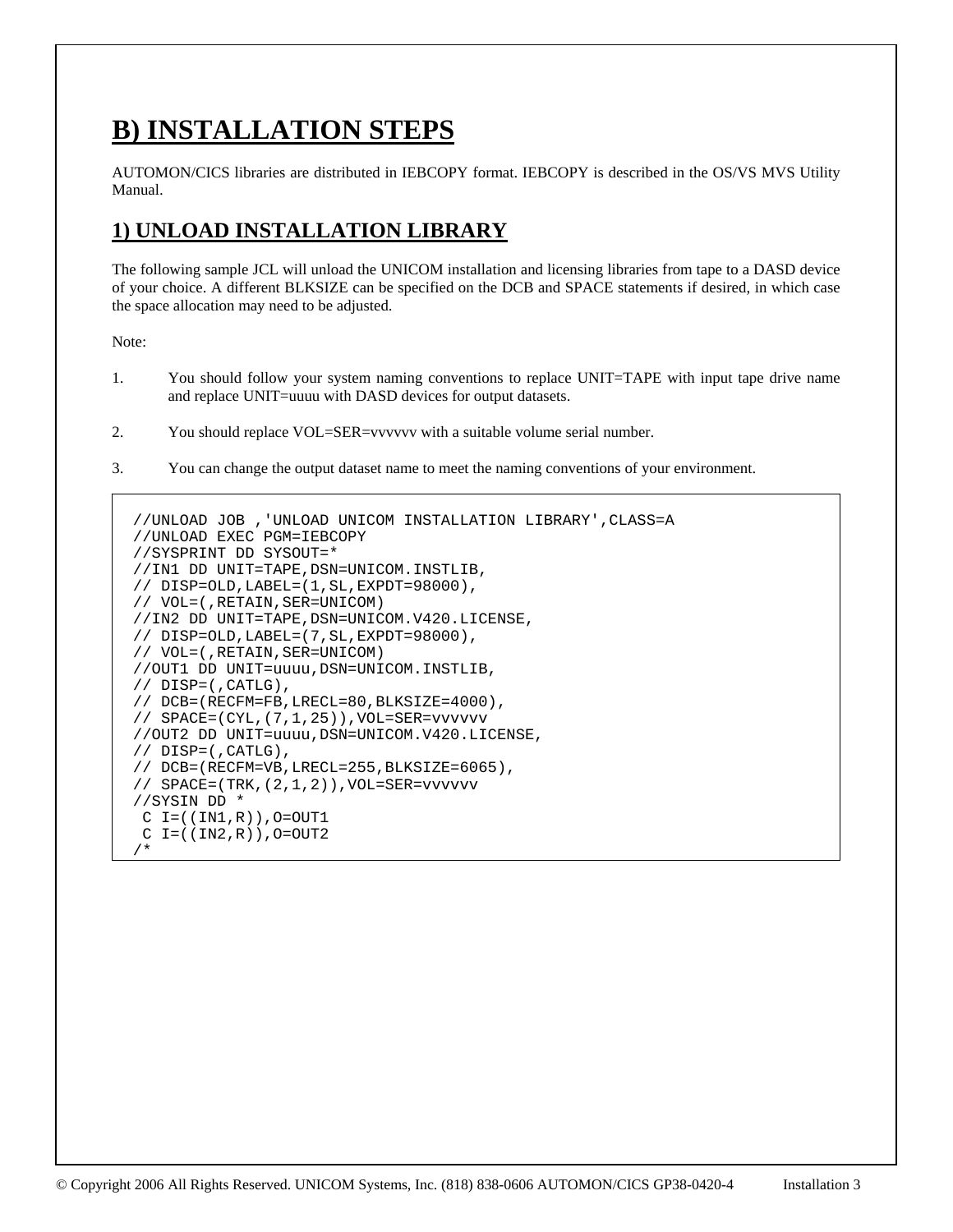# B) INSTALLATION STEPS

AUTOMON/CICS libraries are distributed in IEBCOPY format. IEBCOPY is described in the OS/VS MVS Utility Manual.

## 1) UNLOAD INSTALLATION LIBRARY

The following sample JCL will unload the UNICOM installation and licensing libraries from tape to a DASD device of your choice. A different BLKSIZE can be specified on the DCB and SPACE statements if desired, in which case the space allocation may need to be adjusted.

Note:

1. You should follow your system naming conventions to replace UNIT=TAPE with input tape drive name and replace UNIT=uuuu with DASD devices for output datasets.

2. You should replace VOL=SER=vvvvvv with a suitable volume serial number.

3. You can change the output dataset name to meet the naming conventions of your environment.

```
//UNLOAD JOB ,'UNLOAD UNICOM INSTALLATION LIBRARY',CLASS=A
//UNLOAD EXEC PGM=IEBCOPY
//SYSPRINT DD SYSOUT=*
//IN1 DD UNIT=TAPE,DSN=UNICOM.INSTLIB,
// DISP=OLD,LABEL=(1,SL,EXPDT=98000),
// VOL=(,RETAIN,SER=UNICOM)
//IN2 DD UNIT=TAPE,DSN=UNICOM.V420.LICENSE,
// DISP=OLD,LABEL=(7,SL,EXPDT=98000),
// VOL=(,RETAIN,SER=UNICOM)
//OUT1 DD UNIT=uuuu,DSN=UNICOM.INSTLIB,
// DISP=(,CATLG),
// DCB=(RECFM=FB,LRECL=80,BLKSIZE=4000),
// SPACE=(CYL,(7,1,25)),VOL=SER=vvvvvv
//OUT2 DD UNIT=uuuu,DSN=UNICOM.V420.LICENSE,
// DISP=(,CATLG),
// DCB=(RECFM=VB,LRECL=255,BLKSIZE=6065),
// SPACE=(TRK,(2,1,2)),VOL=SER=vvvvvv
//SYSIN DD *
 C I=((IN1,R)),O=OUT1
 C I=((IN2,R)),O=OUT2
/*
```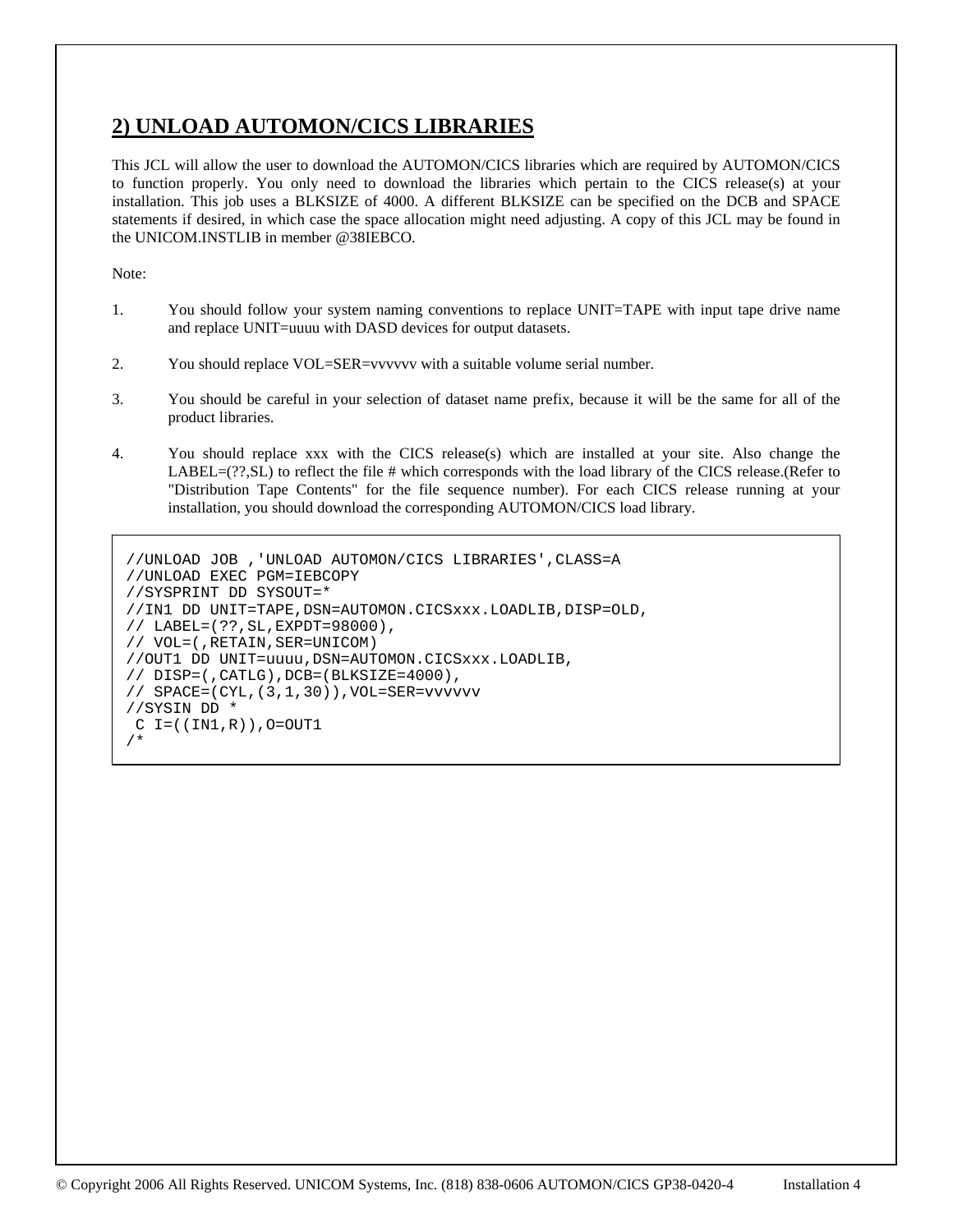## 2) UNLOAD AUTOMON/CICS LIBRARIES

This JCL will allow the user to download the AUTOMON/CICS libraries which are required by AUTOMON/CICS to function properly. You only need to download the libraries which pertain to the CICS release(s) at your installation. This job uses a BLKSIZE of 4000. A different BLKSIZE can be specified on the DCB and SPACE statements if desired, in which case the space allocation might need adjusting. A copy of this JCL may be found in the UNICOM.INSTLIB in member @38IEBCO.

Note:

1. You should follow your system naming conventions to replace UNIT=TAPE with input tape drive name and replace UNIT=uuuu with DASD devices for output datasets.
2. You should replace VOL=SER=vvvvvv with a suitable volume serial number.
3. You should be careful in your selection of dataset name prefix, because it will be the same for all of the product libraries.
4. You should replace xxx with the CICS release(s) which are installed at your site. Also change the LABEL=(??,SL) to reflect the file # which corresponds with the load library of the CICS release.(Refer to "Distribution Tape Contents" for the file sequence number). For each CICS release running at your installation, you should download the corresponding AUTOMON/CICS load library.

```
//UNLOAD JOB ,'UNLOAD AUTOMON/CICS LIBRARIES',CLASS=A
//UNLOAD EXEC PGM=IEBCOPY
//SYSPRINT DD SYSOUT=*
//IN1 DD UNIT=TAPE,DSN=AUTOMON.CICSxxx.LOADLIB,DISP=OLD,
// LABEL=(??,SL,EXPDT=98000),
// VOL=(,RETAIN,SER=UNICOM)
//OUT1 DD UNIT=uuuu,DSN=AUTOMON.CICSxxx.LOADLIB,
// DISP=(,CATLG),DCB=(BLKSIZE=4000),
// SPACE=(CYL,(3,1,30)),VOL=SER=vvvvvv
//SYSIN DD *
 C I=((IN1,R)),O=OUT1
/*
```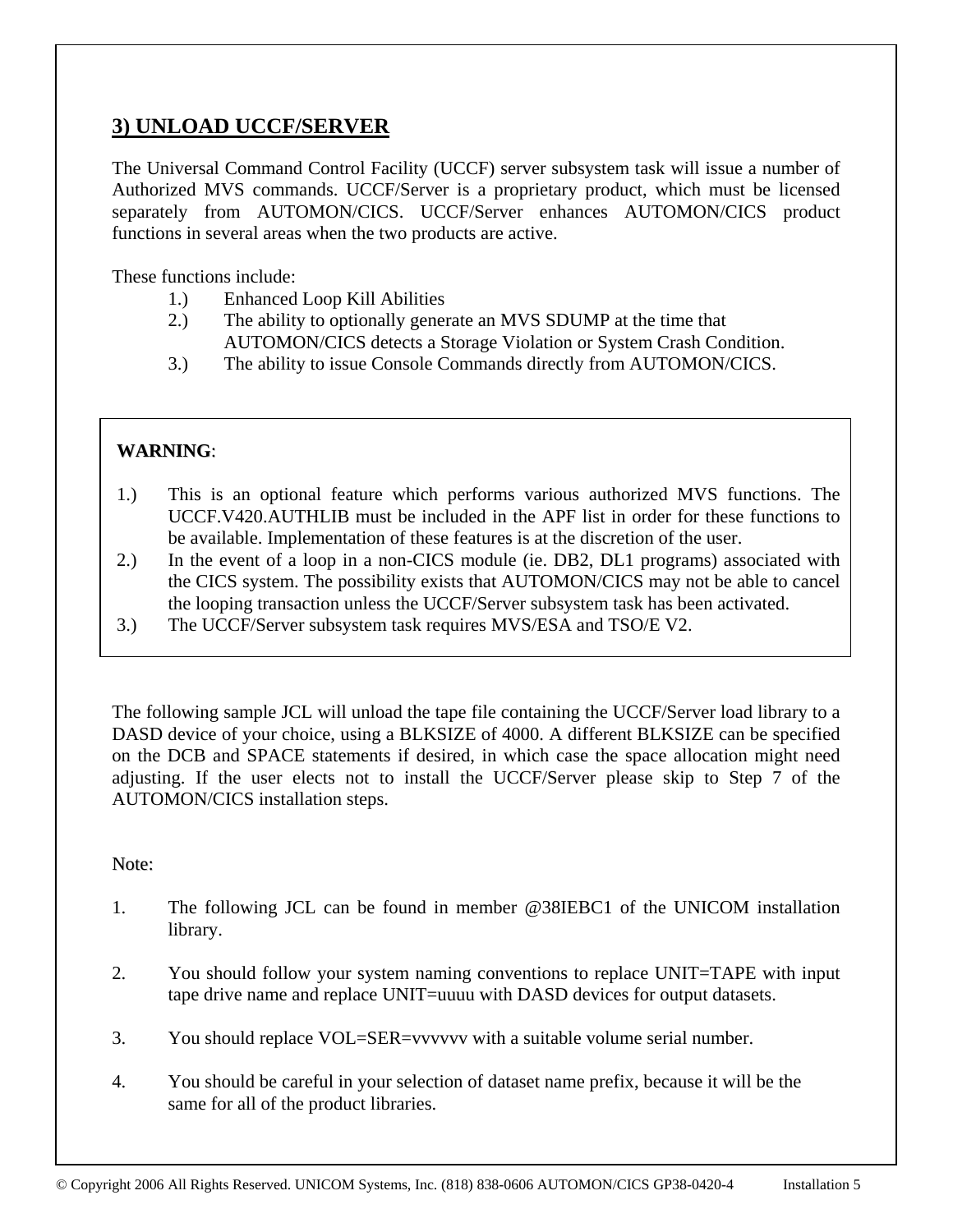## 3) UNLOAD UCCF/SERVER

The Universal Command Control Facility (UCCF) server subsystem task will issue a number of Authorized MVS commands. UCCF/Server is a proprietary product, which must be licensed separately from AUTOMON/CICS. UCCF/Server enhances AUTOMON/CICS product functions in several areas when the two products are active.

These functions include:

1.) Enhanced Loop Kill Abilities
2.) The ability to optionally generate an MVS SDUMP at the time that AUTOMON/CICS detects a Storage Violation or System Crash Condition.
3.) The ability to issue Console Commands directly from AUTOMON/CICS.

**WARNING**:

1.) This is an optional feature which performs various authorized MVS functions. The UCCF.V420.AUTHLIB must be included in the APF list in order for these functions to be available. Implementation of these features is at the discretion of the user.
2.) In the event of a loop in a non-CICS module (ie. DB2, DL1 programs) associated with the CICS system. The possibility exists that AUTOMON/CICS may not be able to cancel the looping transaction unless the UCCF/Server subsystem task has been activated.
3.) The UCCF/Server subsystem task requires MVS/ESA and TSO/E V2.

The following sample JCL will unload the tape file containing the UCCF/Server load library to a DASD device of your choice, using a BLKSIZE of 4000. A different BLKSIZE can be specified on the DCB and SPACE statements if desired, in which case the space allocation might need adjusting. If the user elects not to install the UCCF/Server please skip to Step 7 of the AUTOMON/CICS installation steps.

Note:

1. The following JCL can be found in member @38IEBC1 of the UNICOM installation library.

2. You should follow your system naming conventions to replace UNIT=TAPE with input tape drive name and replace UNIT=uuuu with DASD devices for output datasets.

3. You should replace VOL=SER=vvvvvv with a suitable volume serial number.

4. You should be careful in your selection of dataset name prefix, because it will be the same for all of the product libraries.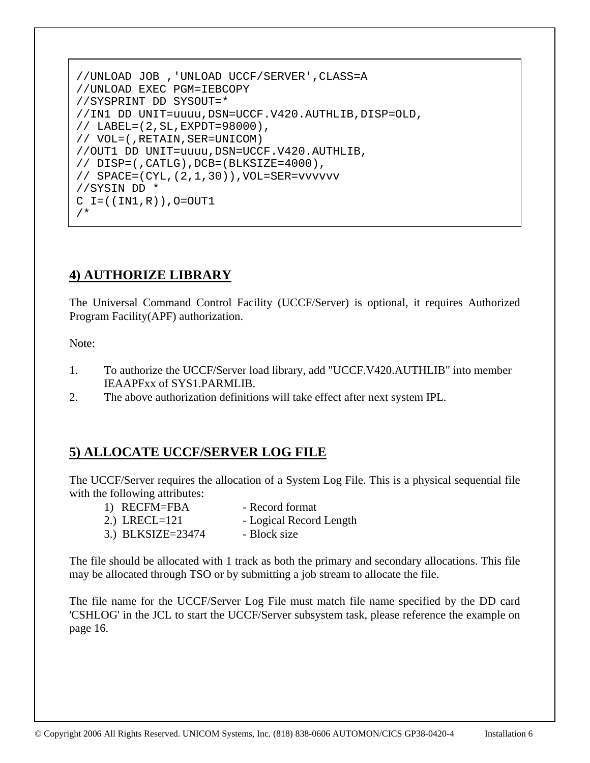```
//UNLOAD JOB ,'UNLOAD UCCF/SERVER',CLASS=A
//UNLOAD EXEC PGM=IEBCOPY
//SYSPRINT DD SYSOUT=*
//IN1 DD UNIT=uuuu,DSN=UCCF.V420.AUTHLIB,DISP=OLD,
// LABEL=(2,SL,EXPDT=98000),
// VOL=(,RETAIN,SER=UNICOM)
//OUT1 DD UNIT=uuuu,DSN=UCCF.V420.AUTHLIB,
// DISP=(,CATLG),DCB=(BLKSIZE=4000),
// SPACE=(CYL,(2,1,30)),VOL=SER=vvvvvv
//SYSIN DD *
C I=((IN1,R)),O=OUT1
/*
```

## 4) AUTHORIZE LIBRARY

The Universal Command Control Facility (UCCF/Server) is optional, it requires Authorized Program Facility(APF) authorization.

Note:

1. To authorize the UCCF/Server load library, add "UCCF.V420.AUTHLIB" into member IEAAPFxx of SYS1.PARMLIB.
2. The above authorization definitions will take effect after next system IPL.

## 5) ALLOCATE UCCF/SERVER LOG FILE

The UCCF/Server requires the allocation of a System Log File. This is a physical sequential file with the following attributes:

1) RECFM=FBA - Record format
2.) LRECL=121 - Logical Record Length
3.) BLKSIZE=23474 - Block size

The file should be allocated with 1 track as both the primary and secondary allocations. This file may be allocated through TSO or by submitting a job stream to allocate the file.

The file name for the UCCF/Server Log File must match file name specified by the DD card 'CSHLOG' in the JCL to start the UCCF/Server subsystem task, please reference the example on page 16.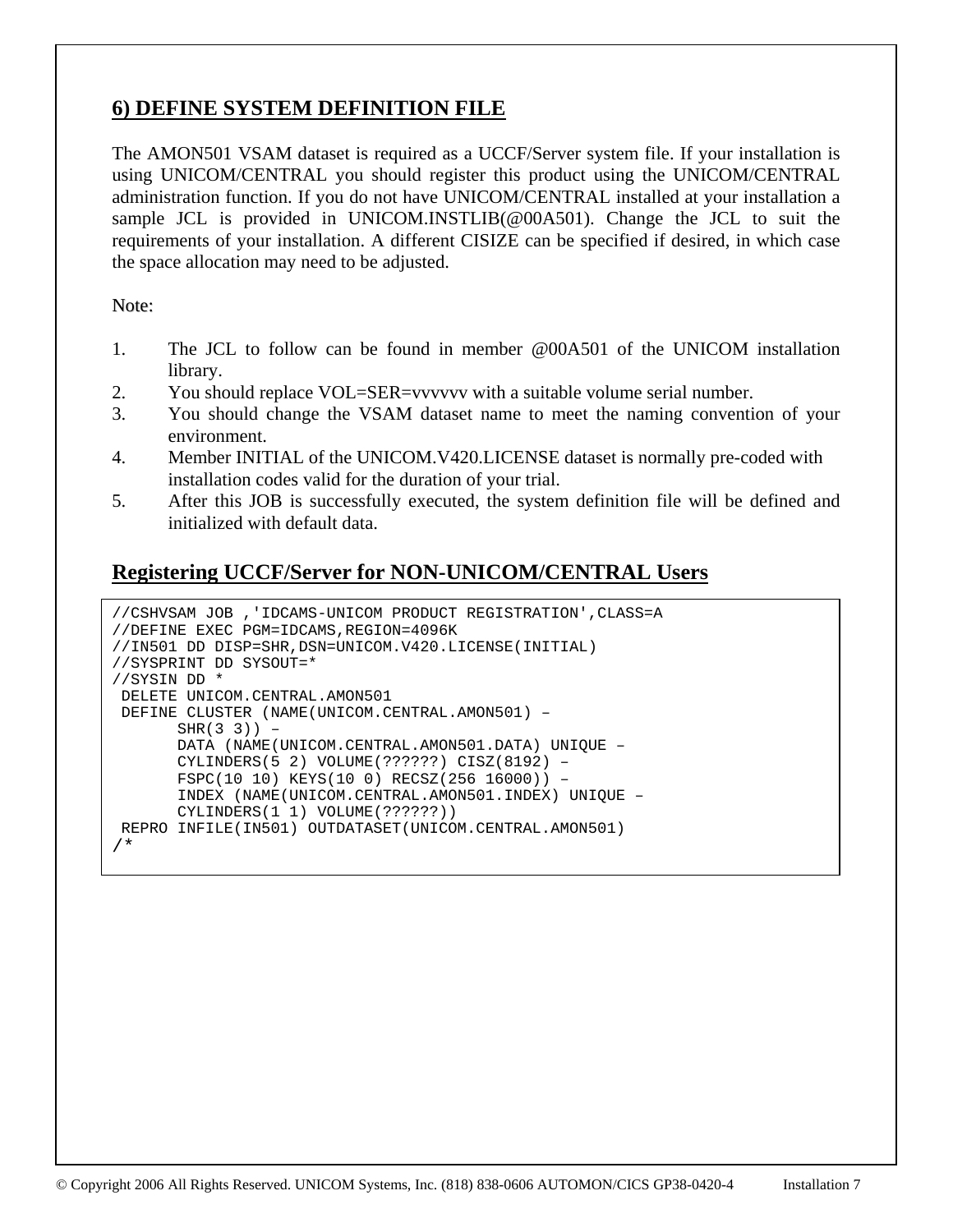## 6) DEFINE SYSTEM DEFINITION FILE

The AMON501 VSAM dataset is required as a UCCF/Server system file. If your installation is using UNICOM/CENTRAL you should register this product using the UNICOM/CENTRAL administration function. If you do not have UNICOM/CENTRAL installed at your installation a sample JCL is provided in UNICOM.INSTLIB(@00A501). Change the JCL to suit the requirements of your installation. A different CISIZE can be specified if desired, in which case the space allocation may need to be adjusted.

Note:

1. The JCL to follow can be found in member @00A501 of the UNICOM installation library.
2. You should replace VOL=SER=vvvvvv with a suitable volume serial number.
3. You should change the VSAM dataset name to meet the naming convention of your environment.
4. Member INITIAL of the UNICOM.V420.LICENSE dataset is normally pre-coded with installation codes valid for the duration of your trial.
5. After this JOB is successfully executed, the system definition file will be defined and initialized with default data.

## Registering UCCF/Server for NON-UNICOM/CENTRAL Users

```
//CSHVSAM JOB ,'IDCAMS-UNICOM PRODUCT REGISTRATION',CLASS=A
//DEFINE EXEC PGM=IDCAMS,REGION=4096K
//IN501 DD DISP=SHR,DSN=UNICOM.V420.LICENSE(INITIAL)
//SYSPRINT DD SYSOUT=*
//SYSIN DD *
 DELETE UNICOM.CENTRAL.AMON501
 DEFINE CLUSTER (NAME(UNICOM.CENTRAL.AMON501) –
       SHR(3 3)) –
       DATA (NAME(UNICOM.CENTRAL.AMON501.DATA) UNIQUE –
       CYLINDERS(5 2) VOLUME(??????) CISZ(8192) –
       FSPC(10 10) KEYS(10 0) RECSZ(256 16000)) –
       INDEX (NAME(UNICOM.CENTRAL.AMON501.INDEX) UNIQUE –
       CYLINDERS(1 1) VOLUME(??????))
 REPRO INFILE(IN501) OUTDATASET(UNICOM.CENTRAL.AMON501)
/*
```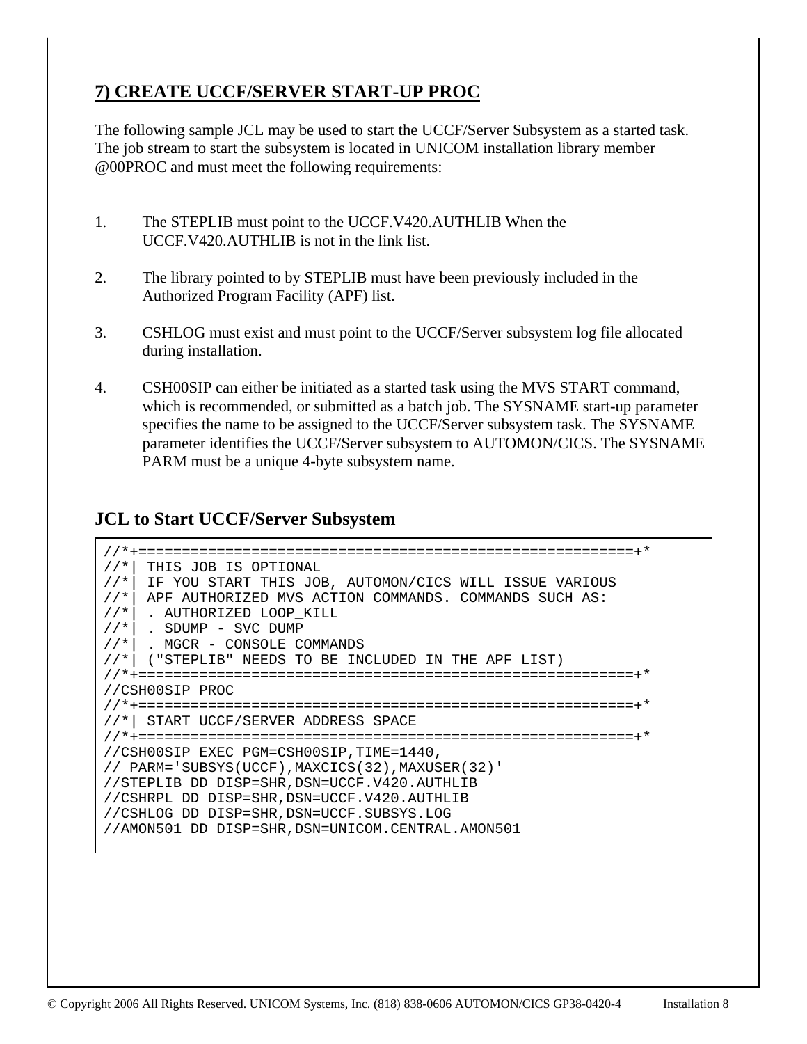## 7) CREATE UCCF/SERVER START-UP PROC

The following sample JCL may be used to start the UCCF/Server Subsystem as a started task. The job stream to start the subsystem is located in UNICOM installation library member @00PROC and must meet the following requirements:

1. The STEPLIB must point to the UCCF.V420.AUTHLIB When the UCCF.V420.AUTHLIB is not in the link list.

2. The library pointed to by STEPLIB must have been previously included in the Authorized Program Facility (APF) list.

3. CSHLOG must exist and must point to the UCCF/Server subsystem log file allocated during installation.

4. CSH00SIP can either be initiated as a started task using the MVS START command, which is recommended, or submitted as a batch job. The SYSNAME start-up parameter specifies the name to be assigned to the UCCF/Server subsystem task. The SYSNAME parameter identifies the UCCF/Server subsystem to AUTOMON/CICS. The SYSNAME PARM must be a unique 4-byte subsystem name.

### JCL to Start UCCF/Server Subsystem

```
//*+=========================================================+*
//*| THIS JOB IS OPTIONAL
//*| IF YOU START THIS JOB, AUTOMON/CICS WILL ISSUE VARIOUS
//*| APF AUTHORIZED MVS ACTION COMMANDS. COMMANDS SUCH AS:
//*| . AUTHORIZED LOOP_KILL
//*| . SDUMP - SVC DUMP
//*| . MGCR - CONSOLE COMMANDS
//*| ("STEPLIB" NEEDS TO BE INCLUDED IN THE APF LIST)
//*+=========================================================+*
//CSH00SIP PROC
//*+=========================================================+*
//*| START UCCF/SERVER ADDRESS SPACE
//*+=========================================================+*
//CSH00SIP EXEC PGM=CSH00SIP,TIME=1440,
// PARM='SUBSYS(UCCF),MAXCICS(32),MAXUSER(32)'
//STEPLIB DD DISP=SHR,DSN=UCCF.V420.AUTHLIB
//CSHRPL DD DISP=SHR,DSN=UCCF.V420.AUTHLIB
//CSHLOG DD DISP=SHR,DSN=UCCF.SUBSYS.LOG
//AMON501 DD DISP=SHR,DSN=UNICOM.CENTRAL.AMON501
```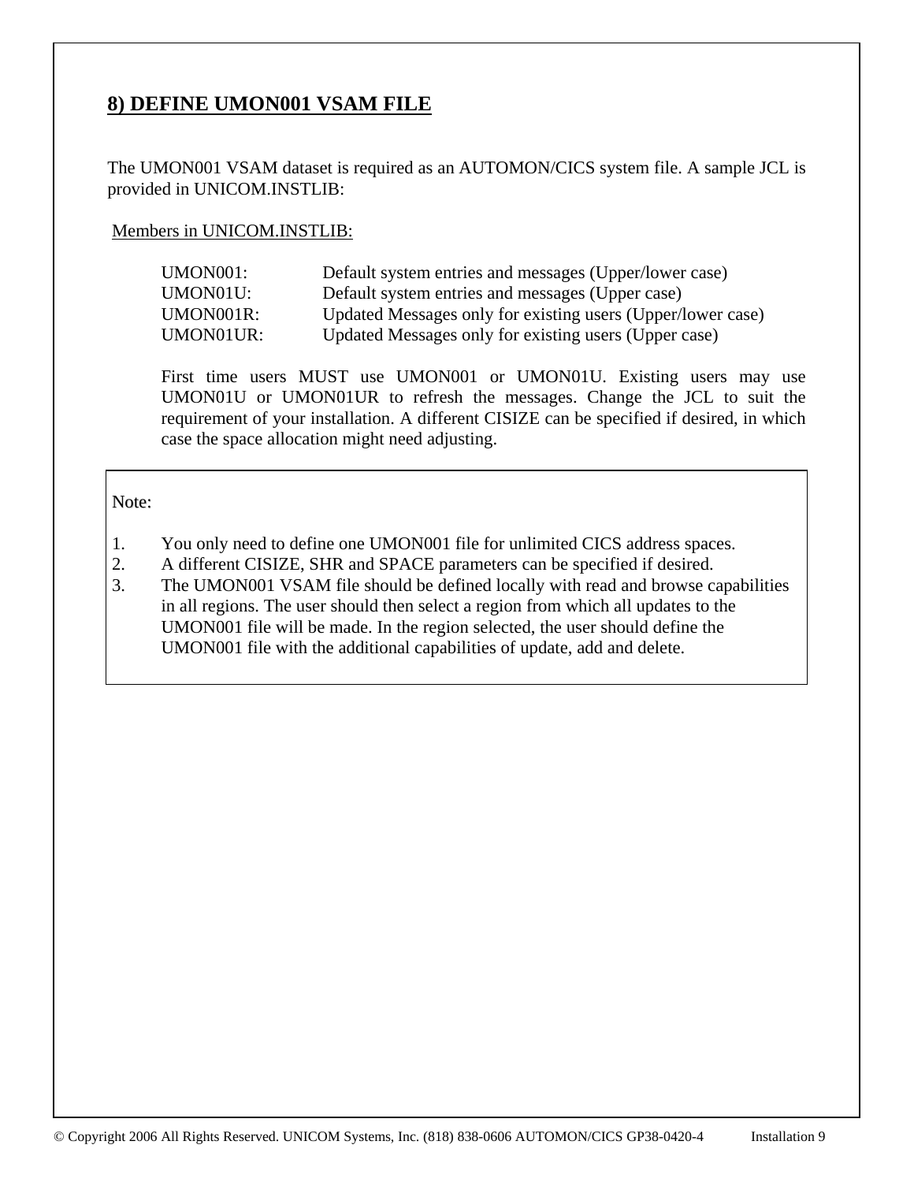## 8) DEFINE UMON001 VSAM FILE

The UMON001 VSAM dataset is required as an AUTOMON/CICS system file. A sample JCL is provided in UNICOM.INSTLIB:

Members in UNICOM.INSTLIB:

| | |
|---|---|
| UMON001: | Default system entries and messages (Upper/lower case) |
| UMON01U: | Default system entries and messages (Upper case) |
| UMON001R: | Updated Messages only for existing users (Upper/lower case) |
| UMON01UR: | Updated Messages only for existing users (Upper case) |

First time users MUST use UMON001 or UMON01U. Existing users may use UMON01U or UMON01UR to refresh the messages. Change the JCL to suit the requirement of your installation. A different CISIZE can be specified if desired, in which case the space allocation might need adjusting.

Note:

1. You only need to define one UMON001 file for unlimited CICS address spaces.
2. A different CISIZE, SHR and SPACE parameters can be specified if desired.
3. The UMON001 VSAM file should be defined locally with read and browse capabilities in all regions. The user should then select a region from which all updates to the UMON001 file will be made. In the region selected, the user should define the UMON001 file with the additional capabilities of update, add and delete.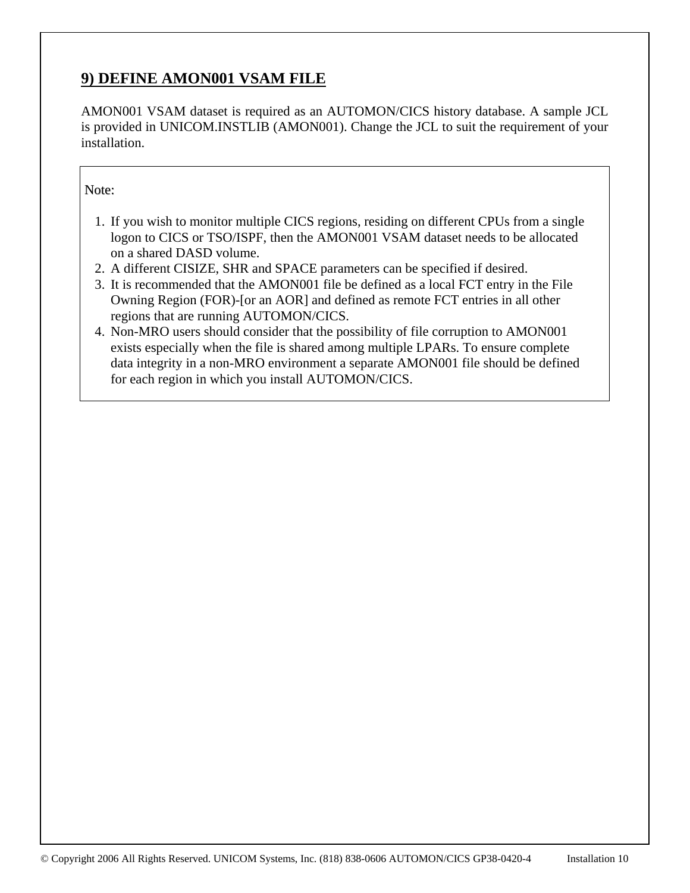## 9) DEFINE AMON001 VSAM FILE

AMON001 VSAM dataset is required as an AUTOMON/CICS history database. A sample JCL is provided in UNICOM.INSTLIB (AMON001). Change the JCL to suit the requirement of your installation.

Note:

1. If you wish to monitor multiple CICS regions, residing on different CPUs from a single logon to CICS or TSO/ISPF, then the AMON001 VSAM dataset needs to be allocated on a shared DASD volume.
2. A different CISIZE, SHR and SPACE parameters can be specified if desired.
3. It is recommended that the AMON001 file be defined as a local FCT entry in the File Owning Region (FOR)-[or an AOR] and defined as remote FCT entries in all other regions that are running AUTOMON/CICS.
4. Non-MRO users should consider that the possibility of file corruption to AMON001 exists especially when the file is shared among multiple LPARs. To ensure complete data integrity in a non-MRO environment a separate AMON001 file should be defined for each region in which you install AUTOMON/CICS.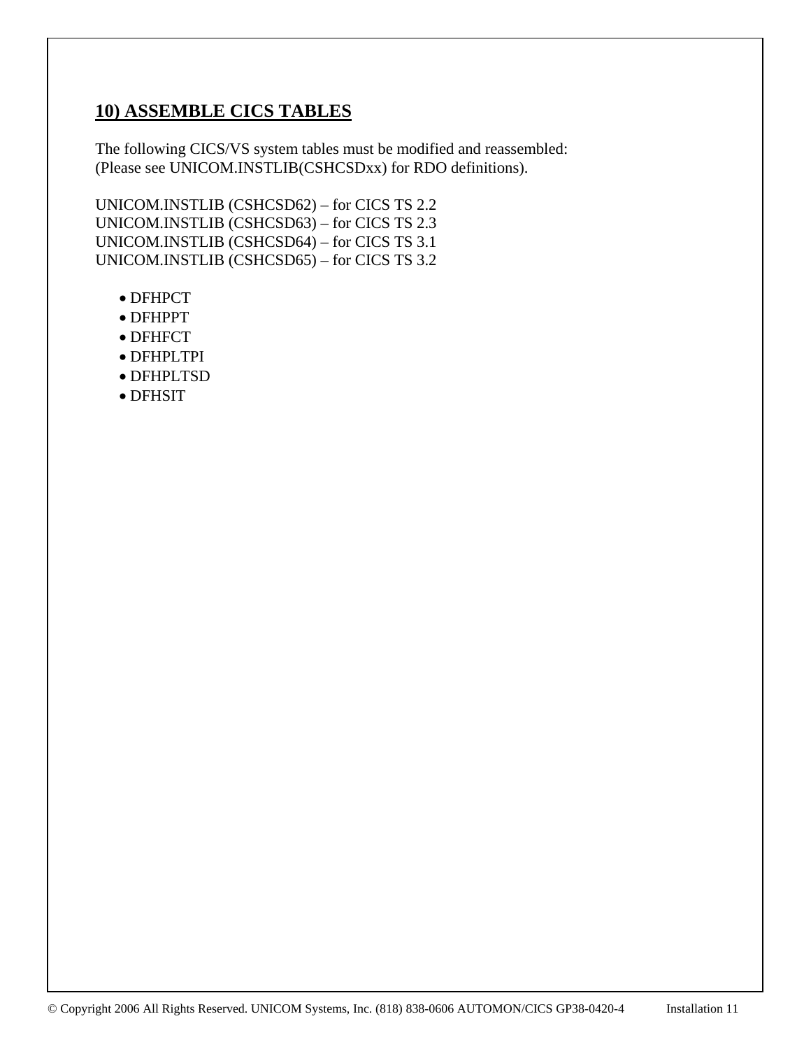## 10) ASSEMBLE CICS TABLES

The following CICS/VS system tables must be modified and reassembled:
(Please see UNICOM.INSTLIB(CSHCSDxx) for RDO definitions).

UNICOM.INSTLIB (CSHCSD62) – for CICS TS 2.2
UNICOM.INSTLIB (CSHCSD63) – for CICS TS 2.3
UNICOM.INSTLIB (CSHCSD64) – for CICS TS 3.1
UNICOM.INSTLIB (CSHCSD65) – for CICS TS 3.2

- DFHPCT
- DFHPPT
- DFHFCT
- DFHPLTPI
- DFHPLTSD
- DFHSIT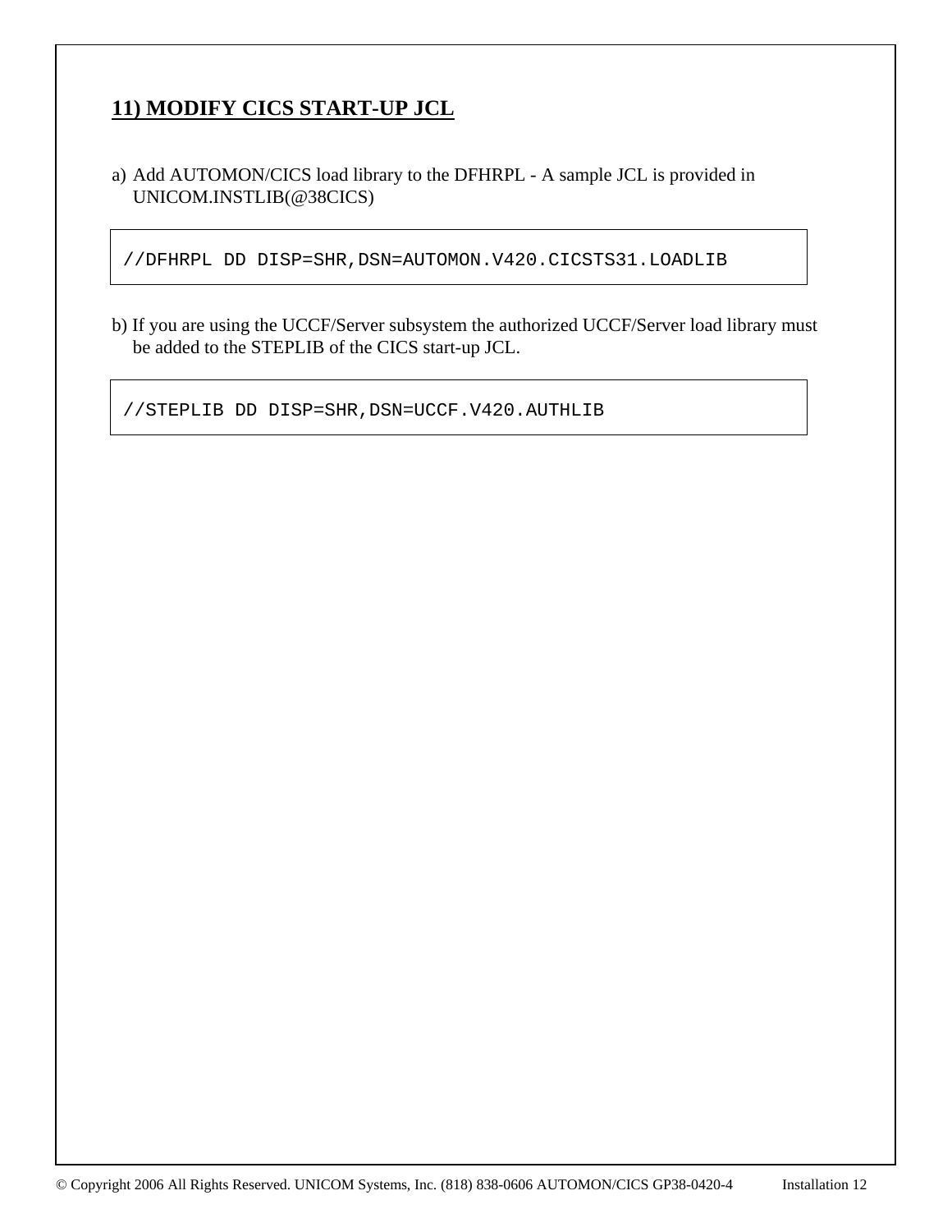## 11) MODIFY CICS START-UP JCL

a) Add AUTOMON/CICS load library to the DFHRPL - A sample JCL is provided in UNICOM.INSTLIB(@38CICS)

```
//DFHRPL DD DISP=SHR,DSN=AUTOMON.V420.CICSTS31.LOADLIB
```

b) If you are using the UCCF/Server subsystem the authorized UCCF/Server load library must be added to the STEPLIB of the CICS start-up JCL.

```
//STEPLIB DD DISP=SHR,DSN=UCCF.V420.AUTHLIB
```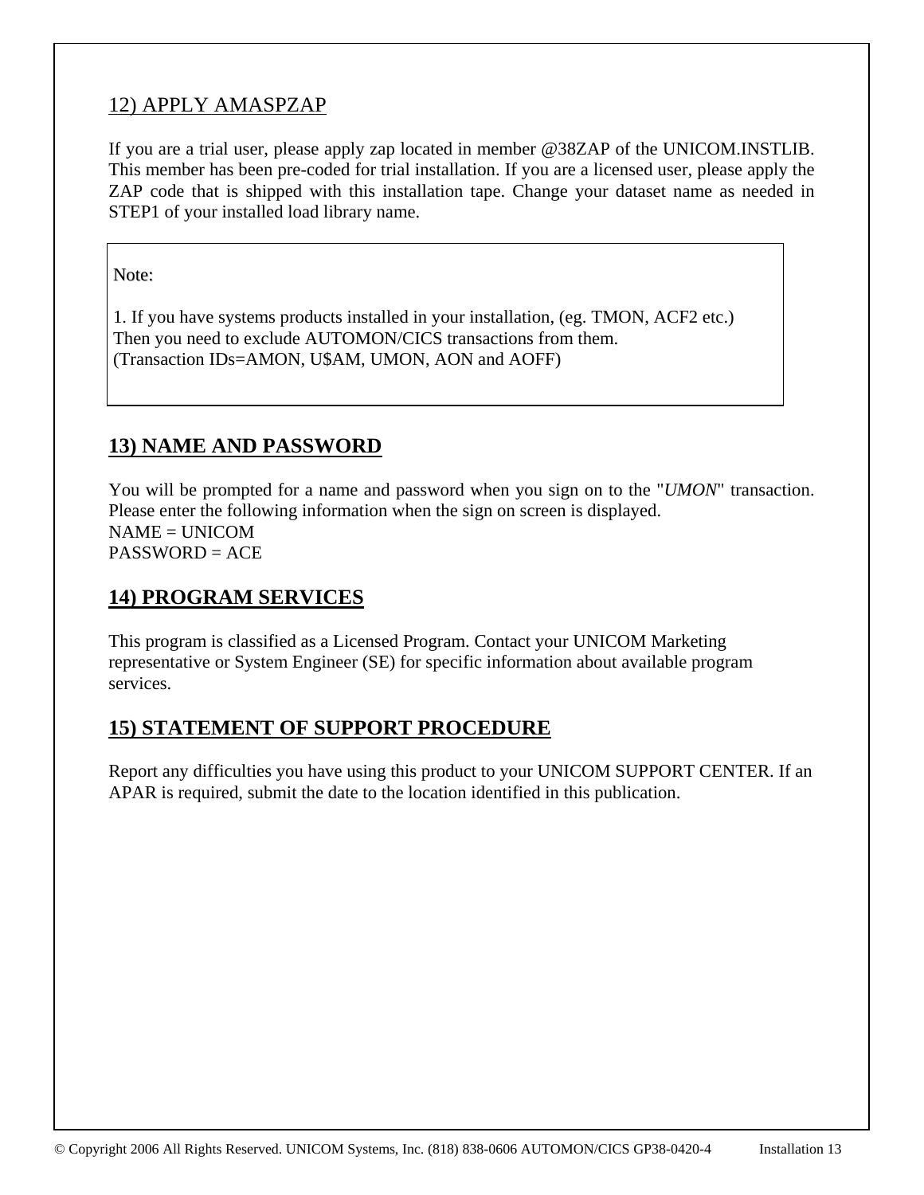## 12) APPLY AMASPZAP

If you are a trial user, please apply zap located in member @38ZAP of the UNICOM.INSTLIB. This member has been pre-coded for trial installation. If you are a licensed user, please apply the ZAP code that is shipped with this installation tape. Change your dataset name as needed in STEP1 of your installed load library name.

> Note:
>
> 1. If you have systems products installed in your installation, (eg. TMON, ACF2 etc.) Then you need to exclude AUTOMON/CICS transactions from them.
> (Transaction IDs=AMON, U$AM, UMON, AON and AOFF)

## 13) NAME AND PASSWORD

You will be prompted for a name and password when you sign on to the "*UMON*" transaction. Please enter the following information when the sign on screen is displayed.
NAME = UNICOM
PASSWORD = ACE

## 14) PROGRAM SERVICES

This program is classified as a Licensed Program. Contact your UNICOM Marketing representative or System Engineer (SE) for specific information about available program services.

## 15) STATEMENT OF SUPPORT PROCEDURE

Report any difficulties you have using this product to your UNICOM SUPPORT CENTER. If an APAR is required, submit the date to the location identified in this publication.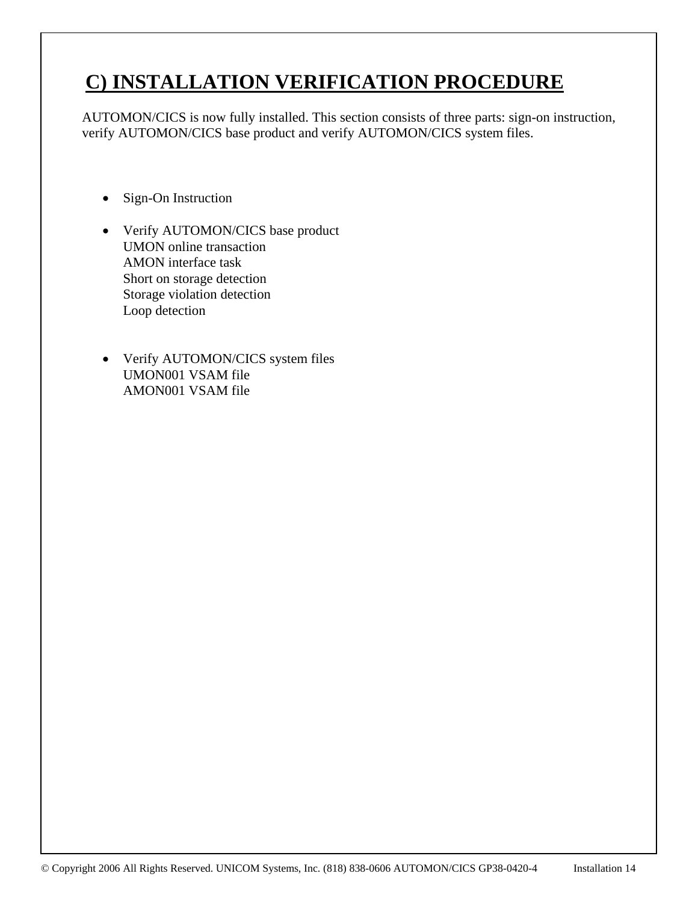# C) INSTALLATION VERIFICATION PROCEDURE

AUTOMON/CICS is now fully installed. This section consists of three parts: sign-on instruction, verify AUTOMON/CICS base product and verify AUTOMON/CICS system files.

- Sign-On Instruction

- Verify AUTOMON/CICS base product  
  UMON online transaction  
  AMON interface task  
  Short on storage detection  
  Storage violation detection  
  Loop detection

- Verify AUTOMON/CICS system files  
  UMON001 VSAM file  
  AMON001 VSAM file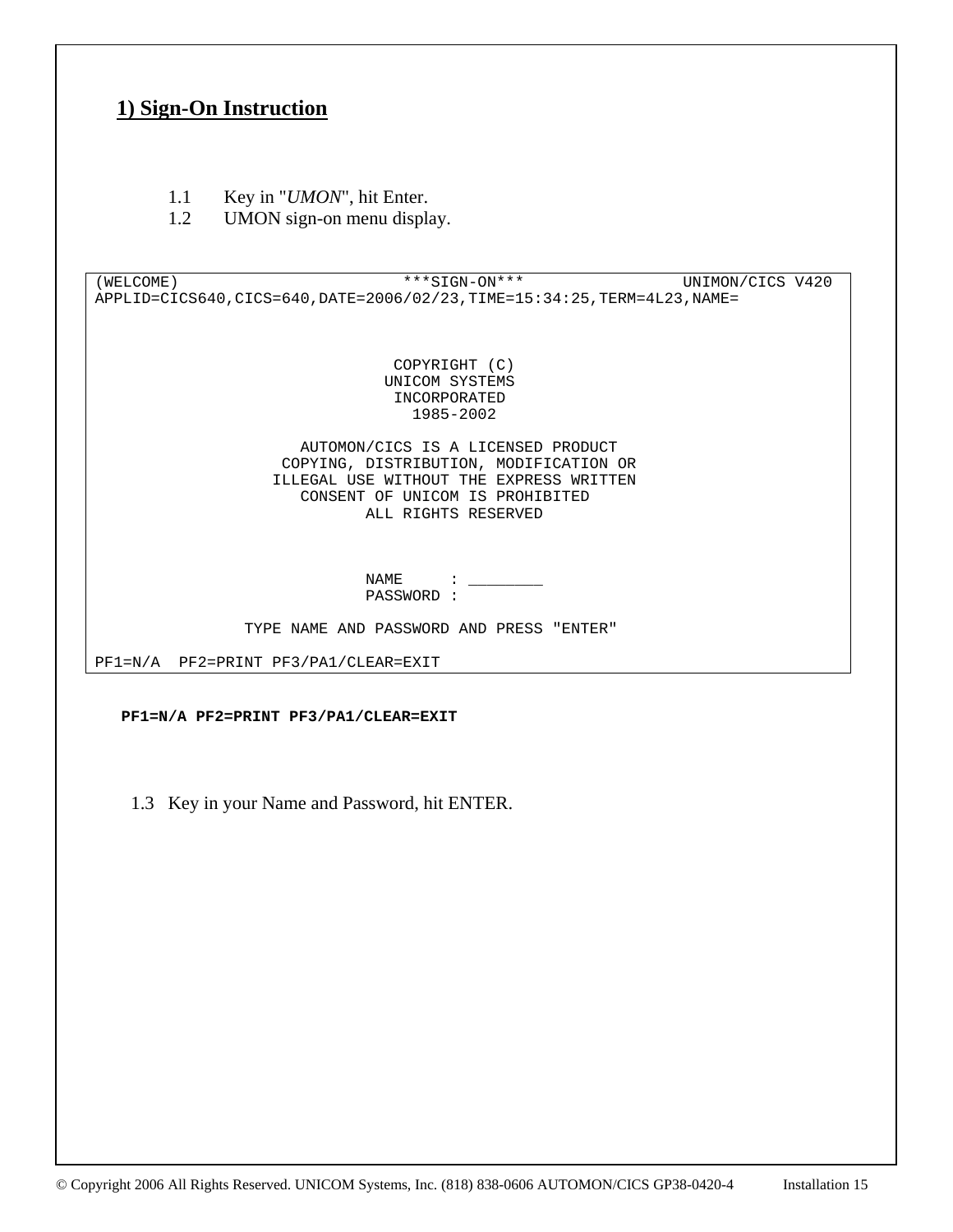## 1) Sign-On Instruction

1.1 Key in "*UMON*", hit Enter.

1.2 UMON sign-on menu display.

```
(WELCOME)                        ***SIGN-ON***                 UNIMON/CICS V420
APPLID=CICS640,CICS=640,DATE=2006/02/23,TIME=15:34:25,TERM=4L23,NAME=



                                 COPYRIGHT (C)
                                UNICOM SYSTEMS
                                 INCORPORATED
                                   1985-2002

                       AUTOMON/CICS IS A LICENSED PRODUCT
                     COPYING, DISTRIBUTION, MODIFICATION OR
                    ILLEGAL USE WITHOUT THE EXPRESS WRITTEN
                       CONSENT OF UNICOM IS PROHIBITED
                              ALL RIGHTS RESERVED



                              NAME     : ________
                              PASSWORD :

                 TYPE NAME AND PASSWORD AND PRESS "ENTER"

PF1=N/A  PF2=PRINT PF3/PA1/CLEAR=EXIT
```

**PF1=N/A PF2=PRINT PF3/PA1/CLEAR=EXIT**

1.3 Key in your Name and Password, hit ENTER.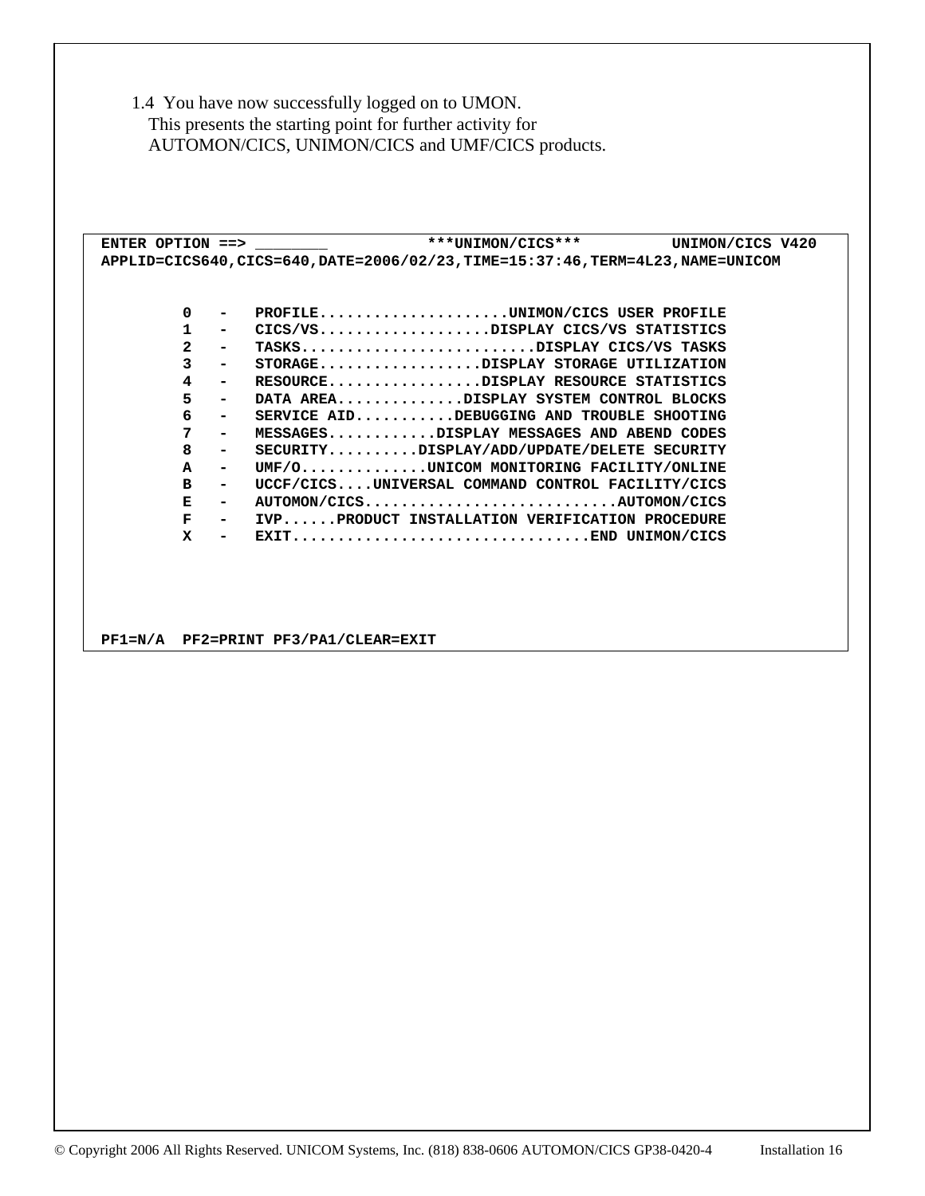1.4 You have now successfully logged on to UMON.
This presents the starting point for further activity for AUTOMON/CICS, UNIMON/CICS and UMF/CICS products.

```
ENTER OPTION ==> ________            ***UNIMON/CICS***          UNIMON/CICS V420
APPLID=CICS640,CICS=640,DATE=2006/02/23,TIME=15:37:46,TERM=4L23,NAME=UNICOM


         0   -   PROFILE.....................UNIMON/CICS USER PROFILE
         1   -   CICS/VS...................DISPLAY CICS/VS STATISTICS
         2   -   TASKS..........................DISPLAY CICS/VS TASKS
         3   -   STORAGE..................DISPLAY STORAGE UTILIZATION
         4   -   RESOURCE.................DISPLAY RESOURCE STATISTICS
         5   -   DATA AREA..............DISPLAY SYSTEM CONTROL BLOCKS
         6   -   SERVICE AID...........DEBUGGING AND TROUBLE SHOOTING
         7   -   MESSAGES............DISPLAY MESSAGES AND ABEND CODES
         8   -   SECURITY..........DISPLAY/ADD/UPDATE/DELETE SECURITY
         A   -   UMF/O..............UNICOM MONITORING FACILITY/ONLINE
         B   -   UCCF/CICS....UNIVERSAL COMMAND CONTROL FACILITY/CICS
         E   -   AUTOMON/CICS............................AUTOMON/CICS
         F   -   IVP......PRODUCT INSTALLATION VERIFICATION PROCEDURE
         X   -   EXIT.................................END UNIMON/CICS





PF1=N/A  PF2=PRINT PF3/PA1/CLEAR=EXIT
```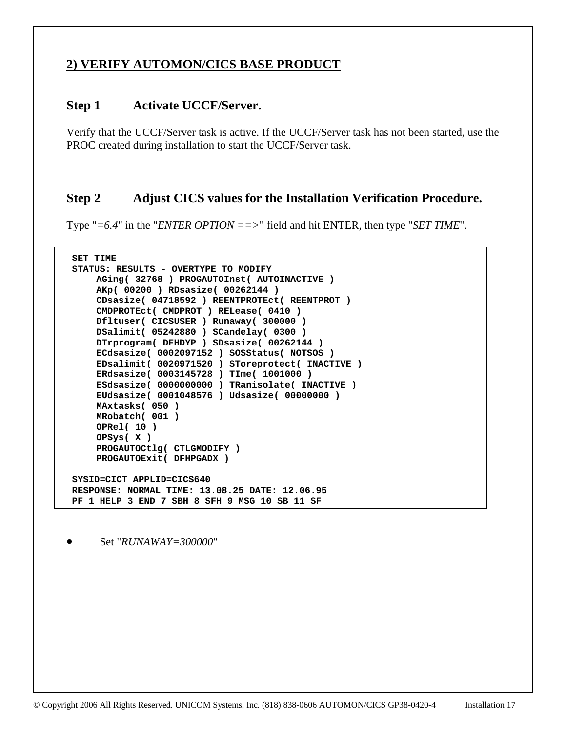## 2) VERIFY AUTOMON/CICS BASE PRODUCT

### Step 1 Activate UCCF/Server.

Verify that the UCCF/Server task is active. If the UCCF/Server task has not been started, use the PROC created during installation to start the UCCF/Server task.

### Step 2 Adjust CICS values for the Installation Verification Procedure.

Type "*=6.4*" in the "*ENTER OPTION ==>*" field and hit ENTER, then type "*SET TIME*".

```
SET TIME
STATUS: RESULTS - OVERTYPE TO MODIFY
     AGing( 32768 ) PROGAUTOInst( AUTOINACTIVE )
     AKp( 00200 ) RDsasize( 00262144 )
     CDsasize( 04718592 ) REENTPROTEct( REENTPROT )
     CMDPROTEct( CMDPROT ) RELease( 0410 )
     Dfltuser( CICSUSER ) Runaway( 300000 )
     DSalimit( 05242880 ) SCandelay( 0300 )
     DTrprogram( DFHDYP ) SDsasize( 00262144 )
     ECdsasize( 0002097152 ) SOSStatus( NOTSOS )
     EDsalimit( 0020971520 ) SToreprotect( INACTIVE )
     ERdsasize( 0003145728 ) TIme( 1001000 )
     ESdsasize( 0000000000 ) TRanisolate( INACTIVE )
     EUdsasize( 0001048576 ) Udsasize( 00000000 )
     MAxtasks( 050 )
     MRobatch( 001 )
     OPRel( 10 )
     OPSys( X )
     PROGAUTOCtlg( CTLGMODIFY )
     PROGAUTOExit( DFHPGADX )

SYSID=CICT APPLID=CICS640
RESPONSE: NORMAL TIME: 13.08.25 DATE: 12.06.95
PF 1 HELP 3 END 7 SBH 8 SFH 9 MSG 10 SB 11 SF
```

- Set "*RUNAWAY=300000*"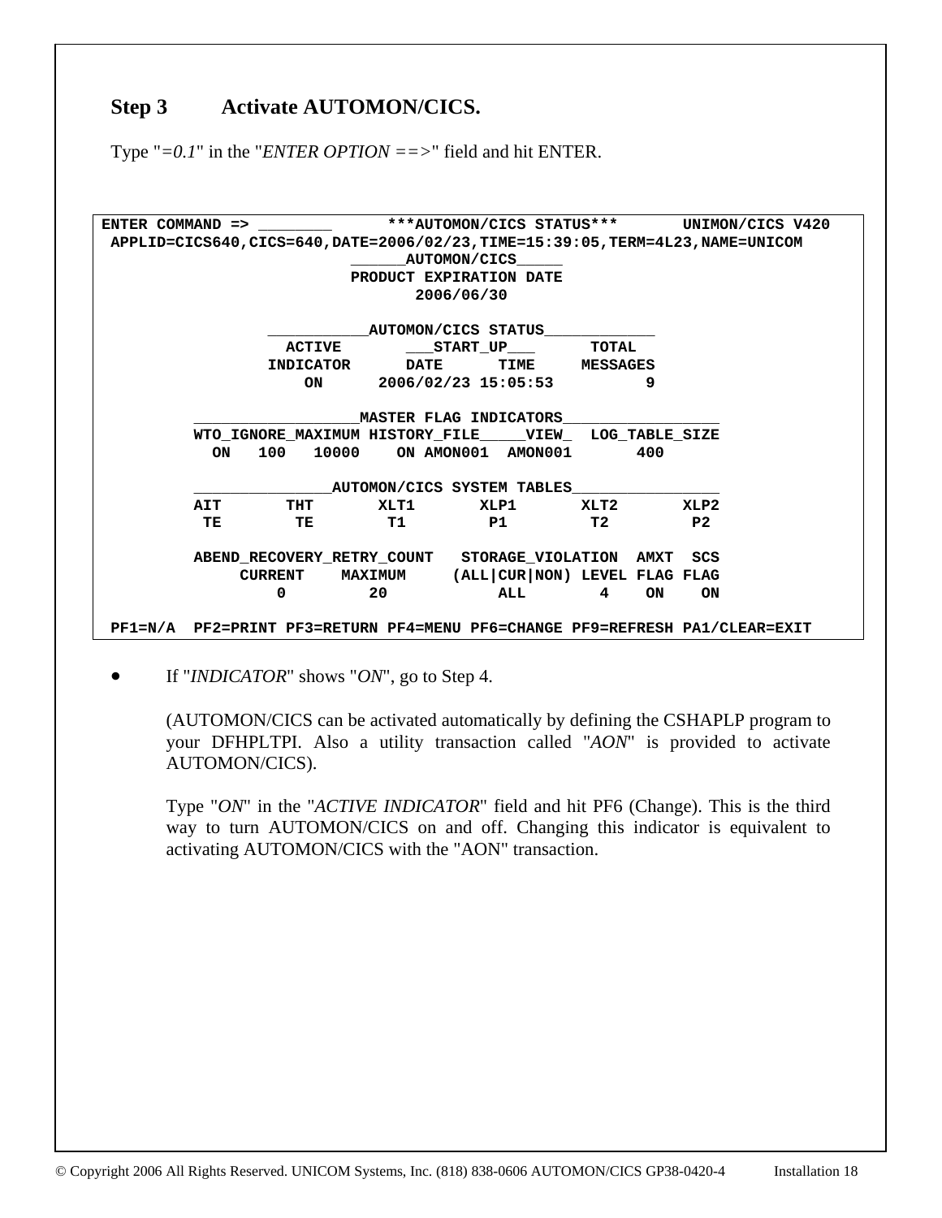## Step 3 Activate AUTOMON/CICS.

Type "*=0.1*" in the "*ENTER OPTION ==>*" field and hit ENTER.

```
ENTER COMMAND => ________      ***AUTOMON/CICS STATUS***       UNIMON/CICS V420
 APPLID=CICS640,CICS=640,DATE=2006/02/23,TIME=15:39:05,TERM=4L23,NAME=UNICOM
                            ______AUTOMON/CICS_____
                            PRODUCT EXPIRATION DATE
                                   2006/06/30

                   ___________AUTOMON/CICS STATUS____________
                     ACTIVE        ___START_UP___      TOTAL
                   INDICATOR      DATE      TIME     MESSAGES
                       ON      2006/02/23 15:05:53         9

           __________________MASTER FLAG INDICATORS_________________
           WTO_IGNORE_MAXIMUM HISTORY_FILE_____VIEW_  LOG_TABLE_SIZE
             ON   100   10000    ON AMON001  AMON001       400

           _______________AUTOMON/CICS SYSTEM TABLES________________
           AIT       THT       XLT1       XLP1       XLT2       XLP2
            TE        TE        T1         P1         T2         P2

           ABEND_RECOVERY_RETRY_COUNT   STORAGE_VIOLATION  AMXT  SCS
                CURRENT    MAXIMUM     (ALL|CUR|NON) LEVEL FLAG FLAG
                  0         20             ALL        4    ON    ON

 PF1=N/A  PF2=PRINT PF3=RETURN PF4=MENU PF6=CHANGE PF9=REFRESH PA1/CLEAR=EXIT
```

- If "*INDICATOR*" shows "*ON*", go to Step 4.

  (AUTOMON/CICS can be activated automatically by defining the CSHAPLP program to your DFHPLTPI. Also a utility transaction called "*AON*" is provided to activate AUTOMON/CICS).

  Type "*ON*" in the "*ACTIVE INDICATOR*" field and hit PF6 (Change). This is the third way to turn AUTOMON/CICS on and off. Changing this indicator is equivalent to activating AUTOMON/CICS with the "AON" transaction.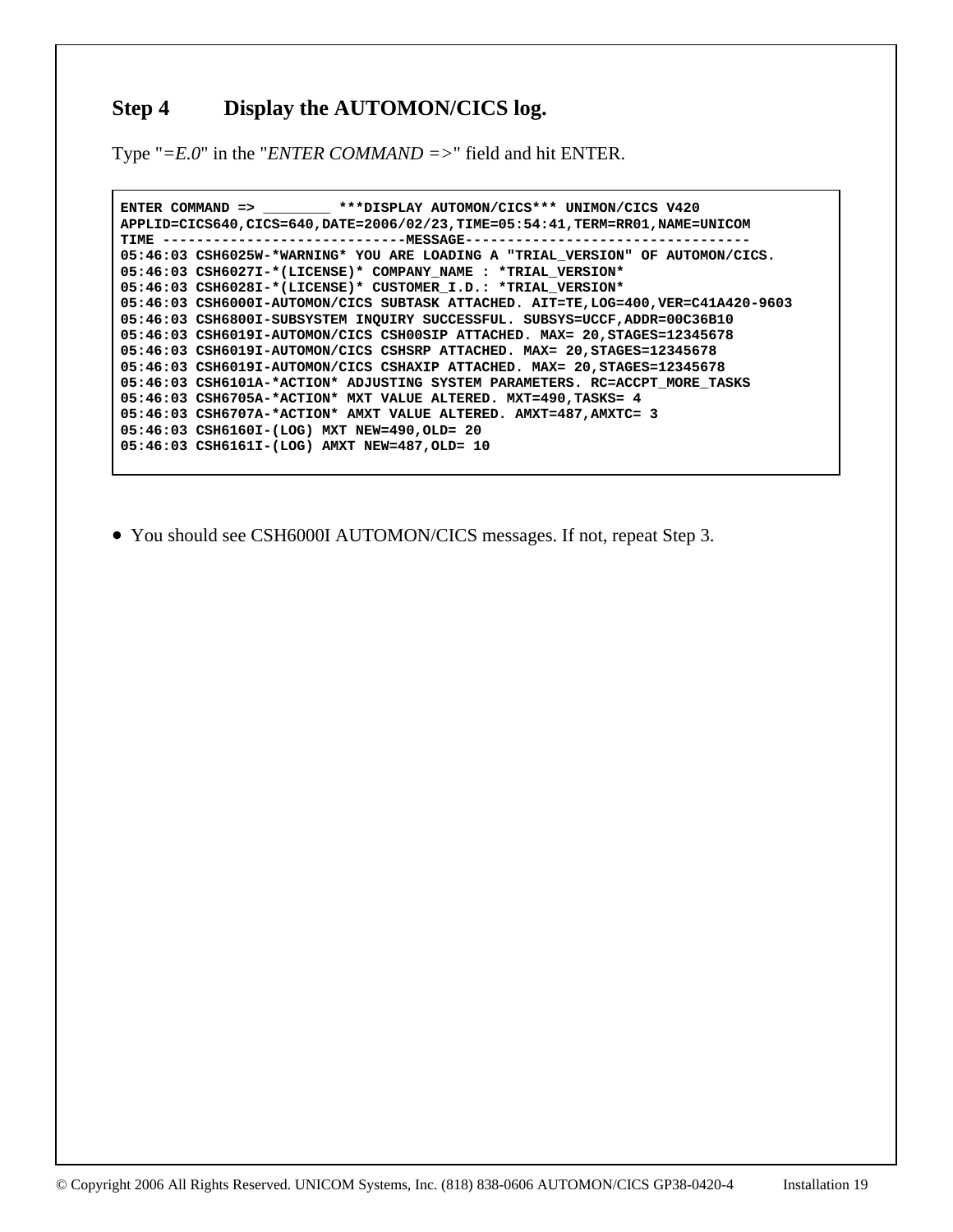## Step 4 Display the AUTOMON/CICS log.

Type "*=E.0*" in the "*ENTER COMMAND =>*" field and hit ENTER.

```
ENTER COMMAND => ________ ***DISPLAY AUTOMON/CICS*** UNIMON/CICS V420
APPLID=CICS640,CICS=640,DATE=2006/02/23,TIME=05:54:41,TERM=RR01,NAME=UNICOM
TIME ----------------------------MESSAGE---------------------------------
05:46:03 CSH6025W-*WARNING* YOU ARE LOADING A "TRIAL_VERSION" OF AUTOMON/CICS.
05:46:03 CSH6027I-*(LICENSE)* COMPANY_NAME : *TRIAL_VERSION*
05:46:03 CSH6028I-*(LICENSE)* CUSTOMER_I.D.: *TRIAL_VERSION*
05:46:03 CSH6000I-AUTOMON/CICS SUBTASK ATTACHED. AIT=TE,LOG=400,VER=C41A420-9603
05:46:03 CSH6800I-SUBSYSTEM INQUIRY SUCCESSFUL. SUBSYS=UCCF,ADDR=00C36B10
05:46:03 CSH6019I-AUTOMON/CICS CSH00SIP ATTACHED. MAX= 20,STAGES=12345678
05:46:03 CSH6019I-AUTOMON/CICS CSHSRP ATTACHED. MAX= 20,STAGES=12345678
05:46:03 CSH6019I-AUTOMON/CICS CSHAXIP ATTACHED. MAX= 20,STAGES=12345678
05:46:03 CSH6101A-*ACTION* ADJUSTING SYSTEM PARAMETERS. RC=ACCPT_MORE_TASKS
05:46:03 CSH6705A-*ACTION* MXT VALUE ALTERED. MXT=490,TASKS= 4
05:46:03 CSH6707A-*ACTION* AMXT VALUE ALTERED. AMXT=487,AMXTC= 3
05:46:03 CSH6160I-(LOG) MXT NEW=490,OLD= 20
05:46:03 CSH6161I-(LOG) AMXT NEW=487,OLD= 10
```

- You should see CSH6000I AUTOMON/CICS messages. If not, repeat Step 3.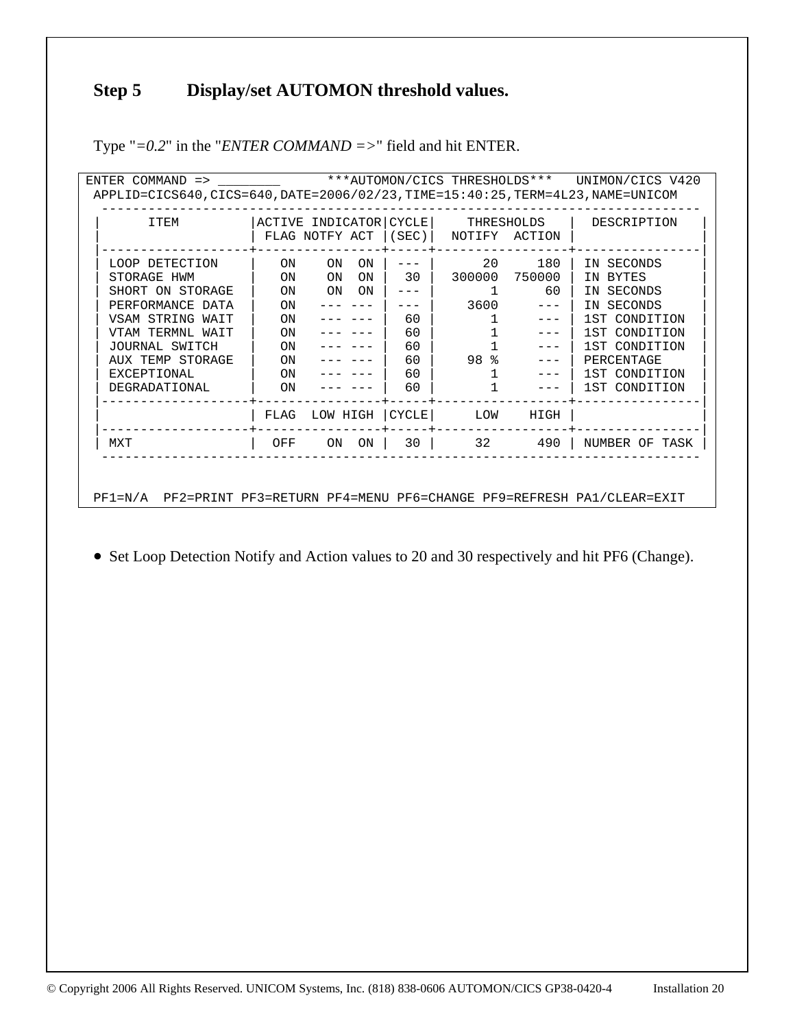## Step 5 Display/set AUTOMON threshold values.

Type "*=0.2*" in the "*ENTER COMMAND =>*" field and hit ENTER.

```
ENTER COMMAND => ________      ***AUTOMON/CICS THRESHOLDS***   UNIMON/CICS V420
 APPLID=CICS640,CICS=640,DATE=2006/02/23,TIME=15:40:25,TERM=4L23,NAME=UNICOM
  ----------------------------------------------------------------------------
 |      ITEM         |ACTIVE INDICATOR|CYCLE|    THRESHOLDS    |  DESCRIPTION   |
 |                   | FLAG NOTFY ACT |(SEC)|  NOTIFY  ACTION  |                |
 |-------------------+----------------+-----+-----------------+----------------|
 | LOOP DETECTION    |   ON    ON  ON | --- |      20     180 | IN SECONDS     |
 | STORAGE HWM       |   ON    ON  ON |  30 |  300000  750000 | IN BYTES       |
 | SHORT ON STORAGE  |   ON    ON  ON | --- |       1      60 | IN SECONDS     |
 | PERFORMANCE DATA  |   ON   --- --- | --- |    3600     --- | IN SECONDS     |
 | VSAM STRING WAIT  |   ON   --- --- |  60 |       1     --- | 1ST CONDITION  |
 | VTAM TERMNL WAIT  |   ON   --- --- |  60 |       1     --- | 1ST CONDITION  |
 | JOURNAL SWITCH    |   ON   --- --- |  60 |       1     --- | 1ST CONDITION  |
 | AUX TEMP STORAGE  |   ON   --- --- |  60 |    98 %     --- | PERCENTAGE     |
 | EXCEPTIONAL       |   ON   --- --- |  60 |       1     --- | 1ST CONDITION  |
 | DEGRADATIONAL     |   ON   --- --- |  60 |       1     --- | 1ST CONDITION  |
 |-------------------+----------------+-----+-----------------+----------------|
 |                   | FLAG  LOW HIGH |CYCLE|     LOW    HIGH |                |
 |-------------------+----------------+-----+-----------------+----------------|
 | MXT               |  OFF    ON  ON |  30 |     32      490 | NUMBER OF TASK |
  ----------------------------------------------------------------------------


 PF1=N/A  PF2=PRINT PF3=RETURN PF4=MENU PF6=CHANGE PF9=REFRESH PA1/CLEAR=EXIT
```

- Set Loop Detection Notify and Action values to 20 and 30 respectively and hit PF6 (Change).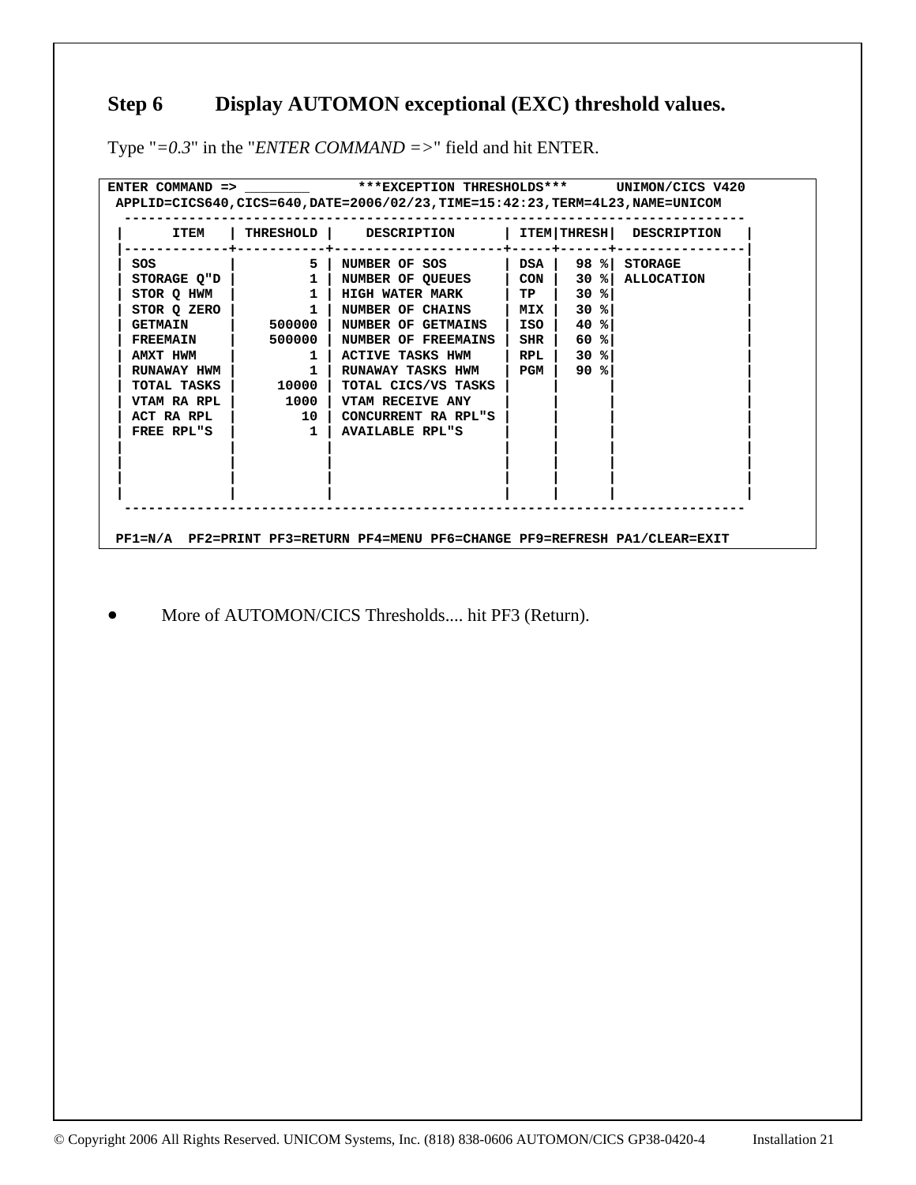## Step 6 Display AUTOMON exceptional (EXC) threshold values.

Type "*=0.3*" in the "*ENTER COMMAND =>*" field and hit ENTER.

```
ENTER COMMAND => ________       ***EXCEPTION THRESHOLDS***      UNIMON/CICS V420
 APPLID=CICS640,CICS=640,DATE=2006/02/23,TIME=15:42:23,TERM=4L23,NAME=UNICOM
  -----------------------------------------------------------------------------
 |      ITEM    | THRESHOLD |     DESCRIPTION      | ITEM|THRESH|  DESCRIPTION   |
 |-------------+-----------+---------------------+-----+------+----------------|
 | SOS         |         5 | NUMBER OF SOS       | DSA |  98 %| STORAGE        |
 | STORAGE Q"D |         1 | NUMBER OF QUEUES    | CON |  30 %| ALLOCATION     |
 | STOR Q HWM  |         1 | HIGH WATER MARK     | TP  |  30 %|                |
 | STOR Q ZERO |         1 | NUMBER OF CHAINS    | MIX |  30 %|                |
 | GETMAIN     |    500000 | NUMBER OF GETMAINS  | ISO |  40 %|                |
 | FREEMAIN    |    500000 | NUMBER OF FREEMAINS | SHR |  60 %|                |
 | AMXT HWM    |         1 | ACTIVE TASKS HWM    | RPL |  30 %|                |
 | RUNAWAY HWM |         1 | RUNAWAY TASKS HWM   | PGM |  90 %|                |
 | TOTAL TASKS |     10000 | TOTAL CICS/VS TASKS |     |      |                |
 | VTAM RA RPL |      1000 | VTAM RECEIVE ANY    |     |      |                |
 | ACT RA RPL  |        10 | CONCURRENT RA RPL"S |     |      |                |
 | FREE RPL"S  |         1 | AVAILABLE RPL"S     |     |      |                |
 |             |           |                     |     |      |                |
 |             |           |                     |     |      |                |
 |             |           |                     |     |      |                |
 |             |           |                     |     |      |                |
  -----------------------------------------------------------------------------

 PF1=N/A  PF2=PRINT PF3=RETURN PF4=MENU PF6=CHANGE PF9=REFRESH PA1/CLEAR=EXIT
```

- More of AUTOMON/CICS Thresholds.... hit PF3 (Return).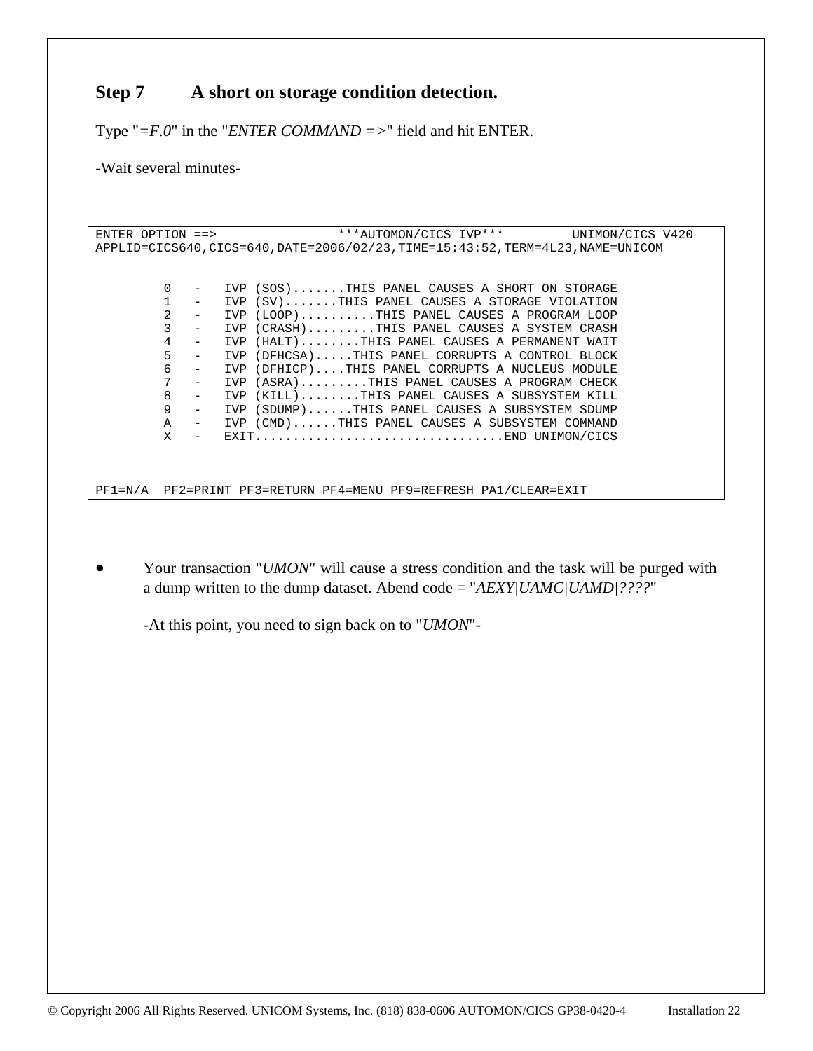## Step 7 A short on storage condition detection.

Type "*=F.0*" in the "*ENTER COMMAND =>*" field and hit ENTER.

-Wait several minutes-

```
ENTER OPTION ==>                ***AUTOMON/CICS IVP***         UNIMON/CICS V420
APPLID=CICS640,CICS=640,DATE=2006/02/23,TIME=15:43:52,TERM=4L23,NAME=UNICOM


         0   -   IVP (SOS).......THIS PANEL CAUSES A SHORT ON STORAGE
         1   -   IVP (SV).......THIS PANEL CAUSES A STORAGE VIOLATION
         2   -   IVP (LOOP)..........THIS PANEL CAUSES A PROGRAM LOOP
         3   -   IVP (CRASH).........THIS PANEL CAUSES A SYSTEM CRASH
         4   -   IVP (HALT)........THIS PANEL CAUSES A PERMANENT WAIT
         5   -   IVP (DFHCSA).....THIS PANEL CORRUPTS A CONTROL BLOCK
         6   -   IVP (DFHICP)....THIS PANEL CORRUPTS A NUCLEUS MODULE
         7   -   IVP (ASRA).........THIS PANEL CAUSES A PROGRAM CHECK
         8   -   IVP (KILL)........THIS PANEL CAUSES A SUBSYSTEM KILL
         9   -   IVP (SDUMP)......THIS PANEL CAUSES A SUBSYSTEM SDUMP
         A   -   IVP (CMD)......THIS PANEL CAUSES A SUBSYSTEM COMMAND
         X   -   EXIT.................................END UNIMON/CICS



PF1=N/A  PF2=PRINT PF3=RETURN PF4=MENU PF9=REFRESH PA1/CLEAR=EXIT
```

- Your transaction "*UMON*" will cause a stress condition and the task will be purged with a dump written to the dump dataset. Abend code = "*AEXY|UAMC|UAMD|????*"

  -At this point, you need to sign back on to "*UMON*"-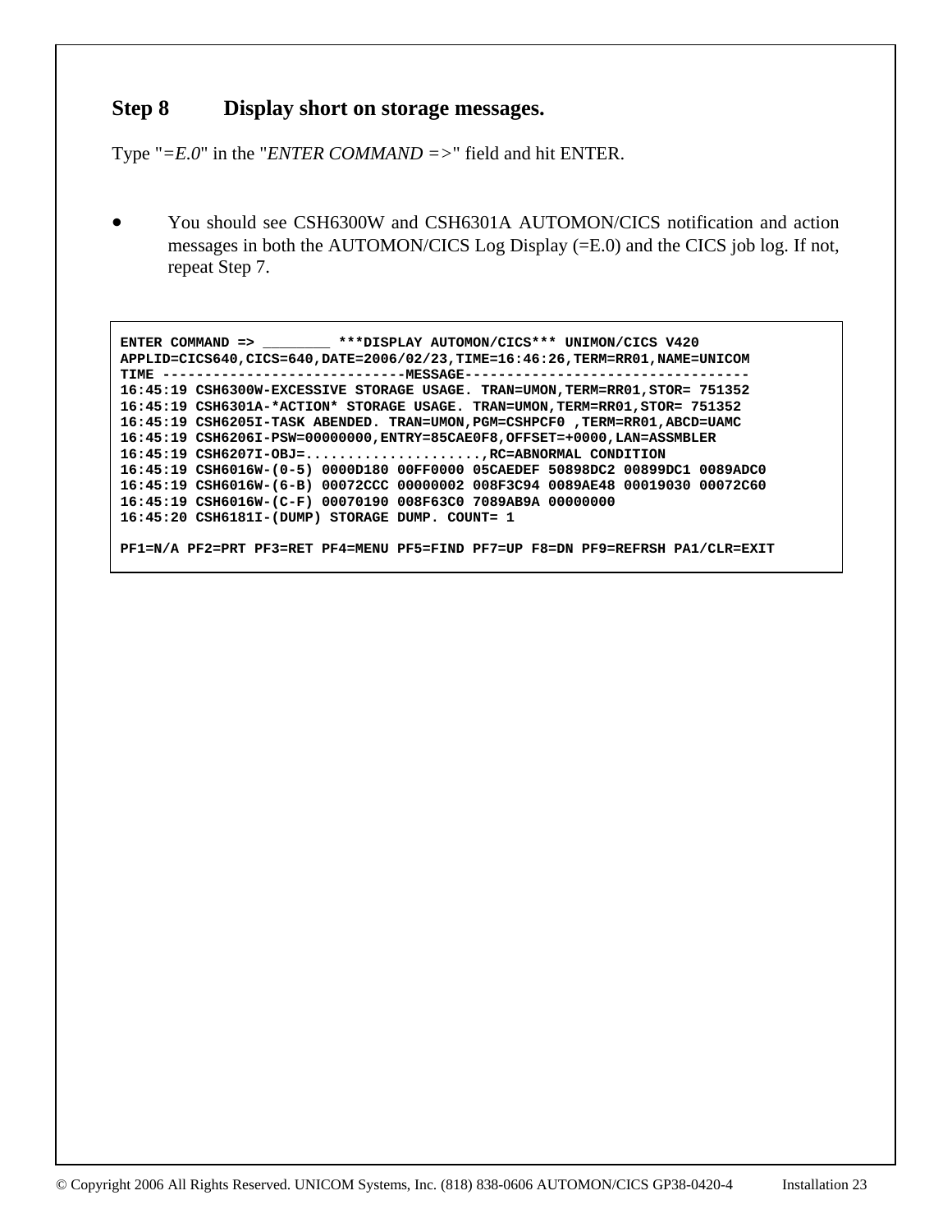## Step 8 Display short on storage messages.

Type "*=E.0*" in the "*ENTER COMMAND =>*" field and hit ENTER.

- You should see CSH6300W and CSH6301A AUTOMON/CICS notification and action messages in both the AUTOMON/CICS Log Display (=E.0) and the CICS job log. If not, repeat Step 7.

```
ENTER COMMAND => ________ ***DISPLAY AUTOMON/CICS*** UNIMON/CICS V420
APPLID=CICS640,CICS=640,DATE=2006/02/23,TIME=16:46:26,TERM=RR01,NAME=UNICOM
TIME -----------------------------MESSAGE----------------------------------
16:45:19 CSH6300W-EXCESSIVE STORAGE USAGE. TRAN=UMON,TERM=RR01,STOR= 751352
16:45:19 CSH6301A-*ACTION* STORAGE USAGE. TRAN=UMON,TERM=RR01,STOR= 751352
16:45:19 CSH6205I-TASK ABENDED. TRAN=UMON,PGM=CSHPCF0 ,TERM=RR01,ABCD=UAMC
16:45:19 CSH6206I-PSW=00000000,ENTRY=85CAE0F8,OFFSET=+0000,LAN=ASSMBLER
16:45:19 CSH6207I-OBJ=.....................,RC=ABNORMAL CONDITION
16:45:19 CSH6016W-(0-5) 0000D180 00FF0000 05CAEDEF 50898DC2 00899DC1 0089ADC0
16:45:19 CSH6016W-(6-B) 00072CCC 00000002 008F3C94 0089AE48 00019030 00072C60
16:45:19 CSH6016W-(C-F) 00070190 008F63C0 7089AB9A 00000000
16:45:20 CSH6181I-(DUMP) STORAGE DUMP. COUNT= 1

PF1=N/A PF2=PRT PF3=RET PF4=MENU PF5=FIND PF7=UP F8=DN PF9=REFRSH PA1/CLR=EXIT
```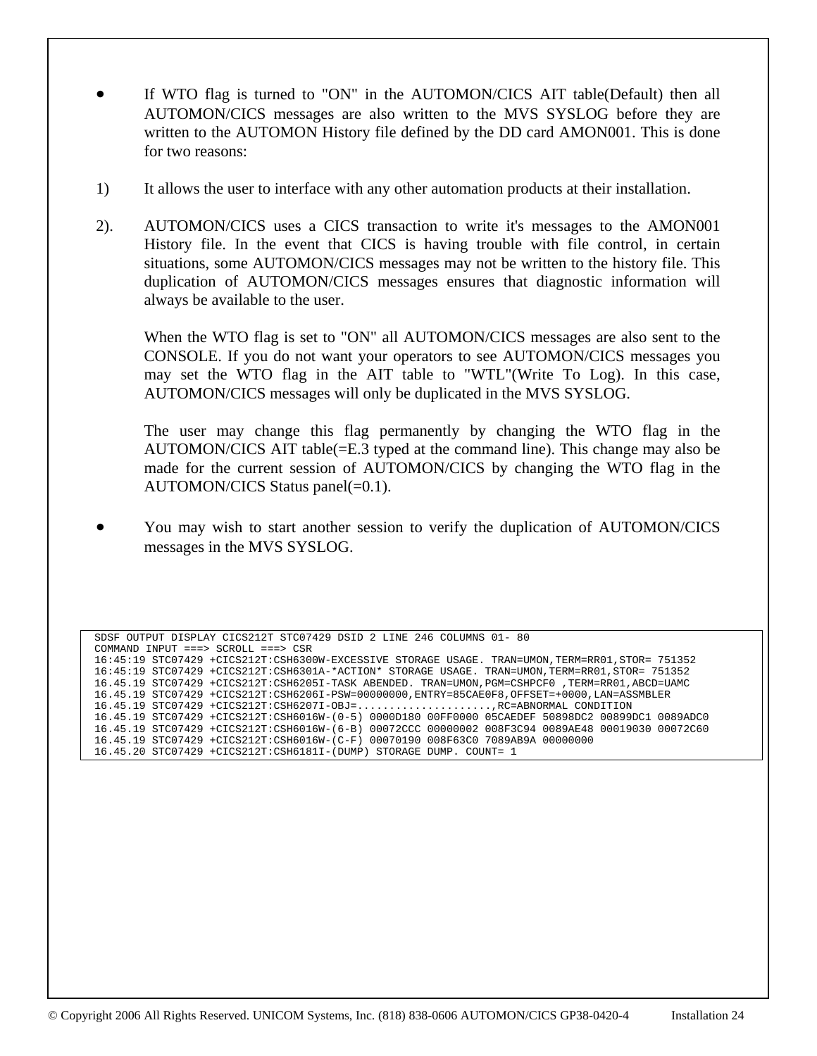- If WTO flag is turned to "ON" in the AUTOMON/CICS AIT table(Default) then all AUTOMON/CICS messages are also written to the MVS SYSLOG before they are written to the AUTOMON History file defined by the DD card AMON001. This is done for two reasons:

1) It allows the user to interface with any other automation products at their installation.

2). AUTOMON/CICS uses a CICS transaction to write it's messages to the AMON001 History file. In the event that CICS is having trouble with file control, in certain situations, some AUTOMON/CICS messages may not be written to the history file. This duplication of AUTOMON/CICS messages ensures that diagnostic information will always be available to the user.

   When the WTO flag is set to "ON" all AUTOMON/CICS messages are also sent to the CONSOLE. If you do not want your operators to see AUTOMON/CICS messages you may set the WTO flag in the AIT table to "WTL"(Write To Log). In this case, AUTOMON/CICS messages will only be duplicated in the MVS SYSLOG.

   The user may change this flag permanently by changing the WTO flag in the AUTOMON/CICS AIT table(=E.3 typed at the command line). This change may also be made for the current session of AUTOMON/CICS by changing the WTO flag in the AUTOMON/CICS Status panel(=0.1).

- You may wish to start another session to verify the duplication of AUTOMON/CICS messages in the MVS SYSLOG.

```
SDSF OUTPUT DISPLAY CICS212T STC07429 DSID 2 LINE 246 COLUMNS 01- 80
COMMAND INPUT ===> SCROLL ===> CSR
16:45:19 STC07429 +CICS212T:CSH6300W-EXCESSIVE STORAGE USAGE. TRAN=UMON,TERM=RR01,STOR= 751352
16:45:19 STC07429 +CICS212T:CSH6301A-*ACTION* STORAGE USAGE. TRAN=UMON,TERM=RR01,STOR= 751352
16.45.19 STC07429 +CICS212T:CSH6205I-TASK ABENDED. TRAN=UMON,PGM=CSHPCF0 ,TERM=RR01,ABCD=UAMC
16.45.19 STC07429 +CICS212T:CSH6206I-PSW=00000000,ENTRY=85CAE0F8,OFFSET=+0000,LAN=ASSMBLER
16.45.19 STC07429 +CICS212T:CSH6207I-OBJ=.....................,RC=ABNORMAL CONDITION
16.45.19 STC07429 +CICS212T:CSH6016W-(0-5) 0000D180 00FF0000 05CAEDEF 50898DC2 00899DC1 0089ADC0
16.45.19 STC07429 +CICS212T:CSH6016W-(6-B) 00072CCC 00000002 008F3C94 0089AE48 00019030 00072C60
16.45.19 STC07429 +CICS212T:CSH6016W-(C-F) 00070190 008F63C0 7089AB9A 00000000
16.45.20 STC07429 +CICS212T:CSH6181I-(DUMP) STORAGE DUMP. COUNT= 1
```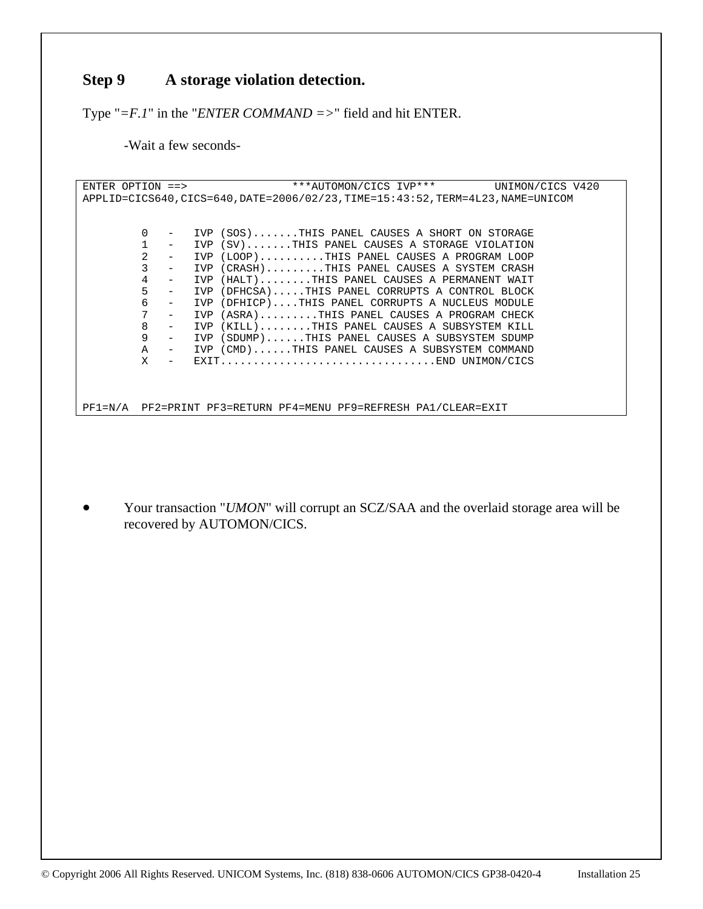## Step 9 A storage violation detection.

Type "*=F.1*" in the "*ENTER COMMAND =>*" field and hit ENTER.

-Wait a few seconds-

```
ENTER OPTION ==>               ***AUTOMON/CICS IVP***         UNIMON/CICS V420
APPLID=CICS640,CICS=640,DATE=2006/02/23,TIME=15:43:52,TERM=4L23,NAME=UNICOM


         0   -   IVP (SOS).......THIS PANEL CAUSES A SHORT ON STORAGE
         1   -   IVP (SV).......THIS PANEL CAUSES A STORAGE VIOLATION
         2   -   IVP (LOOP)..........THIS PANEL CAUSES A PROGRAM LOOP
         3   -   IVP (CRASH).........THIS PANEL CAUSES A SYSTEM CRASH
         4   -   IVP (HALT)........THIS PANEL CAUSES A PERMANENT WAIT
         5   -   IVP (DFHCSA).....THIS PANEL CORRUPTS A CONTROL BLOCK
         6   -   IVP (DFHICP)....THIS PANEL CORRUPTS A NUCLEUS MODULE
         7   -   IVP (ASRA).........THIS PANEL CAUSES A PROGRAM CHECK
         8   -   IVP (KILL)........THIS PANEL CAUSES A SUBSYSTEM KILL
         9   -   IVP (SDUMP)......THIS PANEL CAUSES A SUBSYSTEM SDUMP
         A   -   IVP (CMD)......THIS PANEL CAUSES A SUBSYSTEM COMMAND
         X   -   EXIT.................................END UNIMON/CICS



PF1=N/A  PF2=PRINT PF3=RETURN PF4=MENU PF9=REFRESH PA1/CLEAR=EXIT
```

- Your transaction "*UMON*" will corrupt an SCZ/SAA and the overlaid storage area will be recovered by AUTOMON/CICS.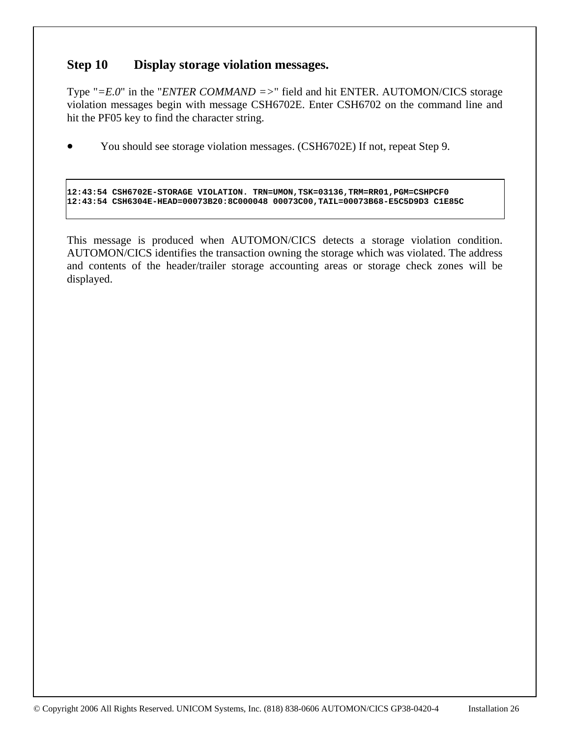## Step 10 Display storage violation messages.

Type "*=E.0*" in the "*ENTER COMMAND =>*" field and hit ENTER. AUTOMON/CICS storage violation messages begin with message CSH6702E. Enter CSH6702 on the command line and hit the PF05 key to find the character string.

- You should see storage violation messages. (CSH6702E) If not, repeat Step 9.

```
12:43:54 CSH6702E-STORAGE VIOLATION. TRN=UMON,TSK=03136,TRM=RR01,PGM=CSHPCF0
12:43:54 CSH6304E-HEAD=00073B20:8C000048 00073C00,TAIL=00073B68-E5C5D9D3 C1E85C
```

This message is produced when AUTOMON/CICS detects a storage violation condition. AUTOMON/CICS identifies the transaction owning the storage which was violated. The address and contents of the header/trailer storage accounting areas or storage check zones will be displayed.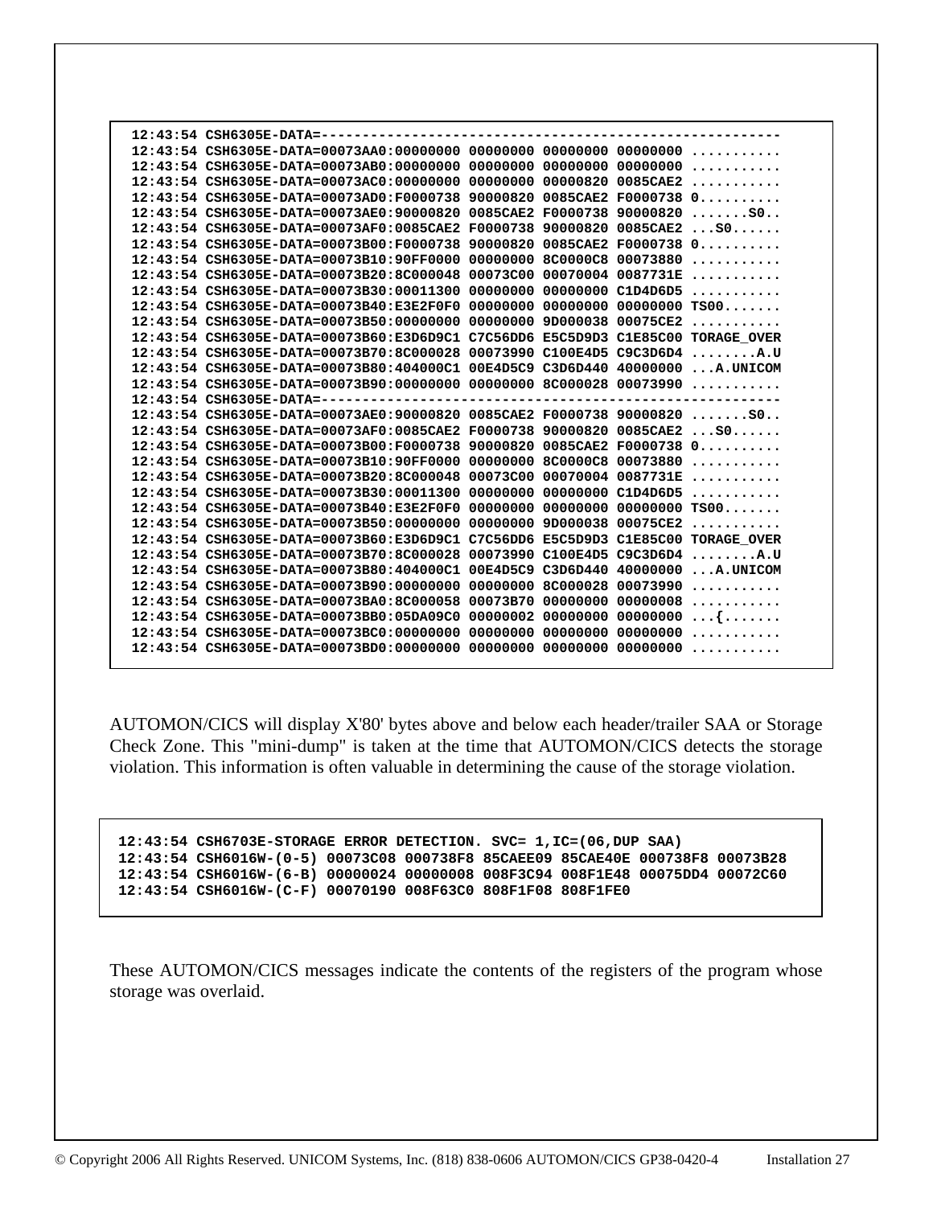```
12:43:54 CSH6305E-DATA=--------------------------------------------------------
12:43:54 CSH6305E-DATA=00073AA0:00000000 00000000 00000000 00000000 ...........
12:43:54 CSH6305E-DATA=00073AB0:00000000 00000000 00000000 00000000 ...........
12:43:54 CSH6305E-DATA=00073AC0:00000000 00000000 00000820 0085CAE2 ...........
12:43:54 CSH6305E-DATA=00073AD0:F0000738 90000820 0085CAE2 F0000738 0..........
12:43:54 CSH6305E-DATA=00073AE0:90000820 0085CAE2 F0000738 90000820 .......S0..
12:43:54 CSH6305E-DATA=00073AF0:0085CAE2 F0000738 90000820 0085CAE2 ...S0......
12:43:54 CSH6305E-DATA=00073B00:F0000738 90000820 0085CAE2 F0000738 0..........
12:43:54 CSH6305E-DATA=00073B10:90FF0000 00000000 8C0000C8 00073880 ...........
12:43:54 CSH6305E-DATA=00073B20:8C000048 00073C00 00070004 0087731E ...........
12:43:54 CSH6305E-DATA=00073B30:00011300 00000000 00000000 C1D4D6D5 ...........
12:43:54 CSH6305E-DATA=00073B40:E3E2F0F0 00000000 00000000 00000000 TS00.......
12:43:54 CSH6305E-DATA=00073B50:00000000 00000000 9D000038 00075CE2 ...........
12:43:54 CSH6305E-DATA=00073B60:E3D6D9C1 C7C56DD6 E5C5D9D3 C1E85C00 TORAGE_OVER
12:43:54 CSH6305E-DATA=00073B70:8C000028 00073990 C100E4D5 C9C3D6D4 ........A.U
12:43:54 CSH6305E-DATA=00073B80:404000C1 00E4D5C9 C3D6D440 40000000 ...A.UNICOM
12:43:54 CSH6305E-DATA=00073B90:00000000 00000000 8C000028 00073990 ...........
12:43:54 CSH6305E-DATA=--------------------------------------------------------
12:43:54 CSH6305E-DATA=00073AE0:90000820 0085CAE2 F0000738 90000820 .......S0..
12:43:54 CSH6305E-DATA=00073AF0:0085CAE2 F0000738 90000820 0085CAE2 ...S0......
12:43:54 CSH6305E-DATA=00073B00:F0000738 90000820 0085CAE2 F0000738 0..........
12:43:54 CSH6305E-DATA=00073B10:90FF0000 00000000 8C0000C8 00073880 ...........
12:43:54 CSH6305E-DATA=00073B20:8C000048 00073C00 00070004 0087731E ...........
12:43:54 CSH6305E-DATA=00073B30:00011300 00000000 00000000 C1D4D6D5 ...........
12:43:54 CSH6305E-DATA=00073B40:E3E2F0F0 00000000 00000000 00000000 TS00.......
12:43:54 CSH6305E-DATA=00073B50:00000000 00000000 9D000038 00075CE2 ...........
12:43:54 CSH6305E-DATA=00073B60:E3D6D9C1 C7C56DD6 E5C5D9D3 C1E85C00 TORAGE_OVER
12:43:54 CSH6305E-DATA=00073B70:8C000028 00073990 C100E4D5 C9C3D6D4 ........A.U
12:43:54 CSH6305E-DATA=00073B80:404000C1 00E4D5C9 C3D6D440 40000000 ...A.UNICOM
12:43:54 CSH6305E-DATA=00073B90:00000000 00000000 8C000028 00073990 ...........
12:43:54 CSH6305E-DATA=00073BA0:8C000058 00073B70 00000000 00000008 ...........
12:43:54 CSH6305E-DATA=00073BB0:05DA09C0 00000002 00000000 00000000 ...{.......
12:43:54 CSH6305E-DATA=00073BC0:00000000 00000000 00000000 00000000 ...........
12:43:54 CSH6305E-DATA=00073BD0:00000000 00000000 00000000 00000000 ...........
```

AUTOMON/CICS will display X'80' bytes above and below each header/trailer SAA or Storage Check Zone. This "mini-dump" is taken at the time that AUTOMON/CICS detects the storage violation. This information is often valuable in determining the cause of the storage violation.

```
12:43:54 CSH6703E-STORAGE ERROR DETECTION. SVC= 1,IC=(06,DUP SAA)
12:43:54 CSH6016W-(0-5) 00073C08 000738F8 85CAEE09 85CAE40E 000738F8 00073B28
12:43:54 CSH6016W-(6-B) 00000024 00000008 008F3C94 008F1E48 00075DD4 00072C60
12:43:54 CSH6016W-(C-F) 00070190 008F63C0 808F1F08 808F1FE0
```

These AUTOMON/CICS messages indicate the contents of the registers of the program whose storage was overlaid.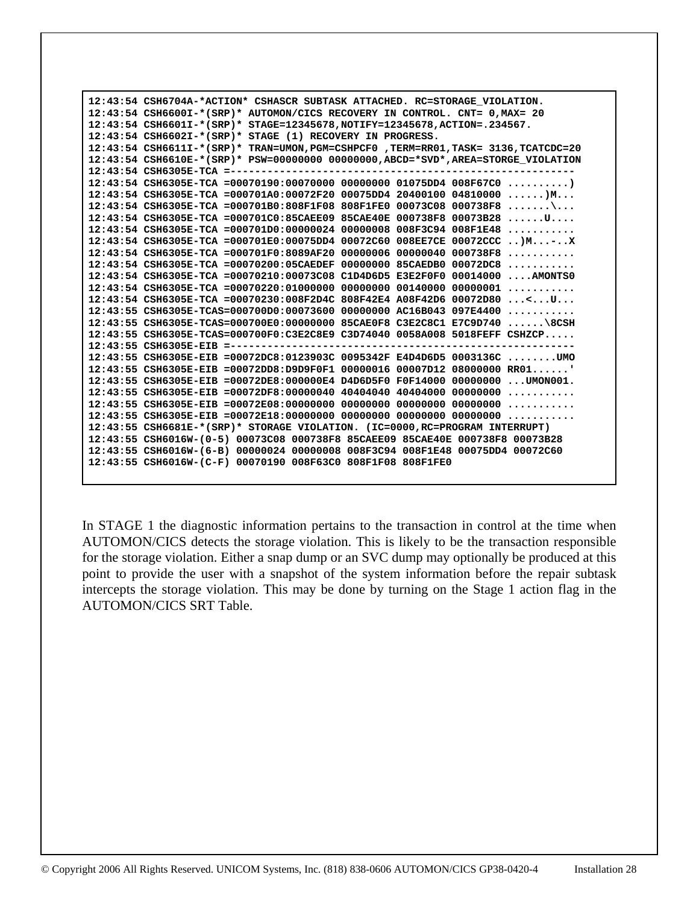```
12:43:54 CSH6704A-*ACTION* CSHASCR SUBTASK ATTACHED. RC=STORAGE_VIOLATION.
12:43:54 CSH6600I-*(SRP)* AUTOMON/CICS RECOVERY IN CONTROL. CNT= 0,MAX= 20
12:43:54 CSH6601I-*(SRP)* STAGE=12345678,NOTIFY=12345678,ACTION=.234567.
12:43:54 CSH6602I-*(SRP)* STAGE (1) RECOVERY IN PROGRESS.
12:43:54 CSH6611I-*(SRP)* TRAN=UMON,PGM=CSHPCF0 ,TERM=RR01,TASK= 3136,TCATCDC=20
12:43:54 CSH6610E-*(SRP)* PSW=00000000 00000000,ABCD=*SVD*,AREA=STORGE_VIOLATION
12:43:54 CSH6305E-TCA =------------------------------------------------------
12:43:54 CSH6305E-TCA =00070190:00070000 00000000 01075DD4 008F67C0 ..........)
12:43:54 CSH6305E-TCA =000701A0:00072F20 00075DD4 20400100 04810000 ......)M...
12:43:54 CSH6305E-TCA =000701B0:808F1F08 808F1FE0 00073C08 000738F8 .......\...
12:43:54 CSH6305E-TCA =000701C0:85CAEE09 85CAE40E 000738F8 00073B28 ......U....
12:43:54 CSH6305E-TCA =000701D0:00000024 00000008 008F3C94 008F1E48 ...........
12:43:54 CSH6305E-TCA =000701E0:00075DD4 00072C60 008EE7CE 00072CCC ..)M...-..X
12:43:54 CSH6305E-TCA =000701F0:8089AF20 00000006 00000040 000738F8 ...........
12:43:54 CSH6305E-TCA =00070200:05CAEDEF 00000000 85CAEDB0 00072DC8 ...........
12:43:54 CSH6305E-TCA =00070210:00073C08 C1D4D6D5 E3E2F0F0 00014000 ....AMONTS0
12:43:54 CSH6305E-TCA =00070220:01000000 00000000 00140000 00000001 ...........
12:43:54 CSH6305E-TCA =00070230:008F2D4C 808F42E4 A08F42D6 00072D80 ...<...U...
12:43:55 CSH6305E-TCAS=000700D0:00073600 00000000 AC16B043 097E4400 ...........
12:43:55 CSH6305E-TCAS=000700E0:00000000 85CAE0F8 C3E2C8C1 E7C9D740 ......\8CSH
12:43:55 CSH6305E-TCAS=000700F0:C3E2C8E9 C3D74040 0058A008 5018FEFF CSHZCP.....
12:43:55 CSH6305E-EIB =------------------------------------------------------
12:43:55 CSH6305E-EIB =00072DC8:0123903C 0095342F E4D4D6D5 0003136C ........UMO
12:43:55 CSH6305E-EIB =00072DD8:D9D9F0F1 00000016 00007D12 08000000 RR01......'
12:43:55 CSH6305E-EIB =00072DE8:000000E4 D4D6D5F0 F0F14000 00000000 ...UMON001.
12:43:55 CSH6305E-EIB =00072DF8:00000040 40404040 40404000 00000000 ...........
12:43:55 CSH6305E-EIB =00072E08:00000000 00000000 00000000 00000000 ...........
12:43:55 CSH6305E-EIB =00072E18:00000000 00000000 00000000 00000000 ...........
12:43:55 CSH6681E-*(SRP)* STORAGE VIOLATION. (IC=0000,RC=PROGRAM INTERRUPT)
12:43:55 CSH6016W-(0-5) 00073C08 000738F8 85CAEE09 85CAE40E 000738F8 00073B28
12:43:55 CSH6016W-(6-B) 00000024 00000008 008F3C94 008F1E48 00075DD4 00072C60
12:43:55 CSH6016W-(C-F) 00070190 008F63C0 808F1F08 808F1FE0
```

In STAGE 1 the diagnostic information pertains to the transaction in control at the time when AUTOMON/CICS detects the storage violation. This is likely to be the transaction responsible for the storage violation. Either a snap dump or an SVC dump may optionally be produced at this point to provide the user with a snapshot of the system information before the repair subtask intercepts the storage violation. This may be done by turning on the Stage 1 action flag in the AUTOMON/CICS SRT Table.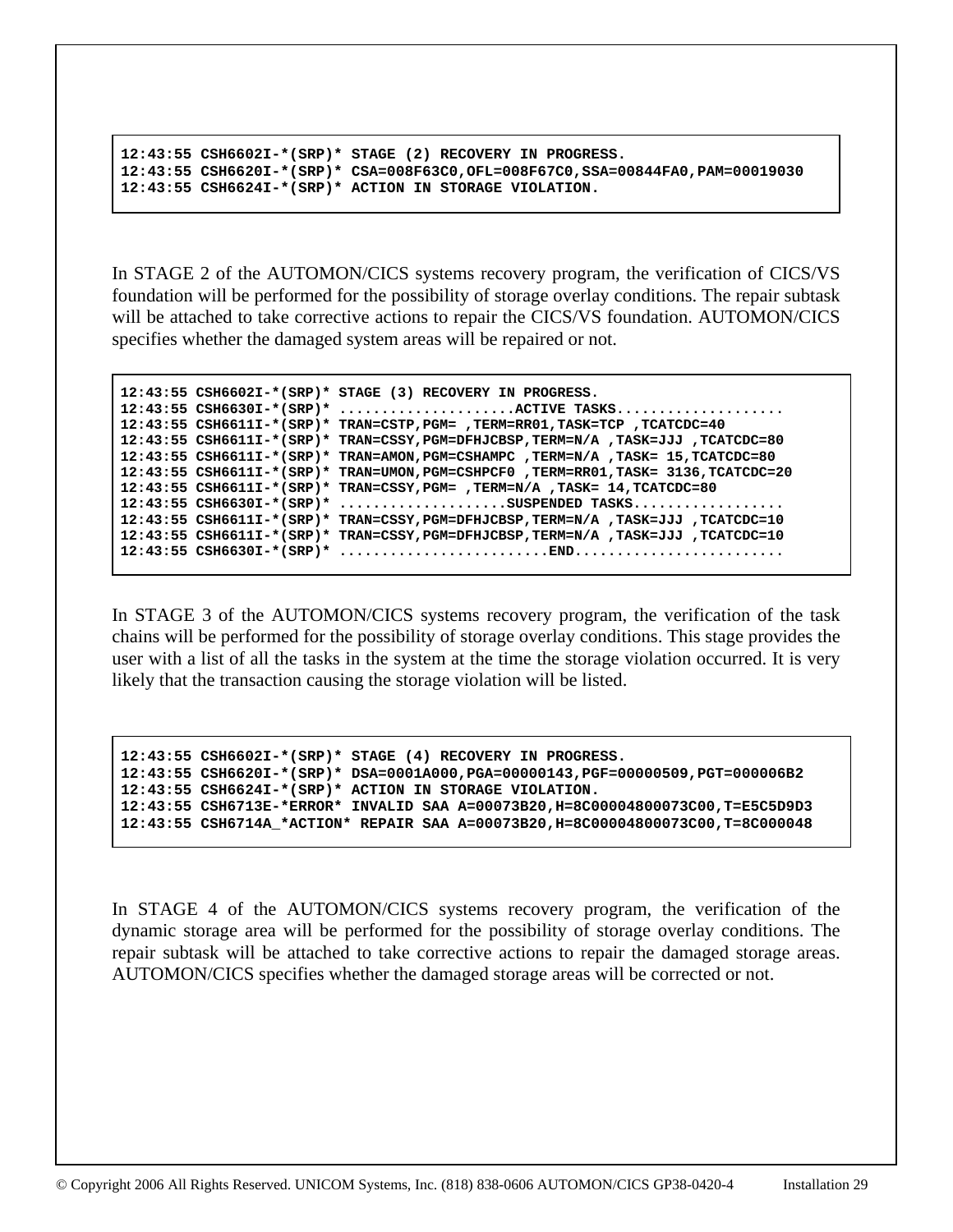```
12:43:55 CSH6602I-*(SRP)* STAGE (2) RECOVERY IN PROGRESS.
12:43:55 CSH6620I-*(SRP)* CSA=008F63C0,OFL=008F67C0,SSA=00844FA0,PAM=00019030
12:43:55 CSH6624I-*(SRP)* ACTION IN STORAGE VIOLATION.
```

In STAGE 2 of the AUTOMON/CICS systems recovery program, the verification of CICS/VS foundation will be performed for the possibility of storage overlay conditions. The repair subtask will be attached to take corrective actions to repair the CICS/VS foundation. AUTOMON/CICS specifies whether the damaged system areas will be repaired or not.

```
12:43:55 CSH6602I-*(SRP)* STAGE (3) RECOVERY IN PROGRESS.
12:43:55 CSH6630I-*(SRP)* .....................ACTIVE TASKS...................
12:43:55 CSH6611I-*(SRP)* TRAN=CSTP,PGM= ,TERM=RR01,TASK=TCP ,TCATCDC=40
12:43:55 CSH6611I-*(SRP)* TRAN=CSSY,PGM=DFHJCBSP,TERM=N/A ,TASK=JJJ ,TCATCDC=80
12:43:55 CSH6611I-*(SRP)* TRAN=AMON,PGM=CSHAMPC ,TERM=N/A ,TASK= 15,TCATCDC=80
12:43:55 CSH6611I-*(SRP)* TRAN=UMON,PGM=CSHPCF0 ,TERM=RR01,TASK= 3136,TCATCDC=20
12:43:55 CSH6611I-*(SRP)* TRAN=CSSY,PGM= ,TERM=N/A ,TASK= 14,TCATCDC=80
12:43:55 CSH6630I-*(SRP)* ....................SUSPENDED TASKS..................
12:43:55 CSH6611I-*(SRP)* TRAN=CSSY,PGM=DFHJCBSP,TERM=N/A ,TASK=JJJ ,TCATCDC=10
12:43:55 CSH6611I-*(SRP)* TRAN=CSSY,PGM=DFHJCBSP,TERM=N/A ,TASK=JJJ ,TCATCDC=10
12:43:55 CSH6630I-*(SRP)* .........................END.........................
```

In STAGE 3 of the AUTOMON/CICS systems recovery program, the verification of the task chains will be performed for the possibility of storage overlay conditions. This stage provides the user with a list of all the tasks in the system at the time the storage violation occurred. It is very likely that the transaction causing the storage violation will be listed.

```
12:43:55 CSH6602I-*(SRP)* STAGE (4) RECOVERY IN PROGRESS.
12:43:55 CSH6620I-*(SRP)* DSA=0001A000,PGA=00000143,PGF=00000509,PGT=000006B2
12:43:55 CSH6624I-*(SRP)* ACTION IN STORAGE VIOLATION.
12:43:55 CSH6713E-*ERROR* INVALID SAA A=00073B20,H=8C00004800073C00,T=E5C5D9D3
12:43:55 CSH6714A_*ACTION* REPAIR SAA A=00073B20,H=8C00004800073C00,T=8C000048
```

In STAGE 4 of the AUTOMON/CICS systems recovery program, the verification of the dynamic storage area will be performed for the possibility of storage overlay conditions. The repair subtask will be attached to take corrective actions to repair the damaged storage areas. AUTOMON/CICS specifies whether the damaged storage areas will be corrected or not.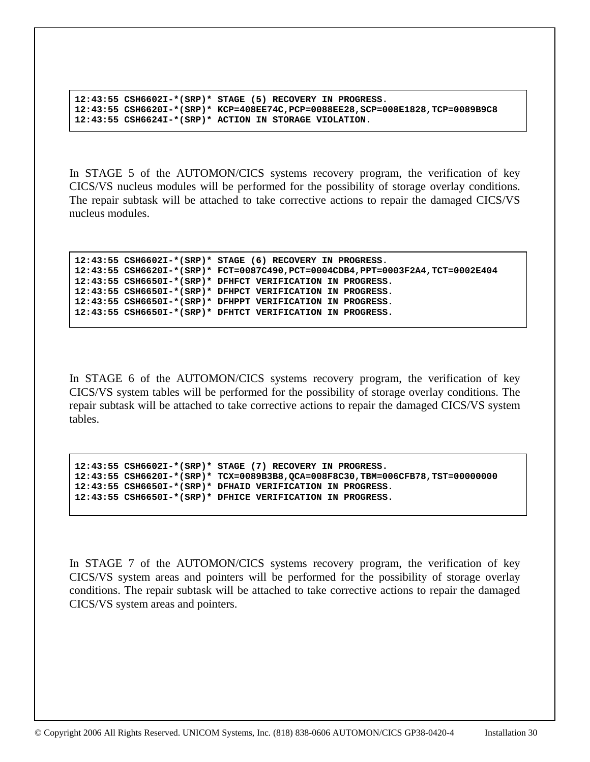```
12:43:55 CSH6602I-*(SRP)* STAGE (5) RECOVERY IN PROGRESS.
12:43:55 CSH6620I-*(SRP)* KCP=408EE74C,PCP=0088EE28,SCP=008E1828,TCP=0089B9C8
12:43:55 CSH6624I-*(SRP)* ACTION IN STORAGE VIOLATION.
```

In STAGE 5 of the AUTOMON/CICS systems recovery program, the verification of key CICS/VS nucleus modules will be performed for the possibility of storage overlay conditions. The repair subtask will be attached to take corrective actions to repair the damaged CICS/VS nucleus modules.

```
12:43:55 CSH6602I-*(SRP)* STAGE (6) RECOVERY IN PROGRESS.
12:43:55 CSH6620I-*(SRP)* FCT=0087C490,PCT=0004CDB4,PPT=0003F2A4,TCT=0002E404
12:43:55 CSH6650I-*(SRP)* DFHFCT VERIFICATION IN PROGRESS.
12:43:55 CSH6650I-*(SRP)* DFHPCT VERIFICATION IN PROGRESS.
12:43:55 CSH6650I-*(SRP)* DFHPPT VERIFICATION IN PROGRESS.
12:43:55 CSH6650I-*(SRP)* DFHTCT VERIFICATION IN PROGRESS.
```

In STAGE 6 of the AUTOMON/CICS systems recovery program, the verification of key CICS/VS system tables will be performed for the possibility of storage overlay conditions. The repair subtask will be attached to take corrective actions to repair the damaged CICS/VS system tables.

```
12:43:55 CSH6602I-*(SRP)* STAGE (7) RECOVERY IN PROGRESS.
12:43:55 CSH6620I-*(SRP)* TCX=0089B3B8,QCA=008F8C30,TBM=006CFB78,TST=00000000
12:43:55 CSH6650I-*(SRP)* DFHAID VERIFICATION IN PROGRESS.
12:43:55 CSH6650I-*(SRP)* DFHICE VERIFICATION IN PROGRESS.
```

In STAGE 7 of the AUTOMON/CICS systems recovery program, the verification of key CICS/VS system areas and pointers will be performed for the possibility of storage overlay conditions. The repair subtask will be attached to take corrective actions to repair the damaged CICS/VS system areas and pointers.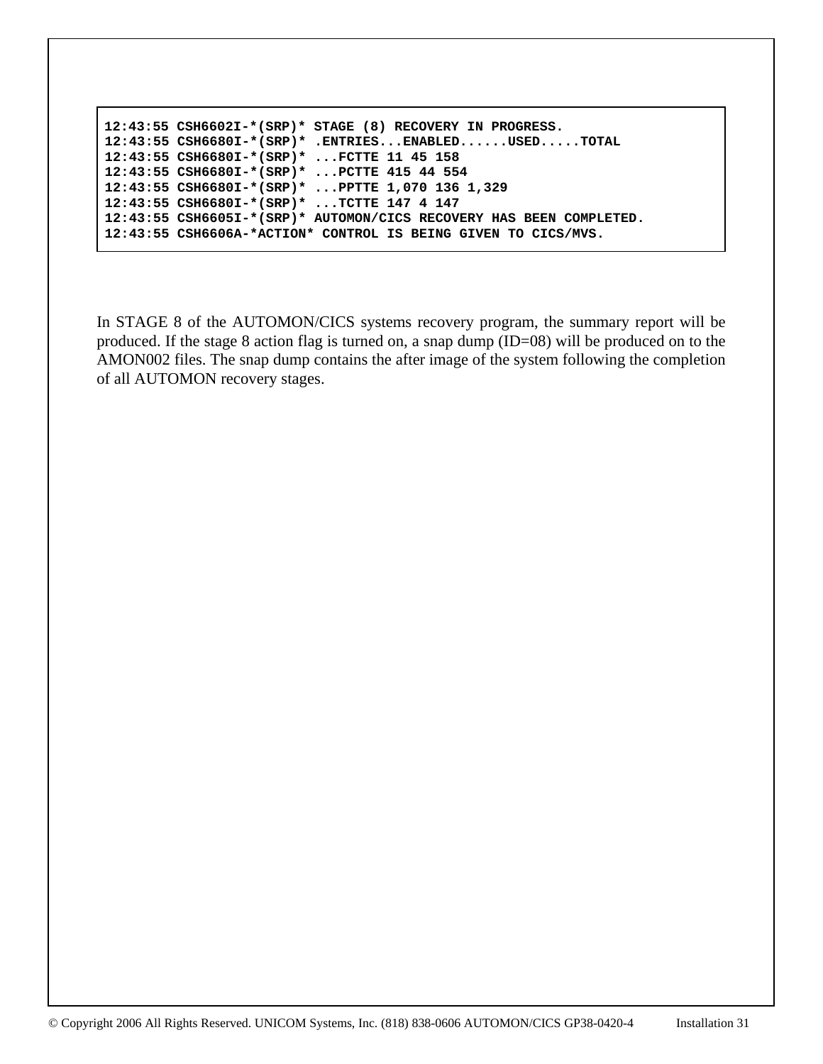```
12:43:55 CSH6602I-*(SRP)* STAGE (8) RECOVERY IN PROGRESS.
12:43:55 CSH6680I-*(SRP)* .ENTRIES...ENABLED......USED.....TOTAL
12:43:55 CSH6680I-*(SRP)* ...FCTTE 11 45 158
12:43:55 CSH6680I-*(SRP)* ...PCTTE 415 44 554
12:43:55 CSH6680I-*(SRP)* ...PPTTE 1,070 136 1,329
12:43:55 CSH6680I-*(SRP)* ...TCTTE 147 4 147
12:43:55 CSH6605I-*(SRP)* AUTOMON/CICS RECOVERY HAS BEEN COMPLETED.
12:43:55 CSH6606A-*ACTION* CONTROL IS BEING GIVEN TO CICS/MVS.
```

In STAGE 8 of the AUTOMON/CICS systems recovery program, the summary report will be produced. If the stage 8 action flag is turned on, a snap dump (ID=08) will be produced on to the AMON002 files. The snap dump contains the after image of the system following the completion of all AUTOMON recovery stages.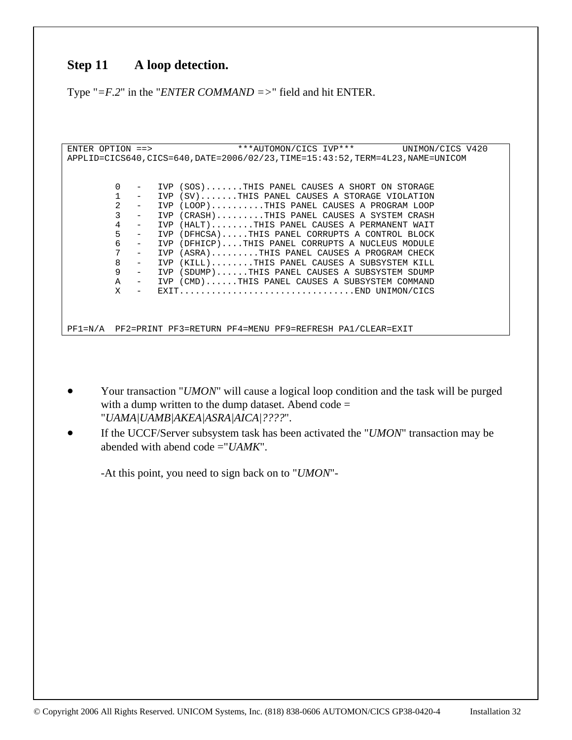## Step 11 A loop detection.

Type "*=F.2*" in the "*ENTER COMMAND =>*" field and hit ENTER.

```
ENTER OPTION ==>                ***AUTOMON/CICS IVP***         UNIMON/CICS V420
APPLID=CICS640,CICS=640,DATE=2006/02/23,TIME=15:43:52,TERM=4L23,NAME=UNICOM


         0   -   IVP (SOS).......THIS PANEL CAUSES A SHORT ON STORAGE
         1   -   IVP (SV).......THIS PANEL CAUSES A STORAGE VIOLATION
         2   -   IVP (LOOP)..........THIS PANEL CAUSES A PROGRAM LOOP
         3   -   IVP (CRASH).........THIS PANEL CAUSES A SYSTEM CRASH
         4   -   IVP (HALT)........THIS PANEL CAUSES A PERMANENT WAIT
         5   -   IVP (DFHCSA).....THIS PANEL CORRUPTS A CONTROL BLOCK
         6   -   IVP (DFHICP)....THIS PANEL CORRUPTS A NUCLEUS MODULE
         7   -   IVP (ASRA).........THIS PANEL CAUSES A PROGRAM CHECK
         8   -   IVP (KILL)........THIS PANEL CAUSES A SUBSYSTEM KILL
         9   -   IVP (SDUMP)......THIS PANEL CAUSES A SUBSYSTEM SDUMP
         A   -   IVP (CMD)......THIS PANEL CAUSES A SUBSYSTEM COMMAND
         X   -   EXIT.................................END UNIMON/CICS



PF1=N/A  PF2=PRINT PF3=RETURN PF4=MENU PF9=REFRESH PA1/CLEAR=EXIT
```

- Your transaction "*UMON*" will cause a logical loop condition and the task will be purged with a dump written to the dump dataset. Abend code = "*UAMA|UAMB|AKEA|ASRA|AICA|????*".
- If the UCCF/Server subsystem task has been activated the "*UMON*" transaction may be abended with abend code ="*UAMK*".

  -At this point, you need to sign back on to "*UMON*"-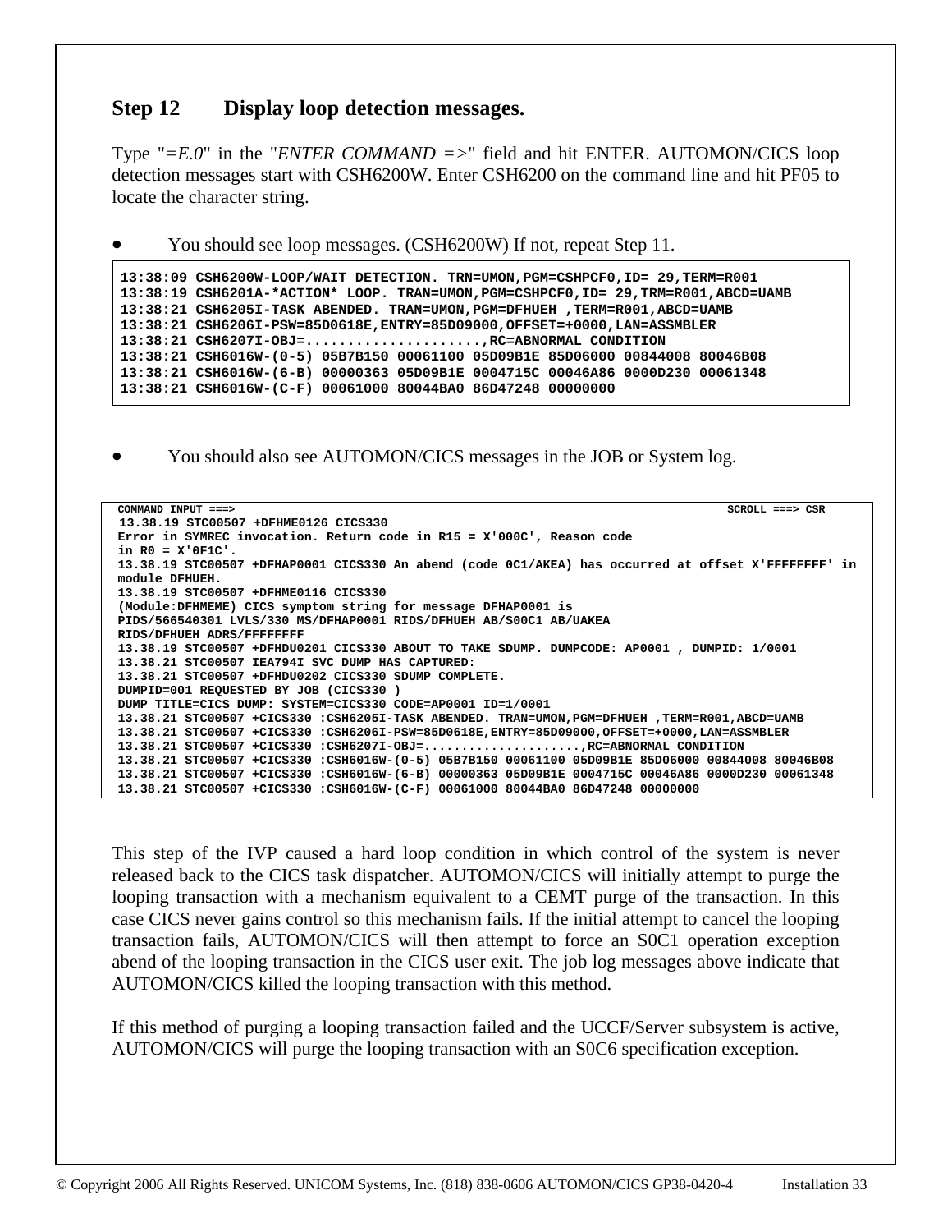## Step 12 Display loop detection messages.

Type "*=E.0*" in the "*ENTER COMMAND =>*" field and hit ENTER. AUTOMON/CICS loop detection messages start with CSH6200W. Enter CSH6200 on the command line and hit PF05 to locate the character string.

- You should see loop messages. (CSH6200W) If not, repeat Step 11.

```
13:38:09 CSH6200W-LOOP/WAIT DETECTION. TRN=UMON,PGM=CSHPCF0,ID= 29,TERM=R001
13:38:19 CSH6201A-*ACTION* LOOP. TRAN=UMON,PGM=CSHPCF0,ID= 29,TRM=R001,ABCD=UAMB
13:38:21 CSH6205I-TASK ABENDED. TRAN=UMON,PGM=DFHUEH ,TERM=R001,ABCD=UAMB
13:38:21 CSH6206I-PSW=85D0618E,ENTRY=85D09000,OFFSET=+0000,LAN=ASSMBLER
13:38:21 CSH6207I-OBJ=.....................,RC=ABNORMAL CONDITION
13:38:21 CSH6016W-(0-5) 05B7B150 00061100 05D09B1E 85D06000 00844008 80046B08
13:38:21 CSH6016W-(6-B) 00000363 05D09B1E 0004715C 00046A86 0000D230 00061348
13:38:21 CSH6016W-(C-F) 00061000 80044BA0 86D47248 00000000
```

- You should also see AUTOMON/CICS messages in the JOB or System log.

```
COMMAND INPUT ===>                                                          SCROLL ===> CSR
13.38.19 STC00507 +DFHME0126 CICS330
Error in SYMREC invocation. Return code in R15 = X'000C', Reason code
in R0 = X'0F1C'.
13.38.19 STC00507 +DFHAP0001 CICS330 An abend (code 0C1/AKEA) has occurred at offset X'FFFFFFFF' in
module DFHUEH.
13.38.19 STC00507 +DFHME0116 CICS330
(Module:DFHMEME) CICS symptom string for message DFHAP0001 is
PIDS/566540301 LVLS/330 MS/DFHAP0001 RIDS/DFHUEH AB/S00C1 AB/UAKEA
RIDS/DFHUEH ADRS/FFFFFFFF
13.38.19 STC00507 +DFHDU0201 CICS330 ABOUT TO TAKE SDUMP. DUMPCODE: AP0001 , DUMPID: 1/0001
13.38.21 STC00507 IEA794I SVC DUMP HAS CAPTURED:
13.38.21 STC00507 +DFHDU0202 CICS330 SDUMP COMPLETE.
DUMPID=001 REQUESTED BY JOB (CICS330 )
DUMP TITLE=CICS DUMP: SYSTEM=CICS330 CODE=AP0001 ID=1/0001
13.38.21 STC00507 +CICS330 :CSH6205I-TASK ABENDED. TRAN=UMON,PGM=DFHUEH ,TERM=R001,ABCD=UAMB
13.38.21 STC00507 +CICS330 :CSH6206I-PSW=85D0618E,ENTRY=85D09000,OFFSET=+0000,LAN=ASSMBLER
13.38.21 STC00507 +CICS330 :CSH6207I-OBJ=.....................,RC=ABNORMAL CONDITION
13.38.21 STC00507 +CICS330 :CSH6016W-(0-5) 05B7B150 00061100 05D09B1E 85D06000 00844008 80046B08
13.38.21 STC00507 +CICS330 :CSH6016W-(6-B) 00000363 05D09B1E 0004715C 00046A86 0000D230 00061348
13.38.21 STC00507 +CICS330 :CSH6016W-(C-F) 00061000 80044BA0 86D47248 00000000
```

This step of the IVP caused a hard loop condition in which control of the system is never released back to the CICS task dispatcher. AUTOMON/CICS will initially attempt to purge the looping transaction with a mechanism equivalent to a CEMT purge of the transaction. In this case CICS never gains control so this mechanism fails. If the initial attempt to cancel the looping transaction fails, AUTOMON/CICS will then attempt to force an S0C1 operation exception abend of the looping transaction in the CICS user exit. The job log messages above indicate that AUTOMON/CICS killed the looping transaction with this method.

If this method of purging a looping transaction failed and the UCCF/Server subsystem is active, AUTOMON/CICS will purge the looping transaction with an S0C6 specification exception.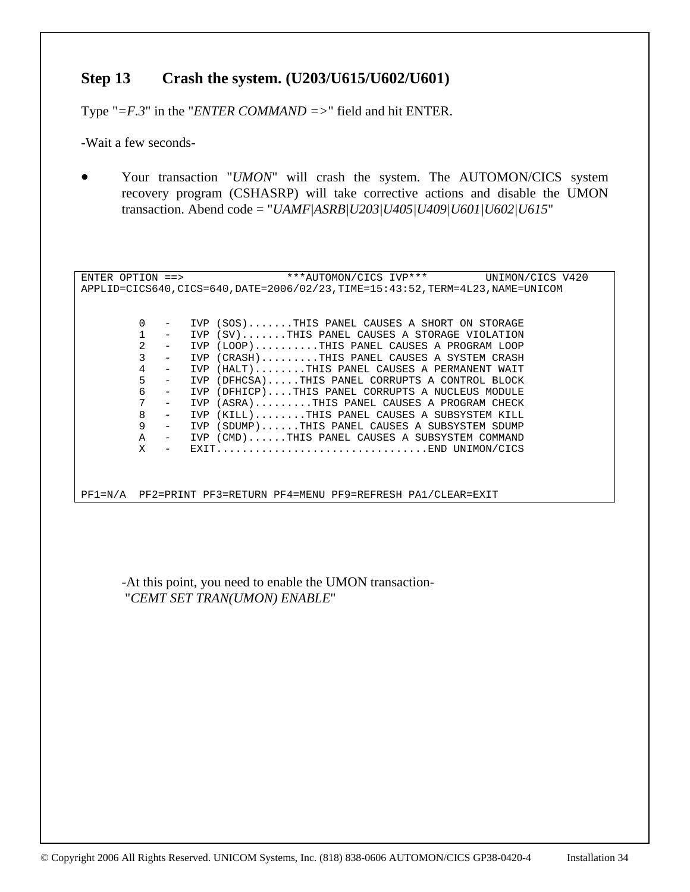## Step 13 Crash the system. (U203/U615/U602/U601)

Type "*=F.3*" in the "*ENTER COMMAND =>*" field and hit ENTER.

-Wait a few seconds-

- Your transaction "*UMON*" will crash the system. The AUTOMON/CICS system recovery program (CSHASRP) will take corrective actions and disable the UMON transaction. Abend code = "*UAMF|ASRB|U203|U405|U409|U601|U602|U615*"

```
ENTER OPTION ==>                ***AUTOMON/CICS IVP***         UNIMON/CICS V420
APPLID=CICS640,CICS=640,DATE=2006/02/23,TIME=15:43:52,TERM=4L23,NAME=UNICOM


         0   -   IVP (SOS).......THIS PANEL CAUSES A SHORT ON STORAGE
         1   -   IVP (SV).......THIS PANEL CAUSES A STORAGE VIOLATION
         2   -   IVP (LOOP)..........THIS PANEL CAUSES A PROGRAM LOOP
         3   -   IVP (CRASH).........THIS PANEL CAUSES A SYSTEM CRASH
         4   -   IVP (HALT)........THIS PANEL CAUSES A PERMANENT WAIT
         5   -   IVP (DFHCSA).....THIS PANEL CORRUPTS A CONTROL BLOCK
         6   -   IVP (DFHICP)....THIS PANEL CORRUPTS A NUCLEUS MODULE
         7   -   IVP (ASRA).........THIS PANEL CAUSES A PROGRAM CHECK
         8   -   IVP (KILL)........THIS PANEL CAUSES A SUBSYSTEM KILL
         9   -   IVP (SDUMP)......THIS PANEL CAUSES A SUBSYSTEM SDUMP
         A   -   IVP (CMD)......THIS PANEL CAUSES A SUBSYSTEM COMMAND
         X   -   EXIT.................................END UNIMON/CICS



PF1=N/A  PF2=PRINT PF3=RETURN PF4=MENU PF9=REFRESH PA1/CLEAR=EXIT
```

-At this point, you need to enable the UMON transaction-
"*CEMT SET TRAN(UMON) ENABLE*"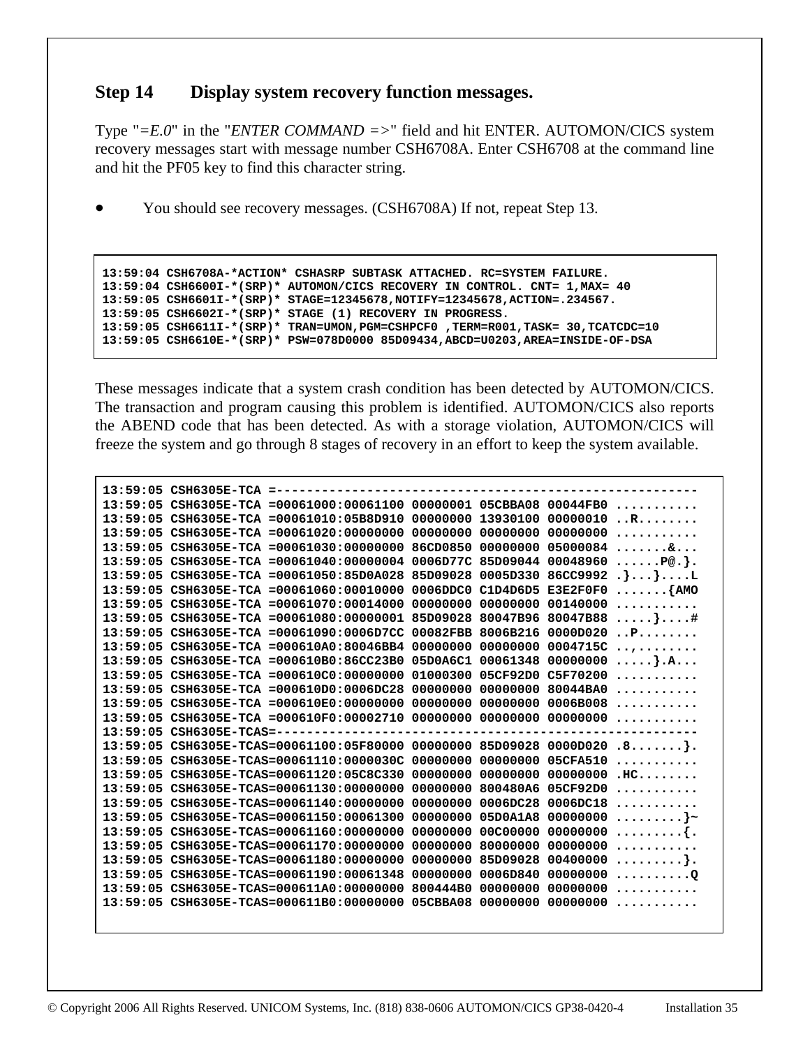## Step 14 Display system recovery function messages.

Type "*=E.0*" in the "*ENTER COMMAND =>*" field and hit ENTER. AUTOMON/CICS system recovery messages start with message number CSH6708A. Enter CSH6708 at the command line and hit the PF05 key to find this character string.

- You should see recovery messages. (CSH6708A) If not, repeat Step 13.

```
13:59:04 CSH6708A-*ACTION* CSHASRP SUBTASK ATTACHED. RC=SYSTEM FAILURE.
13:59:04 CSH6600I-*(SRP)* AUTOMON/CICS RECOVERY IN CONTROL. CNT= 1,MAX= 40
13:59:05 CSH6601I-*(SRP)* STAGE=12345678,NOTIFY=12345678,ACTION=.234567.
13:59:05 CSH6602I-*(SRP)* STAGE (1) RECOVERY IN PROGRESS.
13:59:05 CSH6611I-*(SRP)* TRAN=UMON,PGM=CSHPCF0 ,TERM=R001,TASK= 30,TCATCDC=10
13:59:05 CSH6610E-*(SRP)* PSW=078D0000 85D09434,ABCD=U0203,AREA=INSIDE-OF-DSA
```

These messages indicate that a system crash condition has been detected by AUTOMON/CICS. The transaction and program causing this problem is identified. AUTOMON/CICS also reports the ABEND code that has been detected. As with a storage violation, AUTOMON/CICS will freeze the system and go through 8 stages of recovery in an effort to keep the system available.

```
13:59:05 CSH6305E-TCA =--------------------------------------------------------
13:59:05 CSH6305E-TCA =00061000:00061100 00000001 05CBBA08 00044FB0 ...........
13:59:05 CSH6305E-TCA =00061010:05B8D910 00000000 13930100 00000010 ..R........
13:59:05 CSH6305E-TCA =00061020:00000000 00000000 00000000 00000000 ...........
13:59:05 CSH6305E-TCA =00061030:00000000 86CD0850 00000000 05000084 .......&...
13:59:05 CSH6305E-TCA =00061040:00000004 0006D77C 85D09044 00048960 ......P@.}.
13:59:05 CSH6305E-TCA =00061050:85D0A028 85D09028 0005D330 86CC9992 .}...}....L
13:59:05 CSH6305E-TCA =00061060:00010000 0006DDC0 C1D4D6D5 E3E2F0F0 .......{AMO
13:59:05 CSH6305E-TCA =00061070:00014000 00000000 00000000 00140000 ...........
13:59:05 CSH6305E-TCA =00061080:00000001 85D09028 80047B96 80047B88 .....}....#
13:59:05 CSH6305E-TCA =00061090:0006D7CC 00082FBB 8006B216 0000D020 ..P........
13:59:05 CSH6305E-TCA =000610A0:80046BB4 00000000 00000000 0004715C ..,........
13:59:05 CSH6305E-TCA =000610B0:86CC23B0 05D0A6C1 00061348 00000000 .....}.A...
13:59:05 CSH6305E-TCA =000610C0:00000000 01000300 05CF92D0 C5F70200 ...........
13:59:05 CSH6305E-TCA =000610D0:0006DC28 00000000 00000000 80044BA0 ...........
13:59:05 CSH6305E-TCA =000610E0:00000000 00000000 00000000 0006B008 ...........
13:59:05 CSH6305E-TCA =000610F0:00002710 00000000 00000000 00000000 ...........
13:59:05 CSH6305E-TCAS=--------------------------------------------------------
13:59:05 CSH6305E-TCAS=00061100:05F80000 00000000 85D09028 0000D020 .8.......}.
13:59:05 CSH6305E-TCAS=00061110:0000030C 00000000 00000000 05CFA510 ...........
13:59:05 CSH6305E-TCAS=00061120:05C8C330 00000000 00000000 00000000 .HC........
13:59:05 CSH6305E-TCAS=00061130:00000000 00000000 800480A6 05CF92D0 ...........
13:59:05 CSH6305E-TCAS=00061140:00000000 00000000 0006DC28 0006DC18 ...........
13:59:05 CSH6305E-TCAS=00061150:00061300 00000000 05D0A1A8 00000000 .........}~
13:59:05 CSH6305E-TCAS=00061160:00000000 00000000 00C00000 00000000 .........{.
13:59:05 CSH6305E-TCAS=00061170:00000000 00000000 80000000 00000000 ...........
13:59:05 CSH6305E-TCAS=00061180:00000000 00000000 85D09028 00400000 .........}.
13:59:05 CSH6305E-TCAS=00061190:00061348 00000000 0006D840 00000000 ..........Q
13:59:05 CSH6305E-TCAS=000611A0:00000000 800444B0 00000000 00000000 ...........
13:59:05 CSH6305E-TCAS=000611B0:00000000 05CBBA08 00000000 00000000 ...........
```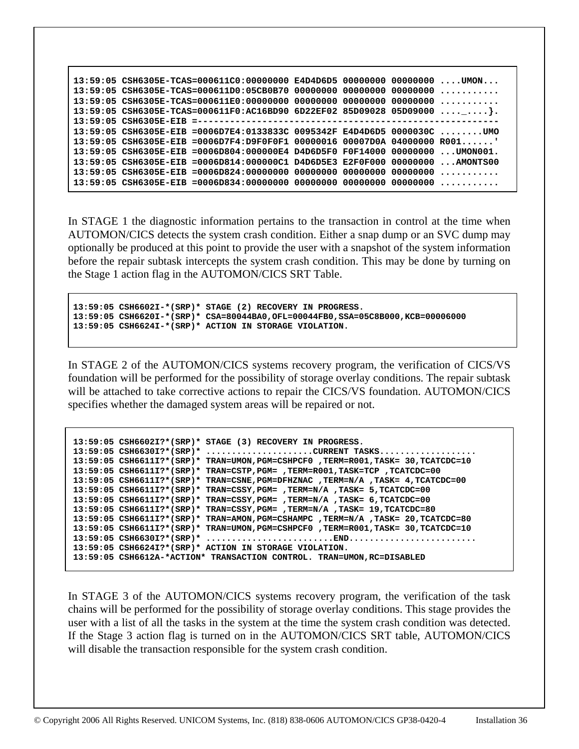```
13:59:05 CSH6305E-TCAS=000611C0:00000000 E4D4D6D5 00000000 00000000 ....UMON...
13:59:05 CSH6305E-TCAS=000611D0:05CB0B70 00000000 00000000 00000000 ...........
13:59:05 CSH6305E-TCAS=000611E0:00000000 00000000 00000000 00000000 ...........
13:59:05 CSH6305E-TCAS=000611F0:AC16BD90 6D22EF02 85D09028 05D09000 ...._.....}.
13:59:05 CSH6305E-EIB =-----------------------------------------------------
13:59:05 CSH6305E-EIB =0006D7E4:0133833C 0095342F E4D4D6D5 0000030C ........UMO
13:59:05 CSH6305E-EIB =0006D7F4:D9F0F0F1 00000016 00007D0A 04000000 R001......'
13:59:05 CSH6305E-EIB =0006D804:000000E4 D4D6D5F0 F0F14000 00000000 ...UMON001.
13:59:05 CSH6305E-EIB =0006D814:000000C1 D4D6D5E3 E2F0F000 00000000 ...AMONTS00
13:59:05 CSH6305E-EIB =0006D824:00000000 00000000 00000000 00000000 ...........
13:59:05 CSH6305E-EIB =0006D834:00000000 00000000 00000000 00000000 ...........
```

In STAGE 1 the diagnostic information pertains to the transaction in control at the time when AUTOMON/CICS detects the system crash condition. Either a snap dump or an SVC dump may optionally be produced at this point to provide the user with a snapshot of the system information before the repair subtask intercepts the system crash condition. This may be done by turning on the Stage 1 action flag in the AUTOMON/CICS SRT Table.

```
13:59:05 CSH6602I-*(SRP)* STAGE (2) RECOVERY IN PROGRESS.
13:59:05 CSH6620I-*(SRP)* CSA=80044BA0,OFL=00044FB0,SSA=05C8B000,KCB=00006000
13:59:05 CSH6624I-*(SRP)* ACTION IN STORAGE VIOLATION.
```

In STAGE 2 of the AUTOMON/CICS systems recovery program, the verification of CICS/VS foundation will be performed for the possibility of storage overlay conditions. The repair subtask will be attached to take corrective actions to repair the CICS/VS foundation. AUTOMON/CICS specifies whether the damaged system areas will be repaired or not.

```
13:59:05 CSH6602I?*(SRP)* STAGE (3) RECOVERY IN PROGRESS.
13:59:05 CSH6630I?*(SRP)* .....................CURRENT TASKS...................
13:59:05 CSH6611I?*(SRP)* TRAN=UMON,PGM=CSHPCF0 ,TERM=R001,TASK= 30,TCATCDC=10
13:59:05 CSH6611I?*(SRP)* TRAN=CSTP,PGM= ,TERM=R001,TASK=TCP ,TCATCDC=00
13:59:05 CSH6611I?*(SRP)* TRAN=CSNE,PGM=DFHZNAC ,TERM=N/A ,TASK= 4,TCATCDC=00
13:59:05 CSH6611I?*(SRP)* TRAN=CSSY,PGM= ,TERM=N/A ,TASK= 5,TCATCDC=00
13:59:05 CSH6611I?*(SRP)* TRAN=CSSY,PGM= ,TERM=N/A ,TASK= 6,TCATCDC=00
13:59:05 CSH6611I?*(SRP)* TRAN=CSSY,PGM= ,TERM=N/A ,TASK= 19,TCATCDC=80
13:59:05 CSH6611I?*(SRP)* TRAN=AMON,PGM=CSHAMPC ,TERM=N/A ,TASK= 20,TCATCDC=80
13:59:05 CSH6611I?*(SRP)* TRAN=UMON,PGM=CSHPCF0 ,TERM=R001,TASK= 30,TCATCDC=10
13:59:05 CSH6630I?*(SRP)* .........................END.........................
13:59:05 CSH6624I?*(SRP)* ACTION IN STORAGE VIOLATION.
13:59:05 CSH6612A-*ACTION* TRANSACTION CONTROL. TRAN=UMON,RC=DISABLED
```

In STAGE 3 of the AUTOMON/CICS systems recovery program, the verification of the task chains will be performed for the possibility of storage overlay conditions. This stage provides the user with a list of all the tasks in the system at the time the system crash condition was detected. If the Stage 3 action flag is turned on in the AUTOMON/CICS SRT table, AUTOMON/CICS will disable the transaction responsible for the system crash condition.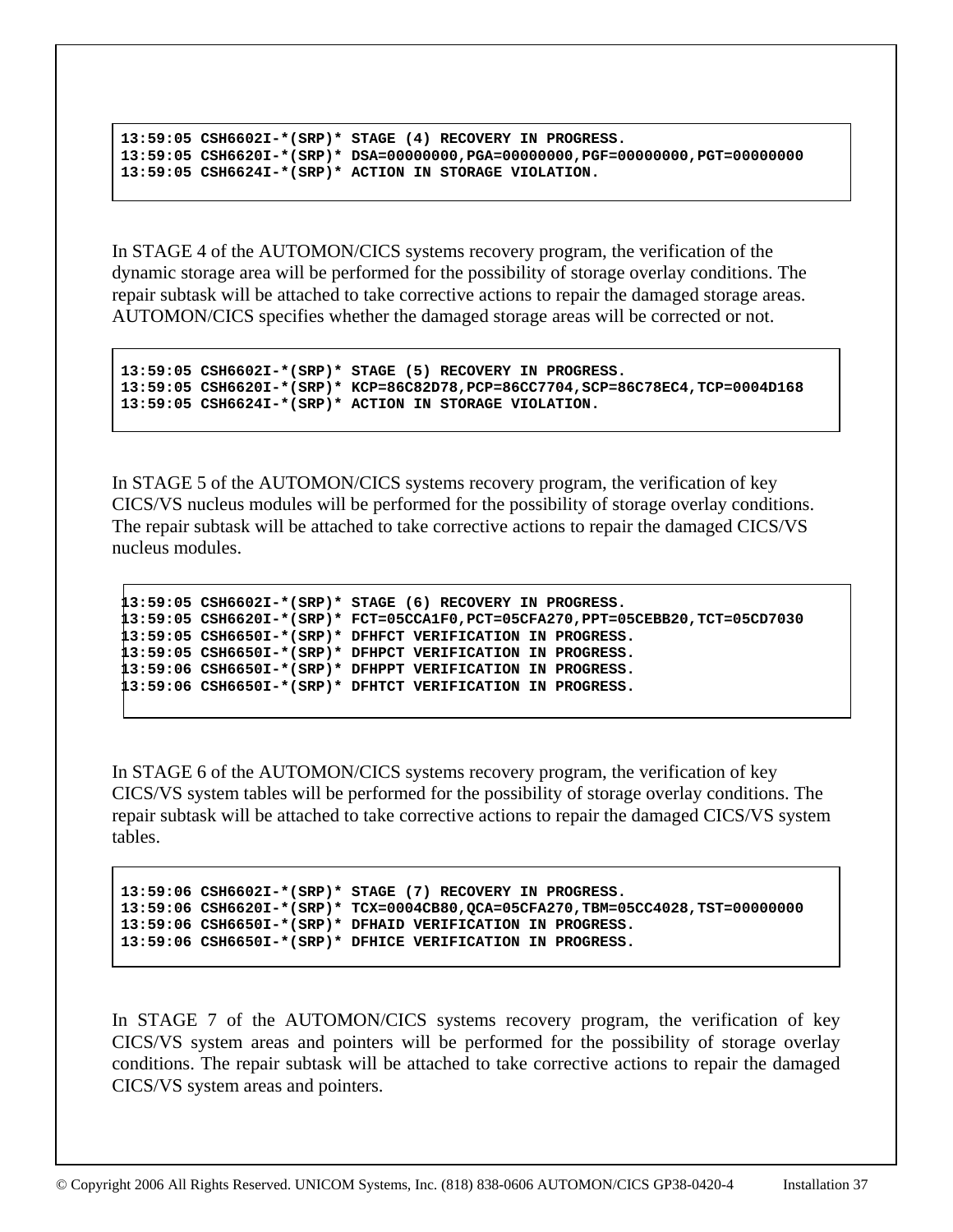```
13:59:05 CSH6602I-*(SRP)* STAGE (4) RECOVERY IN PROGRESS.
13:59:05 CSH6620I-*(SRP)* DSA=00000000,PGA=00000000,PGF=00000000,PGT=00000000
13:59:05 CSH6624I-*(SRP)* ACTION IN STORAGE VIOLATION.
```

In STAGE 4 of the AUTOMON/CICS systems recovery program, the verification of the dynamic storage area will be performed for the possibility of storage overlay conditions. The repair subtask will be attached to take corrective actions to repair the damaged storage areas. AUTOMON/CICS specifies whether the damaged storage areas will be corrected or not.

```
13:59:05 CSH6602I-*(SRP)* STAGE (5) RECOVERY IN PROGRESS.
13:59:05 CSH6620I-*(SRP)* KCP=86C82D78,PCP=86CC7704,SCP=86C78EC4,TCP=0004D168
13:59:05 CSH6624I-*(SRP)* ACTION IN STORAGE VIOLATION.
```

In STAGE 5 of the AUTOMON/CICS systems recovery program, the verification of key CICS/VS nucleus modules will be performed for the possibility of storage overlay conditions. The repair subtask will be attached to take corrective actions to repair the damaged CICS/VS nucleus modules.

```
13:59:05 CSH6602I-*(SRP)* STAGE (6) RECOVERY IN PROGRESS.
13:59:05 CSH6620I-*(SRP)* FCT=05CCA1F0,PCT=05CFA270,PPT=05CEBB20,TCT=05CD7030
13:59:05 CSH6650I-*(SRP)* DFHFCT VERIFICATION IN PROGRESS.
13:59:05 CSH6650I-*(SRP)* DFHPCT VERIFICATION IN PROGRESS.
13:59:06 CSH6650I-*(SRP)* DFHPPT VERIFICATION IN PROGRESS.
13:59:06 CSH6650I-*(SRP)* DFHTCT VERIFICATION IN PROGRESS.
```

In STAGE 6 of the AUTOMON/CICS systems recovery program, the verification of key CICS/VS system tables will be performed for the possibility of storage overlay conditions. The repair subtask will be attached to take corrective actions to repair the damaged CICS/VS system tables.

```
13:59:06 CSH6602I-*(SRP)* STAGE (7) RECOVERY IN PROGRESS.
13:59:06 CSH6620I-*(SRP)* TCX=0004CB80,QCA=05CFA270,TBM=05CC4028,TST=00000000
13:59:06 CSH6650I-*(SRP)* DFHAID VERIFICATION IN PROGRESS.
13:59:06 CSH6650I-*(SRP)* DFHICE VERIFICATION IN PROGRESS.
```

In STAGE 7 of the AUTOMON/CICS systems recovery program, the verification of key CICS/VS system areas and pointers will be performed for the possibility of storage overlay conditions. The repair subtask will be attached to take corrective actions to repair the damaged CICS/VS system areas and pointers.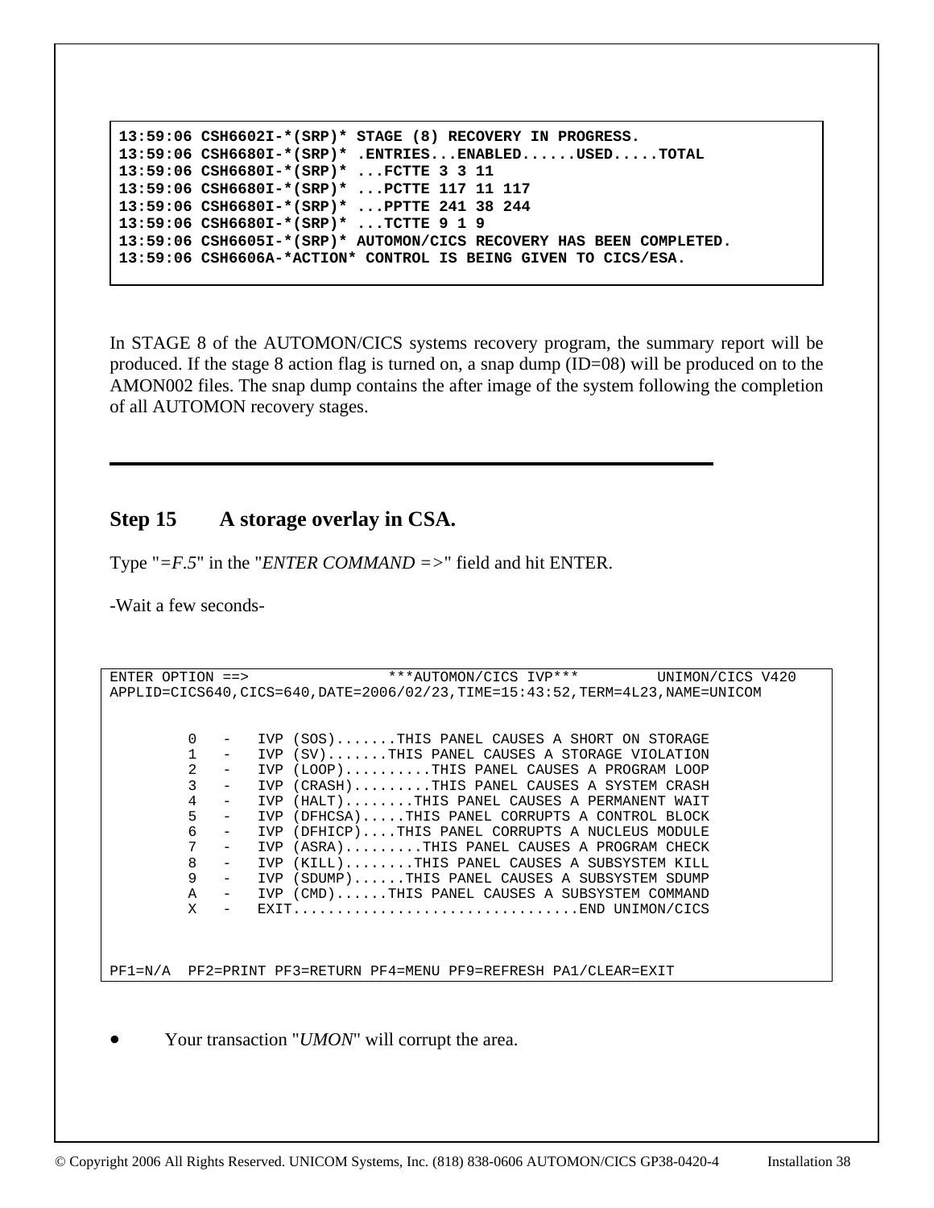```
13:59:06 CSH6602I-*(SRP)* STAGE (8) RECOVERY IN PROGRESS.
13:59:06 CSH6680I-*(SRP)* .ENTRIES...ENABLED......USED.....TOTAL
13:59:06 CSH6680I-*(SRP)* ...FCTTE 3 3 11
13:59:06 CSH6680I-*(SRP)* ...PCTTE 117 11 117
13:59:06 CSH6680I-*(SRP)* ...PPTTE 241 38 244
13:59:06 CSH6680I-*(SRP)* ...TCTTE 9 1 9
13:59:06 CSH6605I-*(SRP)* AUTOMON/CICS RECOVERY HAS BEEN COMPLETED.
13:59:06 CSH6606A-*ACTION* CONTROL IS BEING GIVEN TO CICS/ESA.
```

In STAGE 8 of the AUTOMON/CICS systems recovery program, the summary report will be produced. If the stage 8 action flag is turned on, a snap dump (ID=08) will be produced on to the AMON002 files. The snap dump contains the after image of the system following the completion of all AUTOMON recovery stages.

---

## Step 15 A storage overlay in CSA.

Type "*=F.5*" in the "*ENTER COMMAND =>*" field and hit ENTER.

-Wait a few seconds-

```
ENTER OPTION ==>                ***AUTOMON/CICS IVP***         UNIMON/CICS V420
APPLID=CICS640,CICS=640,DATE=2006/02/23,TIME=15:43:52,TERM=4L23,NAME=UNICOM


         0   -   IVP (SOS).......THIS PANEL CAUSES A SHORT ON STORAGE
         1   -   IVP (SV).......THIS PANEL CAUSES A STORAGE VIOLATION
         2   -   IVP (LOOP)..........THIS PANEL CAUSES A PROGRAM LOOP
         3   -   IVP (CRASH).........THIS PANEL CAUSES A SYSTEM CRASH
         4   -   IVP (HALT)........THIS PANEL CAUSES A PERMANENT WAIT
         5   -   IVP (DFHCSA).....THIS PANEL CORRUPTS A CONTROL BLOCK
         6   -   IVP (DFHICP)....THIS PANEL CORRUPTS A NUCLEUS MODULE
         7   -   IVP (ASRA).........THIS PANEL CAUSES A PROGRAM CHECK
         8   -   IVP (KILL)........THIS PANEL CAUSES A SUBSYSTEM KILL
         9   -   IVP (SDUMP)......THIS PANEL CAUSES A SUBSYSTEM SDUMP
         A   -   IVP (CMD)......THIS PANEL CAUSES A SUBSYSTEM COMMAND
         X   -   EXIT.................................END UNIMON/CICS



PF1=N/A  PF2=PRINT PF3=RETURN PF4=MENU PF9=REFRESH PA1/CLEAR=EXIT
```

- Your transaction "*UMON*" will corrupt the area.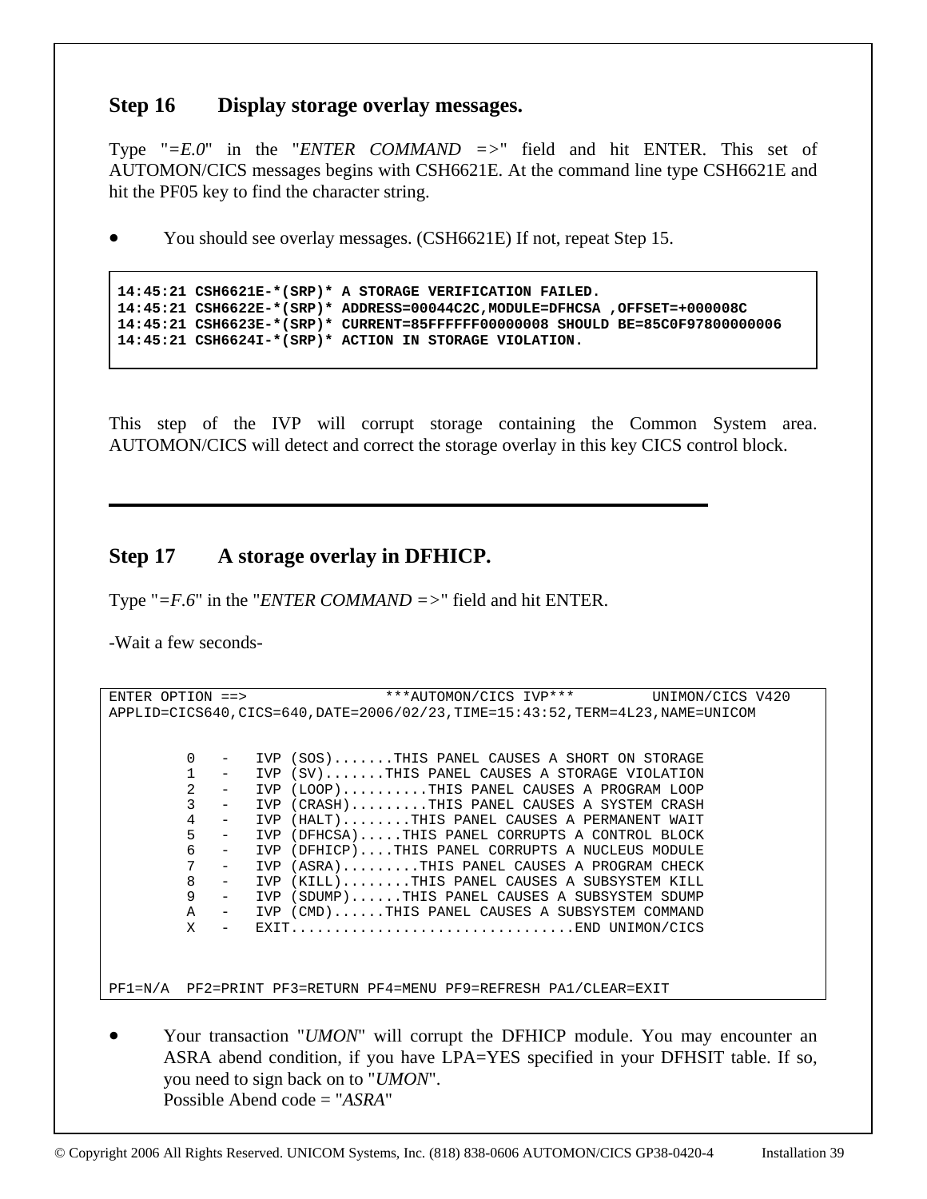### Step 16 Display storage overlay messages.

Type "*=E.0*" in the "*ENTER COMMAND =>*" field and hit ENTER. This set of AUTOMON/CICS messages begins with CSH6621E. At the command line type CSH6621E and hit the PF05 key to find the character string.

- You should see overlay messages. (CSH6621E) If not, repeat Step 15.

```
14:45:21 CSH6621E-*(SRP)* A STORAGE VERIFICATION FAILED.
14:45:21 CSH6622E-*(SRP)* ADDRESS=00044C2C,MODULE=DFHCSA ,OFFSET=+000008C
14:45:21 CSH6623E-*(SRP)* CURRENT=85FFFFFF00000008 SHOULD BE=85C0F97800000006
14:45:21 CSH6624I-*(SRP)* ACTION IN STORAGE VIOLATION.
```

This step of the IVP will corrupt storage containing the Common System area. AUTOMON/CICS will detect and correct the storage overlay in this key CICS control block.

---

### Step 17 A storage overlay in DFHICP.

Type "*=F.6*" in the "*ENTER COMMAND =>*" field and hit ENTER.

-Wait a few seconds-

```
ENTER OPTION ==>                ***AUTOMON/CICS IVP***         UNIMON/CICS V420
APPLID=CICS640,CICS=640,DATE=2006/02/23,TIME=15:43:52,TERM=4L23,NAME=UNICOM


         0   -   IVP (SOS).......THIS PANEL CAUSES A SHORT ON STORAGE
         1   -   IVP (SV).......THIS PANEL CAUSES A STORAGE VIOLATION
         2   -   IVP (LOOP)..........THIS PANEL CAUSES A PROGRAM LOOP
         3   -   IVP (CRASH).........THIS PANEL CAUSES A SYSTEM CRASH
         4   -   IVP (HALT)........THIS PANEL CAUSES A PERMANENT WAIT
         5   -   IVP (DFHCSA).....THIS PANEL CORRUPTS A CONTROL BLOCK
         6   -   IVP (DFHICP)....THIS PANEL CORRUPTS A NUCLEUS MODULE
         7   -   IVP (ASRA).........THIS PANEL CAUSES A PROGRAM CHECK
         8   -   IVP (KILL)........THIS PANEL CAUSES A SUBSYSTEM KILL
         9   -   IVP (SDUMP)......THIS PANEL CAUSES A SUBSYSTEM SDUMP
         A   -   IVP (CMD)......THIS PANEL CAUSES A SUBSYSTEM COMMAND
         X   -   EXIT.................................END UNIMON/CICS



PF1=N/A  PF2=PRINT PF3=RETURN PF4=MENU PF9=REFRESH PA1/CLEAR=EXIT
```

- Your transaction "*UMON*" will corrupt the DFHICP module. You may encounter an ASRA abend condition, if you have LPA=YES specified in your DFHSIT table. If so, you need to sign back on to "*UMON*".
  Possible Abend code = "*ASRA*"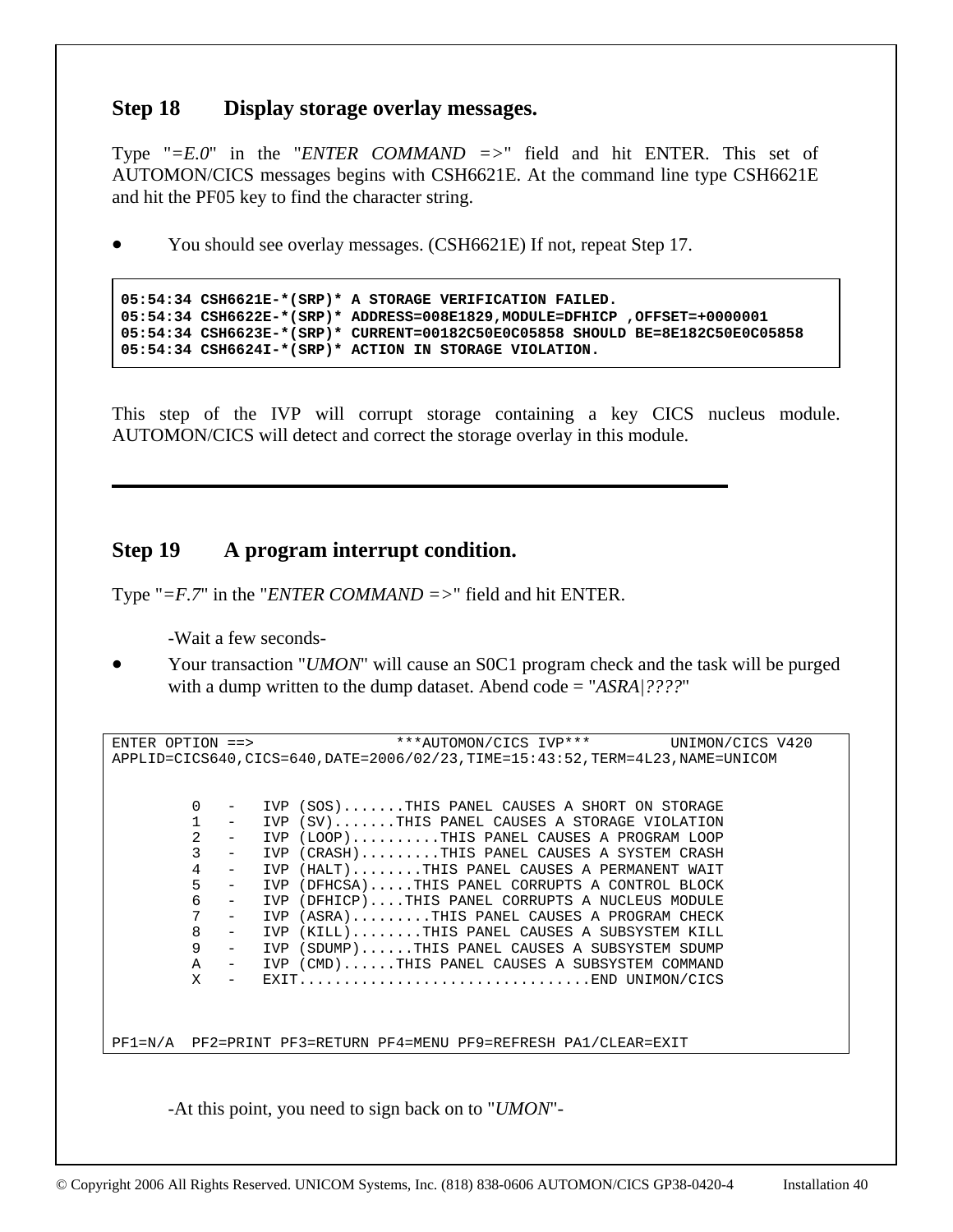## Step 18 Display storage overlay messages.

Type "*=E.0*" in the "*ENTER COMMAND =>*" field and hit ENTER. This set of AUTOMON/CICS messages begins with CSH6621E. At the command line type CSH6621E and hit the PF05 key to find the character string.

- You should see overlay messages. (CSH6621E) If not, repeat Step 17.

```
05:54:34 CSH6621E-*(SRP)* A STORAGE VERIFICATION FAILED.
05:54:34 CSH6622E-*(SRP)* ADDRESS=008E1829,MODULE=DFHICP ,OFFSET=+0000001
05:54:34 CSH6623E-*(SRP)* CURRENT=00182C50E0C05858 SHOULD BE=8E182C50E0C05858
05:54:34 CSH6624I-*(SRP)* ACTION IN STORAGE VIOLATION.
```

This step of the IVP will corrupt storage containing a key CICS nucleus module. AUTOMON/CICS will detect and correct the storage overlay in this module.

---

## Step 19 A program interrupt condition.

Type "*=F.7*" in the "*ENTER COMMAND =>*" field and hit ENTER.

-Wait a few seconds-

- Your transaction "*UMON*" will cause an S0C1 program check and the task will be purged with a dump written to the dump dataset. Abend code = "*ASRA|????*"

```
ENTER OPTION ==>                ***AUTOMON/CICS IVP***         UNIMON/CICS V420
APPLID=CICS640,CICS=640,DATE=2006/02/23,TIME=15:43:52,TERM=4L23,NAME=UNICOM


         0   -   IVP (SOS).......THIS PANEL CAUSES A SHORT ON STORAGE
         1   -   IVP (SV).......THIS PANEL CAUSES A STORAGE VIOLATION
         2   -   IVP (LOOP)..........THIS PANEL CAUSES A PROGRAM LOOP
         3   -   IVP (CRASH).........THIS PANEL CAUSES A SYSTEM CRASH
         4   -   IVP (HALT)........THIS PANEL CAUSES A PERMANENT WAIT
         5   -   IVP (DFHCSA).....THIS PANEL CORRUPTS A CONTROL BLOCK
         6   -   IVP (DFHICP)....THIS PANEL CORRUPTS A NUCLEUS MODULE
         7   -   IVP (ASRA).........THIS PANEL CAUSES A PROGRAM CHECK
         8   -   IVP (KILL)........THIS PANEL CAUSES A SUBSYSTEM KILL
         9   -   IVP (SDUMP)......THIS PANEL CAUSES A SUBSYSTEM SDUMP
         A   -   IVP (CMD)......THIS PANEL CAUSES A SUBSYSTEM COMMAND
         X   -   EXIT.................................END UNIMON/CICS



PF1=N/A  PF2=PRINT PF3=RETURN PF4=MENU PF9=REFRESH PA1/CLEAR=EXIT
```

-At this point, you need to sign back on to "*UMON*"-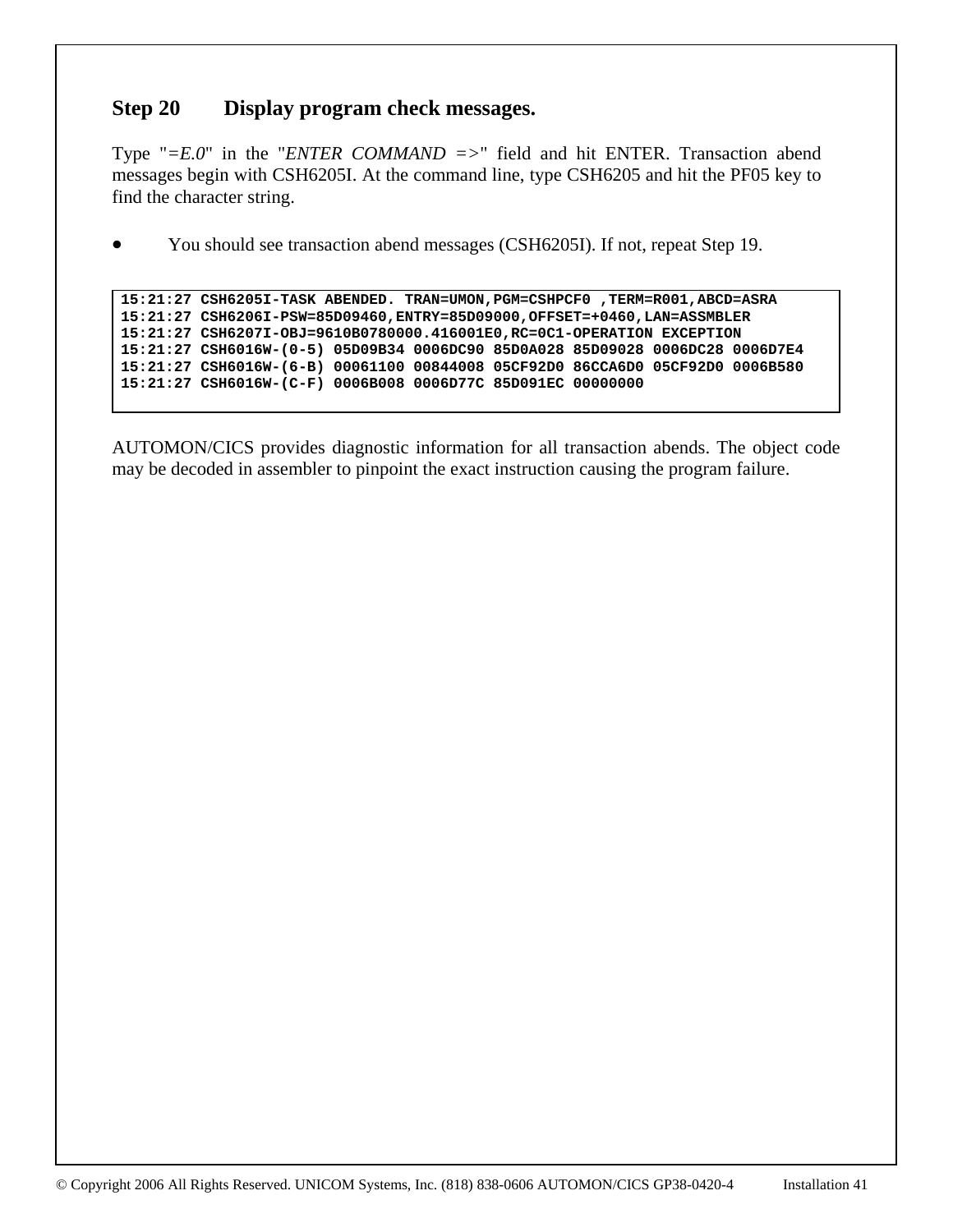## Step 20 Display program check messages.

Type "*=E.0*" in the "*ENTER COMMAND =>*" field and hit ENTER. Transaction abend messages begin with CSH6205I. At the command line, type CSH6205 and hit the PF05 key to find the character string.

- You should see transaction abend messages (CSH6205I). If not, repeat Step 19.

```
15:21:27 CSH6205I-TASK ABENDED. TRAN=UMON,PGM=CSHPCF0 ,TERM=R001,ABCD=ASRA
15:21:27 CSH6206I-PSW=85D09460,ENTRY=85D09000,OFFSET=+0460,LAN=ASSMBLER
15:21:27 CSH6207I-OBJ=9610B0780000.416001E0,RC=0C1-OPERATION EXCEPTION
15:21:27 CSH6016W-(0-5) 05D09B34 0006DC90 85D0A028 85D09028 0006DC28 0006D7E4
15:21:27 CSH6016W-(6-B) 00061100 00844008 05CF92D0 86CCA6D0 05CF92D0 0006B580
15:21:27 CSH6016W-(C-F) 0006B008 0006D77C 85D091EC 00000000
```

AUTOMON/CICS provides diagnostic information for all transaction abends. The object code may be decoded in assembler to pinpoint the exact instruction causing the program failure.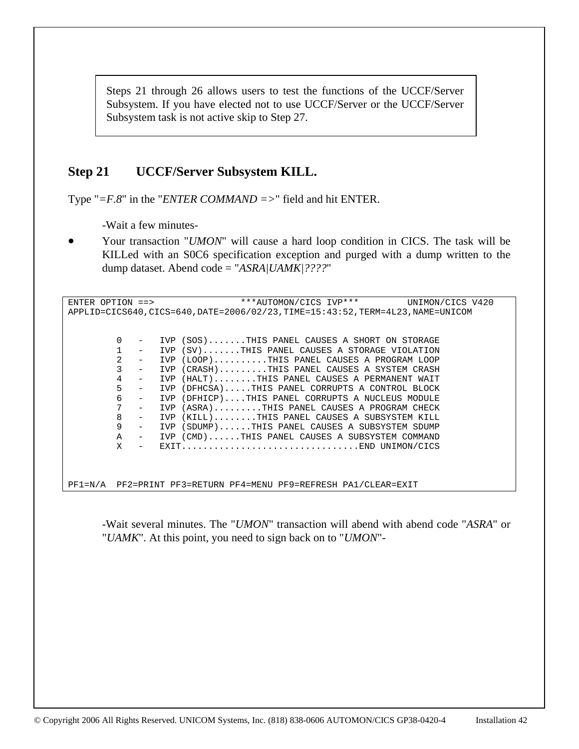> Steps 21 through 26 allows users to test the functions of the UCCF/Server Subsystem. If you have elected not to use UCCF/Server or the UCCF/Server Subsystem task is not active skip to Step 27.

## Step 21 UCCF/Server Subsystem KILL.

Type "*=F.8*" in the "*ENTER COMMAND =>*" field and hit ENTER.

-Wait a few minutes-

- Your transaction "*UMON*" will cause a hard loop condition in CICS. The task will be KILLed with an S0C6 specification exception and purged with a dump written to the dump dataset. Abend code = "*ASRA|UAMK|????*"

```
ENTER OPTION ==>                ***AUTOMON/CICS IVP***          UNIMON/CICS V420
APPLID=CICS640,CICS=640,DATE=2006/02/23,TIME=15:43:52,TERM=4L23,NAME=UNICOM


         0   -   IVP (SOS).......THIS PANEL CAUSES A SHORT ON STORAGE
         1   -   IVP (SV).......THIS PANEL CAUSES A STORAGE VIOLATION
         2   -   IVP (LOOP)..........THIS PANEL CAUSES A PROGRAM LOOP
         3   -   IVP (CRASH).........THIS PANEL CAUSES A SYSTEM CRASH
         4   -   IVP (HALT)........THIS PANEL CAUSES A PERMANENT WAIT
         5   -   IVP (DFHCSA).....THIS PANEL CORRUPTS A CONTROL BLOCK
         6   -   IVP (DFHICP)....THIS PANEL CORRUPTS A NUCLEUS MODULE
         7   -   IVP (ASRA).........THIS PANEL CAUSES A PROGRAM CHECK
         8   -   IVP (KILL)........THIS PANEL CAUSES A SUBSYSTEM KILL
         9   -   IVP (SDUMP)......THIS PANEL CAUSES A SUBSYSTEM SDUMP
         A   -   IVP (CMD)......THIS PANEL CAUSES A SUBSYSTEM COMMAND
         X   -   EXIT.................................END UNIMON/CICS



PF1=N/A  PF2=PRINT PF3=RETURN PF4=MENU PF9=REFRESH PA1/CLEAR=EXIT
```

-Wait several minutes. The "*UMON*" transaction will abend with abend code "*ASRA*" or "*UAMK*". At this point, you need to sign back on to "*UMON*"-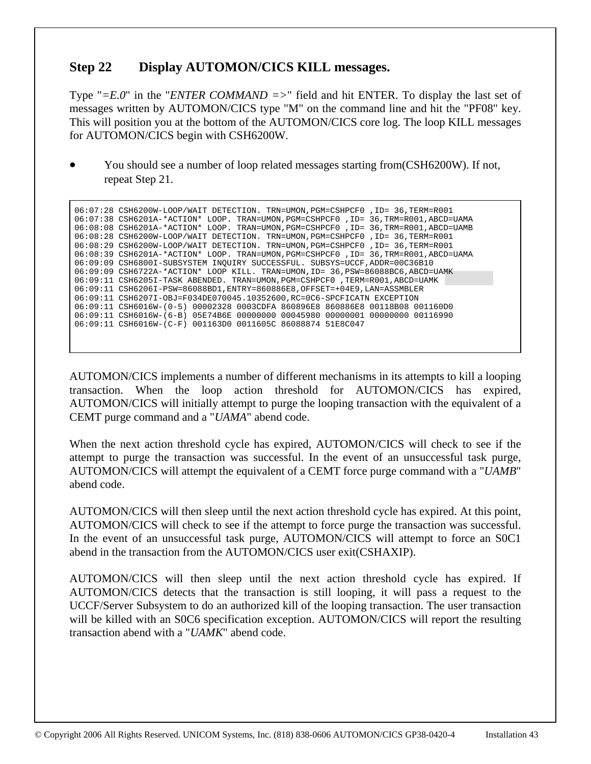## Step 22 Display AUTOMON/CICS KILL messages.

Type "*=E.0*" in the "*ENTER COMMAND =>*" field and hit ENTER. To display the last set of messages written by AUTOMON/CICS type "M" on the command line and hit the "PF08" key. This will position you at the bottom of the AUTOMON/CICS core log. The loop KILL messages for AUTOMON/CICS begin with CSH6200W.

- You should see a number of loop related messages starting from(CSH6200W). If not, repeat Step 21.

```
06:07:28 CSH6200W-LOOP/WAIT DETECTION. TRN=UMON,PGM=CSHPCF0 ,ID= 36,TERM=R001
06:07:38 CSH6201A-*ACTION* LOOP. TRAN=UMON,PGM=CSHPCF0 ,ID= 36,TRM=R001,ABCD=UAMA
06:08:08 CSH6201A-*ACTION* LOOP. TRAN=UMON,PGM=CSHPCF0 ,ID= 36,TRM=R001,ABCD=UAMB
06:08:28 CSH6200W-LOOP/WAIT DETECTION. TRN=UMON,PGM=CSHPCF0 ,ID= 36,TERM=R001
06:08:29 CSH6200W-LOOP/WAIT DETECTION. TRN=UMON,PGM=CSHPCF0 ,ID= 36,TERM=R001
06:08:39 CSH6201A-*ACTION* LOOP. TRAN=UMON,PGM=CSHPCF0 ,ID= 36,TRM=R001,ABCD=UAMA
06:09:09 CSH6800I-SUBSYSTEM INQUIRY SUCCESSFUL. SUBSYS=UCCF,ADDR=00C36B10
06:09:09 CSH6722A-*ACTION* LOOP KILL. TRAN=UMON,ID= 36,PSW=86088BC6,ABCD=UAMK
06:09:11 CSH6205I-TASK ABENDED. TRAN=UMON,PGM=CSHPCF0 ,TERM=R001,ABCD=UAMK
06:09:11 CSH6206I-PSW=86088BD1,ENTRY=860886E8,OFFSET=+04E8,LAN=ASSMBLER
06:09:11 CSH6207I-OBJ=F034DE070045.10352600,RC=0C6-SPCFICATN EXCEPTION
06:09:11 CSH6016W-(0-5) 00002328 0003CDFA 860896E8 860886E8 00118B08 001160D0
06:09:11 CSH6016W-(6-B) 05E74B6E 00000000 00045980 00000001 00000000 00116990
06:09:11 CSH6016W-(C-F) 001163D0 0011605C 86088874 51E8C047
```

AUTOMON/CICS implements a number of different mechanisms in its attempts to kill a looping transaction. When the loop action threshold for AUTOMON/CICS has expired, AUTOMON/CICS will initially attempt to purge the looping transaction with the equivalent of a CEMT purge command and a "*UAMA*" abend code.

When the next action threshold cycle has expired, AUTOMON/CICS will check to see if the attempt to purge the transaction was successful. In the event of an unsuccessful task purge, AUTOMON/CICS will attempt the equivalent of a CEMT force purge command with a "*UAMB*" abend code.

AUTOMON/CICS will then sleep until the next action threshold cycle has expired. At this point, AUTOMON/CICS will check to see if the attempt to force purge the transaction was successful. In the event of an unsuccessful task purge, AUTOMON/CICS will attempt to force an S0C1 abend in the transaction from the AUTOMON/CICS user exit(CSHAXIP).

AUTOMON/CICS will then sleep until the next action threshold cycle has expired. If AUTOMON/CICS detects that the transaction is still looping, it will pass a request to the UCCF/Server Subsystem to do an authorized kill of the looping transaction. The user transaction will be killed with an S0C6 specification exception. AUTOMON/CICS will report the resulting transaction abend with a "*UAMK*" abend code.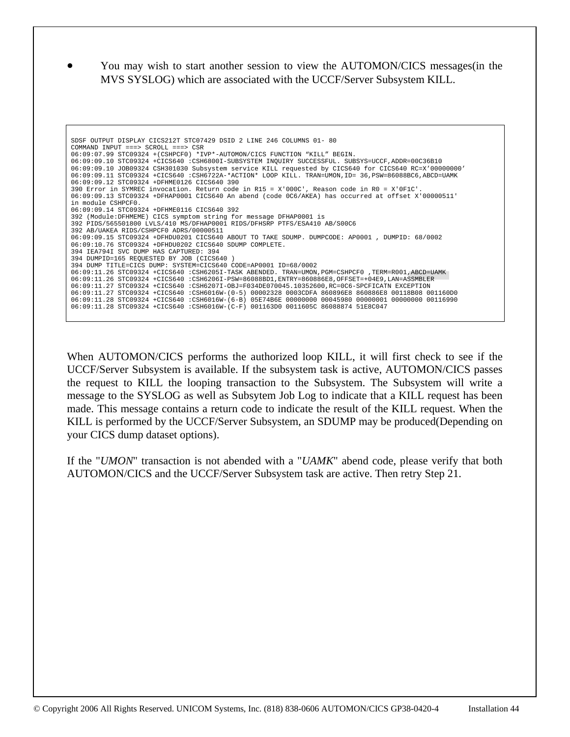- You may wish to start another session to view the AUTOMON/CICS messages(in the MVS SYSLOG) which are associated with the UCCF/Server Subsystem KILL.

```
SDSF OUTPUT DISPLAY CICS212T STC07429 DSID 2 LINE 246 COLUMNS 01- 80
COMMAND INPUT ===> SCROLL ===> CSR
06:09:07.99 STC09324 +(CSHPCF0) *IVP*-AUTOMON/CICS FUNCTION “KILL” BEGIN.
06:09:09.10 STC09324 +CICS640 :CSH6800I-SUBSYSTEM INQUIRY SUCCESSFUL. SUBSYS=UCCF,ADDR=00C36B10
06:09:09.10 JOB09324 CSH301030 Subsystem service KILL requested by CICS640 for CICS640 RC=X’00000000’
06:09:09.11 STC09324 +CICS640 :CSH6722A-*ACTION* LOOP KILL. TRAN=UMON,ID= 36,PSW=86088BC6,ABCD=UAMK
06:09:09.12 STC09324 +DFHME0126 CICS640 390
390 Error in SYMREC invocation. Return code in R15 = X'000C', Reason code in R0 = X'0F1C'.
06:09:09.13 STC09324 +DFHAP0001 CICS640 An abend (code 0C6/AKEA) has occurred at offset X'00000511'
in module CSHPCF0.
06:09:09.14 STC09324 +DFHME0116 CICS640 392
392 (Module:DFHMEME) CICS symptom string for message DFHAP0001 is
392 PIDS/565501800 LVLS/410 MS/DFHAP0001 RIDS/DFHSRP PTFS/ESA410 AB/S00C6
392 AB/UAKEA RIDS/CSHPCF0 ADRS/00000511
06:09:09.15 STC09324 +DFHDU0201 CICS640 ABOUT TO TAKE SDUMP. DUMPCODE: AP0001 , DUMPID: 68/0002
06:09:10.76 STC09324 +DFHDU0202 CICS640 SDUMP COMPLETE.
394 IEA794I SVC DUMP HAS CAPTURED: 394
394 DUMPID=165 REQUESTED BY JOB (CICS640 )
394 DUMP TITLE=CICS DUMP: SYSTEM=CICS640 CODE=AP0001 ID=68/0002
06:09:11.26 STC09324 +CICS640 :CSH6205I-TASK ABENDED. TRAN=UMON,PGM=CSHPCF0 ,TERM=R001,ABCD=UAMK
06:09:11.26 STC09324 +CICS640 :CSH6206I-PSW=86088BD1,ENTRY=860886E8,OFFSET=+04E9,LAN=ASSMBLER
06:09:11.27 STC09324 +CICS640 :CSH6207I-OBJ=F034DE070045.10352600,RC=0C6-SPCFICATN EXCEPTION
06:09:11.27 STC09324 +CICS640 :CSH6016W-(0-5) 00002328 0003CDFA 860896E8 860886E8 00118B08 001160D0
06:09:11.28 STC09324 +CICS640 :CSH6016W-(6-B) 05E74B6E 00000000 00045980 00000001 00000000 00116990
06:09:11.28 STC09324 +CICS640 :CSH6016W-(C-F) 001163D0 0011605C 86088874 51E8C047
```

When AUTOMON/CICS performs the authorized loop KILL, it will first check to see if the UCCF/Server Subsystem is available. If the subsystem task is active, AUTOMON/CICS passes the request to KILL the looping transaction to the Subsystem. The Subsystem will write a message to the SYSLOG as well as Subsytem Job Log to indicate that a KILL request has been made. This message contains a return code to indicate the result of the KILL request. When the KILL is performed by the UCCF/Server Subsystem, an SDUMP may be produced(Depending on your CICS dump dataset options).

If the "*UMON*" transaction is not abended with a "*UAMK*" abend code, please verify that both AUTOMON/CICS and the UCCF/Server Subsystem task are active. Then retry Step 21.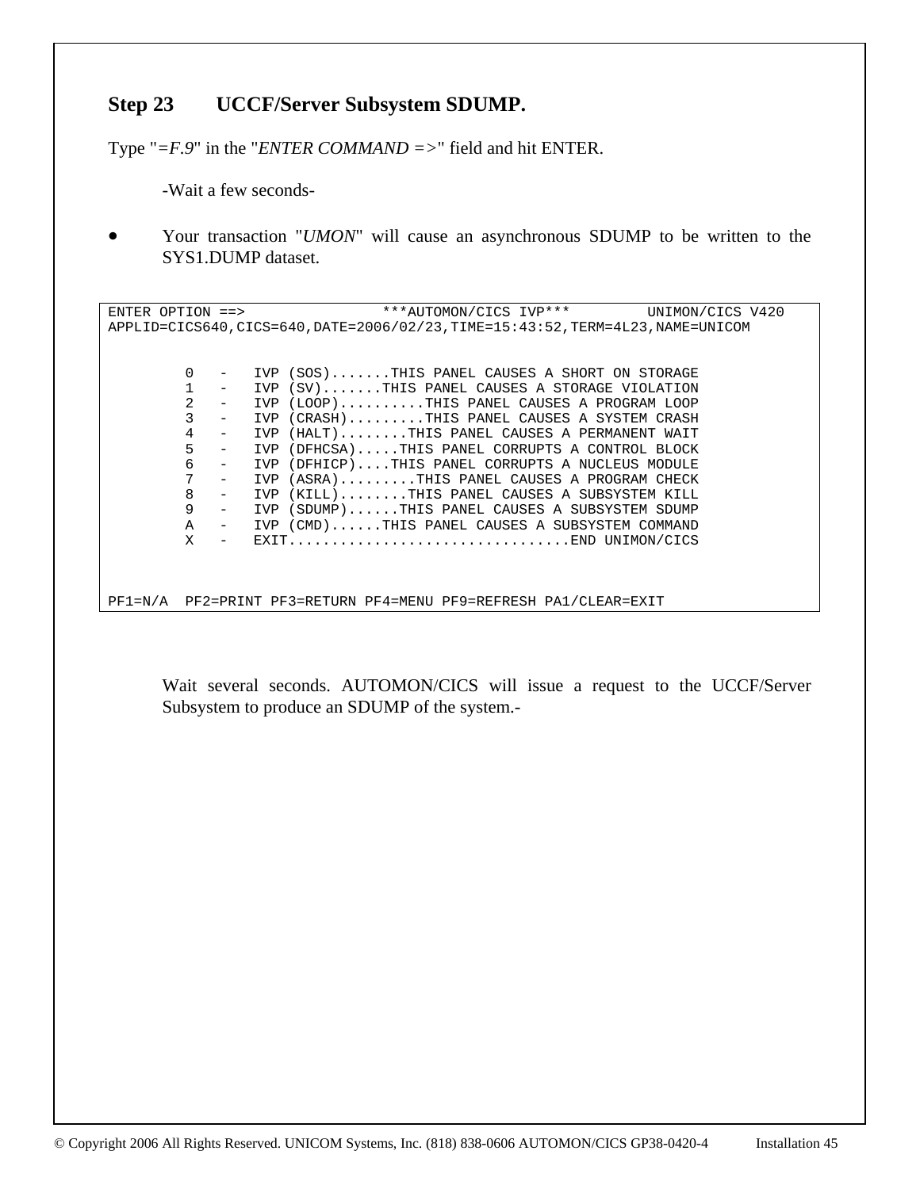## Step 23 UCCF/Server Subsystem SDUMP.

Type "*=F.9*" in the "*ENTER COMMAND =>*" field and hit ENTER.

-Wait a few seconds-

- Your transaction "*UMON*" will cause an asynchronous SDUMP to be written to the SYS1.DUMP dataset.

```
ENTER OPTION ==>                ***AUTOMON/CICS IVP***          UNIMON/CICS V420
APPLID=CICS640,CICS=640,DATE=2006/02/23,TIME=15:43:52,TERM=4L23,NAME=UNICOM


         0   -   IVP (SOS).......THIS PANEL CAUSES A SHORT ON STORAGE
         1   -   IVP (SV).......THIS PANEL CAUSES A STORAGE VIOLATION
         2   -   IVP (LOOP)..........THIS PANEL CAUSES A PROGRAM LOOP
         3   -   IVP (CRASH).........THIS PANEL CAUSES A SYSTEM CRASH
         4   -   IVP (HALT)........THIS PANEL CAUSES A PERMANENT WAIT
         5   -   IVP (DFHCSA).....THIS PANEL CORRUPTS A CONTROL BLOCK
         6   -   IVP (DFHICP)....THIS PANEL CORRUPTS A NUCLEUS MODULE
         7   -   IVP (ASRA).........THIS PANEL CAUSES A PROGRAM CHECK
         8   -   IVP (KILL)........THIS PANEL CAUSES A SUBSYSTEM KILL
         9   -   IVP (SDUMP)......THIS PANEL CAUSES A SUBSYSTEM SDUMP
         A   -   IVP (CMD)......THIS PANEL CAUSES A SUBSYSTEM COMMAND
         X   -   EXIT.................................END UNIMON/CICS



PF1=N/A  PF2=PRINT PF3=RETURN PF4=MENU PF9=REFRESH PA1/CLEAR=EXIT
```

Wait several seconds. AUTOMON/CICS will issue a request to the UCCF/Server Subsystem to produce an SDUMP of the system.-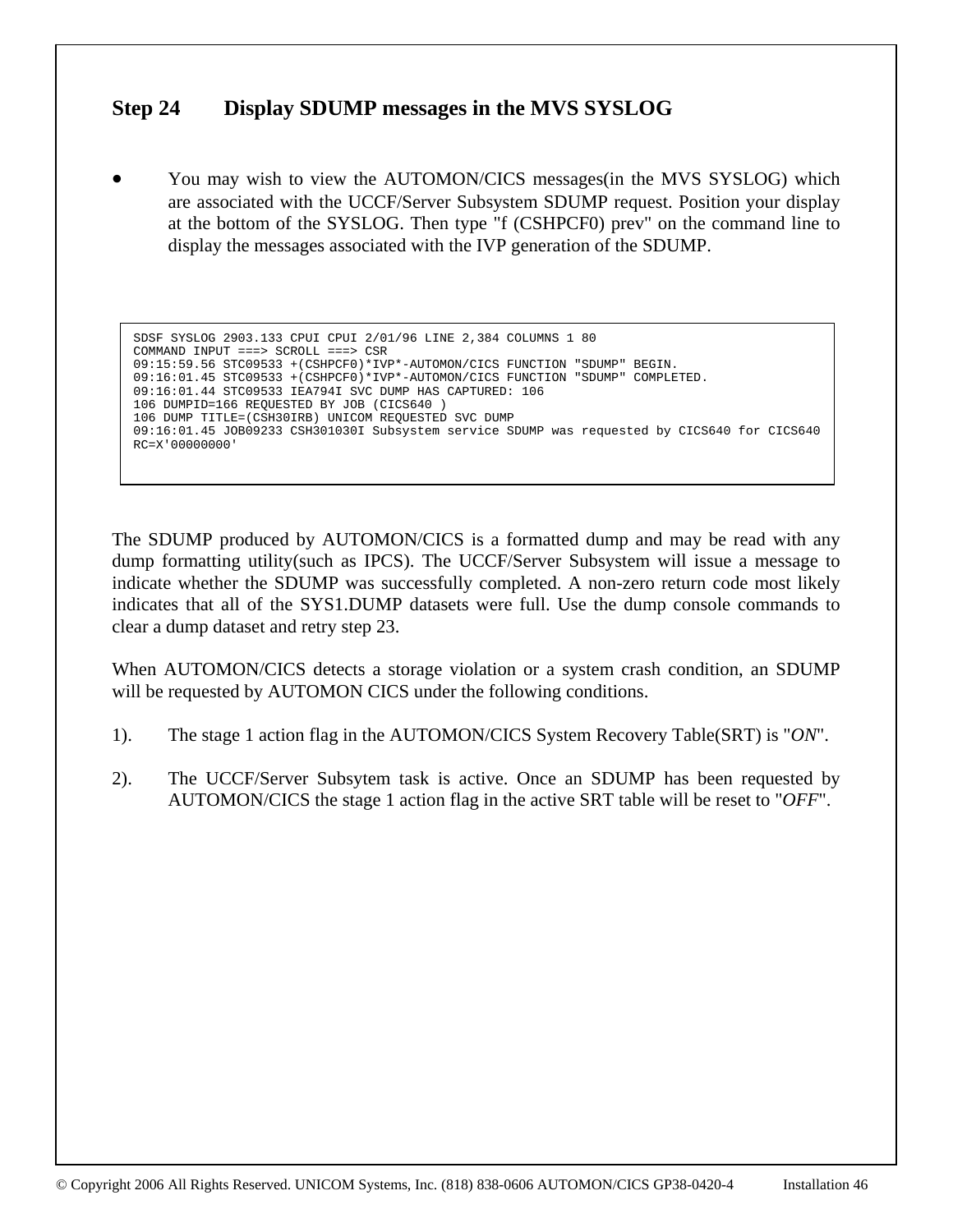## Step 24 Display SDUMP messages in the MVS SYSLOG

- You may wish to view the AUTOMON/CICS messages(in the MVS SYSLOG) which are associated with the UCCF/Server Subsystem SDUMP request. Position your display at the bottom of the SYSLOG. Then type "f (CSHPCF0) prev" on the command line to display the messages associated with the IVP generation of the SDUMP.

```
SDSF SYSLOG 2903.133 CPUI CPUI 2/01/96 LINE 2,384 COLUMNS 1 80
COMMAND INPUT ===> SCROLL ===> CSR
09:15:59.56 STC09533 +(CSHPCF0)*IVP*-AUTOMON/CICS FUNCTION "SDUMP" BEGIN.
09:16:01.45 STC09533 +(CSHPCF0)*IVP*-AUTOMON/CICS FUNCTION "SDUMP" COMPLETED.
09:16:01.44 STC09533 IEA794I SVC DUMP HAS CAPTURED: 106
106 DUMPID=166 REQUESTED BY JOB (CICS640 )
106 DUMP TITLE=(CSH30IRB) UNICOM REQUESTED SVC DUMP
09:16:01.45 JOB09233 CSH301030I Subsystem service SDUMP was requested by CICS640 for CICS640
RC=X'00000000'
```

The SDUMP produced by AUTOMON/CICS is a formatted dump and may be read with any dump formatting utility(such as IPCS). The UCCF/Server Subsystem will issue a message to indicate whether the SDUMP was successfully completed. A non-zero return code most likely indicates that all of the SYS1.DUMP datasets were full. Use the dump console commands to clear a dump dataset and retry step 23.

When AUTOMON/CICS detects a storage violation or a system crash condition, an SDUMP will be requested by AUTOMON CICS under the following conditions.

1). The stage 1 action flag in the AUTOMON/CICS System Recovery Table(SRT) is "*ON*".

2). The UCCF/Server Subsytem task is active. Once an SDUMP has been requested by AUTOMON/CICS the stage 1 action flag in the active SRT table will be reset to "*OFF*".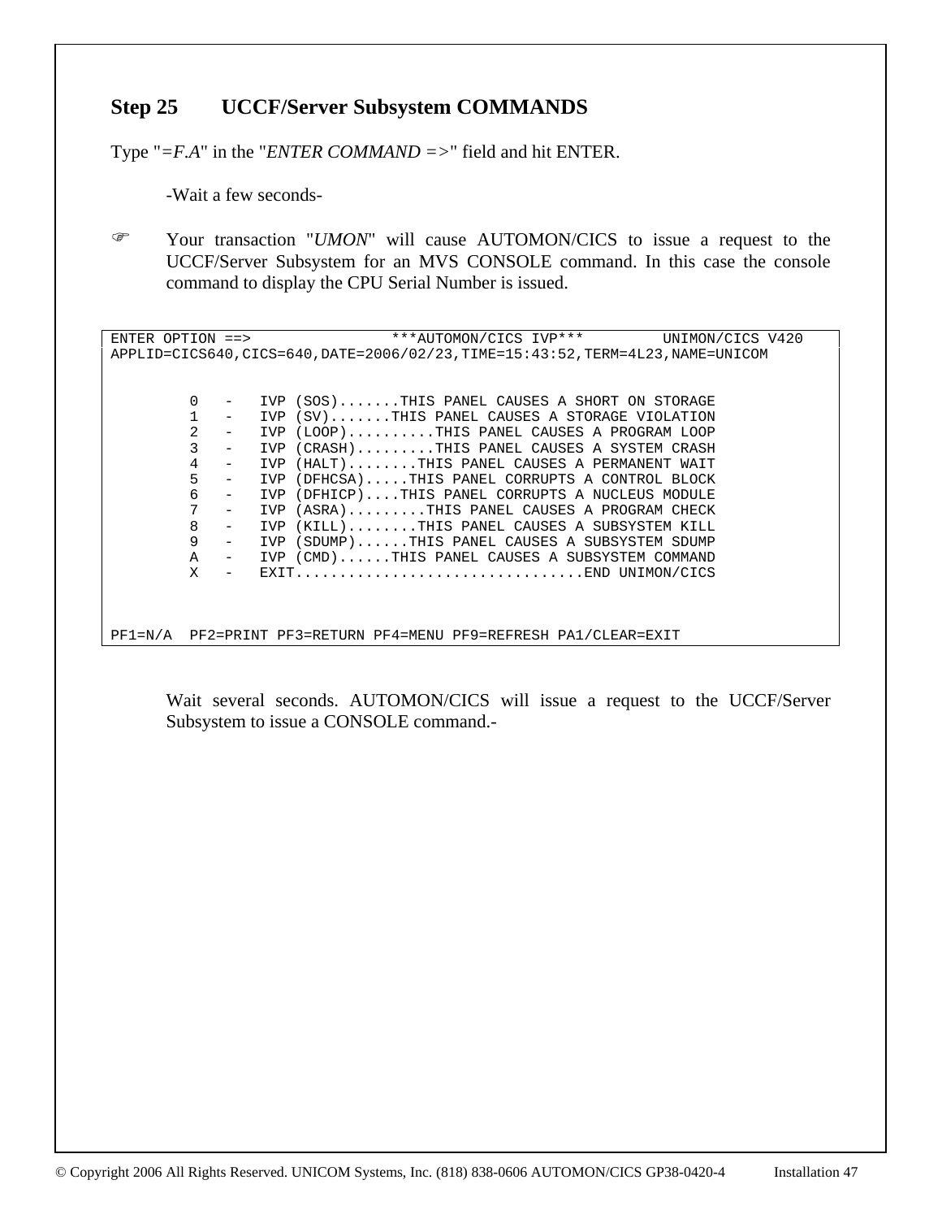## Step 25 UCCF/Server Subsystem COMMANDS

Type "*=F.A*" in the "*ENTER COMMAND =>*" field and hit ENTER.

-Wait a few seconds-

☞ Your transaction "*UMON*" will cause AUTOMON/CICS to issue a request to the UCCF/Server Subsystem for an MVS CONSOLE command. In this case the console command to display the CPU Serial Number is issued.

```
ENTER OPTION ==>                ***AUTOMON/CICS IVP***         UNIMON/CICS V420
APPLID=CICS640,CICS=640,DATE=2006/02/23,TIME=15:43:52,TERM=4L23,NAME=UNICOM


         0   -   IVP (SOS).......THIS PANEL CAUSES A SHORT ON STORAGE
         1   -   IVP (SV).......THIS PANEL CAUSES A STORAGE VIOLATION
         2   -   IVP (LOOP)..........THIS PANEL CAUSES A PROGRAM LOOP
         3   -   IVP (CRASH).........THIS PANEL CAUSES A SYSTEM CRASH
         4   -   IVP (HALT)........THIS PANEL CAUSES A PERMANENT WAIT
         5   -   IVP (DFHCSA).....THIS PANEL CORRUPTS A CONTROL BLOCK
         6   -   IVP (DFHICP)....THIS PANEL CORRUPTS A NUCLEUS MODULE
         7   -   IVP (ASRA).........THIS PANEL CAUSES A PROGRAM CHECK
         8   -   IVP (KILL)........THIS PANEL CAUSES A SUBSYSTEM KILL
         9   -   IVP (SDUMP)......THIS PANEL CAUSES A SUBSYSTEM SDUMP
         A   -   IVP (CMD)......THIS PANEL CAUSES A SUBSYSTEM COMMAND
         X   -   EXIT.................................END UNIMON/CICS



PF1=N/A  PF2=PRINT PF3=RETURN PF4=MENU PF9=REFRESH PA1/CLEAR=EXIT
```

Wait several seconds. AUTOMON/CICS will issue a request to the UCCF/Server Subsystem to issue a CONSOLE command.-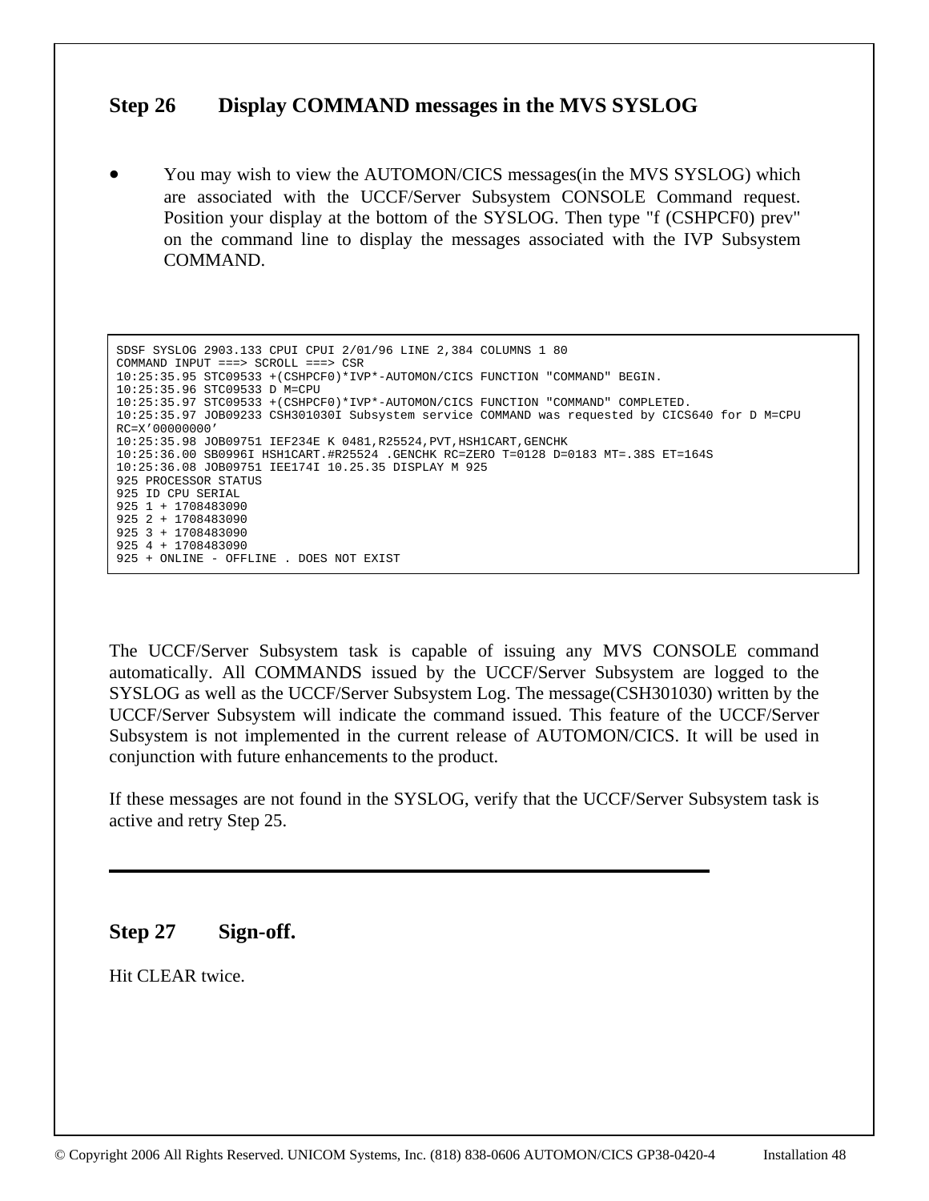## Step 26 Display COMMAND messages in the MVS SYSLOG

- You may wish to view the AUTOMON/CICS messages(in the MVS SYSLOG) which are associated with the UCCF/Server Subsystem CONSOLE Command request. Position your display at the bottom of the SYSLOG. Then type "f (CSHPCF0) prev" on the command line to display the messages associated with the IVP Subsystem COMMAND.

```
SDSF SYSLOG 2903.133 CPUI CPUI 2/01/96 LINE 2,384 COLUMNS 1 80
COMMAND INPUT ===> SCROLL ===> CSR
10:25:35.95 STC09533 +(CSHPCF0)*IVP*-AUTOMON/CICS FUNCTION "COMMAND" BEGIN.
10:25:35.96 STC09533 D M=CPU
10:25:35.97 STC09533 +(CSHPCF0)*IVP*-AUTOMON/CICS FUNCTION "COMMAND" COMPLETED.
10:25:35.97 JOB09233 CSH301030I Subsystem service COMMAND was requested by CICS640 for D M=CPU
RC=X'00000000'
10:25:35.98 JOB09751 IEF234E K 0481,R25524,PVT,HSH1CART,GENCHK
10:25:36.00 SB0996I HSH1CART.#R25524 .GENCHK RC=ZERO T=0128 D=0183 MT=.38S ET=164S
10:25:36.08 JOB09751 IEE174I 10.25.35 DISPLAY M 925
925 PROCESSOR STATUS
925 ID CPU SERIAL
925 1 + 1708483090
925 2 + 1708483090
925 3 + 1708483090
925 4 + 1708483090
925 + ONLINE - OFFLINE . DOES NOT EXIST
```

The UCCF/Server Subsystem task is capable of issuing any MVS CONSOLE command automatically. All COMMANDS issued by the UCCF/Server Subsystem are logged to the SYSLOG as well as the UCCF/Server Subsystem Log. The message(CSH301030) written by the UCCF/Server Subsystem will indicate the command issued. This feature of the UCCF/Server Subsystem is not implemented in the current release of AUTOMON/CICS. It will be used in conjunction with future enhancements to the product.

If these messages are not found in the SYSLOG, verify that the UCCF/Server Subsystem task is active and retry Step 25.

---

## Step 27 Sign-off.

Hit CLEAR twice.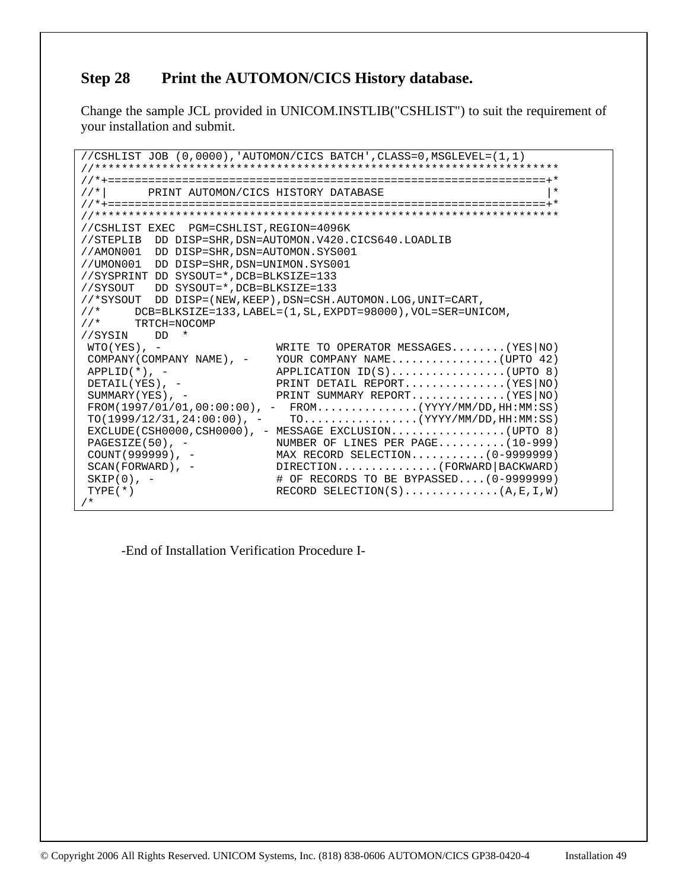## Step 28 Print the AUTOMON/CICS History database.

Change the sample JCL provided in UNICOM.INSTLIB("CSHLIST") to suit the requirement of your installation and submit.

```
//CSHLIST JOB (0,0000),'AUTOMON/CICS BATCH',CLASS=0,MSGLEVEL=(1,1)
//*******************************************************************
//*+===============================================================+*
//*|      PRINT AUTOMON/CICS HISTORY DATABASE                      |*
//*+===============================================================+*
//*******************************************************************
//CSHLIST EXEC  PGM=CSHLIST,REGION=4096K
//STEPLIB  DD DISP=SHR,DSN=AUTOMON.V420.CICS640.LOADLIB
//AMON001  DD DISP=SHR,DSN=AUTOMON.SYS001
//UMON001  DD DISP=SHR,DSN=UNIMON.SYS001
//SYSPRINT DD SYSOUT=*,DCB=BLKSIZE=133
//SYSOUT   DD SYSOUT=*,DCB=BLKSIZE=133
//*SYSOUT  DD DISP=(NEW,KEEP),DSN=CSH.AUTOMON.LOG,UNIT=CART,
//*     DCB=BLKSIZE=133,LABEL=(1,SL,EXPDT=98000),VOL=SER=UNICOM,
//*     TRTCH=NOCOMP
//SYSIN    DD  *
 WTO(YES), -                 WRITE TO OPERATOR MESSAGES........(YES|NO)
 COMPANY(COMPANY NAME), -    YOUR COMPANY NAME................(UPTO 42)
 APPLID(*), -                APPLICATION ID(S).................(UPTO 8)
 DETAIL(YES), -              PRINT DETAIL REPORT...............(YES|NO)
 SUMMARY(YES), -             PRINT SUMMARY REPORT..............(YES|NO)
 FROM(1997/01/01,00:00:00), -  FROM..............(YYYY/MM/DD,HH:MM:SS)
 TO(1999/12/31,24:00:00), -    TO................(YYYY/MM/DD,HH:MM:SS)
 EXCLUDE(CSH0000,CSH0000), - MESSAGE EXCLUSION.................(UPTO 8)
 PAGESIZE(50), -             NUMBER OF LINES PER PAGE..........(10-999)
 COUNT(999999), -            MAX RECORD SELECTION...........(0-9999999)
 SCAN(FORWARD), -            DIRECTION...............(FORWARD|BACKWARD)
 SKIP(0), -                  # OF RECORDS TO BE BYPASSED....(0-9999999)
 TYPE(*)                     RECORD SELECTION(S)..............(A,E,I,W)
/*
```

-End of Installation Verification Procedure I-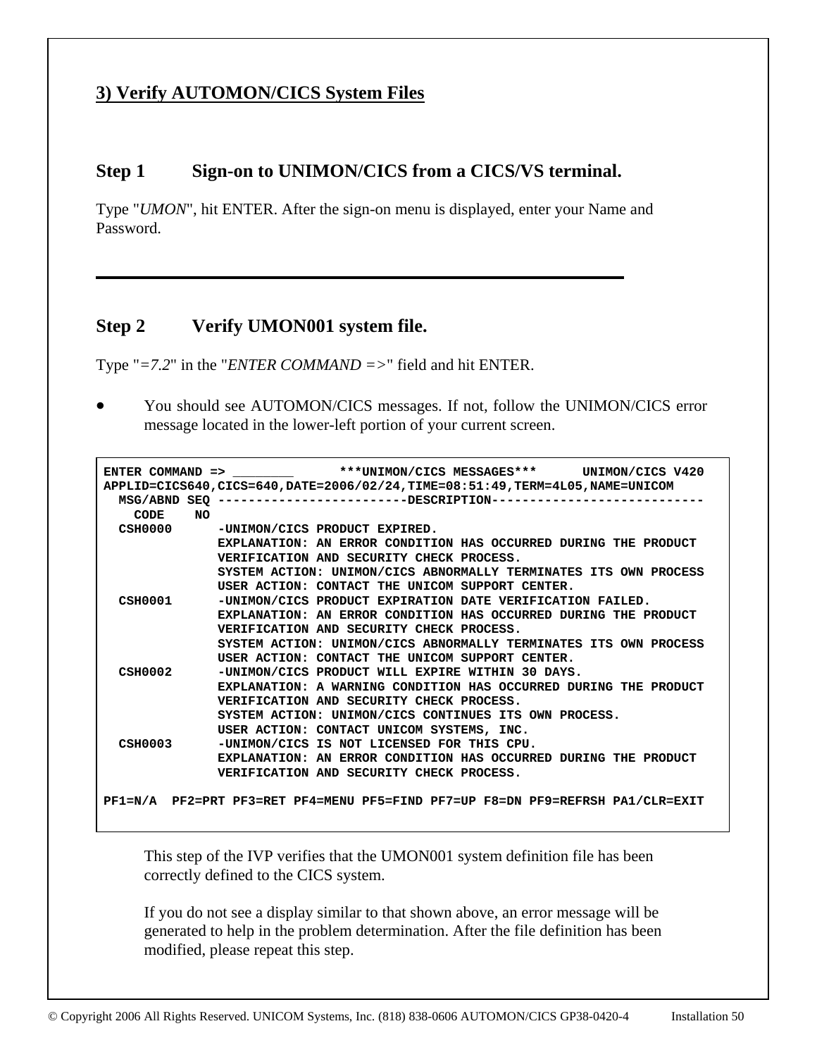## 3) Verify AUTOMON/CICS System Files

### Step 1 Sign-on to UNIMON/CICS from a CICS/VS terminal.

Type "*UMON*", hit ENTER. After the sign-on menu is displayed, enter your Name and Password.

---

### Step 2 Verify UMON001 system file.

Type "*=7.2*" in the "*ENTER COMMAND =>*" field and hit ENTER.

- You should see AUTOMON/CICS messages. If not, follow the UNIMON/CICS error message located in the lower-left portion of your current screen.

```
ENTER COMMAND => ________       ***UNIMON/CICS MESSAGES***      UNIMON/CICS V420
APPLID=CICS640,CICS=640,DATE=2006/02/24,TIME=08:51:49,TERM=4L05,NAME=UNICOM
  MSG/ABND SEQ ------------------------DESCRIPTION---------------------------
    CODE    NO
  CSH0000      -UNIMON/CICS PRODUCT EXPIRED.
               EXPLANATION: AN ERROR CONDITION HAS OCCURRED DURING THE PRODUCT
               VERIFICATION AND SECURITY CHECK PROCESS.
               SYSTEM ACTION: UNIMON/CICS ABNORMALLY TERMINATES ITS OWN PROCESS
               USER ACTION: CONTACT THE UNICOM SUPPORT CENTER.
  CSH0001      -UNIMON/CICS PRODUCT EXPIRATION DATE VERIFICATION FAILED.
               EXPLANATION: AN ERROR CONDITION HAS OCCURRED DURING THE PRODUCT
               VERIFICATION AND SECURITY CHECK PROCESS.
               SYSTEM ACTION: UNIMON/CICS ABNORMALLY TERMINATES ITS OWN PROCESS
               USER ACTION: CONTACT THE UNICOM SUPPORT CENTER.
  CSH0002      -UNIMON/CICS PRODUCT WILL EXPIRE WITHIN 30 DAYS.
               EXPLANATION: A WARNING CONDITION HAS OCCURRED DURING THE PRODUCT
               VERIFICATION AND SECURITY CHECK PROCESS.
               SYSTEM ACTION: UNIMON/CICS CONTINUES ITS OWN PROCESS.
               USER ACTION: CONTACT UNICOM SYSTEMS, INC.
  CSH0003      -UNIMON/CICS IS NOT LICENSED FOR THIS CPU.
               EXPLANATION: AN ERROR CONDITION HAS OCCURRED DURING THE PRODUCT
               VERIFICATION AND SECURITY CHECK PROCESS.

PF1=N/A  PF2=PRT PF3=RET PF4=MENU PF5=FIND PF7=UP F8=DN PF9=REFRSH PA1/CLR=EXIT
```

This step of the IVP verifies that the UMON001 system definition file has been correctly defined to the CICS system.

If you do not see a display similar to that shown above, an error message will be generated to help in the problem determination. After the file definition has been modified, please repeat this step.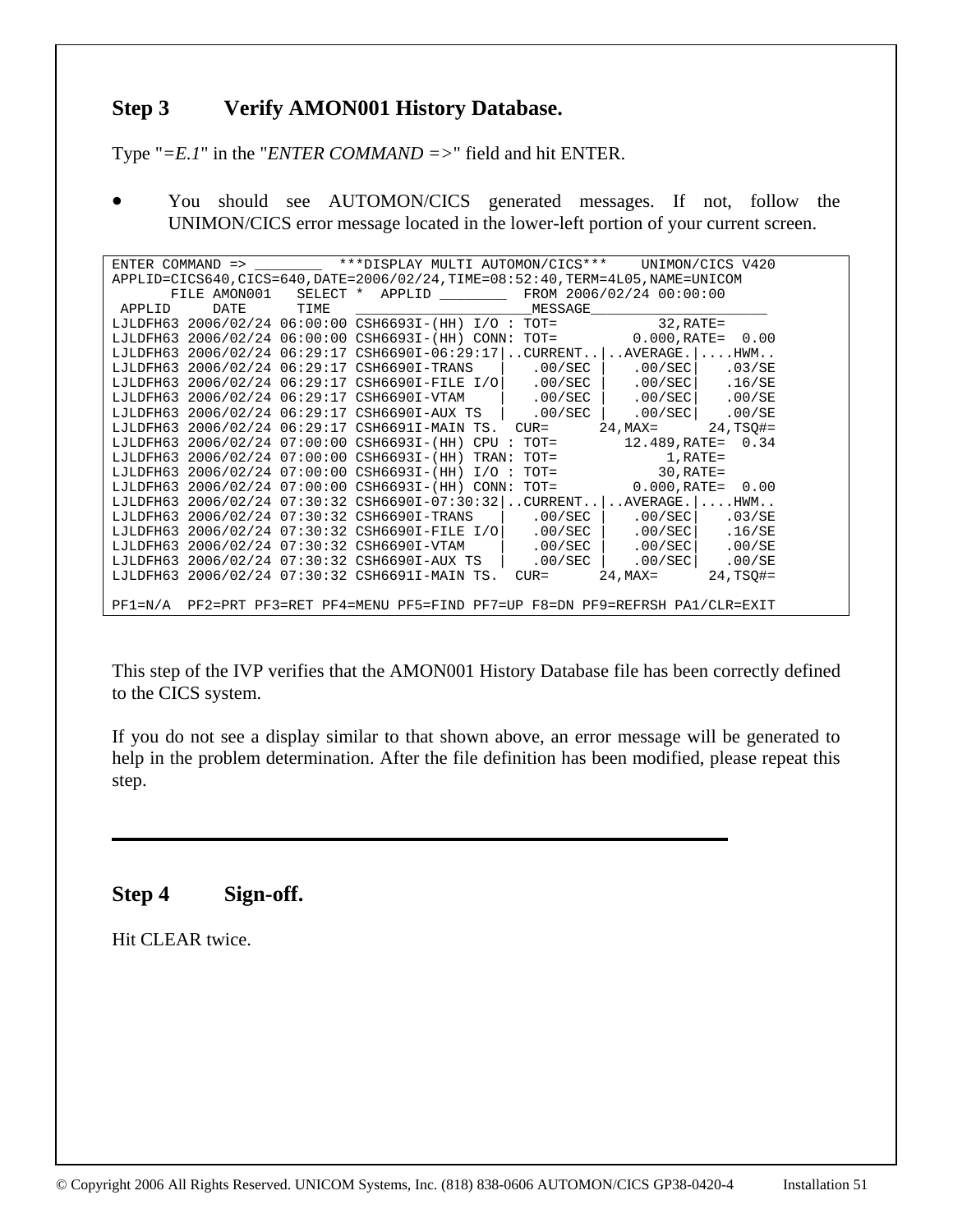## Step 3 Verify AMON001 History Database.

Type "*=E.1*" in the "*ENTER COMMAND =>*" field and hit ENTER.

- You should see AUTOMON/CICS generated messages. If not, follow the UNIMON/CICS error message located in the lower-left portion of your current screen.

```
ENTER COMMAND => ________  ***DISPLAY MULTI AUTOMON/CICS***    UNIMON/CICS V420
APPLID=CICS640,CICS=640,DATE=2006/02/24,TIME=08:52:40,TERM=4L05,NAME=UNICOM
       FILE AMON001   SELECT *  APPLID ________  FROM 2006/02/24 00:00:00
 APPLID     DATE      TIME   _____________________MESSAGE____________________
LJLDFH63 2006/02/24 06:00:00 CSH6693I-(HH) I/O : TOT=           32,RATE=
LJLDFH63 2006/02/24 06:00:00 CSH6693I-(HH) CONN: TOT=        0.000,RATE=  0.00
LJLDFH63 2006/02/24 06:29:17 CSH6690I-06:29:17|..CURRENT..|..AVERAGE.|....HWM..
LJLDFH63 2006/02/24 06:29:17 CSH6690I-TRANS   |   .00/SEC |   .00/SEC|   .03/SE
LJLDFH63 2006/02/24 06:29:17 CSH6690I-FILE I/O|   .00/SEC |   .00/SEC|   .16/SE
LJLDFH63 2006/02/24 06:29:17 CSH6690I-VTAM    |   .00/SEC |   .00/SEC|   .00/SE
LJLDFH63 2006/02/24 06:29:17 CSH6690I-AUX TS  |   .00/SEC |   .00/SEC|   .00/SE
LJLDFH63 2006/02/24 06:29:17 CSH6691I-MAIN TS.  CUR=      24,MAX=      24,TSQ#=
LJLDFH63 2006/02/24 07:00:00 CSH6693I-(HH) CPU : TOT=       12.489,RATE=  0.34
LJLDFH63 2006/02/24 07:00:00 CSH6693I-(HH) TRAN: TOT=            1,RATE=
LJLDFH63 2006/02/24 07:00:00 CSH6693I-(HH) I/O : TOT=           30,RATE=
LJLDFH63 2006/02/24 07:00:00 CSH6693I-(HH) CONN: TOT=        0.000,RATE=  0.00
LJLDFH63 2006/02/24 07:30:32 CSH6690I-07:30:32|..CURRENT..|..AVERAGE.|....HWM..
LJLDFH63 2006/02/24 07:30:32 CSH6690I-TRANS   |   .00/SEC |   .00/SEC|   .03/SE
LJLDFH63 2006/02/24 07:30:32 CSH6690I-FILE I/O|   .00/SEC |   .00/SEC|   .16/SE
LJLDFH63 2006/02/24 07:30:32 CSH6690I-VTAM    |   .00/SEC |   .00/SEC|   .00/SE
LJLDFH63 2006/02/24 07:30:32 CSH6690I-AUX TS  |   .00/SEC |   .00/SEC|   .00/SE
LJLDFH63 2006/02/24 07:30:32 CSH6691I-MAIN TS.  CUR=      24,MAX=      24,TSQ#=

PF1=N/A  PF2=PRT PF3=RET PF4=MENU PF5=FIND PF7=UP F8=DN PF9=REFRSH PA1/CLR=EXIT
```

This step of the IVP verifies that the AMON001 History Database file has been correctly defined to the CICS system.

If you do not see a display similar to that shown above, an error message will be generated to help in the problem determination. After the file definition has been modified, please repeat this step.

---

## Step 4 Sign-off.

Hit CLEAR twice.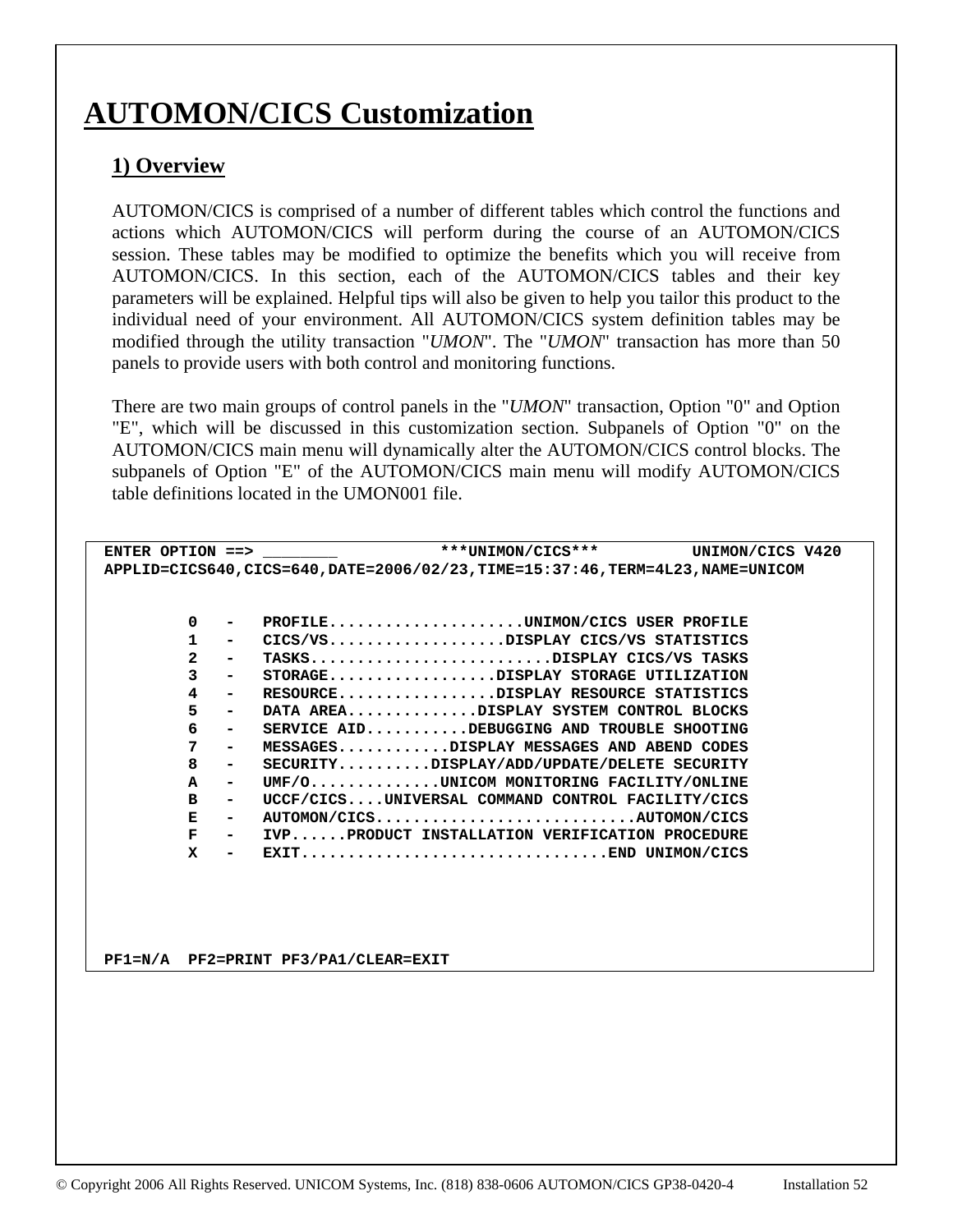# AUTOMON/CICS Customization

## 1) Overview

AUTOMON/CICS is comprised of a number of different tables which control the functions and actions which AUTOMON/CICS will perform during the course of an AUTOMON/CICS session. These tables may be modified to optimize the benefits which you will receive from AUTOMON/CICS. In this section, each of the AUTOMON/CICS tables and their key parameters will be explained. Helpful tips will also be given to help you tailor this product to the individual need of your environment. All AUTOMON/CICS system definition tables may be modified through the utility transaction "*UMON*". The "*UMON*" transaction has more than 50 panels to provide users with both control and monitoring functions.

There are two main groups of control panels in the "*UMON*" transaction, Option "0" and Option "E", which will be discussed in this customization section. Subpanels of Option "0" on the AUTOMON/CICS main menu will dynamically alter the AUTOMON/CICS control blocks. The subpanels of Option "E" of the AUTOMON/CICS main menu will modify AUTOMON/CICS table definitions located in the UMON001 file.

```
ENTER OPTION ==> ________            ***UNIMON/CICS***          UNIMON/CICS V420
APPLID=CICS640,CICS=640,DATE=2006/02/23,TIME=15:37:46,TERM=4L23,NAME=UNICOM


         0   -   PROFILE.....................UNIMON/CICS USER PROFILE
         1   -   CICS/VS...................DISPLAY CICS/VS STATISTICS
         2   -   TASKS..........................DISPLAY CICS/VS TASKS
         3   -   STORAGE..................DISPLAY STORAGE UTILIZATION
         4   -   RESOURCE.................DISPLAY RESOURCE STATISTICS
         5   -   DATA AREA..............DISPLAY SYSTEM CONTROL BLOCKS
         6   -   SERVICE AID...........DEBUGGING AND TROUBLE SHOOTING
         7   -   MESSAGES............DISPLAY MESSAGES AND ABEND CODES
         8   -   SECURITY..........DISPLAY/ADD/UPDATE/DELETE SECURITY
         A   -   UMF/O..............UNICOM MONITORING FACILITY/ONLINE
         B   -   UCCF/CICS....UNIVERSAL COMMAND CONTROL FACILITY/CICS
         E   -   AUTOMON/CICS............................AUTOMON/CICS
         F   -   IVP......PRODUCT INSTALLATION VERIFICATION PROCEDURE
         X   -   EXIT.................................END UNIMON/CICS





PF1=N/A  PF2=PRINT PF3/PA1/CLEAR=EXIT
```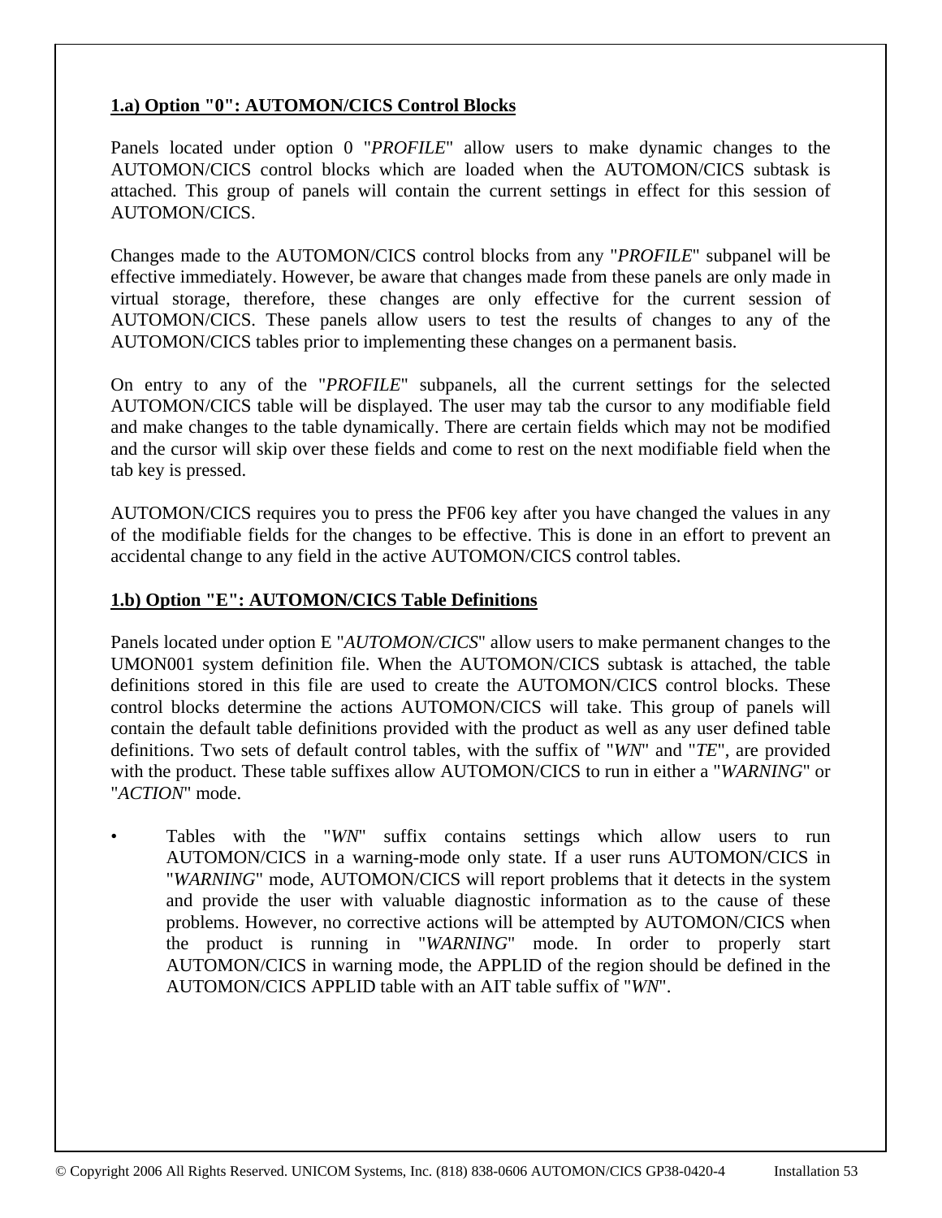### 1.a) Option "0": AUTOMON/CICS Control Blocks

Panels located under option 0 "*PROFILE*" allow users to make dynamic changes to the AUTOMON/CICS control blocks which are loaded when the AUTOMON/CICS subtask is attached. This group of panels will contain the current settings in effect for this session of AUTOMON/CICS.

Changes made to the AUTOMON/CICS control blocks from any "*PROFILE*" subpanel will be effective immediately. However, be aware that changes made from these panels are only made in virtual storage, therefore, these changes are only effective for the current session of AUTOMON/CICS. These panels allow users to test the results of changes to any of the AUTOMON/CICS tables prior to implementing these changes on a permanent basis.

On entry to any of the "*PROFILE*" subpanels, all the current settings for the selected AUTOMON/CICS table will be displayed. The user may tab the cursor to any modifiable field and make changes to the table dynamically. There are certain fields which may not be modified and the cursor will skip over these fields and come to rest on the next modifiable field when the tab key is pressed.

AUTOMON/CICS requires you to press the PF06 key after you have changed the values in any of the modifiable fields for the changes to be effective. This is done in an effort to prevent an accidental change to any field in the active AUTOMON/CICS control tables.

### 1.b) Option "E": AUTOMON/CICS Table Definitions

Panels located under option E "*AUTOMON/CICS*" allow users to make permanent changes to the UMON001 system definition file. When the AUTOMON/CICS subtask is attached, the table definitions stored in this file are used to create the AUTOMON/CICS control blocks. These control blocks determine the actions AUTOMON/CICS will take. This group of panels will contain the default table definitions provided with the product as well as any user defined table definitions. Two sets of default control tables, with the suffix of "*WN*" and "*TE*", are provided with the product. These table suffixes allow AUTOMON/CICS to run in either a "*WARNING*" or "*ACTION*" mode.

- Tables with the "*WN*" suffix contains settings which allow users to run AUTOMON/CICS in a warning-mode only state. If a user runs AUTOMON/CICS in "*WARNING*" mode, AUTOMON/CICS will report problems that it detects in the system and provide the user with valuable diagnostic information as to the cause of these problems. However, no corrective actions will be attempted by AUTOMON/CICS when the product is running in "*WARNING*" mode. In order to properly start AUTOMON/CICS in warning mode, the APPLID of the region should be defined in the AUTOMON/CICS APPLID table with an AIT table suffix of "*WN*".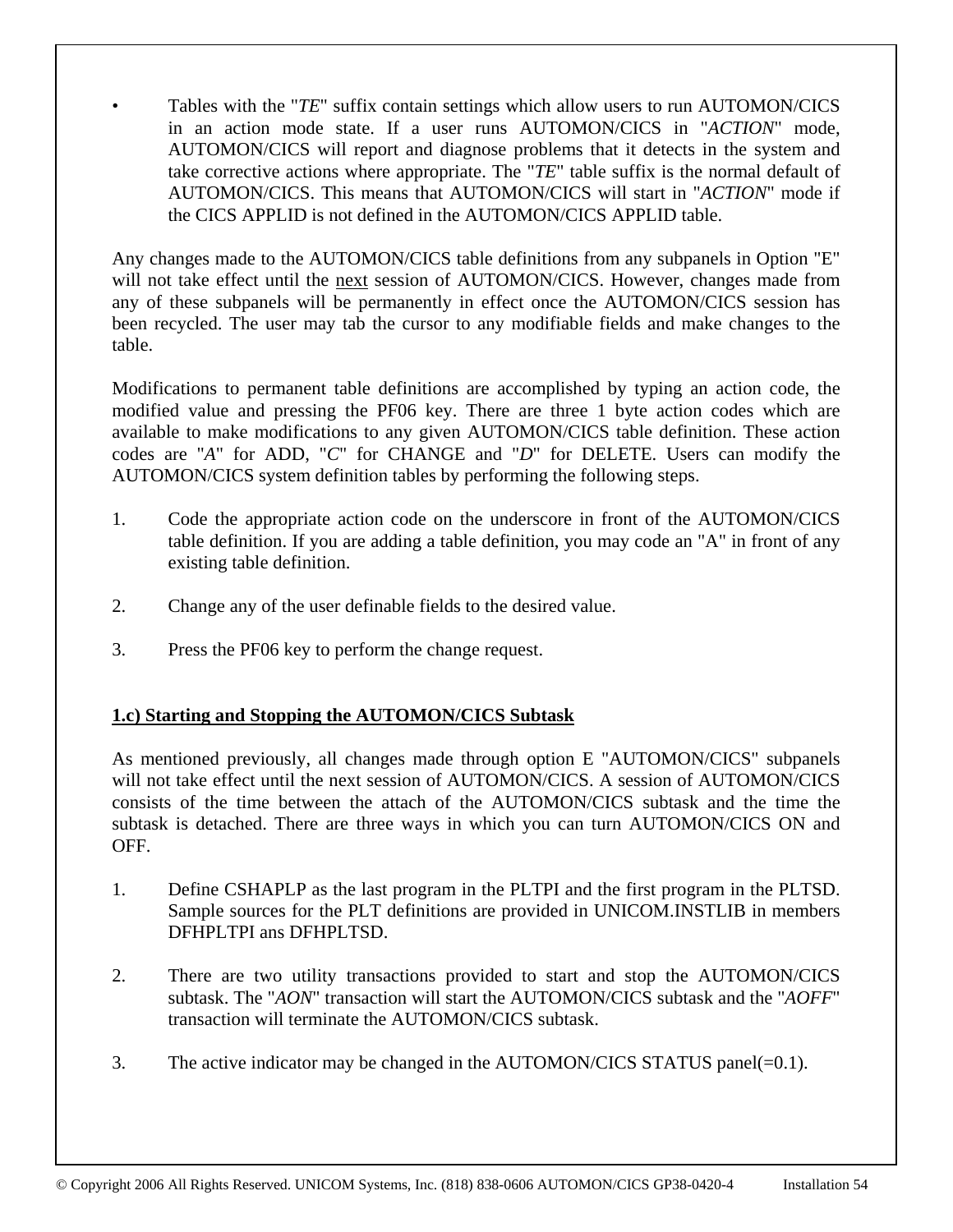- Tables with the "*TE*" suffix contain settings which allow users to run AUTOMON/CICS in an action mode state. If a user runs AUTOMON/CICS in "*ACTION*" mode, AUTOMON/CICS will report and diagnose problems that it detects in the system and take corrective actions where appropriate. The "*TE*" table suffix is the normal default of AUTOMON/CICS. This means that AUTOMON/CICS will start in "*ACTION*" mode if the CICS APPLID is not defined in the AUTOMON/CICS APPLID table.

Any changes made to the AUTOMON/CICS table definitions from any subpanels in Option "E" will not take effect until the <u>next</u> session of AUTOMON/CICS. However, changes made from any of these subpanels will be permanently in effect once the AUTOMON/CICS session has been recycled. The user may tab the cursor to any modifiable fields and make changes to the table.

Modifications to permanent table definitions are accomplished by typing an action code, the modified value and pressing the PF06 key. There are three 1 byte action codes which are available to make modifications to any given AUTOMON/CICS table definition. These action codes are "*A*" for ADD, "*C*" for CHANGE and "*D*" for DELETE. Users can modify the AUTOMON/CICS system definition tables by performing the following steps.

1. Code the appropriate action code on the underscore in front of the AUTOMON/CICS table definition. If you are adding a table definition, you may code an "A" in front of any existing table definition.

2. Change any of the user definable fields to the desired value.

3. Press the PF06 key to perform the change request.

## 1.c) Starting and Stopping the AUTOMON/CICS Subtask

As mentioned previously, all changes made through option E "AUTOMON/CICS" subpanels will not take effect until the next session of AUTOMON/CICS. A session of AUTOMON/CICS consists of the time between the attach of the AUTOMON/CICS subtask and the time the subtask is detached. There are three ways in which you can turn AUTOMON/CICS ON and OFF.

1. Define CSHAPLP as the last program in the PLTPI and the first program in the PLTSD. Sample sources for the PLT definitions are provided in UNICOM.INSTLIB in members DFHPLTPI ans DFHPLTSD.

2. There are two utility transactions provided to start and stop the AUTOMON/CICS subtask. The "*AON*" transaction will start the AUTOMON/CICS subtask and the "*AOFF*" transaction will terminate the AUTOMON/CICS subtask.

3. The active indicator may be changed in the AUTOMON/CICS STATUS panel(=0.1).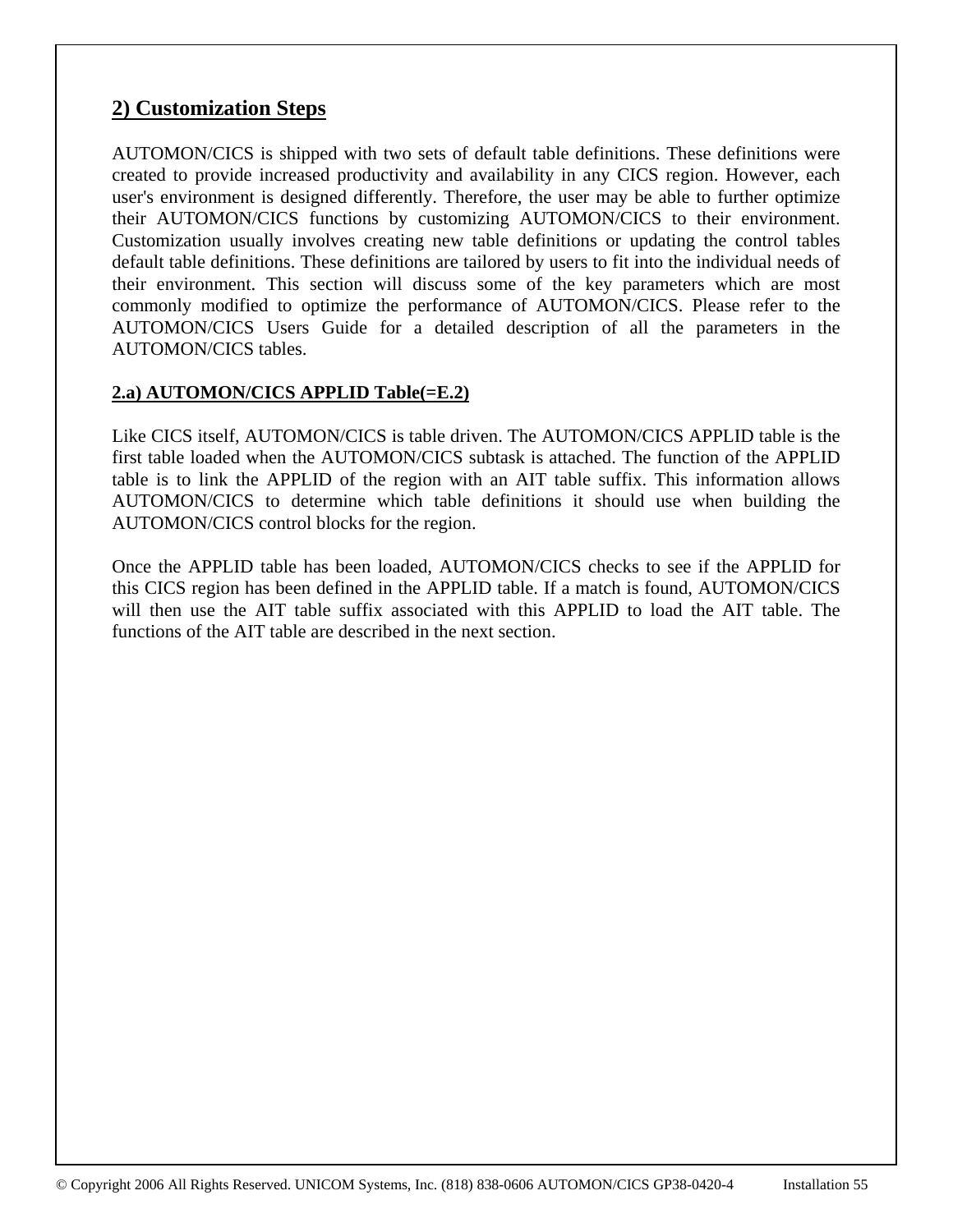## 2) Customization Steps

AUTOMON/CICS is shipped with two sets of default table definitions. These definitions were created to provide increased productivity and availability in any CICS region. However, each user's environment is designed differently. Therefore, the user may be able to further optimize their AUTOMON/CICS functions by customizing AUTOMON/CICS to their environment. Customization usually involves creating new table definitions or updating the control tables default table definitions. These definitions are tailored by users to fit into the individual needs of their environment. This section will discuss some of the key parameters which are most commonly modified to optimize the performance of AUTOMON/CICS. Please refer to the AUTOMON/CICS Users Guide for a detailed description of all the parameters in the AUTOMON/CICS tables.

### 2.a) AUTOMON/CICS APPLID Table(=E.2)

Like CICS itself, AUTOMON/CICS is table driven. The AUTOMON/CICS APPLID table is the first table loaded when the AUTOMON/CICS subtask is attached. The function of the APPLID table is to link the APPLID of the region with an AIT table suffix. This information allows AUTOMON/CICS to determine which table definitions it should use when building the AUTOMON/CICS control blocks for the region.

Once the APPLID table has been loaded, AUTOMON/CICS checks to see if the APPLID for this CICS region has been defined in the APPLID table. If a match is found, AUTOMON/CICS will then use the AIT table suffix associated with this APPLID to load the AIT table. The functions of the AIT table are described in the next section.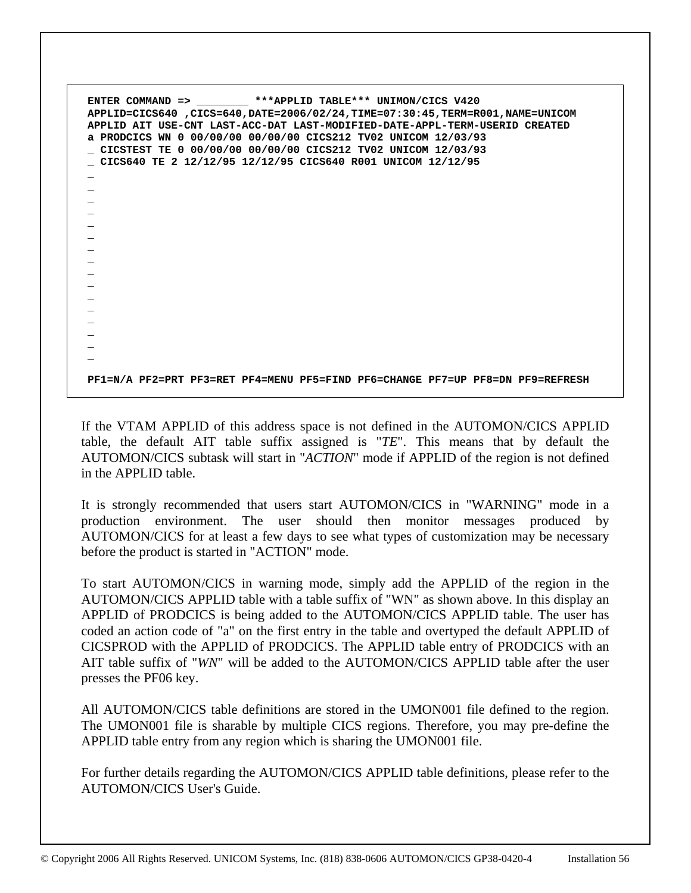```
ENTER COMMAND => ________ ***APPLID TABLE*** UNIMON/CICS V420
APPLID=CICS640 ,CICS=640,DATE=2006/02/24,TIME=07:30:45,TERM=R001,NAME=UNICOM
APPLID AIT USE-CNT LAST-ACC-DAT LAST-MODIFIED-DATE-APPL-TERM-USERID CREATED
a PRODCICS WN 0 00/00/00 00/00/00 CICS212 TV02 UNICOM 12/03/93
_ CICSTEST TE 0 00/00/00 00/00/00 CICS212 TV02 UNICOM 12/03/93
_ CICS640 TE 2 12/12/95 12/12/95 CICS640 R001 UNICOM 12/12/95
_
_
_
_
_
_
_
_
_
_
_
_
_
_
_
_

PF1=N/A PF2=PRT PF3=RET PF4=MENU PF5=FIND PF6=CHANGE PF7=UP PF8=DN PF9=REFRESH
```

If the VTAM APPLID of this address space is not defined in the AUTOMON/CICS APPLID table, the default AIT table suffix assigned is "*TE*". This means that by default the AUTOMON/CICS subtask will start in "*ACTION*" mode if APPLID of the region is not defined in the APPLID table.

It is strongly recommended that users start AUTOMON/CICS in "WARNING" mode in a production environment. The user should then monitor messages produced by AUTOMON/CICS for at least a few days to see what types of customization may be necessary before the product is started in "ACTION" mode.

To start AUTOMON/CICS in warning mode, simply add the APPLID of the region in the AUTOMON/CICS APPLID table with a table suffix of "WN" as shown above. In this display an APPLID of PRODCICS is being added to the AUTOMON/CICS APPLID table. The user has coded an action code of "a" on the first entry in the table and overtyped the default APPLID of CICSPROD with the APPLID of PRODCICS. The APPLID table entry of PRODCICS with an AIT table suffix of "*WN*" will be added to the AUTOMON/CICS APPLID table after the user presses the PF06 key.

All AUTOMON/CICS table definitions are stored in the UMON001 file defined to the region. The UMON001 file is sharable by multiple CICS regions. Therefore, you may pre-define the APPLID table entry from any region which is sharing the UMON001 file.

For further details regarding the AUTOMON/CICS APPLID table definitions, please refer to the AUTOMON/CICS User's Guide.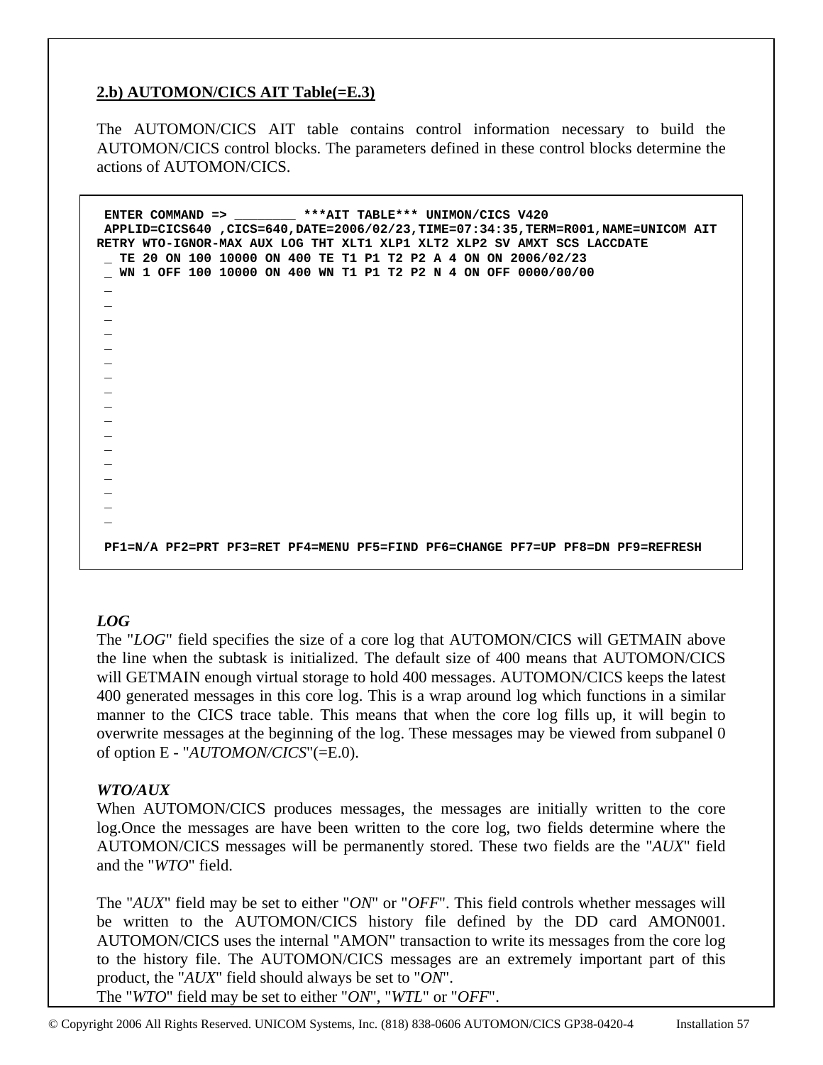## 2.b) AUTOMON/CICS AIT Table(=E.3)

The AUTOMON/CICS AIT table contains control information necessary to build the AUTOMON/CICS control blocks. The parameters defined in these control blocks determine the actions of AUTOMON/CICS.

```
 ENTER COMMAND => ________ ***AIT TABLE*** UNIMON/CICS V420
 APPLID=CICS640 ,CICS=640,DATE=2006/02/23,TIME=07:34:35,TERM=R001,NAME=UNICOM AIT
RETRY WTO-IGNOR-MAX AUX LOG THT XLT1 XLP1 XLT2 XLP2 SV AMXT SCS LACCDATE
 _ TE 20 ON 100 10000 ON 400 TE T1 P1 T2 P2 A 4 ON ON 2006/02/23
 _ WN 1 OFF 100 10000 ON 400 WN T1 P1 T2 P2 N 4 ON OFF 0000/00/00
 _
 _
 _
 _
 _
 _
 _
 _
 _
 _
 _
 _
 _
 _
 _
 _
 _

 PF1=N/A PF2=PRT PF3=RET PF4=MENU PF5=FIND PF6=CHANGE PF7=UP PF8=DN PF9=REFRESH
```

***LOG***

The "*LOG*" field specifies the size of a core log that AUTOMON/CICS will GETMAIN above the line when the subtask is initialized. The default size of 400 means that AUTOMON/CICS will GETMAIN enough virtual storage to hold 400 messages. AUTOMON/CICS keeps the latest 400 generated messages in this core log. This is a wrap around log which functions in a similar manner to the CICS trace table. This means that when the core log fills up, it will begin to overwrite messages at the beginning of the log. These messages may be viewed from subpanel 0 of option E - "*AUTOMON/CICS*"(=E.0).

***WTO/AUX***

When AUTOMON/CICS produces messages, the messages are initially written to the core log.Once the messages are have been written to the core log, two fields determine where the AUTOMON/CICS messages will be permanently stored. These two fields are the "*AUX*" field and the "*WTO*" field.

The "*AUX*" field may be set to either "*ON*" or "*OFF*". This field controls whether messages will be written to the AUTOMON/CICS history file defined by the DD card AMON001. AUTOMON/CICS uses the internal "AMON" transaction to write its messages from the core log to the history file. The AUTOMON/CICS messages are an extremely important part of this product, the "*AUX*" field should always be set to "*ON*".
The "*WTO*" field may be set to either "*ON*", "*WTL*" or "*OFF*".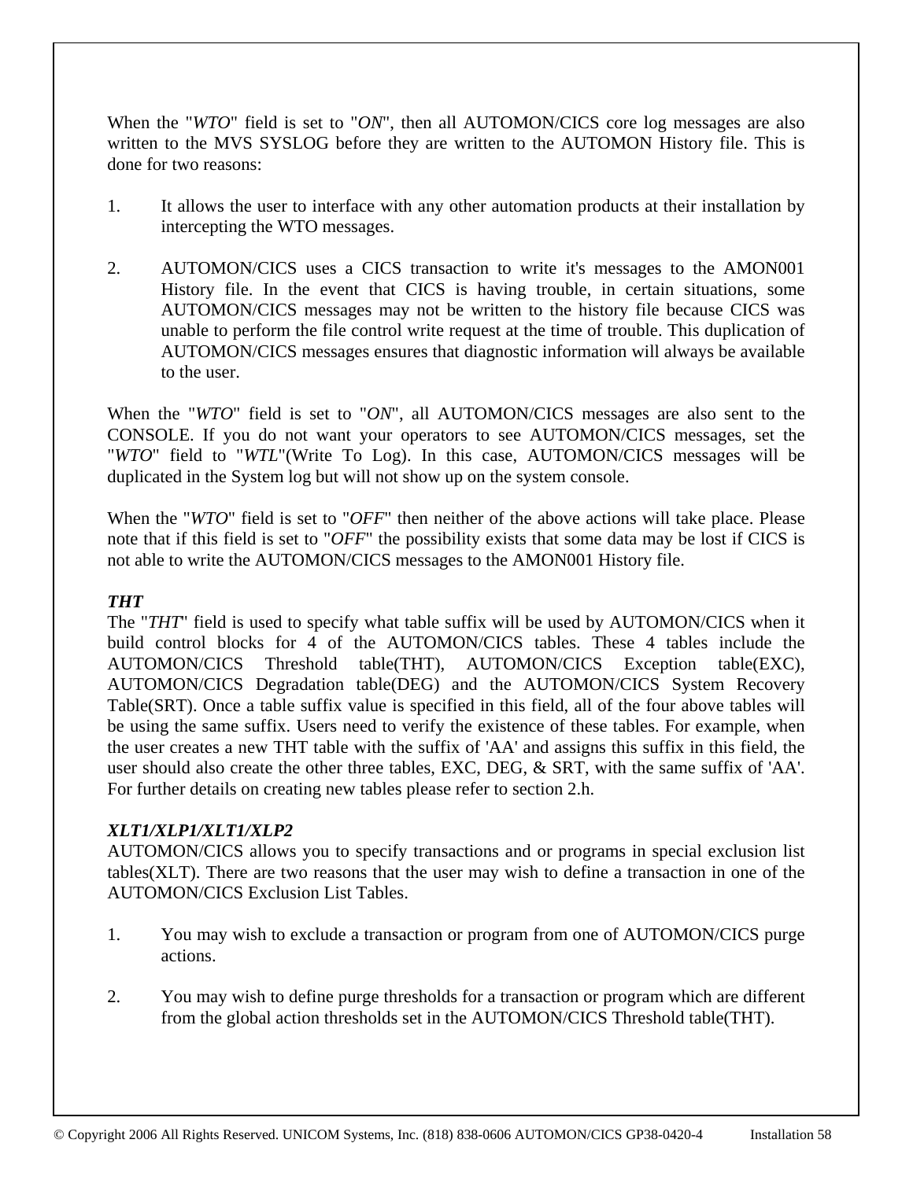When the "*WTO*" field is set to "*ON*", then all AUTOMON/CICS core log messages are also written to the MVS SYSLOG before they are written to the AUTOMON History file. This is done for two reasons:

1. It allows the user to interface with any other automation products at their installation by intercepting the WTO messages.

2. AUTOMON/CICS uses a CICS transaction to write it's messages to the AMON001 History file. In the event that CICS is having trouble, in certain situations, some AUTOMON/CICS messages may not be written to the history file because CICS was unable to perform the file control write request at the time of trouble. This duplication of AUTOMON/CICS messages ensures that diagnostic information will always be available to the user.

When the "*WTO*" field is set to "*ON*", all AUTOMON/CICS messages are also sent to the CONSOLE. If you do not want your operators to see AUTOMON/CICS messages, set the "*WTO*" field to "*WTL*"(Write To Log). In this case, AUTOMON/CICS messages will be duplicated in the System log but will not show up on the system console.

When the "*WTO*" field is set to "*OFF*" then neither of the above actions will take place. Please note that if this field is set to "*OFF*" the possibility exists that some data may be lost if CICS is not able to write the AUTOMON/CICS messages to the AMON001 History file.

***THT***

The "*THT*" field is used to specify what table suffix will be used by AUTOMON/CICS when it build control blocks for 4 of the AUTOMON/CICS tables. These 4 tables include the AUTOMON/CICS Threshold table(THT), AUTOMON/CICS Exception table(EXC), AUTOMON/CICS Degradation table(DEG) and the AUTOMON/CICS System Recovery Table(SRT). Once a table suffix value is specified in this field, all of the four above tables will be using the same suffix. Users need to verify the existence of these tables. For example, when the user creates a new THT table with the suffix of 'AA' and assigns this suffix in this field, the user should also create the other three tables, EXC, DEG, & SRT, with the same suffix of 'AA'. For further details on creating new tables please refer to section 2.h.

***XLT1/XLP1/XLT1/XLP2***

AUTOMON/CICS allows you to specify transactions and or programs in special exclusion list tables(XLT). There are two reasons that the user may wish to define a transaction in one of the AUTOMON/CICS Exclusion List Tables.

1. You may wish to exclude a transaction or program from one of AUTOMON/CICS purge actions.

2. You may wish to define purge thresholds for a transaction or program which are different from the global action thresholds set in the AUTOMON/CICS Threshold table(THT).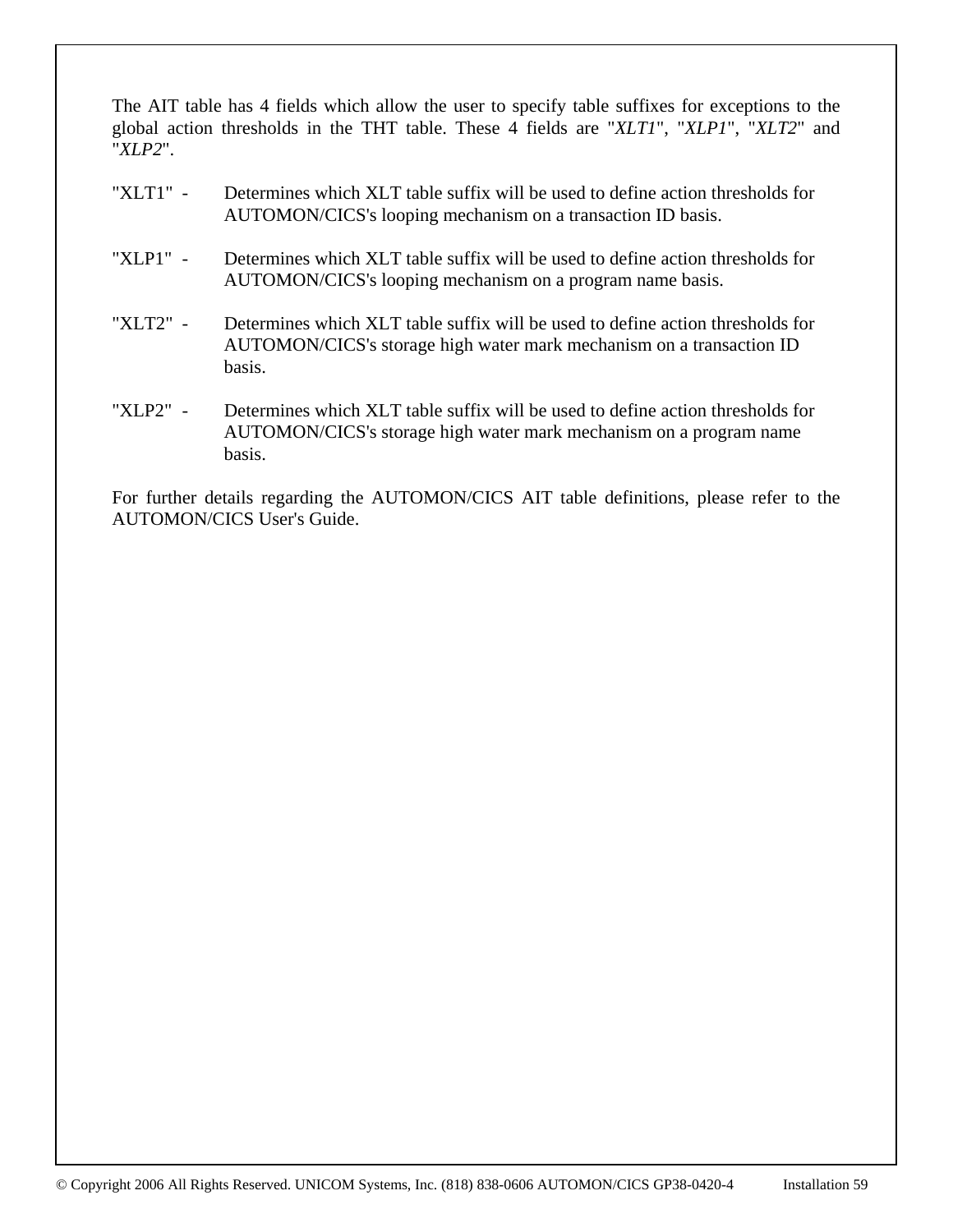The AIT table has 4 fields which allow the user to specify table suffixes for exceptions to the global action thresholds in the THT table. These 4 fields are "*XLT1*", "*XLP1*", "*XLT2*" and "*XLP2*".

"XLT1" - Determines which XLT table suffix will be used to define action thresholds for AUTOMON/CICS's looping mechanism on a transaction ID basis.

"XLP1" - Determines which XLT table suffix will be used to define action thresholds for AUTOMON/CICS's looping mechanism on a program name basis.

"XLT2" - Determines which XLT table suffix will be used to define action thresholds for AUTOMON/CICS's storage high water mark mechanism on a transaction ID basis.

"XLP2" - Determines which XLT table suffix will be used to define action thresholds for AUTOMON/CICS's storage high water mark mechanism on a program name basis.

For further details regarding the AUTOMON/CICS AIT table definitions, please refer to the AUTOMON/CICS User's Guide.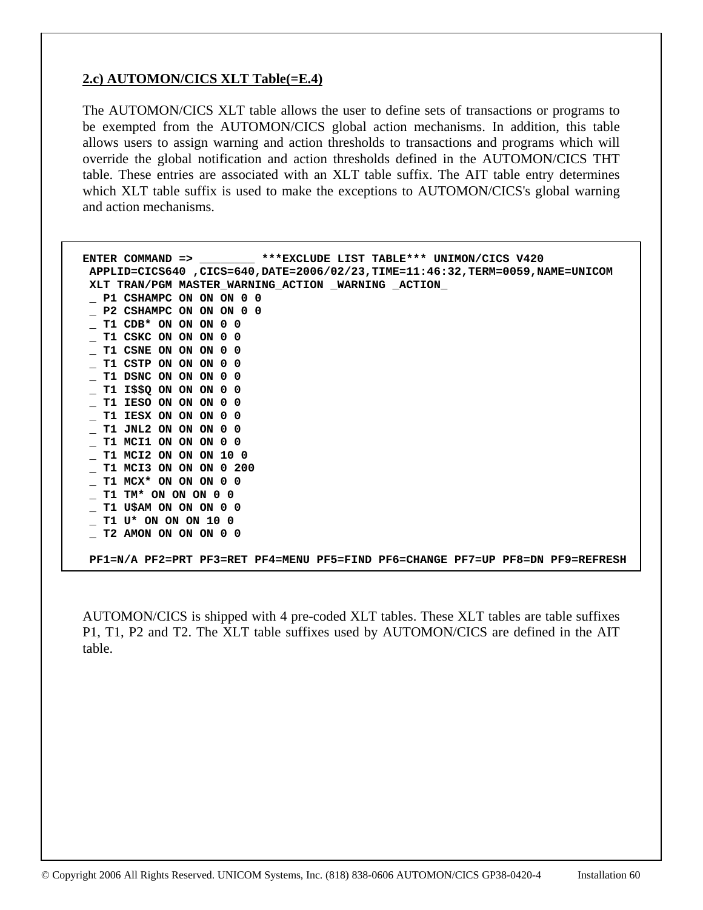**2.c) AUTOMON/CICS XLT Table(=E.4)**

The AUTOMON/CICS XLT table allows the user to define sets of transactions or programs to be exempted from the AUTOMON/CICS global action mechanisms. In addition, this table allows users to assign warning and action thresholds to transactions and programs which will override the global notification and action thresholds defined in the AUTOMON/CICS THT table. These entries are associated with an XLT table suffix. The AIT table entry determines which XLT table suffix is used to make the exceptions to AUTOMON/CICS's global warning and action mechanisms.

```
ENTER COMMAND => ________ ***EXCLUDE LIST TABLE*** UNIMON/CICS V420
 APPLID=CICS640 ,CICS=640,DATE=2006/02/23,TIME=11:46:32,TERM=0059,NAME=UNICOM
 XLT TRAN/PGM MASTER_WARNING_ACTION _WARNING _ACTION_
 _ P1 CSHAMPC ON ON ON 0 0
 _ P2 CSHAMPC ON ON ON 0 0
 _ T1 CDB* ON ON ON 0 0
 _ T1 CSKC ON ON ON 0 0
 _ T1 CSNE ON ON ON 0 0
 _ T1 CSTP ON ON ON 0 0
 _ T1 DSNC ON ON ON 0 0
 _ T1 I$$Q ON ON ON 0 0
 _ T1 IESO ON ON ON 0 0
 _ T1 IESX ON ON ON 0 0
 _ T1 JNL2 ON ON ON 0 0
 _ T1 MCI1 ON ON ON 0 0
 _ T1 MCI2 ON ON ON 10 0
 _ T1 MCI3 ON ON ON 0 200
 _ T1 MCX* ON ON ON 0 0
 _ T1 TM* ON ON ON 0 0
 _ T1 U$AM ON ON ON 0 0
 _ T1 U* ON ON ON 10 0
 _ T2 AMON ON ON ON 0 0

 PF1=N/A PF2=PRT PF3=RET PF4=MENU PF5=FIND PF6=CHANGE PF7=UP PF8=DN PF9=REFRESH
```

AUTOMON/CICS is shipped with 4 pre-coded XLT tables. These XLT tables are table suffixes P1, T1, P2 and T2. The XLT table suffixes used by AUTOMON/CICS are defined in the AIT table.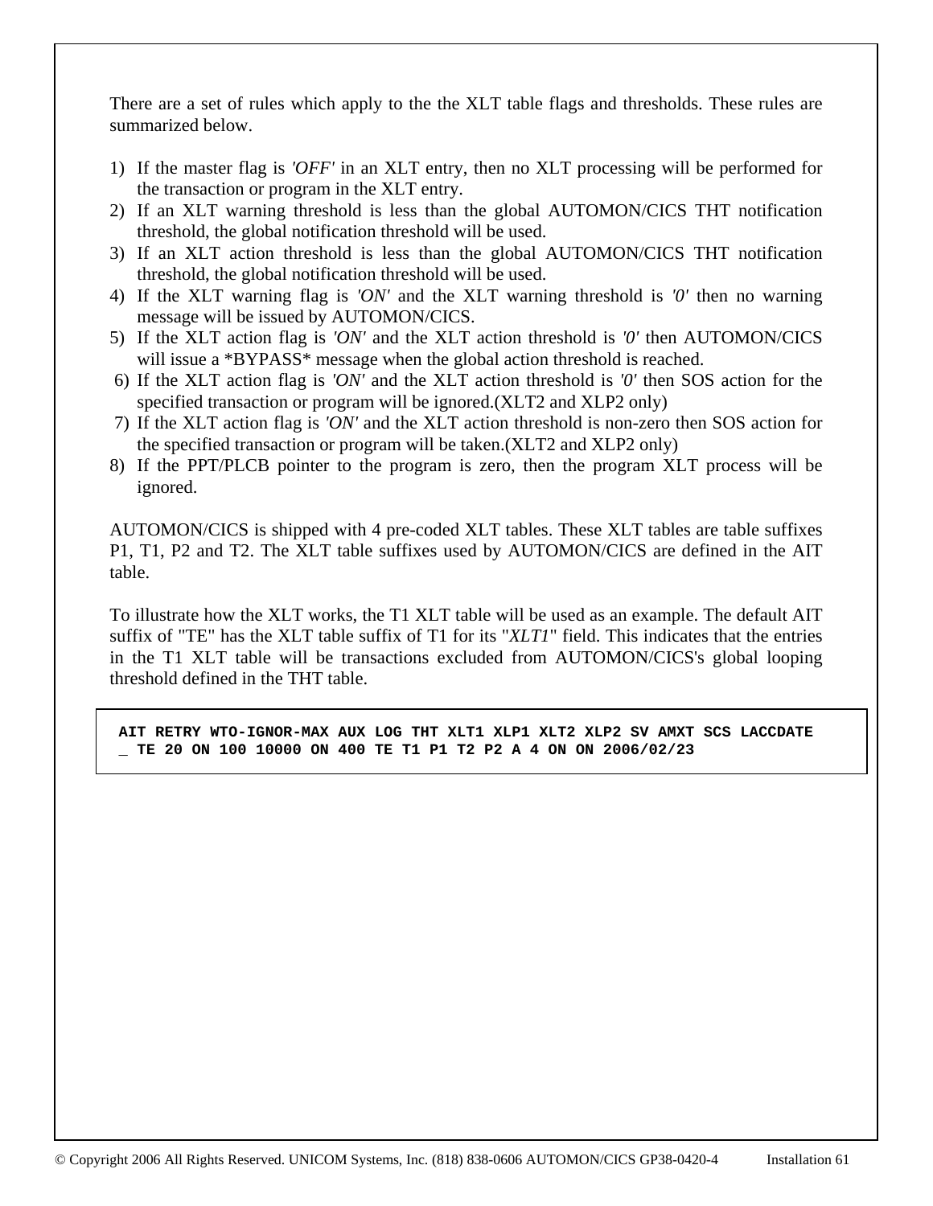There are a set of rules which apply to the the XLT table flags and thresholds. These rules are summarized below.

1) If the master flag is *'OFF'* in an XLT entry, then no XLT processing will be performed for the transaction or program in the XLT entry.
2) If an XLT warning threshold is less than the global AUTOMON/CICS THT notification threshold, the global notification threshold will be used.
3) If an XLT action threshold is less than the global AUTOMON/CICS THT notification threshold, the global notification threshold will be used.
4) If the XLT warning flag is *'ON'* and the XLT warning threshold is *'0'* then no warning message will be issued by AUTOMON/CICS.
5) If the XLT action flag is *'ON'* and the XLT action threshold is *'0'* then AUTOMON/CICS will issue a *BYPASS* message when the global action threshold is reached.
6) If the XLT action flag is *'ON'* and the XLT action threshold is *'0'* then SOS action for the specified transaction or program will be ignored.(XLT2 and XLP2 only)
7) If the XLT action flag is *'ON'* and the XLT action threshold is non-zero then SOS action for the specified transaction or program will be taken.(XLT2 and XLP2 only)
8) If the PPT/PLCB pointer to the program is zero, then the program XLT process will be ignored.

AUTOMON/CICS is shipped with 4 pre-coded XLT tables. These XLT tables are table suffixes P1, T1, P2 and T2. The XLT table suffixes used by AUTOMON/CICS are defined in the AIT table.

To illustrate how the XLT works, the T1 XLT table will be used as an example. The default AIT suffix of "TE" has the XLT table suffix of T1 for its "*XLT1*" field. This indicates that the entries in the T1 XLT table will be transactions excluded from AUTOMON/CICS's global looping threshold defined in the THT table.

```
AIT RETRY WTO-IGNOR-MAX AUX LOG THT XLT1 XLP1 XLT2 XLP2 SV AMXT SCS LACCDATE
_ TE 20 ON 100 10000 ON 400 TE T1 P1 T2 P2 A 4 ON ON 2006/02/23
```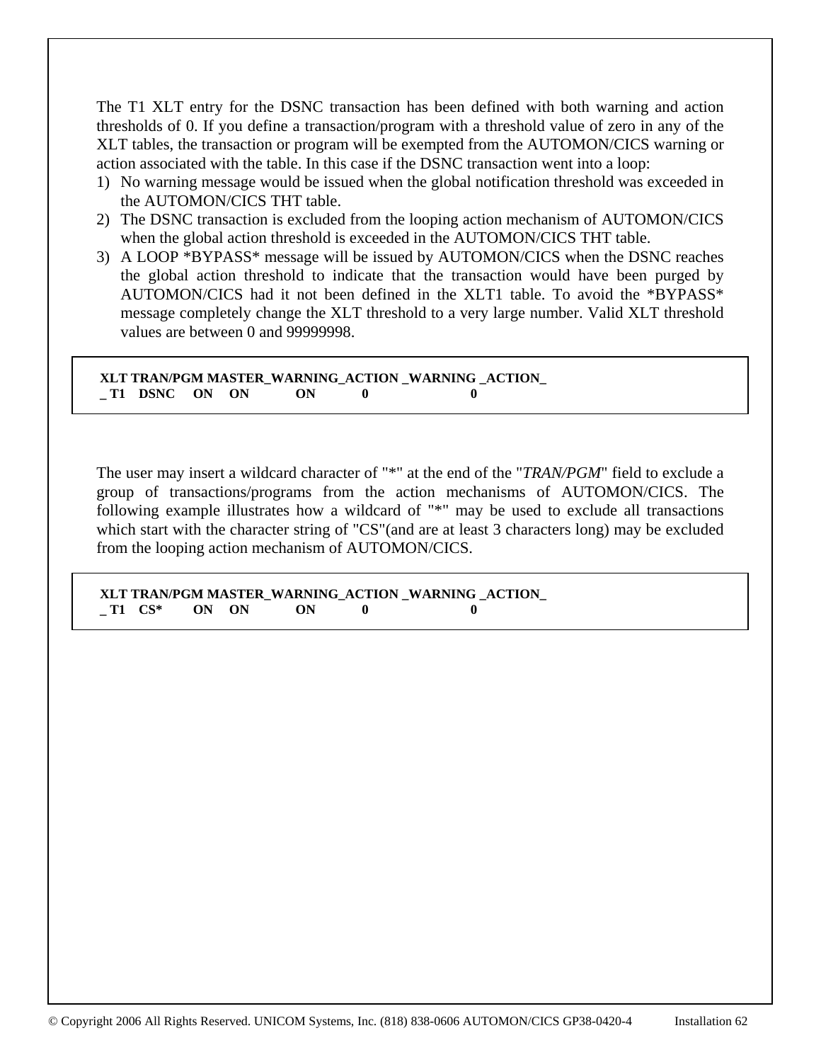The T1 XLT entry for the DSNC transaction has been defined with both warning and action thresholds of 0. If you define a transaction/program with a threshold value of zero in any of the XLT tables, the transaction or program will be exempted from the AUTOMON/CICS warning or action associated with the table. In this case if the DSNC transaction went into a loop:

1) No warning message would be issued when the global notification threshold was exceeded in the AUTOMON/CICS THT table.
2) The DSNC transaction is excluded from the looping action mechanism of AUTOMON/CICS when the global action threshold is exceeded in the AUTOMON/CICS THT table.
3) A LOOP *BYPASS* message will be issued by AUTOMON/CICS when the DSNC reaches the global action threshold to indicate that the transaction would have been purged by AUTOMON/CICS had it not been defined in the XLT1 table. To avoid the *BYPASS* message completely change the XLT threshold to a very large number. Valid XLT threshold values are between 0 and 99999998.

```
XLT TRAN/PGM MASTER_WARNING_ACTION _WARNING _ACTION_
_ T1    DSNC     ON     ON           ON           0                      0
```

The user may insert a wildcard character of "*" at the end of the "*TRAN/PGM*" field to exclude a group of transactions/programs from the action mechanisms of AUTOMON/CICS. The following example illustrates how a wildcard of "*" may be used to exclude all transactions which start with the character string of "CS"(and are at least 3 characters long) may be excluded from the looping action mechanism of AUTOMON/CICS.

```
XLT TRAN/PGM MASTER_WARNING_ACTION _WARNING _ACTION_
_ T1    CS*        ON     ON           ON           0                      0
```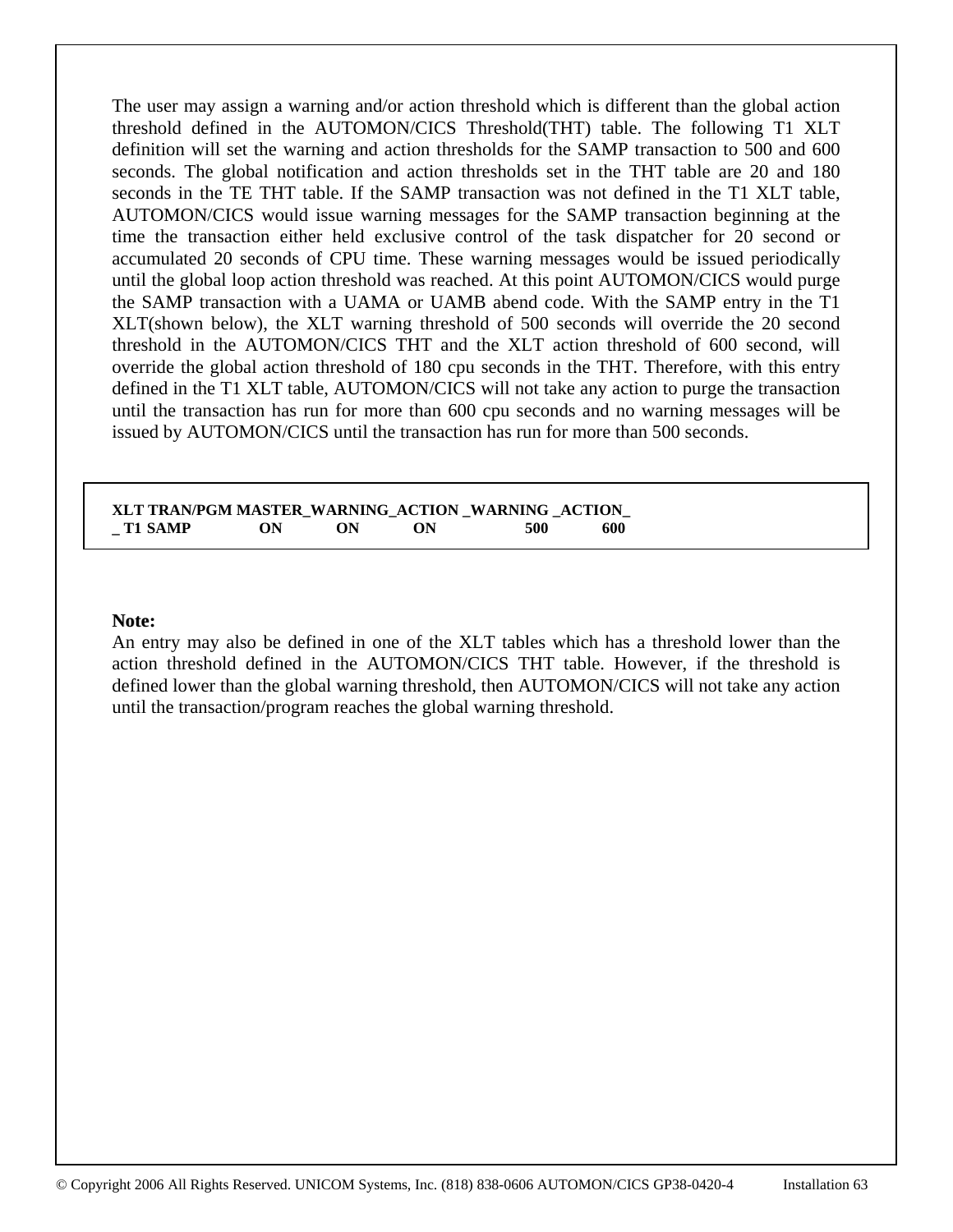The user may assign a warning and/or action threshold which is different than the global action threshold defined in the AUTOMON/CICS Threshold(THT) table. The following T1 XLT definition will set the warning and action thresholds for the SAMP transaction to 500 and 600 seconds. The global notification and action thresholds set in the THT table are 20 and 180 seconds in the TE THT table. If the SAMP transaction was not defined in the T1 XLT table, AUTOMON/CICS would issue warning messages for the SAMP transaction beginning at the time the transaction either held exclusive control of the task dispatcher for 20 second or accumulated 20 seconds of CPU time. These warning messages would be issued periodically until the global loop action threshold was reached. At this point AUTOMON/CICS would purge the SAMP transaction with a UAMA or UAMB abend code. With the SAMP entry in the T1 XLT(shown below), the XLT warning threshold of 500 seconds will override the 20 second threshold in the AUTOMON/CICS THT and the XLT action threshold of 600 second, will override the global action threshold of 180 cpu seconds in the THT. Therefore, with this entry defined in the T1 XLT table, AUTOMON/CICS will not take any action to purge the transaction until the transaction has run for more than 600 cpu seconds and no warning messages will be issued by AUTOMON/CICS until the transaction has run for more than 500 seconds.

```
XLT TRAN/PGM MASTER_WARNING_ACTION _WARNING _ACTION_
_ T1 SAMP        ON       ON       ON          500      600
```

**Note:**
An entry may also be defined in one of the XLT tables which has a threshold lower than the action threshold defined in the AUTOMON/CICS THT table. However, if the threshold is defined lower than the global warning threshold, then AUTOMON/CICS will not take any action until the transaction/program reaches the global warning threshold.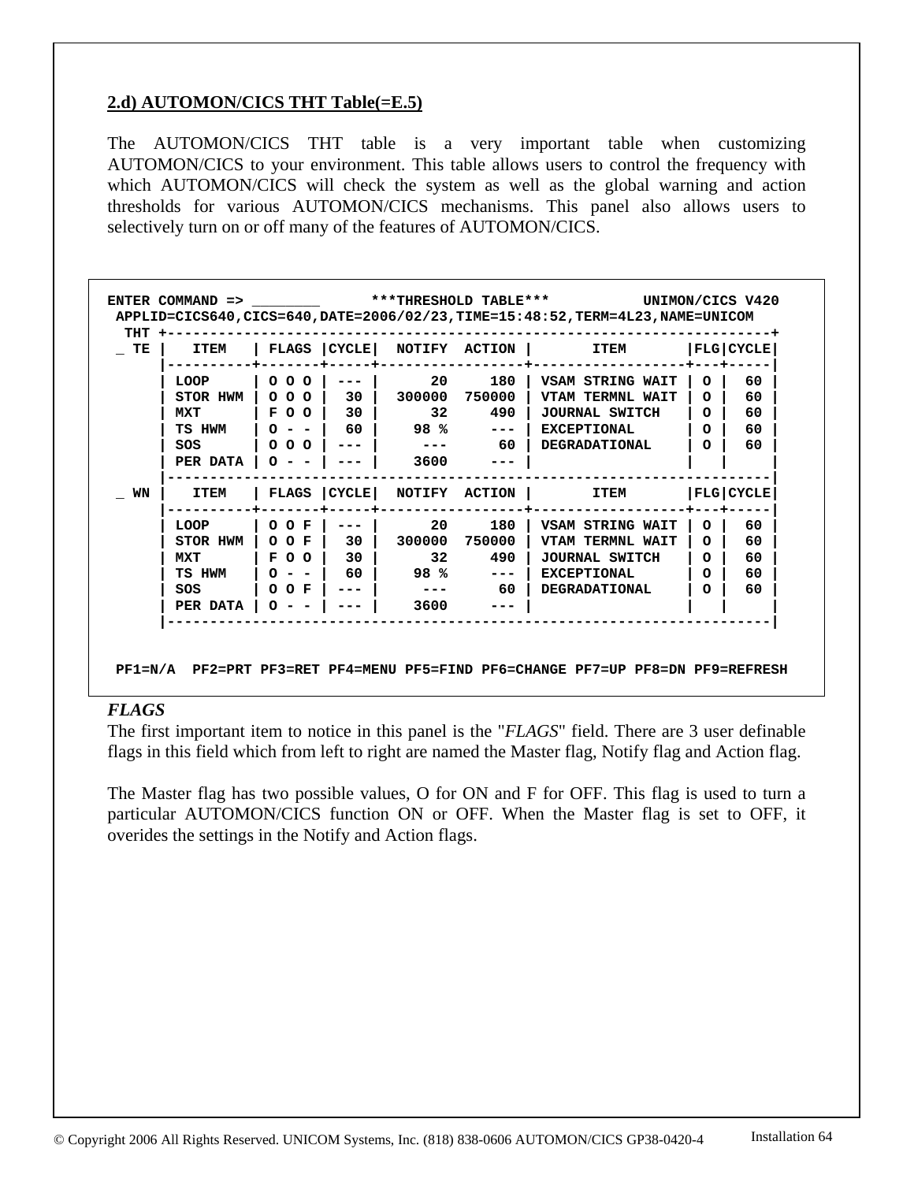**2.d) AUTOMON/CICS THT Table(=E.5)**

The AUTOMON/CICS THT table is a very important table when customizing AUTOMON/CICS to your environment. This table allows users to control the frequency with which AUTOMON/CICS will check the system as well as the global warning and action thresholds for various AUTOMON/CICS mechanisms. This panel also allows users to selectively turn on or off many of the features of AUTOMON/CICS.

```
ENTER COMMAND => ________      ***THRESHOLD TABLE***          UNIMON/CICS V420
 APPLID=CICS640,CICS=640,DATE=2006/02/23,TIME=15:48:52,TERM=4L23,NAME=UNICOM
  THT +-------------------------------------------------------------------------+
 _ TE |   ITEM   | FLAGS |CYCLE|  NOTIFY  ACTION |       ITEM       |FLG|CYCLE|
      |----------+-------+-----+-----------------+------------------+---+-----|
      | LOOP     | O O O | --- |      20     180 | VSAM STRING WAIT | O |  60 |
      | STOR HWM | O O O |  30 |  300000  750000 | VTAM TERMNL WAIT | O |  60 |
      | MXT      | F O O |  30 |      32     490 | JOURNAL SWITCH   | O |  60 |
      | TS HWM   | O - - |  60 |    98 %     --- | EXCEPTIONAL      | O |  60 |
      | SOS      | O O O | --- |     ---      60 | DEGRADATIONAL    | O |  60 |
      | PER DATA | O - - | --- |    3600     --- |                  |   |     |
      |-------------------------------------------------------------------------|
 _ WN |   ITEM   | FLAGS |CYCLE|  NOTIFY  ACTION |       ITEM       |FLG|CYCLE|
      |----------+-------+-----+-----------------+------------------+---+-----|
      | LOOP     | O O F | --- |      20     180 | VSAM STRING WAIT | O |  60 |
      | STOR HWM | O O F |  30 |  300000  750000 | VTAM TERMNL WAIT | O |  60 |
      | MXT      | F O O |  30 |      32     490 | JOURNAL SWITCH   | O |  60 |
      | TS HWM   | O - - |  60 |    98 %     --- | EXCEPTIONAL      | O |  60 |
      | SOS      | O O F | --- |     ---      60 | DEGRADATIONAL    | O |  60 |
      | PER DATA | O - - | --- |    3600     --- |                  |   |     |
      |-------------------------------------------------------------------------|


 PF1=N/A  PF2=PRT PF3=RET PF4=MENU PF5=FIND PF6=CHANGE PF7=UP PF8=DN PF9=REFRESH
```

***FLAGS***

The first important item to notice in this panel is the "*FLAGS*" field. There are 3 user definable flags in this field which from left to right are named the Master flag, Notify flag and Action flag.

The Master flag has two possible values, O for ON and F for OFF. This flag is used to turn a particular AUTOMON/CICS function ON or OFF. When the Master flag is set to OFF, it overides the settings in the Notify and Action flags.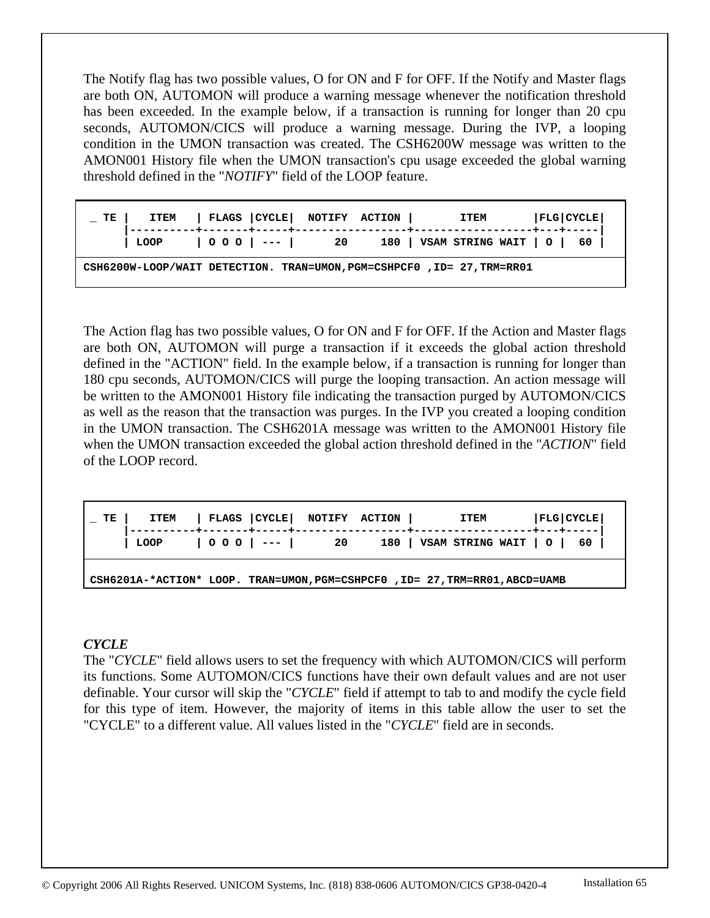The Notify flag has two possible values, O for ON and F for OFF. If the Notify and Master flags are both ON, AUTOMON will produce a warning message whenever the notification threshold has been exceeded. In the example below, if a transaction is running for longer than 20 cpu seconds, AUTOMON/CICS will produce a warning message. During the IVP, a looping condition in the UMON transaction was created. The CSH6200W message was written to the AMON001 History file when the UMON transaction's cpu usage exceeded the global warning threshold defined in the "*NOTIFY*" field of the LOOP feature.

```
 _ TE |   ITEM   | FLAGS |CYCLE|  NOTIFY  ACTION |       ITEM       |FLG|CYCLE|
      |----------+-------+-----+-----------------+------------------+---+-----|
      | LOOP     | O O O | --- |      20     180 | VSAM STRING WAIT | O |  60 |

CSH6200W-LOOP/WAIT DETECTION. TRAN=UMON,PGM=CSHPCF0 ,ID= 27,TRM=RR01
```

The Action flag has two possible values, O for ON and F for OFF. If the Action and Master flags are both ON, AUTOMON will purge a transaction if it exceeds the global action threshold defined in the "ACTION" field. In the example below, if a transaction is running for longer than 180 cpu seconds, AUTOMON/CICS will purge the looping transaction. An action message will be written to the AMON001 History file indicating the transaction purged by AUTOMON/CICS as well as the reason that the transaction was purges. In the IVP you created a looping condition in the UMON transaction. The CSH6201A message was written to the AMON001 History file when the UMON transaction exceeded the global action threshold defined in the "*ACTION*" field of the LOOP record.

```
_ TE |   ITEM   | FLAGS |CYCLE|  NOTIFY  ACTION |       ITEM       |FLG|CYCLE|
     |----------+-------+-----+-----------------+------------------+---+-----|
     | LOOP     | O O O | --- |      20     180 | VSAM STRING WAIT | O |  60 |

CSH6201A-*ACTION* LOOP. TRAN=UMON,PGM=CSHPCF0 ,ID= 27,TRM=RR01,ABCD=UAMB
```

***CYCLE***

The "*CYCLE*" field allows users to set the frequency with which AUTOMON/CICS will perform its functions. Some AUTOMON/CICS functions have their own default values and are not user definable. Your cursor will skip the "*CYCLE*" field if attempt to tab to and modify the cycle field for this type of item. However, the majority of items in this table allow the user to set the "CYCLE" to a different value. All values listed in the "*CYCLE*" field are in seconds.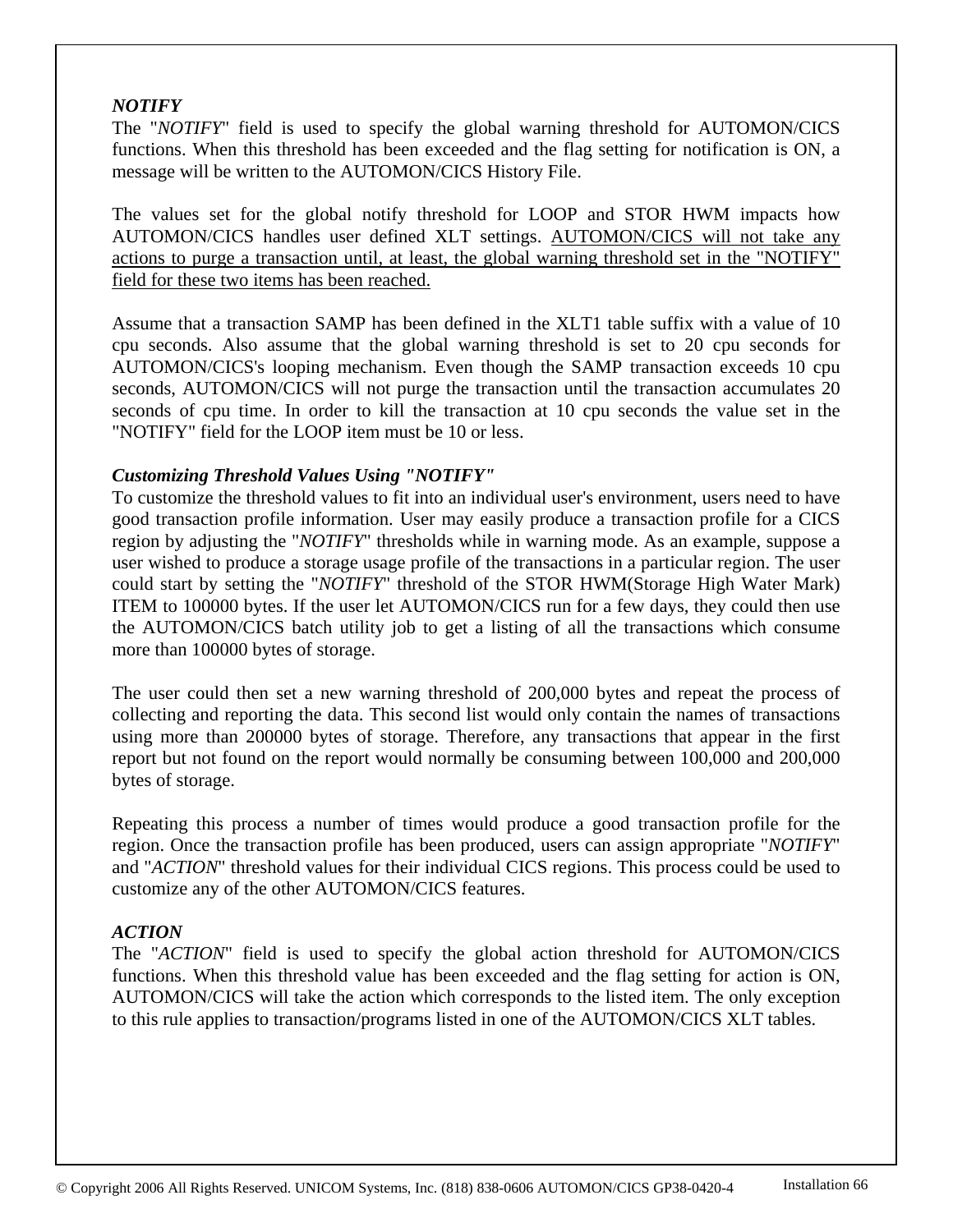***NOTIFY***

The "*NOTIFY*" field is used to specify the global warning threshold for AUTOMON/CICS functions. When this threshold has been exceeded and the flag setting for notification is ON, a message will be written to the AUTOMON/CICS History File.

The values set for the global notify threshold for LOOP and STOR HWM impacts how AUTOMON/CICS handles user defined XLT settings. <u>AUTOMON/CICS will not take any actions to purge a transaction until, at least, the global warning threshold set in the "NOTIFY" field for these two items has been reached.</u>

Assume that a transaction SAMP has been defined in the XLT1 table suffix with a value of 10 cpu seconds. Also assume that the global warning threshold is set to 20 cpu seconds for AUTOMON/CICS's looping mechanism. Even though the SAMP transaction exceeds 10 cpu seconds, AUTOMON/CICS will not purge the transaction until the transaction accumulates 20 seconds of cpu time. In order to kill the transaction at 10 cpu seconds the value set in the "NOTIFY" field for the LOOP item must be 10 or less.

***Customizing Threshold Values Using "NOTIFY"***

To customize the threshold values to fit into an individual user's environment, users need to have good transaction profile information. User may easily produce a transaction profile for a CICS region by adjusting the "*NOTIFY*" thresholds while in warning mode. As an example, suppose a user wished to produce a storage usage profile of the transactions in a particular region. The user could start by setting the "*NOTIFY*" threshold of the STOR HWM(Storage High Water Mark) ITEM to 100000 bytes. If the user let AUTOMON/CICS run for a few days, they could then use the AUTOMON/CICS batch utility job to get a listing of all the transactions which consume more than 100000 bytes of storage.

The user could then set a new warning threshold of 200,000 bytes and repeat the process of collecting and reporting the data. This second list would only contain the names of transactions using more than 200000 bytes of storage. Therefore, any transactions that appear in the first report but not found on the report would normally be consuming between 100,000 and 200,000 bytes of storage.

Repeating this process a number of times would produce a good transaction profile for the region. Once the transaction profile has been produced, users can assign appropriate "*NOTIFY*" and "*ACTION*" threshold values for their individual CICS regions. This process could be used to customize any of the other AUTOMON/CICS features.

***ACTION***

The "*ACTION*" field is used to specify the global action threshold for AUTOMON/CICS functions. When this threshold value has been exceeded and the flag setting for action is ON, AUTOMON/CICS will take the action which corresponds to the listed item. The only exception to this rule applies to transaction/programs listed in one of the AUTOMON/CICS XLT tables.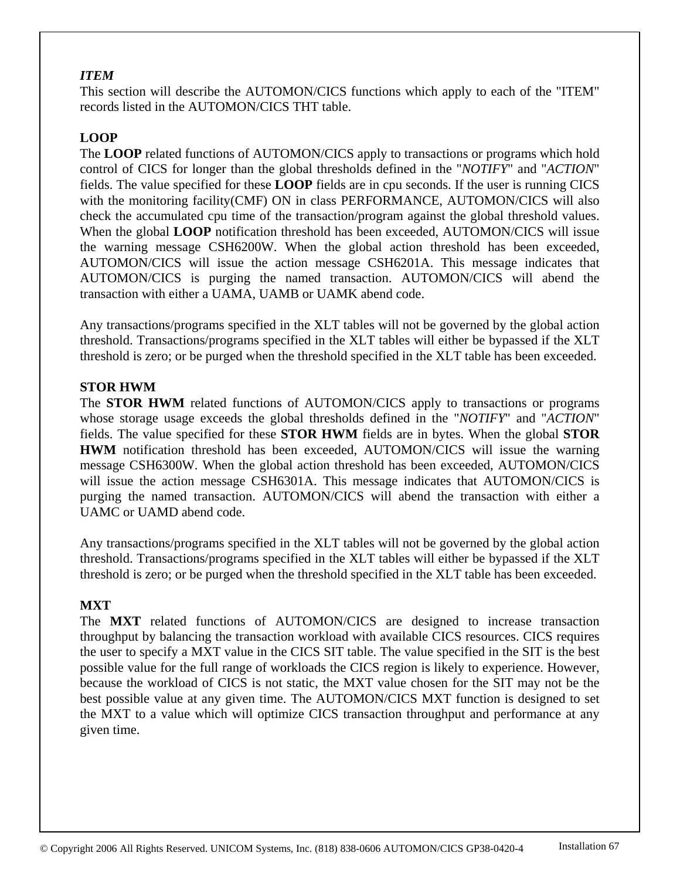***ITEM***

This section will describe the AUTOMON/CICS functions which apply to each of the "ITEM" records listed in the AUTOMON/CICS THT table.

**LOOP**

The **LOOP** related functions of AUTOMON/CICS apply to transactions or programs which hold control of CICS for longer than the global thresholds defined in the "*NOTIFY*" and "*ACTION*" fields. The value specified for these **LOOP** fields are in cpu seconds. If the user is running CICS with the monitoring facility(CMF) ON in class PERFORMANCE, AUTOMON/CICS will also check the accumulated cpu time of the transaction/program against the global threshold values. When the global **LOOP** notification threshold has been exceeded, AUTOMON/CICS will issue the warning message CSH6200W. When the global action threshold has been exceeded, AUTOMON/CICS will issue the action message CSH6201A. This message indicates that AUTOMON/CICS is purging the named transaction. AUTOMON/CICS will abend the transaction with either a UAMA, UAMB or UAMK abend code.

Any transactions/programs specified in the XLT tables will not be governed by the global action threshold. Transactions/programs specified in the XLT tables will either be bypassed if the XLT threshold is zero; or be purged when the threshold specified in the XLT table has been exceeded.

**STOR HWM**

The **STOR HWM** related functions of AUTOMON/CICS apply to transactions or programs whose storage usage exceeds the global thresholds defined in the "*NOTIFY*" and "*ACTION*" fields. The value specified for these **STOR HWM** fields are in bytes. When the global **STOR HWM** notification threshold has been exceeded, AUTOMON/CICS will issue the warning message CSH6300W. When the global action threshold has been exceeded, AUTOMON/CICS will issue the action message CSH6301A. This message indicates that AUTOMON/CICS is purging the named transaction. AUTOMON/CICS will abend the transaction with either a UAMC or UAMD abend code.

Any transactions/programs specified in the XLT tables will not be governed by the global action threshold. Transactions/programs specified in the XLT tables will either be bypassed if the XLT threshold is zero; or be purged when the threshold specified in the XLT table has been exceeded.

**MXT**

The **MXT** related functions of AUTOMON/CICS are designed to increase transaction throughput by balancing the transaction workload with available CICS resources. CICS requires the user to specify a MXT value in the CICS SIT table. The value specified in the SIT is the best possible value for the full range of workloads the CICS region is likely to experience. However, because the workload of CICS is not static, the MXT value chosen for the SIT may not be the best possible value at any given time. The AUTOMON/CICS MXT function is designed to set the MXT to a value which will optimize CICS transaction throughput and performance at any given time.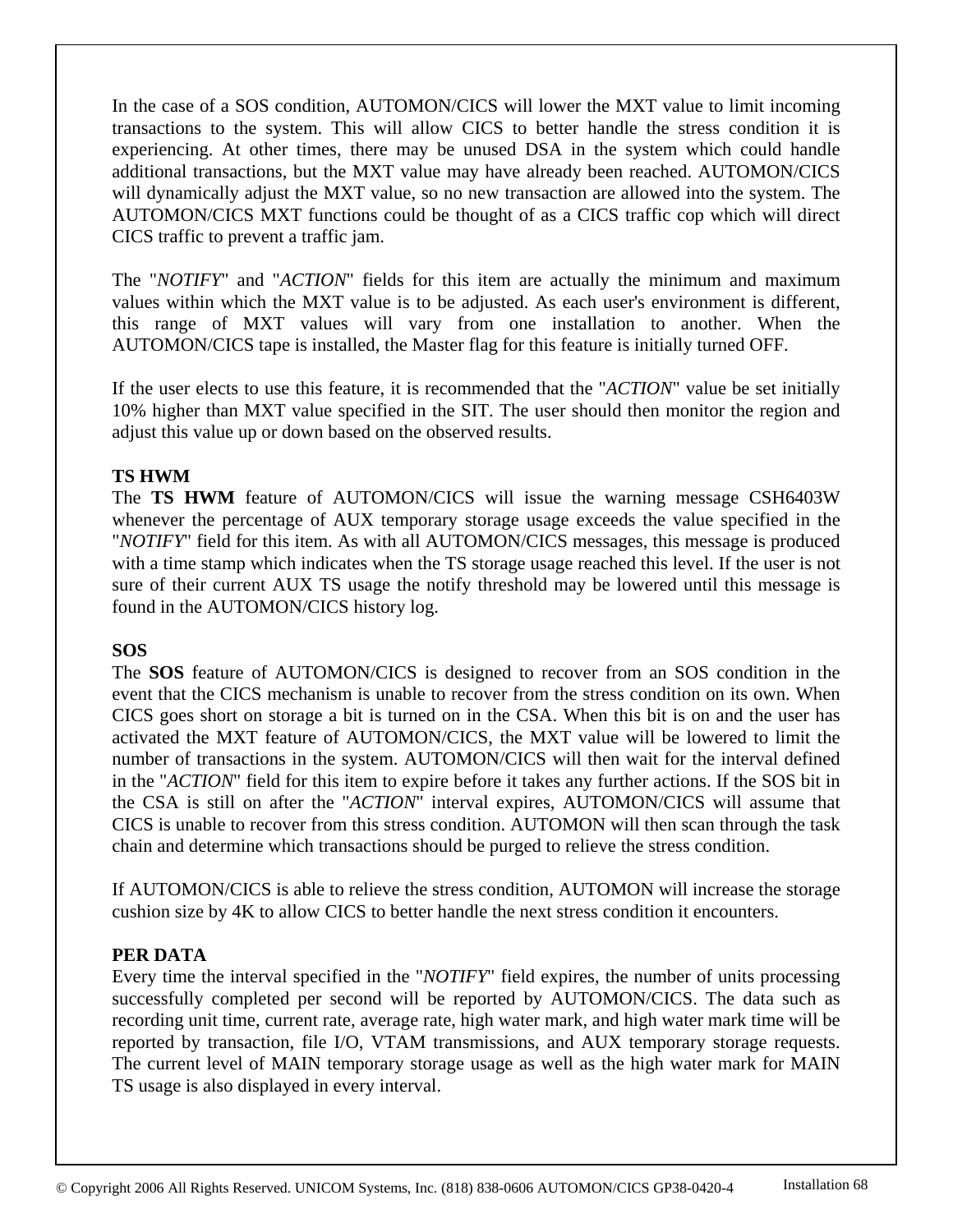In the case of a SOS condition, AUTOMON/CICS will lower the MXT value to limit incoming transactions to the system. This will allow CICS to better handle the stress condition it is experiencing. At other times, there may be unused DSA in the system which could handle additional transactions, but the MXT value may have already been reached. AUTOMON/CICS will dynamically adjust the MXT value, so no new transaction are allowed into the system. The AUTOMON/CICS MXT functions could be thought of as a CICS traffic cop which will direct CICS traffic to prevent a traffic jam.

The "*NOTIFY*" and "*ACTION*" fields for this item are actually the minimum and maximum values within which the MXT value is to be adjusted. As each user's environment is different, this range of MXT values will vary from one installation to another. When the AUTOMON/CICS tape is installed, the Master flag for this feature is initially turned OFF.

If the user elects to use this feature, it is recommended that the "*ACTION*" value be set initially 10% higher than MXT value specified in the SIT. The user should then monitor the region and adjust this value up or down based on the observed results.

**TS HWM**

The **TS HWM** feature of AUTOMON/CICS will issue the warning message CSH6403W whenever the percentage of AUX temporary storage usage exceeds the value specified in the "*NOTIFY*" field for this item. As with all AUTOMON/CICS messages, this message is produced with a time stamp which indicates when the TS storage usage reached this level. If the user is not sure of their current AUX TS usage the notify threshold may be lowered until this message is found in the AUTOMON/CICS history log.

**SOS**

The **SOS** feature of AUTOMON/CICS is designed to recover from an SOS condition in the event that the CICS mechanism is unable to recover from the stress condition on its own. When CICS goes short on storage a bit is turned on in the CSA. When this bit is on and the user has activated the MXT feature of AUTOMON/CICS, the MXT value will be lowered to limit the number of transactions in the system. AUTOMON/CICS will then wait for the interval defined in the "*ACTION*" field for this item to expire before it takes any further actions. If the SOS bit in the CSA is still on after the "*ACTION*" interval expires, AUTOMON/CICS will assume that CICS is unable to recover from this stress condition. AUTOMON will then scan through the task chain and determine which transactions should be purged to relieve the stress condition.

If AUTOMON/CICS is able to relieve the stress condition, AUTOMON will increase the storage cushion size by 4K to allow CICS to better handle the next stress condition it encounters.

**PER DATA**

Every time the interval specified in the "*NOTIFY*" field expires, the number of units processing successfully completed per second will be reported by AUTOMON/CICS. The data such as recording unit time, current rate, average rate, high water mark, and high water mark time will be reported by transaction, file I/O, VTAM transmissions, and AUX temporary storage requests. The current level of MAIN temporary storage usage as well as the high water mark for MAIN TS usage is also displayed in every interval.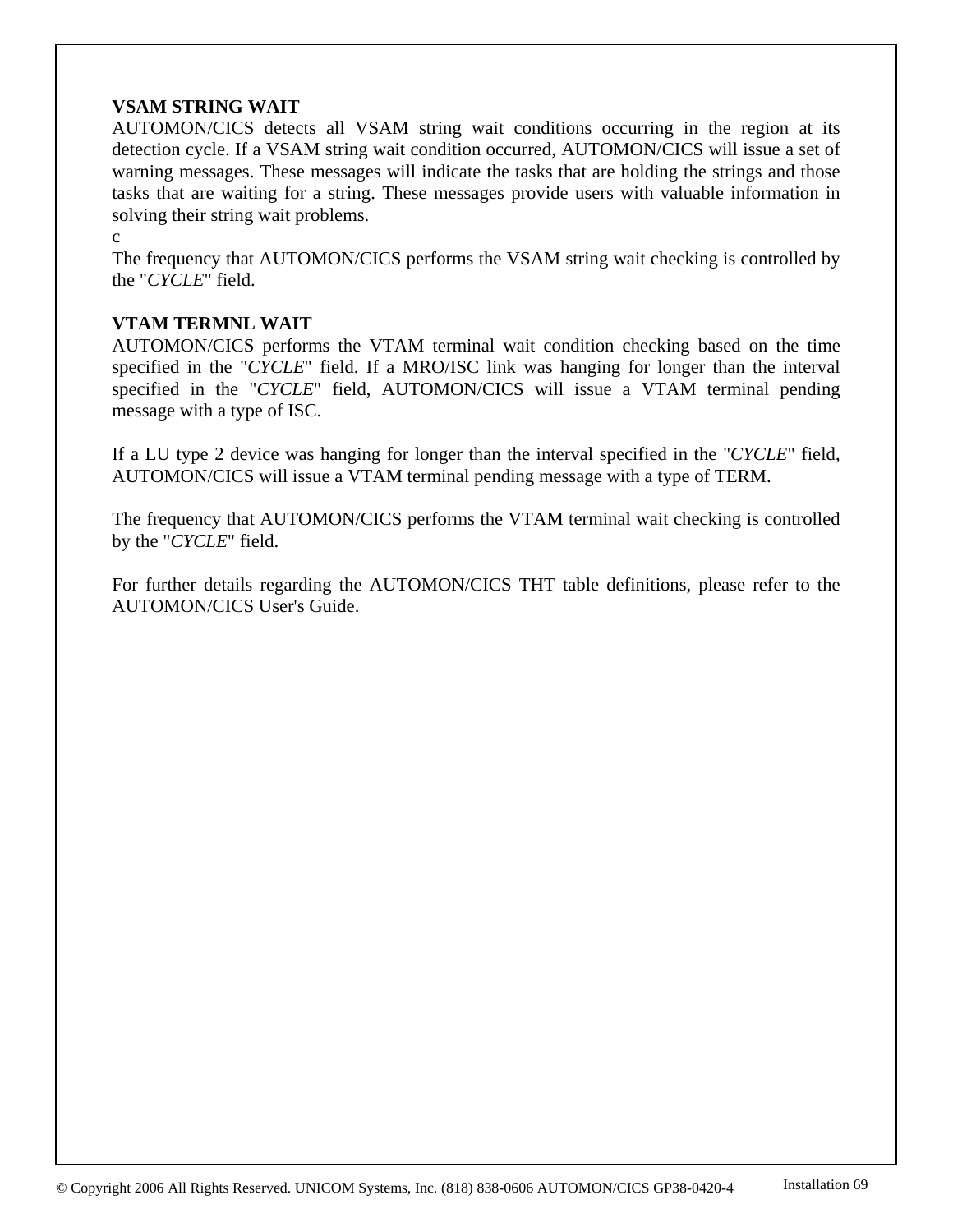**VSAM STRING WAIT**

AUTOMON/CICS detects all VSAM string wait conditions occurring in the region at its detection cycle. If a VSAM string wait condition occurred, AUTOMON/CICS will issue a set of warning messages. These messages will indicate the tasks that are holding the strings and those tasks that are waiting for a string. These messages provide users with valuable information in solving their string wait problems.

c

The frequency that AUTOMON/CICS performs the VSAM string wait checking is controlled by the "*CYCLE*" field.

**VTAM TERMNL WAIT**

AUTOMON/CICS performs the VTAM terminal wait condition checking based on the time specified in the "*CYCLE*" field. If a MRO/ISC link was hanging for longer than the interval specified in the "*CYCLE*" field, AUTOMON/CICS will issue a VTAM terminal pending message with a type of ISC.

If a LU type 2 device was hanging for longer than the interval specified in the "*CYCLE*" field, AUTOMON/CICS will issue a VTAM terminal pending message with a type of TERM.

The frequency that AUTOMON/CICS performs the VTAM terminal wait checking is controlled by the "*CYCLE*" field.

For further details regarding the AUTOMON/CICS THT table definitions, please refer to the AUTOMON/CICS User's Guide.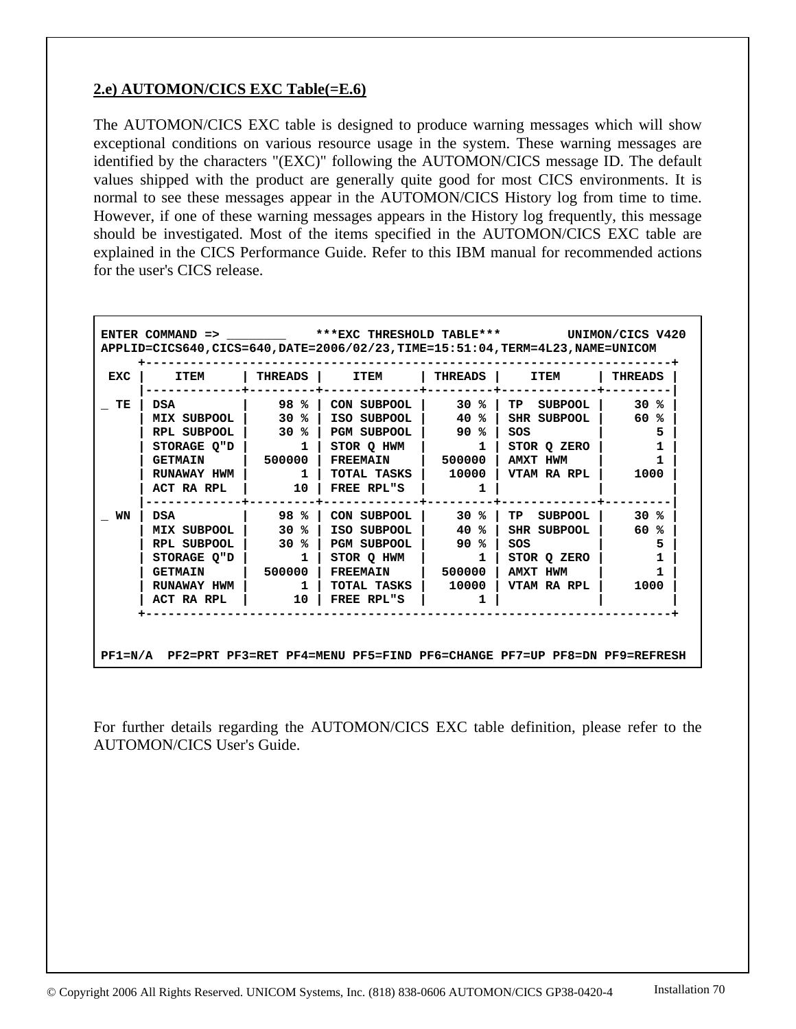## 2.e) AUTOMON/CICS EXC Table(=E.6)

The AUTOMON/CICS EXC table is designed to produce warning messages which will show exceptional conditions on various resource usage in the system. These warning messages are identified by the characters "(EXC)" following the AUTOMON/CICS message ID. The default values shipped with the product are generally quite good for most CICS environments. It is normal to see these messages appear in the AUTOMON/CICS History log from time to time. However, if one of these warning messages appears in the History log frequently, this message should be investigated. Most of the items specified in the AUTOMON/CICS EXC table are explained in the CICS Performance Guide. Refer to this IBM manual for recommended actions for the user's CICS release.

```
ENTER COMMAND => ________     ***EXC THRESHOLD TABLE***        UNIMON/CICS V420
APPLID=CICS640,CICS=640,DATE=2006/02/23,TIME=15:51:04,TERM=4L23,NAME=UNICOM
      +----------------------------------------------------------------------+
 EXC |     ITEM     | THREADS |     ITEM     | THREADS |     ITEM     | THREADS |
     |-------------+---------+-------------+---------+-------------+---------|
_ TE | DSA          |    98 % | CON SUBPOOL |    30 % | TP  SUBPOOL |    30 % |
     | MIX SUBPOOL |    30 % | ISO SUBPOOL |    40 % | SHR SUBPOOL |    60 % |
     | RPL SUBPOOL |    30 % | PGM SUBPOOL |    90 % | SOS          |       5 |
     | STORAGE Q"D |       1 | STOR Q HWM  |       1 | STOR Q ZERO |       1 |
     | GETMAIN      |  500000 | FREEMAIN    |  500000 | AMXT HWM    |       1 |
     | RUNAWAY HWM |       1 | TOTAL TASKS |   10000 | VTAM RA RPL |    1000 |
     | ACT RA RPL  |      10 | FREE RPL"S  |       1 |             |         |
     |-------------+---------+-------------+---------+-------------+---------|
_ WN | DSA          |    98 % | CON SUBPOOL |    30 % | TP  SUBPOOL |    30 % |
     | MIX SUBPOOL |    30 % | ISO SUBPOOL |    40 % | SHR SUBPOOL |    60 % |
     | RPL SUBPOOL |    30 % | PGM SUBPOOL |    90 % | SOS          |       5 |
     | STORAGE Q"D |       1 | STOR Q HWM  |       1 | STOR Q ZERO |       1 |
     | GETMAIN      |  500000 | FREEMAIN    |  500000 | AMXT HWM    |       1 |
     | RUNAWAY HWM |       1 | TOTAL TASKS |   10000 | VTAM RA RPL |    1000 |
     | ACT RA RPL  |      10 | FREE RPL"S  |       1 |             |         |
      +----------------------------------------------------------------------+


PF1=N/A  PF2=PRT PF3=RET PF4=MENU PF5=FIND PF6=CHANGE PF7=UP PF8=DN PF9=REFRESH
```

For further details regarding the AUTOMON/CICS EXC table definition, please refer to the AUTOMON/CICS User's Guide.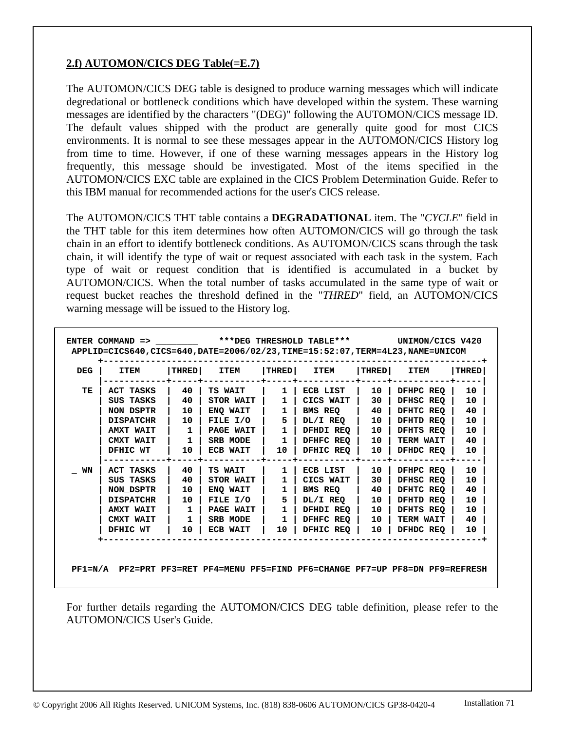## 2.f) AUTOMON/CICS DEG Table(=E.7)

The AUTOMON/CICS DEG table is designed to produce warning messages which will indicate degredational or bottleneck conditions which have developed within the system. These warning messages are identified by the characters "(DEG)" following the AUTOMON/CICS message ID. The default values shipped with the product are generally quite good for most CICS environments. It is normal to see these messages appear in the AUTOMON/CICS History log from time to time. However, if one of these warning messages appears in the History log frequently, this message should be investigated. Most of the items specified in the AUTOMON/CICS EXC table are explained in the CICS Problem Determination Guide. Refer to this IBM manual for recommended actions for the user's CICS release.

The AUTOMON/CICS THT table contains a **DEGRADATIONAL** item. The "*CYCLE*" field in the THT table for this item determines how often AUTOMON/CICS will go through the task chain in an effort to identify bottleneck conditions. As AUTOMON/CICS scans through the task chain, it will identify the type of wait or request associated with each task in the system. Each type of wait or request condition that is identified is accumulated in a bucket by AUTOMON/CICS. When the total number of tasks accumulated in the same type of wait or request bucket reaches the threshold defined in the "*THRED*" field, an AUTOMON/CICS warning message will be issued to the History log.

```
ENTER COMMAND => ________     ***DEG THRESHOLD TABLE***        UNIMON/CICS V420
 APPLID=CICS640,CICS=640,DATE=2006/02/23,TIME=15:52:07,TERM=4L23,NAME=UNICOM
      +-----------------------------------------------------------------------+
  DEG |   ITEM     |THRED|   ITEM    |THRED|   ITEM    |THRED|   ITEM    |THRED|
      |------------+-----+-----------+-----+-----------+-----+-----------+-----|
 _ TE | ACT TASKS  |  40 | TS WAIT   |   1 | ECB LIST  |  10 | DFHPC REQ |  10 |
      | SUS TASKS  |  40 | STOR WAIT |   1 | CICS WAIT |  30 | DFHSC REQ |  10 |
      | NON_DSPTR  |  10 | ENQ WAIT  |   1 | BMS REQ   |  40 | DFHTC REQ |  40 |
      | DISPATCHR  |  10 | FILE I/O  |   5 | DL/I REQ  |  10 | DFHTD REQ |  10 |
      | AMXT WAIT  |   1 | PAGE WAIT |   1 | DFHDI REQ |  10 | DFHTS REQ |  10 |
      | CMXT WAIT  |   1 | SRB MODE  |   1 | DFHFC REQ |  10 | TERM WAIT |  40 |
      | DFHIC WT   |  10 | ECB WAIT  |  10 | DFHIC REQ |  10 | DFHDC REQ |  10 |
      |------------+-----+-----------+-----+-----------+-----+-----------+-----|
 _ WN | ACT TASKS  |  40 | TS WAIT   |   1 | ECB LIST  |  10 | DFHPC REQ |  10 |
      | SUS TASKS  |  40 | STOR WAIT |   1 | CICS WAIT |  30 | DFHSC REQ |  10 |
      | NON_DSPTR  |  10 | ENQ WAIT  |   1 | BMS REQ   |  40 | DFHTC REQ |  40 |
      | DISPATCHR  |  10 | FILE I/O  |   5 | DL/I REQ  |  10 | DFHTD REQ |  10 |
      | AMXT WAIT  |   1 | PAGE WAIT |   1 | DFHDI REQ |  10 | DFHTS REQ |  10 |
      | CMXT WAIT  |   1 | SRB MODE  |   1 | DFHFC REQ |  10 | TERM WAIT |  40 |
      | DFHIC WT   |  10 | ECB WAIT  |  10 | DFHIC REQ |  10 | DFHDC REQ |  10 |
      +-----------------------------------------------------------------------+


 PF1=N/A  PF2=PRT PF3=RET PF4=MENU PF5=FIND PF6=CHANGE PF7=UP PF8=DN PF9=REFRESH
```

For further details regarding the AUTOMON/CICS DEG table definition, please refer to the AUTOMON/CICS User's Guide.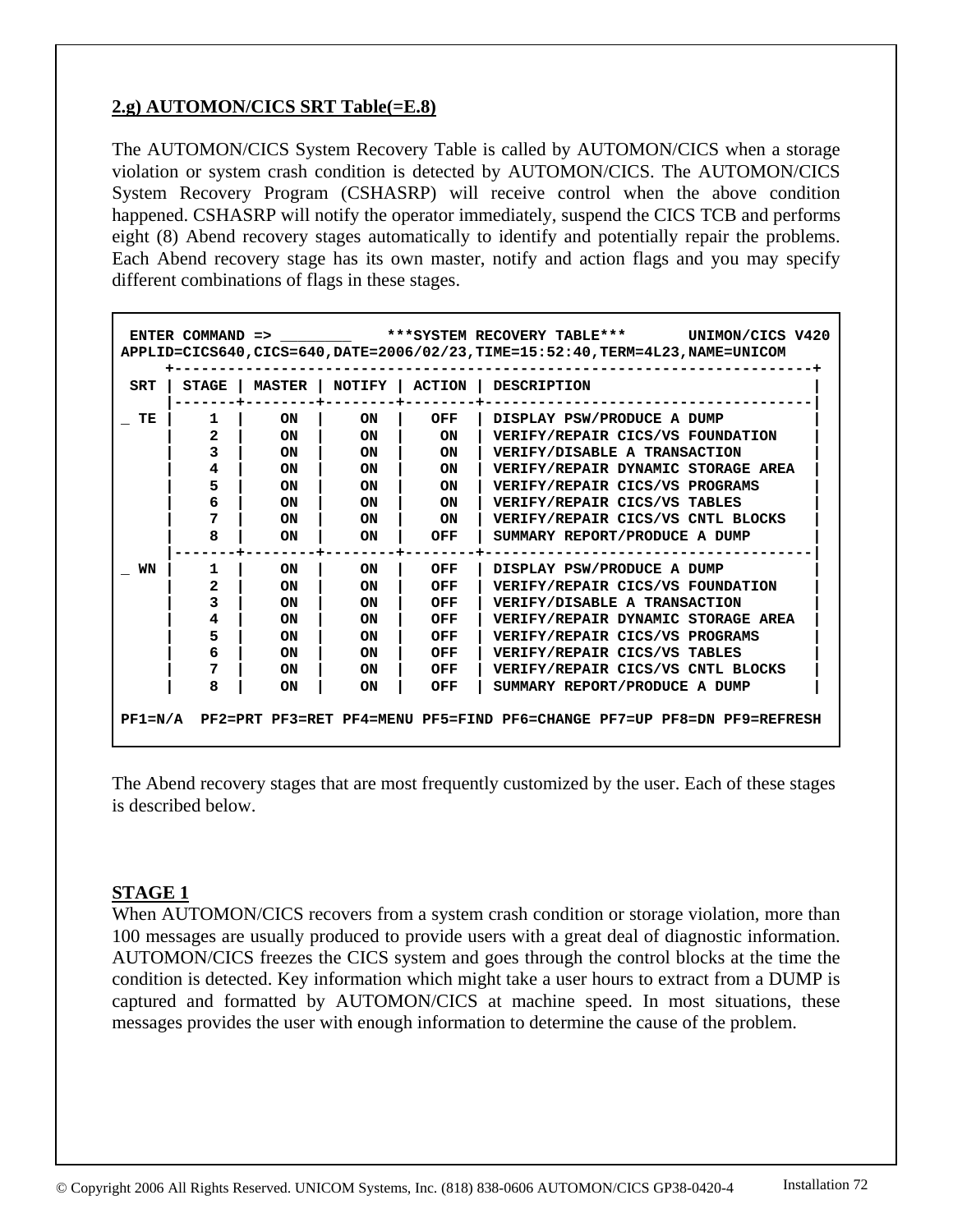## 2.g) AUTOMON/CICS SRT Table(=E.8)

The AUTOMON/CICS System Recovery Table is called by AUTOMON/CICS when a storage violation or system crash condition is detected by AUTOMON/CICS. The AUTOMON/CICS System Recovery Program (CSHASRP) will receive control when the above condition happened. CSHASRP will notify the operator immediately, suspend the CICS TCB and performs eight (8) Abend recovery stages automatically to identify and potentially repair the problems. Each Abend recovery stage has its own master, notify and action flags and you may specify different combinations of flags in these stages.

```
 ENTER COMMAND => ________    ***SYSTEM RECOVERY TABLE***      UNIMON/CICS V420
APPLID=CICS640,CICS=640,DATE=2006/02/23,TIME=15:52:40,TERM=4L23,NAME=UNICOM
     +---------------------------------------------------------------------+
 SRT | STAGE | MASTER | NOTIFY | ACTION | DESCRIPTION                        |
     |-------+--------+--------+--------+------------------------------------|
_ TE |   1   |   ON   |   ON   |   OFF  | DISPLAY PSW/PRODUCE A DUMP         |
     |   2   |   ON   |   ON   |    ON  | VERIFY/REPAIR CICS/VS FOUNDATION   |
     |   3   |   ON   |   ON   |    ON  | VERIFY/DISABLE A TRANSACTION       |
     |   4   |   ON   |   ON   |    ON  | VERIFY/REPAIR DYNAMIC STORAGE AREA |
     |   5   |   ON   |   ON   |    ON  | VERIFY/REPAIR CICS/VS PROGRAMS     |
     |   6   |   ON   |   ON   |    ON  | VERIFY/REPAIR CICS/VS TABLES       |
     |   7   |   ON   |   ON   |    ON  | VERIFY/REPAIR CICS/VS CNTL BLOCKS  |
     |   8   |   ON   |   ON   |   OFF  | SUMMARY REPORT/PRODUCE A DUMP      |
     |-------+--------+--------+--------+------------------------------------|
_ WN |   1   |   ON   |   ON   |   OFF  | DISPLAY PSW/PRODUCE A DUMP         |
     |   2   |   ON   |   ON   |   OFF  | VERIFY/REPAIR CICS/VS FOUNDATION   |
     |   3   |   ON   |   ON   |   OFF  | VERIFY/DISABLE A TRANSACTION       |
     |   4   |   ON   |   ON   |   OFF  | VERIFY/REPAIR DYNAMIC STORAGE AREA |
     |   5   |   ON   |   ON   |   OFF  | VERIFY/REPAIR CICS/VS PROGRAMS     |
     |   6   |   ON   |   ON   |   OFF  | VERIFY/REPAIR CICS/VS TABLES       |
     |   7   |   ON   |   ON   |   OFF  | VERIFY/REPAIR CICS/VS CNTL BLOCKS  |
     |   8   |   ON   |   ON   |   OFF  | SUMMARY REPORT/PRODUCE A DUMP      |

PF1=N/A  PF2=PRT PF3=RET PF4=MENU PF5=FIND PF6=CHANGE PF7=UP PF8=DN PF9=REFRESH
```

The Abend recovery stages that are most frequently customized by the user. Each of these stages is described below.

### STAGE 1

When AUTOMON/CICS recovers from a system crash condition or storage violation, more than 100 messages are usually produced to provide users with a great deal of diagnostic information. AUTOMON/CICS freezes the CICS system and goes through the control blocks at the time the condition is detected. Key information which might take a user hours to extract from a DUMP is captured and formatted by AUTOMON/CICS at machine speed. In most situations, these messages provides the user with enough information to determine the cause of the problem.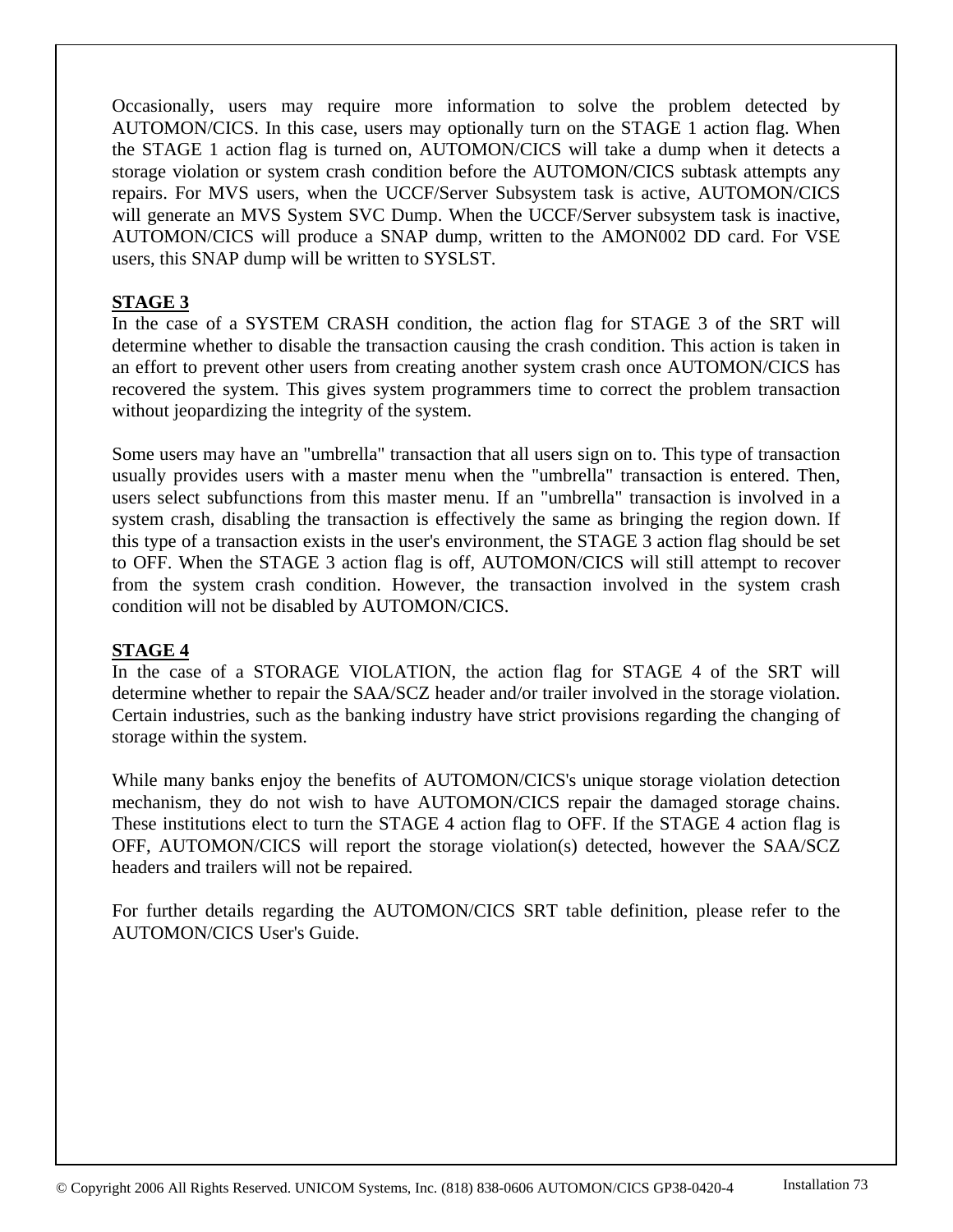Occasionally, users may require more information to solve the problem detected by AUTOMON/CICS. In this case, users may optionally turn on the STAGE 1 action flag. When the STAGE 1 action flag is turned on, AUTOMON/CICS will take a dump when it detects a storage violation or system crash condition before the AUTOMON/CICS subtask attempts any repairs. For MVS users, when the UCCF/Server Subsystem task is active, AUTOMON/CICS will generate an MVS System SVC Dump. When the UCCF/Server subsystem task is inactive, AUTOMON/CICS will produce a SNAP dump, written to the AMON002 DD card. For VSE users, this SNAP dump will be written to SYSLST.

**STAGE 3**

In the case of a SYSTEM CRASH condition, the action flag for STAGE 3 of the SRT will determine whether to disable the transaction causing the crash condition. This action is taken in an effort to prevent other users from creating another system crash once AUTOMON/CICS has recovered the system. This gives system programmers time to correct the problem transaction without jeopardizing the integrity of the system.

Some users may have an "umbrella" transaction that all users sign on to. This type of transaction usually provides users with a master menu when the "umbrella" transaction is entered. Then, users select subfunctions from this master menu. If an "umbrella" transaction is involved in a system crash, disabling the transaction is effectively the same as bringing the region down. If this type of a transaction exists in the user's environment, the STAGE 3 action flag should be set to OFF. When the STAGE 3 action flag is off, AUTOMON/CICS will still attempt to recover from the system crash condition. However, the transaction involved in the system crash condition will not be disabled by AUTOMON/CICS.

**STAGE 4**

In the case of a STORAGE VIOLATION, the action flag for STAGE 4 of the SRT will determine whether to repair the SAA/SCZ header and/or trailer involved in the storage violation. Certain industries, such as the banking industry have strict provisions regarding the changing of storage within the system.

While many banks enjoy the benefits of AUTOMON/CICS's unique storage violation detection mechanism, they do not wish to have AUTOMON/CICS repair the damaged storage chains. These institutions elect to turn the STAGE 4 action flag to OFF. If the STAGE 4 action flag is OFF, AUTOMON/CICS will report the storage violation(s) detected, however the SAA/SCZ headers and trailers will not be repaired.

For further details regarding the AUTOMON/CICS SRT table definition, please refer to the AUTOMON/CICS User's Guide.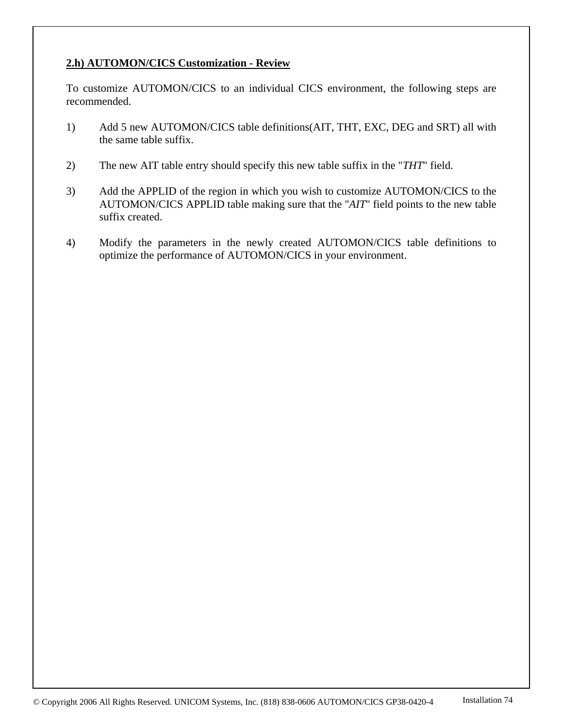## 2.h) AUTOMON/CICS Customization - Review

To customize AUTOMON/CICS to an individual CICS environment, the following steps are recommended.

1) Add 5 new AUTOMON/CICS table definitions(AIT, THT, EXC, DEG and SRT) all with the same table suffix.

2) The new AIT table entry should specify this new table suffix in the "*THT*" field.

3) Add the APPLID of the region in which you wish to customize AUTOMON/CICS to the AUTOMON/CICS APPLID table making sure that the "*AIT*" field points to the new table suffix created.

4) Modify the parameters in the newly created AUTOMON/CICS table definitions to optimize the performance of AUTOMON/CICS in your environment.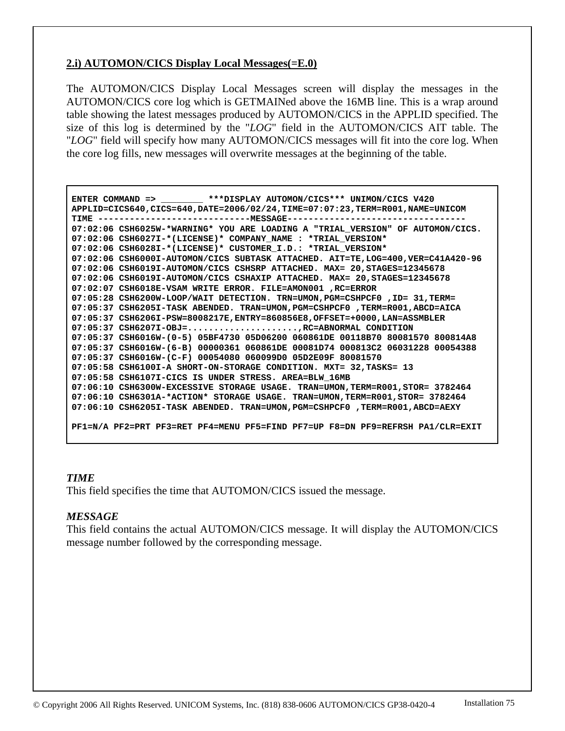## 2.i) AUTOMON/CICS Display Local Messages(=E.0)

The AUTOMON/CICS Display Local Messages screen will display the messages in the AUTOMON/CICS core log which is GETMAINed above the 16MB line. This is a wrap around table showing the latest messages produced by AUTOMON/CICS in the APPLID specified. The size of this log is determined by the "*LOG*" field in the AUTOMON/CICS AIT table. The "*LOG*" field will specify how many AUTOMON/CICS messages will fit into the core log. When the core log fills, new messages will overwrite messages at the beginning of the table.

```
ENTER COMMAND => ________ ***DISPLAY AUTOMON/CICS*** UNIMON/CICS V420
APPLID=CICS640,CICS=640,DATE=2006/02/24,TIME=07:07:23,TERM=R001,NAME=UNICOM
TIME ----------------------------MESSAGE---------------------------------
07:02:06 CSH6025W-*WARNING* YOU ARE LOADING A "TRIAL_VERSION" OF AUTOMON/CICS.
07:02:06 CSH6027I-*(LICENSE)* COMPANY_NAME : *TRIAL_VERSION*
07:02:06 CSH6028I-*(LICENSE)* CUSTOMER_I.D.: *TRIAL_VERSION*
07:02:06 CSH6000I-AUTOMON/CICS SUBTASK ATTACHED. AIT=TE,LOG=400,VER=C41A420-96
07:02:06 CSH6019I-AUTOMON/CICS CSHSRP ATTACHED. MAX= 20,STAGES=12345678
07:02:06 CSH6019I-AUTOMON/CICS CSHAXIP ATTACHED. MAX= 20,STAGES=12345678
07:02:07 CSH6018E-VSAM WRITE ERROR. FILE=AMON001 ,RC=ERROR
07:05:28 CSH6200W-LOOP/WAIT DETECTION. TRN=UMON,PGM=CSHPCF0 ,ID= 31,TERM=
07:05:37 CSH6205I-TASK ABENDED. TRAN=UMON,PGM=CSHPCF0 ,TERM=R001,ABCD=AICA
07:05:37 CSH6206I-PSW=8008217E,ENTRY=860856E8,OFFSET=+0000,LAN=ASSMBLER
07:05:37 CSH6207I-OBJ=.....................,RC=ABNORMAL CONDITION
07:05:37 CSH6016W-(0-5) 05BF4730 05D06200 060861DE 00118B70 80081570 800814A8
07:05:37 CSH6016W-(6-B) 00000361 060861DE 00081D74 000813C2 06031228 00054388
07:05:37 CSH6016W-(C-F) 00054080 060099D0 05D2E09F 80081570
07:05:58 CSH6100I-A SHORT-ON-STORAGE CONDITION. MXT= 32,TASKS= 13
07:05:58 CSH6107I-CICS IS UNDER STRESS. AREA=BLW_16MB
07:06:10 CSH6300W-EXCESSIVE STORAGE USAGE. TRAN=UMON,TERM=R001,STOR= 3782464
07:06:10 CSH6301A-*ACTION* STORAGE USAGE. TRAN=UMON,TERM=R001,STOR= 3782464
07:06:10 CSH6205I-TASK ABENDED. TRAN=UMON,PGM=CSHPCF0 ,TERM=R001,ABCD=AEXY

PF1=N/A PF2=PRT PF3=RET PF4=MENU PF5=FIND PF7=UP F8=DN PF9=REFRSH PA1/CLR=EXIT
```

***TIME***
This field specifies the time that AUTOMON/CICS issued the message.

***MESSAGE***
This field contains the actual AUTOMON/CICS message. It will display the AUTOMON/CICS message number followed by the corresponding message.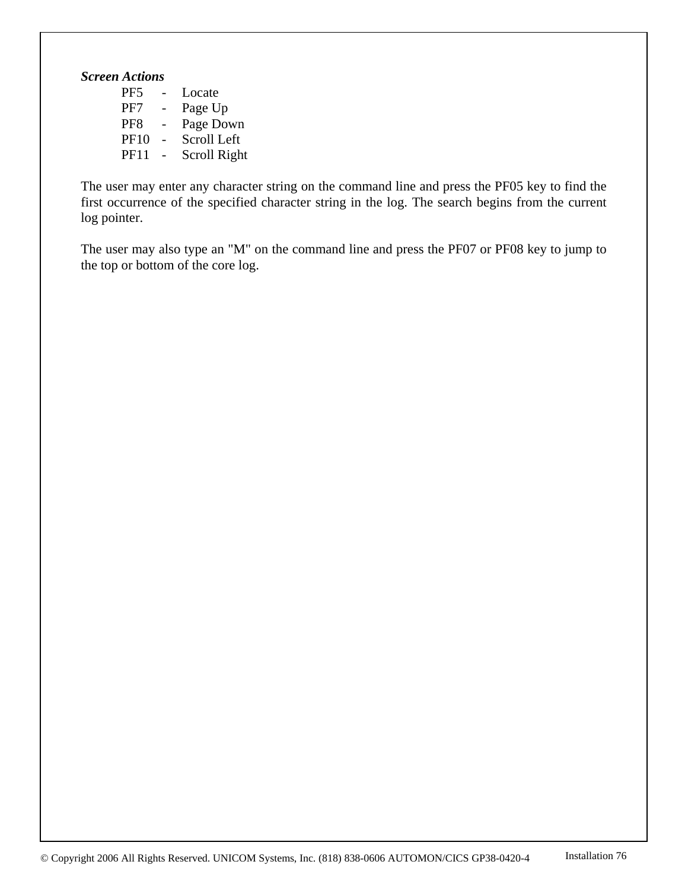***Screen Actions***

| | | |
|---|---|---|
| PF5 | - | Locate |
| PF7 | - | Page Up |
| PF8 | - | Page Down |
| PF10 | - | Scroll Left |
| PF11 | - | Scroll Right |

The user may enter any character string on the command line and press the PF05 key to find the first occurrence of the specified character string in the log. The search begins from the current log pointer.

The user may also type an "M" on the command line and press the PF07 or PF08 key to jump to the top or bottom of the core log.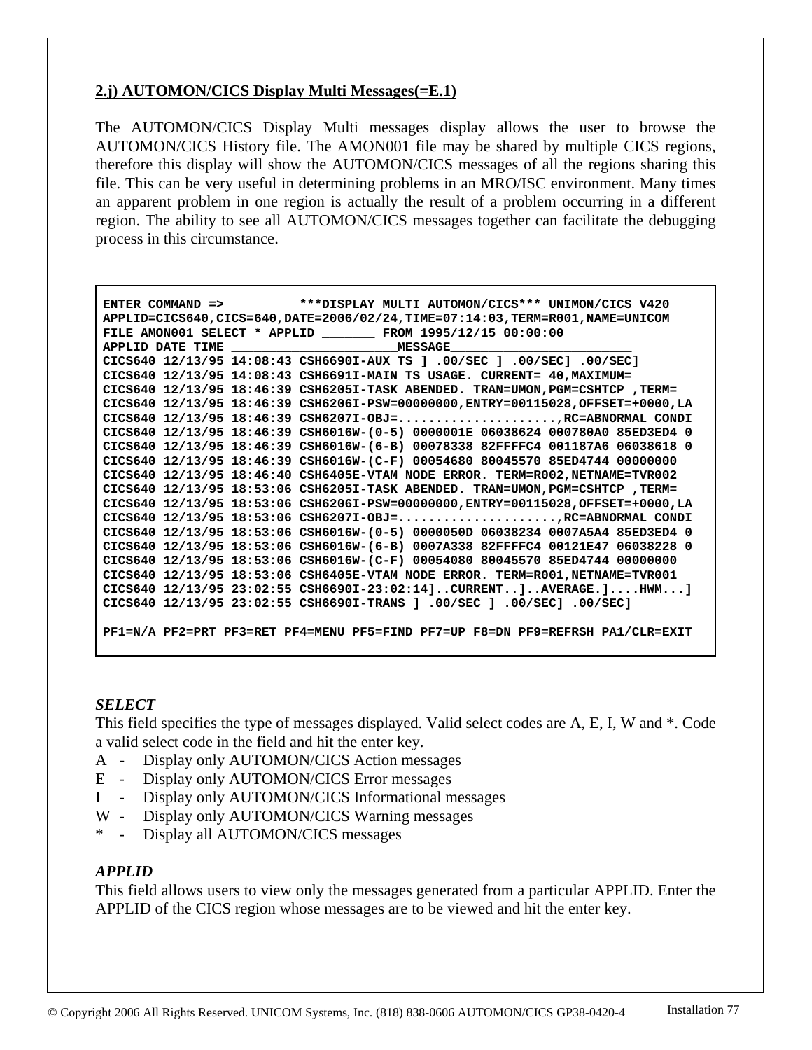## 2.j) AUTOMON/CICS Display Multi Messages(=E.1)

The AUTOMON/CICS Display Multi messages display allows the user to browse the AUTOMON/CICS History file. The AMON001 file may be shared by multiple CICS regions, therefore this display will show the AUTOMON/CICS messages of all the regions sharing this file. This can be very useful in determining problems in an MRO/ISC environment. Many times an apparent problem in one region is actually the result of a problem occurring in a different region. The ability to see all AUTOMON/CICS messages together can facilitate the debugging process in this circumstance.

```
ENTER COMMAND => ________ ***DISPLAY MULTI AUTOMON/CICS*** UNIMON/CICS V420
APPLID=CICS640,CICS=640,DATE=2006/02/24,TIME=07:14:03,TERM=R001,NAME=UNICOM
FILE AMON001 SELECT * APPLID _______ FROM 1995/12/15 00:00:00
APPLID DATE TIME ______________________MESSAGE_________________________
CICS640 12/13/95 14:08:43 CSH6690I-AUX TS ] .00/SEC ] .00/SEC] .00/SEC]
CICS640 12/13/95 14:08:43 CSH6691I-MAIN TS USAGE. CURRENT= 40,MAXIMUM=
CICS640 12/13/95 18:46:39 CSH6205I-TASK ABENDED. TRAN=UMON,PGM=CSHTCP ,TERM=
CICS640 12/13/95 18:46:39 CSH6206I-PSW=00000000,ENTRY=00115028,OFFSET=+0000,LA
CICS640 12/13/95 18:46:39 CSH6207I-OBJ=.....................,RC=ABNORMAL CONDI
CICS640 12/13/95 18:46:39 CSH6016W-(0-5) 0000001E 06038624 000780A0 85ED3ED4 0
CICS640 12/13/95 18:46:39 CSH6016W-(6-B) 00078338 82FFFFC4 001187A6 06038618 0
CICS640 12/13/95 18:46:39 CSH6016W-(C-F) 00054680 80045570 85ED4744 00000000
CICS640 12/13/95 18:46:40 CSH6405E-VTAM NODE ERROR. TERM=R002,NETNAME=TVR002
CICS640 12/13/95 18:53:06 CSH6205I-TASK ABENDED. TRAN=UMON,PGM=CSHTCP ,TERM=
CICS640 12/13/95 18:53:06 CSH6206I-PSW=00000000,ENTRY=00115028,OFFSET=+0000,LA
CICS640 12/13/95 18:53:06 CSH6207I-OBJ=.....................,RC=ABNORMAL CONDI
CICS640 12/13/95 18:53:06 CSH6016W-(0-5) 0000050D 06038234 0007A5A4 85ED3ED4 0
CICS640 12/13/95 18:53:06 CSH6016W-(6-B) 0007A338 82FFFFC4 00121E47 06038228 0
CICS640 12/13/95 18:53:06 CSH6016W-(C-F) 00054080 80045570 85ED4744 00000000
CICS640 12/13/95 18:53:06 CSH6405E-VTAM NODE ERROR. TERM=R001,NETNAME=TVR001
CICS640 12/13/95 23:02:55 CSH6690I-23:02:14]..CURRENT..]..AVERAGE.]....HWM...]
CICS640 12/13/95 23:02:55 CSH6690I-TRANS ] .00/SEC ] .00/SEC] .00/SEC]

PF1=N/A PF2=PRT PF3=RET PF4=MENU PF5=FIND PF7=UP F8=DN PF9=REFRSH PA1/CLR=EXIT
```

***SELECT***

This field specifies the type of messages displayed. Valid select codes are A, E, I, W and *. Code a valid select code in the field and hit the enter key.

A - Display only AUTOMON/CICS Action messages
E - Display only AUTOMON/CICS Error messages
I - Display only AUTOMON/CICS Informational messages
W - Display only AUTOMON/CICS Warning messages
* - Display all AUTOMON/CICS messages

***APPLID***

This field allows users to view only the messages generated from a particular APPLID. Enter the APPLID of the CICS region whose messages are to be viewed and hit the enter key.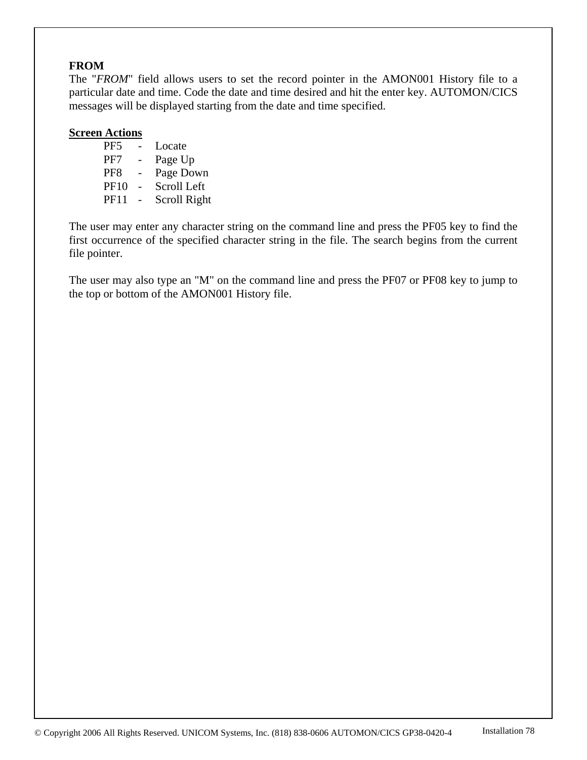**FROM**

The "*FROM*" field allows users to set the record pointer in the AMON001 History file to a particular date and time. Code the date and time desired and hit the enter key. AUTOMON/CICS messages will be displayed starting from the date and time specified.

**Screen Actions**

PF5 - Locate
PF7 - Page Up
PF8 - Page Down
PF10 - Scroll Left
PF11 - Scroll Right

The user may enter any character string on the command line and press the PF05 key to find the first occurrence of the specified character string in the file. The search begins from the current file pointer.

The user may also type an "M" on the command line and press the PF07 or PF08 key to jump to the top or bottom of the AMON001 History file.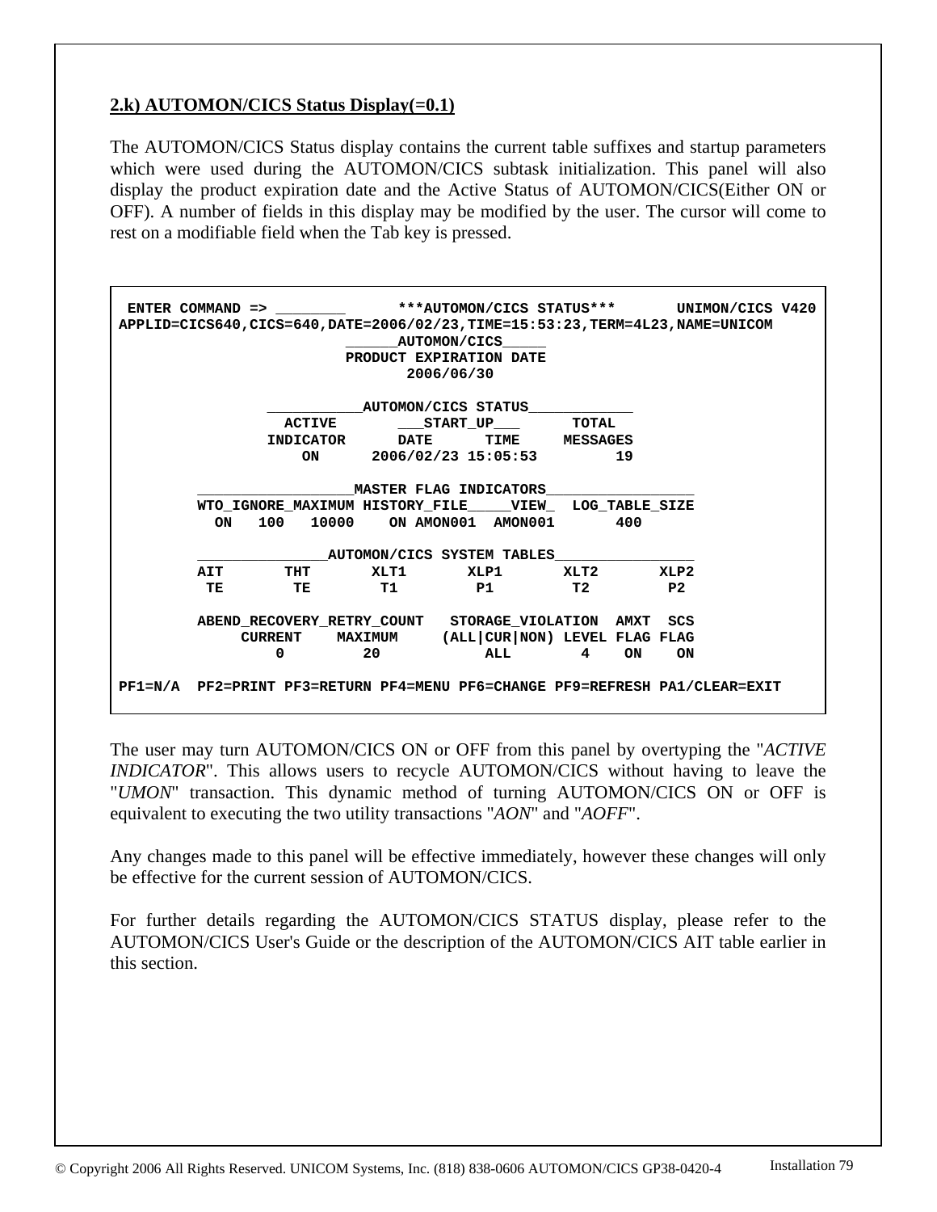## 2.k) AUTOMON/CICS Status Display(=0.1)

The AUTOMON/CICS Status display contains the current table suffixes and startup parameters which were used during the AUTOMON/CICS subtask initialization. This panel will also display the product expiration date and the Active Status of AUTOMON/CICS(Either ON or OFF). A number of fields in this display may be modified by the user. The cursor will come to rest on a modifiable field when the Tab key is pressed.

```
 ENTER COMMAND => ________       ***AUTOMON/CICS STATUS***       UNIMON/CICS V420
APPLID=CICS640,CICS=640,DATE=2006/02/23,TIME=15:53:23,TERM=4L23,NAME=UNICOM
                          ______AUTOMON/CICS_____
                          PRODUCT EXPIRATION DATE
                                2006/06/30

                 ___________AUTOMON/CICS STATUS____________
                   ACTIVE       ___START_UP___      TOTAL
                 INDICATOR      DATE      TIME     MESSAGES
                     ON      2006/02/23 15:05:53        19

         _________________MASTER FLAG INDICATORS_________________
         WTO_IGNORE_MAXIMUM HISTORY_FILE_____VIEW_  LOG_TABLE_SIZE
           ON   100   10000    ON AMON001  AMON001       400

         ______________AUTOMON/CICS SYSTEM TABLES________________
         AIT       THT       XLT1       XLP1       XLT2       XLP2
          TE        TE        T1         P1         T2         P2

         ABEND_RECOVERY_RETRY_COUNT   STORAGE_VIOLATION  AMXT  SCS
              CURRENT    MAXIMUM     (ALL|CUR|NON) LEVEL FLAG FLAG
                 0         20            ALL        4    ON    ON

PF1=N/A  PF2=PRINT PF3=RETURN PF4=MENU PF6=CHANGE PF9=REFRESH PA1/CLEAR=EXIT
```

The user may turn AUTOMON/CICS ON or OFF from this panel by overtyping the "*ACTIVE INDICATOR*". This allows users to recycle AUTOMON/CICS without having to leave the "*UMON*" transaction. This dynamic method of turning AUTOMON/CICS ON or OFF is equivalent to executing the two utility transactions "*AON*" and "*AOFF*".

Any changes made to this panel will be effective immediately, however these changes will only be effective for the current session of AUTOMON/CICS.

For further details regarding the AUTOMON/CICS STATUS display, please refer to the AUTOMON/CICS User's Guide or the description of the AUTOMON/CICS AIT table earlier in this section.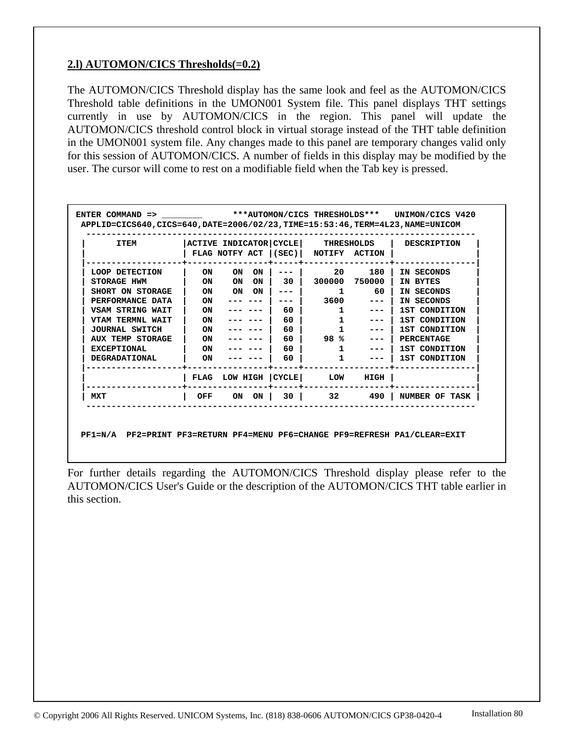**2.l) AUTOMON/CICS Thresholds(=0.2)**

The AUTOMON/CICS Threshold display has the same look and feel as the AUTOMON/CICS Threshold table definitions in the UMON001 System file. This panel displays THT settings currently in use by AUTOMON/CICS in the region. This panel will update the AUTOMON/CICS threshold control block in virtual storage instead of the THT table definition in the UMON001 system file. Any changes made to this panel are temporary changes valid only for this session of AUTOMON/CICS. A number of fields in this display may be modified by the user. The cursor will come to rest on a modifiable field when the Tab key is pressed.

```
ENTER COMMAND => ________       ***AUTOMON/CICS THRESHOLDS***   UNIMON/CICS V420
 APPLID=CICS640,CICS=640,DATE=2006/02/23,TIME=15:53:46,TERM=4L23,NAME=UNICOM
  -----------------------------------------------------------------------------
 |      ITEM        |ACTIVE INDICATOR|CYCLE|    THRESHOLDS    |  DESCRIPTION   |
 |                  | FLAG NOTFY ACT |(SEC)|   NOTIFY  ACTION |                |
 |------------------+----------------+-----+-----------------+----------------|
 | LOOP DETECTION   |   ON    ON  ON | --- |      20     180 | IN SECONDS     |
 | STORAGE HWM      |   ON    ON  ON |  30 |  300000  750000 | IN BYTES       |
 | SHORT ON STORAGE |   ON    ON  ON | --- |       1      60 | IN SECONDS     |
 | PERFORMANCE DATA |   ON   --- --- | --- |    3600     --- | IN SECONDS     |
 | VSAM STRING WAIT |   ON   --- --- |  60 |       1     --- | 1ST CONDITION  |
 | VTAM TERMNL WAIT |   ON   --- --- |  60 |       1     --- | 1ST CONDITION  |
 | JOURNAL SWITCH   |   ON   --- --- |  60 |       1     --- | 1ST CONDITION  |
 | AUX TEMP STORAGE |   ON   --- --- |  60 |    98 %     --- | PERCENTAGE     |
 | EXCEPTIONAL      |   ON   --- --- |  60 |       1     --- | 1ST CONDITION  |
 | DEGRADATIONAL    |   ON   --- --- |  60 |       1     --- | 1ST CONDITION  |
 |------------------+----------------+-----+-----------------+----------------|
 |                  | FLAG  LOW HIGH |CYCLE|     LOW    HIGH |                |
 |------------------+----------------+-----+-----------------+----------------|
 | MXT              |  OFF    ON  ON |  30 |     32      490 | NUMBER OF TASK |
  -----------------------------------------------------------------------------


 PF1=N/A  PF2=PRINT PF3=RETURN PF4=MENU PF6=CHANGE PF9=REFRESH PA1/CLEAR=EXIT
```

For further details regarding the AUTOMON/CICS Threshold display please refer to the AUTOMON/CICS User's Guide or the description of the AUTOMON/CICS THT table earlier in this section.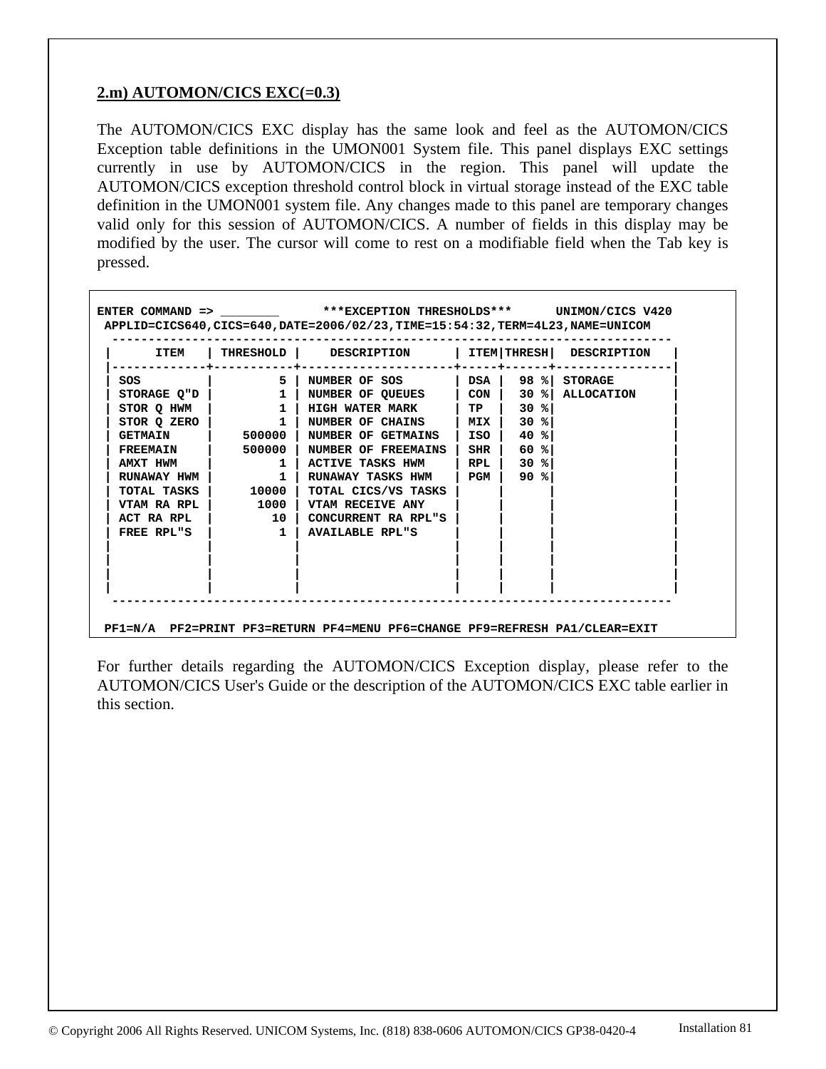## 2.m) AUTOMON/CICS EXC(=0.3)

The AUTOMON/CICS EXC display has the same look and feel as the AUTOMON/CICS Exception table definitions in the UMON001 System file. This panel displays EXC settings currently in use by AUTOMON/CICS in the region. This panel will update the AUTOMON/CICS exception threshold control block in virtual storage instead of the EXC table definition in the UMON001 system file. Any changes made to this panel are temporary changes valid only for this session of AUTOMON/CICS. A number of fields in this display may be modified by the user. The cursor will come to rest on a modifiable field when the Tab key is pressed.

```
ENTER COMMAND => ________       ***EXCEPTION THRESHOLDS***      UNIMON/CICS V420
 APPLID=CICS640,CICS=640,DATE=2006/02/23,TIME=15:54:32,TERM=4L23,NAME=UNICOM
 -----------------------------------------------------------------------------
|      ITEM    | THRESHOLD |    DESCRIPTION      | ITEM|THRESH|  DESCRIPTION    |
|-------------+-----------+---------------------+-----+------+----------------|
| SOS         |         5 | NUMBER OF SOS       | DSA |  98 %| STORAGE        |
| STORAGE Q"D |         1 | NUMBER OF QUEUES    | CON |  30 %| ALLOCATION     |
| STOR Q HWM  |         1 | HIGH WATER MARK     | TP  |  30 %|                |
| STOR Q ZERO |         1 | NUMBER OF CHAINS    | MIX |  30 %|                |
| GETMAIN     |    500000 | NUMBER OF GETMAINS  | ISO |  40 %|                |
| FREEMAIN    |    500000 | NUMBER OF FREEMAINS | SHR |  60 %|                |
| AMXT HWM    |         1 | ACTIVE TASKS HWM    | RPL |  30 %|                |
| RUNAWAY HWM |         1 | RUNAWAY TASKS HWM   | PGM |  90 %|                |
| TOTAL TASKS |     10000 | TOTAL CICS/VS TASKS |     |      |                |
| VTAM RA RPL |      1000 | VTAM RECEIVE ANY    |     |      |                |
| ACT RA RPL  |        10 | CONCURRENT RA RPL"S |     |      |                |
| FREE RPL"S  |         1 | AVAILABLE RPL"S     |     |      |                |
|             |           |                     |     |      |                |
|             |           |                     |     |      |                |
|             |           |                     |     |      |                |
 -----------------------------------------------------------------------------

 PF1=N/A  PF2=PRINT PF3=RETURN PF4=MENU PF6=CHANGE PF9=REFRESH PA1/CLEAR=EXIT
```

For further details regarding the AUTOMON/CICS Exception display, please refer to the AUTOMON/CICS User's Guide or the description of the AUTOMON/CICS EXC table earlier in this section.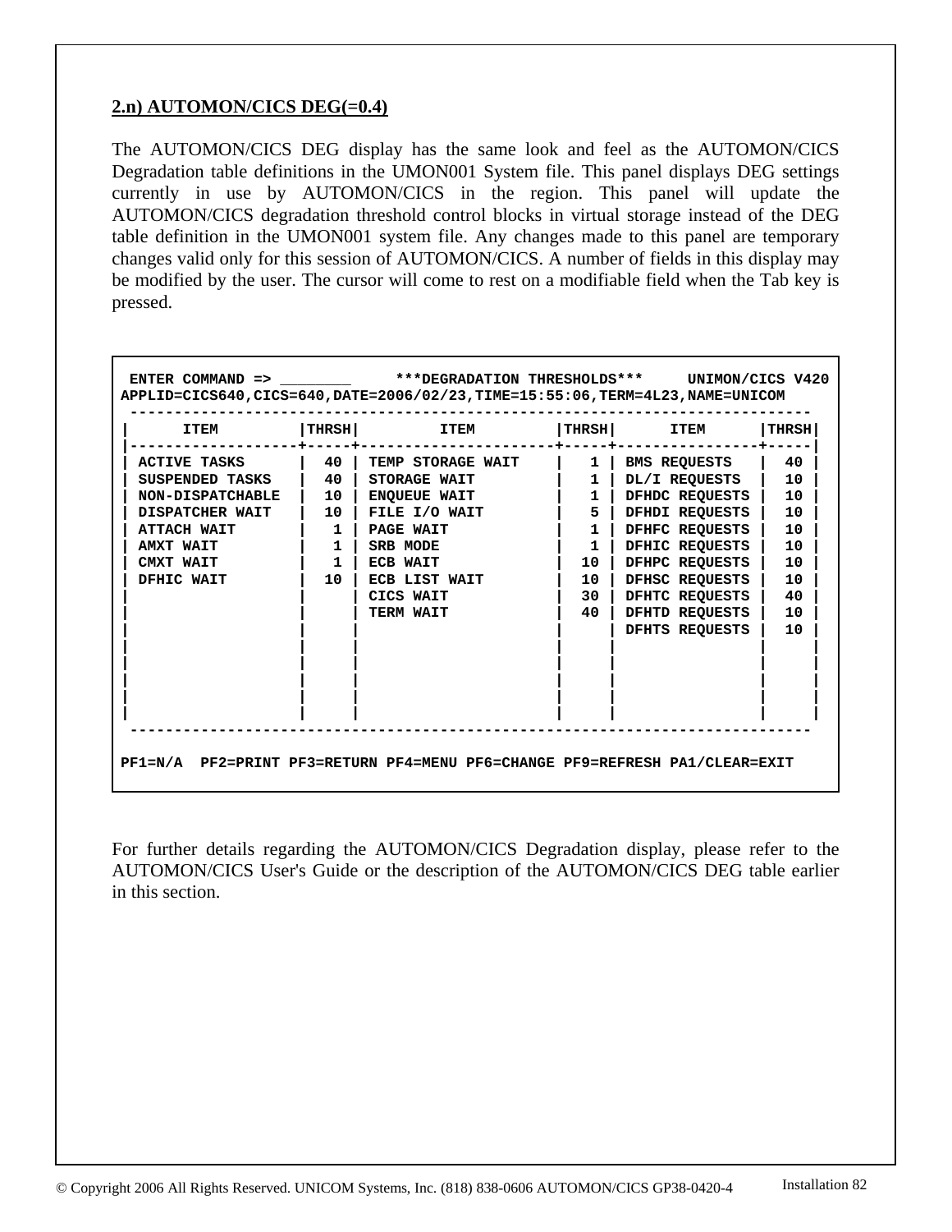**2.n) AUTOMON/CICS DEG(=0.4)**

The AUTOMON/CICS DEG display has the same look and feel as the AUTOMON/CICS Degradation table definitions in the UMON001 System file. This panel displays DEG settings currently in use by AUTOMON/CICS in the region. This panel will update the AUTOMON/CICS degradation threshold control blocks in virtual storage instead of the DEG table definition in the UMON001 system file. Any changes made to this panel are temporary changes valid only for this session of AUTOMON/CICS. A number of fields in this display may be modified by the user. The cursor will come to rest on a modifiable field when the Tab key is pressed.

```
 ENTER COMMAND => ________     ***DEGRADATION THRESHOLDS***     UNIMON/CICS V420
APPLID=CICS640,CICS=640,DATE=2006/02/23,TIME=15:55:06,TERM=4L23,NAME=UNICOM
 -----------------------------------------------------------------------------
|      ITEM         |THRSH|         ITEM         |THRSH|      ITEM      |THRSH|
|-------------------+-----+----------------------+-----+----------------+-----|
| ACTIVE TASKS      |  40 | TEMP STORAGE WAIT    |   1 | BMS REQUESTS   |  40 |
| SUSPENDED TASKS   |  40 | STORAGE WAIT         |   1 | DL/I REQUESTS  |  10 |
| NON-DISPATCHABLE  |  10 | ENQUEUE WAIT         |   1 | DFHDC REQUESTS |  10 |
| DISPATCHER WAIT   |  10 | FILE I/O WAIT        |   5 | DFHDI REQUESTS |  10 |
| ATTACH WAIT       |   1 | PAGE WAIT            |   1 | DFHFC REQUESTS |  10 |
| AMXT WAIT         |   1 | SRB MODE             |   1 | DFHIC REQUESTS |  10 |
| CMXT WAIT         |   1 | ECB WAIT             |  10 | DFHPC REQUESTS |  10 |
| DFHIC WAIT        |  10 | ECB LIST WAIT        |  10 | DFHSC REQUESTS |  10 |
|                   |     | CICS WAIT            |  30 | DFHTC REQUESTS |  40 |
|                   |     | TERM WAIT            |  40 | DFHTD REQUESTS |  10 |
|                   |     |                      |     | DFHTS REQUESTS |  10 |
|                   |     |                      |     |                |     |
|                   |     |                      |     |                |     |
|                   |     |                      |     |                |     |
|                   |     |                      |     |                |     |
|                   |     |                      |     |                |     |
 -----------------------------------------------------------------------------

PF1=N/A  PF2=PRINT PF3=RETURN PF4=MENU PF6=CHANGE PF9=REFRESH PA1/CLEAR=EXIT
```

For further details regarding the AUTOMON/CICS Degradation display, please refer to the AUTOMON/CICS User's Guide or the description of the AUTOMON/CICS DEG table earlier in this section.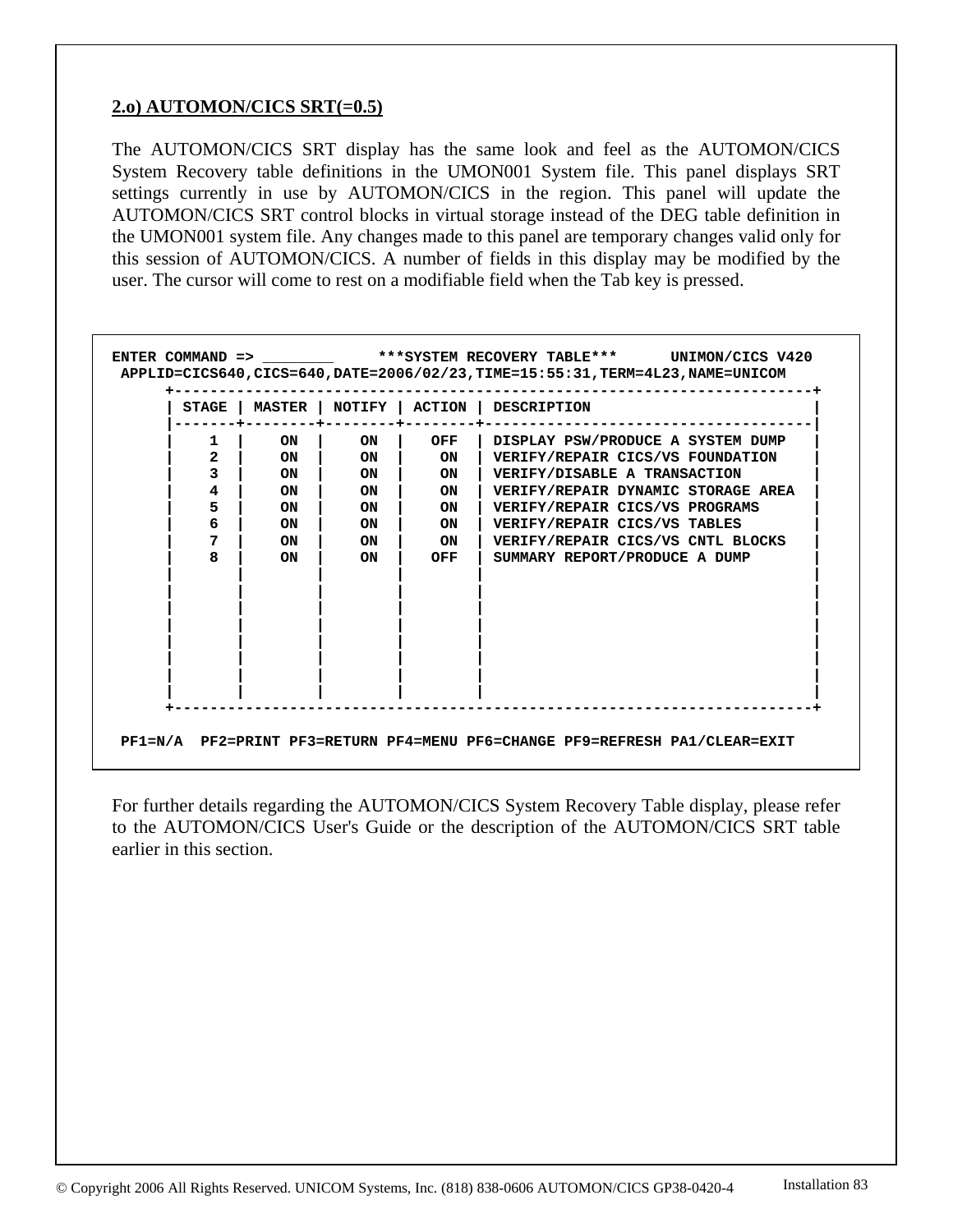**2.o) AUTOMON/CICS SRT(=0.5)**

The AUTOMON/CICS SRT display has the same look and feel as the AUTOMON/CICS System Recovery table definitions in the UMON001 System file. This panel displays SRT settings currently in use by AUTOMON/CICS in the region. This panel will update the AUTOMON/CICS SRT control blocks in virtual storage instead of the DEG table definition in the UMON001 system file. Any changes made to this panel are temporary changes valid only for this session of AUTOMON/CICS. A number of fields in this display may be modified by the user. The cursor will come to rest on a modifiable field when the Tab key is pressed.

```
ENTER COMMAND => ________      ***SYSTEM RECOVERY TABLE***      UNIMON/CICS V420
 APPLID=CICS640,CICS=640,DATE=2006/02/23,TIME=15:55:31,TERM=4L23,NAME=UNICOM
      +------------------------------------------------------------------------+
      | STAGE | MASTER | NOTIFY | ACTION | DESCRIPTION                           |
      |-------+--------+--------+--------+---------------------------------------|
      |    1  |    ON  |    ON  |   OFF  | DISPLAY PSW/PRODUCE A SYSTEM DUMP     |
      |    2  |    ON  |    ON  |    ON  | VERIFY/REPAIR CICS/VS FOUNDATION      |
      |    3  |    ON  |    ON  |    ON  | VERIFY/DISABLE A TRANSACTION          |
      |    4  |    ON  |    ON  |    ON  | VERIFY/REPAIR DYNAMIC STORAGE AREA    |
      |    5  |    ON  |    ON  |    ON  | VERIFY/REPAIR CICS/VS PROGRAMS        |
      |    6  |    ON  |    ON  |    ON  | VERIFY/REPAIR CICS/VS TABLES          |
      |    7  |    ON  |    ON  |    ON  | VERIFY/REPAIR CICS/VS CNTL BLOCKS     |
      |    8  |    ON  |    ON  |   OFF  | SUMMARY REPORT/PRODUCE A DUMP         |
      |       |        |        |        |                                       |
      |       |        |        |        |                                       |
      |       |        |        |        |                                       |
      |       |        |        |        |                                       |
      |       |        |        |        |                                       |
      |       |        |        |        |                                       |
      |       |        |        |        |                                       |
      |       |        |        |        |                                       |
      +------------------------------------------------------------------------+

 PF1=N/A  PF2=PRINT PF3=RETURN PF4=MENU PF6=CHANGE PF9=REFRESH PA1/CLEAR=EXIT
```

For further details regarding the AUTOMON/CICS System Recovery Table display, please refer to the AUTOMON/CICS User's Guide or the description of the AUTOMON/CICS SRT table earlier in this section.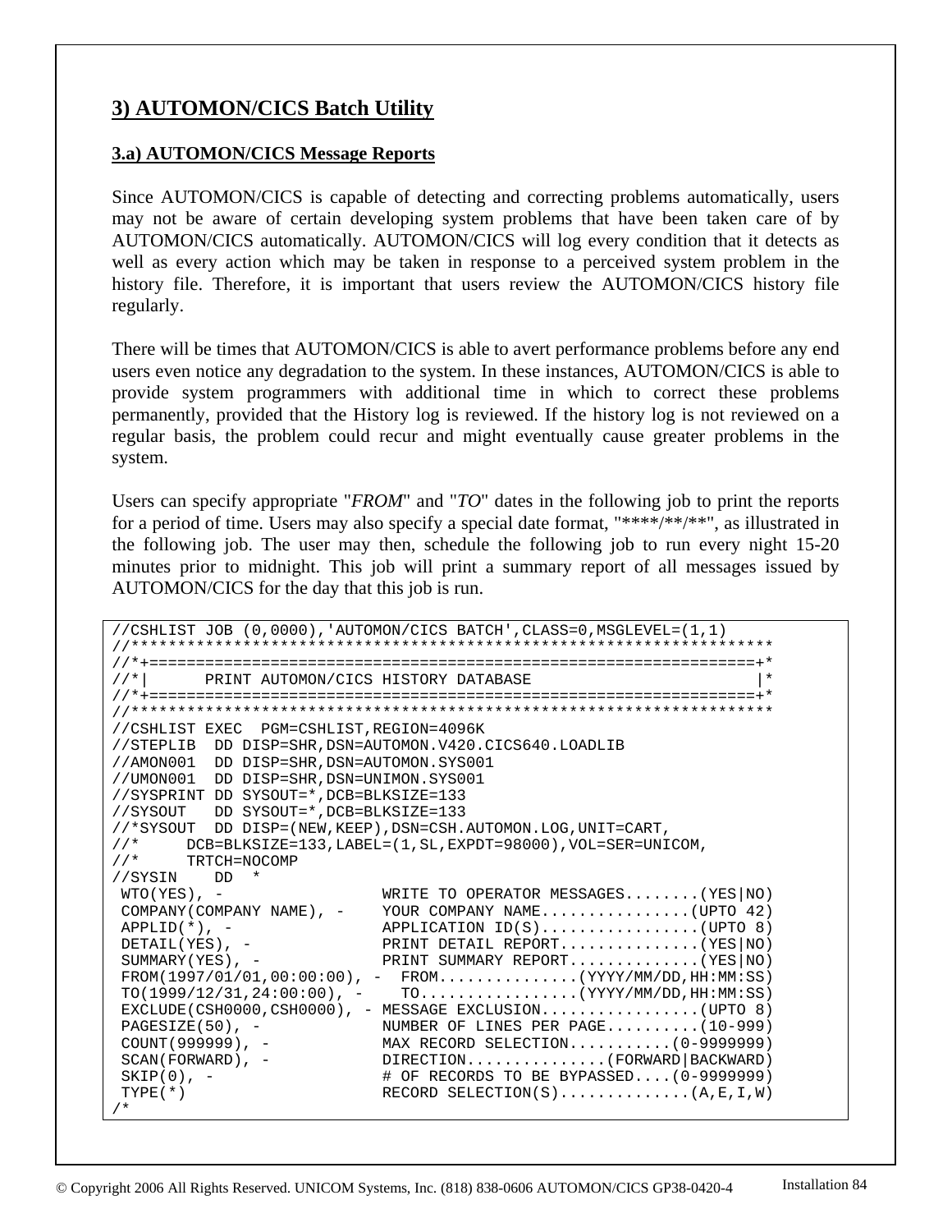## 3) AUTOMON/CICS Batch Utility

### 3.a) AUTOMON/CICS Message Reports

Since AUTOMON/CICS is capable of detecting and correcting problems automatically, users may not be aware of certain developing system problems that have been taken care of by AUTOMON/CICS automatically. AUTOMON/CICS will log every condition that it detects as well as every action which may be taken in response to a perceived system problem in the history file. Therefore, it is important that users review the AUTOMON/CICS history file regularly.

There will be times that AUTOMON/CICS is able to avert performance problems before any end users even notice any degradation to the system. In these instances, AUTOMON/CICS is able to provide system programmers with additional time in which to correct these problems permanently, provided that the History log is reviewed. If the history log is not reviewed on a regular basis, the problem could recur and might eventually cause greater problems in the system.

Users can specify appropriate "*FROM*" and "*TO*" dates in the following job to print the reports for a period of time. Users may also specify a special date format, "****/**/**", as illustrated in the following job. The user may then, schedule the following job to run every night 15-20 minutes prior to midnight. This job will print a summary report of all messages issued by AUTOMON/CICS for the day that this job is run.

```
//CSHLIST JOB (0,0000),'AUTOMON/CICS BATCH',CLASS=0,MSGLEVEL=(1,1)
//*******************************************************************
//*+===============================================================+*
//*|      PRINT AUTOMON/CICS HISTORY DATABASE                      |*
//*+===============================================================+*
//*******************************************************************
//CSHLIST EXEC  PGM=CSHLIST,REGION=4096K
//STEPLIB  DD DISP=SHR,DSN=AUTOMON.V420.CICS640.LOADLIB
//AMON001  DD DISP=SHR,DSN=AUTOMON.SYS001
//UMON001  DD DISP=SHR,DSN=UNIMON.SYS001
//SYSPRINT DD SYSOUT=*,DCB=BLKSIZE=133
//SYSOUT   DD SYSOUT=*,DCB=BLKSIZE=133
//*SYSOUT  DD DISP=(NEW,KEEP),DSN=CSH.AUTOMON.LOG,UNIT=CART,
//*     DCB=BLKSIZE=133,LABEL=(1,SL,EXPDT=98000),VOL=SER=UNICOM,
//*     TRTCH=NOCOMP
//SYSIN    DD  *
 WTO(YES), -                 WRITE TO OPERATOR MESSAGES........(YES|NO)
 COMPANY(COMPANY NAME), -    YOUR COMPANY NAME................(UPTO 42)
 APPLID(*), -                APPLICATION ID(S).................(UPTO 8)
 DETAIL(YES), -              PRINT DETAIL REPORT...............(YES|NO)
 SUMMARY(YES), -             PRINT SUMMARY REPORT..............(YES|NO)
 FROM(1997/01/01,00:00:00), -  FROM...............(YYYY/MM/DD,HH:MM:SS)
 TO(1999/12/31,24:00:00), -    TO.................(YYYY/MM/DD,HH:MM:SS)
 EXCLUDE(CSH0000,CSH0000), - MESSAGE EXCLUSION.................(UPTO 8)
 PAGESIZE(50), -             NUMBER OF LINES PER PAGE..........(10-999)
 COUNT(999999), -            MAX RECORD SELECTION...........(0-9999999)
 SCAN(FORWARD), -            DIRECTION...............(FORWARD|BACKWARD)
 SKIP(0), -                  # OF RECORDS TO BE BYPASSED....(0-9999999)
 TYPE(*)                     RECORD SELECTION(S)..............(A,E,I,W)
/*
```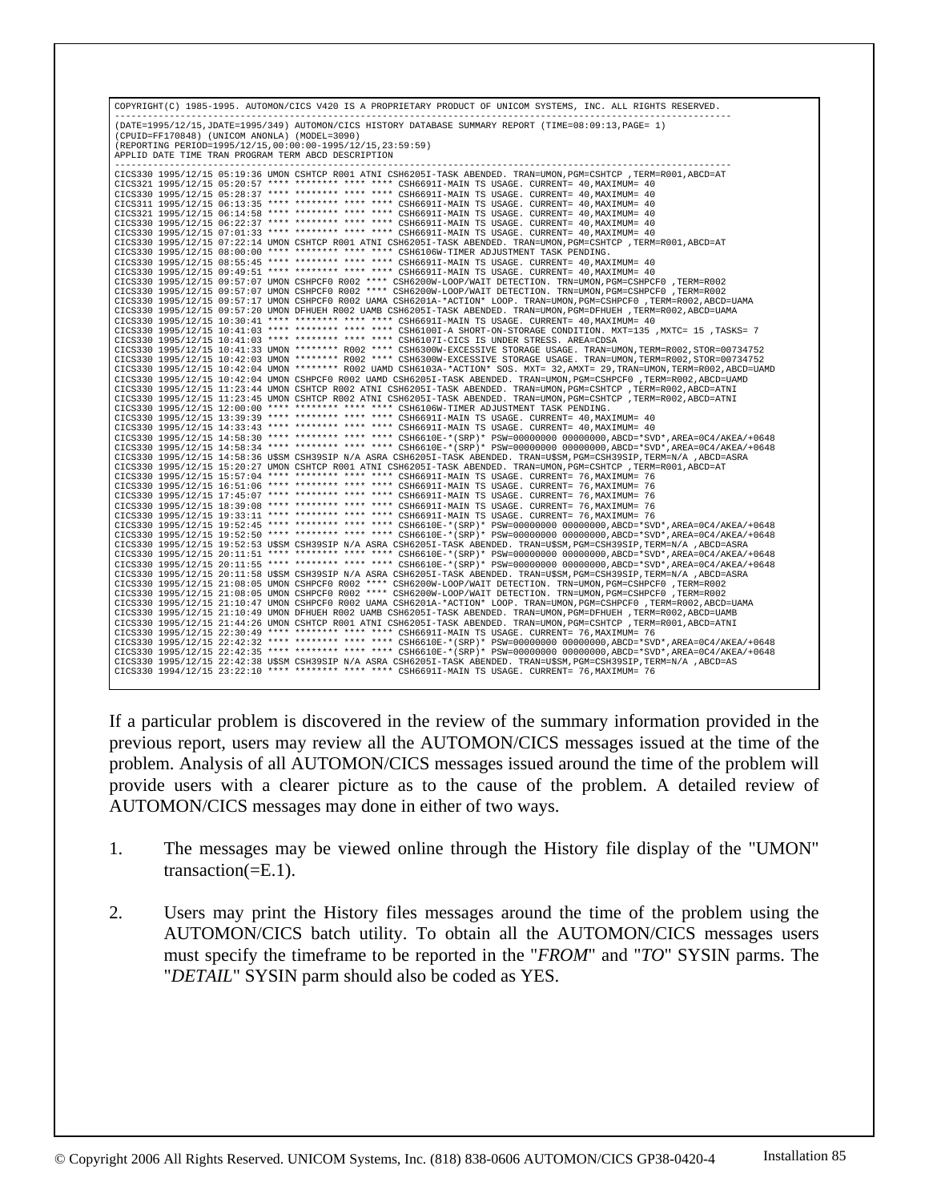```
COPYRIGHT(C) 1985-1995. AUTOMON/CICS V420 IS A PROPRIETARY PRODUCT OF UNICOM SYSTEMS, INC. ALL RIGHTS RESERVED.
------------------------------------------------------------------------------------------------------------------
(DATE=1995/12/15,JDATE=1995/349) AUTOMON/CICS HISTORY DATABASE SUMMARY REPORT (TIME=08:09:13,PAGE= 1)
(CPUID=FF170848) (UNICOM ANONLA) (MODEL=3090)
(REPORTING PERIOD=1995/12/15,00:00:00-1995/12/15,23:59:59)
APPLID DATE TIME TRAN PROGRAM TERM ABCD DESCRIPTION
------------------------------------------------------------------------------------------------------------------
CICS330 1995/12/15 05:19:36 UMON CSHTCP R001 ATNI CSH6205I-TASK ABENDED. TRAN=UMON,PGM=CSHTCP ,TERM=R001,ABCD=AT
CICS321 1995/12/15 05:20:57 **** ******** **** **** CSH6691I-MAIN TS USAGE. CURRENT= 40,MAXIMUM= 40
CICS330 1995/12/15 05:28:37 **** ******** **** **** CSH6691I-MAIN TS USAGE. CURRENT= 40,MAXIMUM= 40
CICS311 1995/12/15 06:13:35 **** ******** **** **** CSH6691I-MAIN TS USAGE. CURRENT= 40,MAXIMUM= 40
CICS321 1995/12/15 06:14:58 **** ******** **** **** CSH6691I-MAIN TS USAGE. CURRENT= 40,MAXIMUM= 40
CICS330 1995/12/15 06:22:37 **** ******** **** **** CSH6691I-MAIN TS USAGE. CURRENT= 40,MAXIMUM= 40
CICS330 1995/12/15 07:01:33 **** ******** **** **** CSH6691I-MAIN TS USAGE. CURRENT= 40,MAXIMUM= 40
CICS330 1995/12/15 07:22:14 UMON CSHTCP R001 ATNI CSH6205I-TASK ABENDED. TRAN=UMON,PGM=CSHTCP ,TERM=R001,ABCD=AT
CICS330 1995/12/15 08:00:00 **** ******** **** **** CSH6106W-TIMER ADJUSTMENT TASK PENDING.
CICS330 1995/12/15 08:55:45 **** ******** **** **** CSH6691I-MAIN TS USAGE. CURRENT= 40,MAXIMUM= 40
CICS330 1995/12/15 09:49:51 **** ******** **** **** CSH6691I-MAIN TS USAGE. CURRENT= 40,MAXIMUM= 40
CICS330 1995/12/15 09:57:07 UMON CSHPCF0 R002 **** CSH6200W-LOOP/WAIT DETECTION. TRN=UMON,PGM=CSHPCF0 ,TERM=R002
CICS330 1995/12/15 09:57:07 UMON CSHPCF0 R002 **** CSH6200W-LOOP/WAIT DETECTION. TRN=UMON,PGM=CSHPCF0 ,TERM=R002
CICS330 1995/12/15 09:57:17 UMON CSHPCF0 R002 UAMA CSH6201A-*ACTION* LOOP. TRAN=UMON,PGM=CSHPCF0 ,TERM=R002,ABCD=UAMA
CICS330 1995/12/15 09:57:20 UMON DFHUEH R002 UAMB CSH6205I-TASK ABENDED. TRAN=UMON,PGM=DFHUEH ,TERM=R002,ABCD=UAMA
CICS330 1995/12/15 10:30:41 **** ******** **** **** CSH6691I-MAIN TS USAGE. CURRENT= 40,MAXIMUM= 40
CICS330 1995/12/15 10:41:03 **** ******** **** **** CSH6100I-A SHORT-ON-STORAGE CONDITION. MXT=135 ,MXTC= 15 ,TASKS= 7
CICS330 1995/12/15 10:41:03 **** ******** **** **** CSH6107I-CICS IS UNDER STRESS. AREA=CDSA
CICS330 1995/12/15 10:41:33 UMON ******** R002 **** CSH6300W-EXCESSIVE STORAGE USAGE. TRAN=UMON,TERM=R002,STOR=00734752
CICS330 1995/12/15 10:42:03 UMON ******** R002 **** CSH6300W-EXCESSIVE STORAGE USAGE. TRAN=UMON,TERM=R002,STOR=00734752
CICS330 1995/12/15 10:42:04 UMON ******** R002 UAMD CSH6103A-*ACTION* SOS. MXT= 32,AMXT= 29,TRAN=UMON,TERM=R002,ABCD=UAMD
CICS330 1995/12/15 10:42:04 UMON CSHPCF0 R002 UAMD CSH6205I-TASK ABENDED. TRAN=UMON,PGM=CSHPCF0 ,TERM=R002,ABCD=UAMD
CICS330 1995/12/15 11:23:44 UMON CSHTCP R002 ATNI CSH6205I-TASK ABENDED. TRAN=UMON,PGM=CSHTCP ,TERM=R002,ABCD=ATNI
CICS330 1995/12/15 11:23:45 UMON CSHTCP R002 ATNI CSH6205I-TASK ABENDED. TRAN=UMON,PGM=CSHTCP ,TERM=R002,ABCD=ATNI
CICS330 1995/12/15 12:00:00 **** ******** **** **** CSH6106W-TIMER ADJUSTMENT TASK PENDING.
CICS330 1995/12/15 13:39:39 **** ******** **** **** CSH6691I-MAIN TS USAGE. CURRENT= 40,MAXIMUM= 40
CICS330 1995/12/15 14:33:43 **** ******** **** **** CSH6691I-MAIN TS USAGE. CURRENT= 40,MAXIMUM= 40
CICS330 1995/12/15 14:58:30 **** ******** **** **** CSH6610E-*(SRP)* PSW=00000000 00000000,ABCD=*SVD*,AREA=0C4/AKEA/+0648
CICS330 1995/12/15 14:58:34 **** ******** **** **** CSH6610E-*(SRP)* PSW=00000000 00000000,ABCD=*SVD*,AREA=0C4/AKEA/+0648
CICS330 1995/12/15 14:58:36 U$SM CSH39SIP N/A ASRA CSH6205I-TASK ABENDED. TRAN=U$SM,PGM=CSH39SIP,TERM=N/A ,ABCD=ASRA
CICS330 1995/12/15 15:20:27 UMON CSHTCP R001 ATNI CSH6205I-TASK ABENDED. TRAN=UMON,PGM=CSHTCP ,TERM=R001,ABCD=AT
CICS330 1995/12/15 15:57:04 **** ******** **** **** CSH6691I-MAIN TS USAGE. CURRENT= 76,MAXIMUM= 76
CICS330 1995/12/15 16:51:06 **** ******** **** **** CSH6691I-MAIN TS USAGE. CURRENT= 76,MAXIMUM= 76
CICS330 1995/12/15 17:45:07 **** ******** **** **** CSH6691I-MAIN TS USAGE. CURRENT= 76,MAXIMUM= 76
CICS330 1995/12/15 18:39:08 **** ******** **** **** CSH6691I-MAIN TS USAGE. CURRENT= 76,MAXIMUM= 76
CICS330 1995/12/15 19:33:11 **** ******** **** **** CSH6691I-MAIN TS USAGE. CURRENT= 76,MAXIMUM= 76
CICS330 1995/12/15 19:52:45 **** ******** **** **** CSH6610E-*(SRP)* PSW=00000000 00000000,ABCD=*SVD*,AREA=0C4/AKEA/+0648
CICS330 1995/12/15 19:52:50 **** ******** **** **** CSH6610E-*(SRP)* PSW=00000000 00000000,ABCD=*SVD*,AREA=0C4/AKEA/+0648
CICS330 1995/12/15 19:52:53 U$SM CSH39SIP N/A ASRA CSH6205I-TASK ABENDED. TRAN=U$SM,PGM=CSH39SIP,TERM=N/A ,ABCD=ASRA
CICS330 1995/12/15 20:11:51 **** ******** **** **** CSH6610E-*(SRP)* PSW=00000000 00000000,ABCD=*SVD*,AREA=0C4/AKEA/+0648
CICS330 1995/12/15 20:11:55 **** ******** **** **** CSH6610E-*(SRP)* PSW=00000000 00000000,ABCD=*SVD*,AREA=0C4/AKEA/+0648
CICS330 1995/12/15 20:11:58 U$SM CSH39SIP N/A ASRA CSH6205I-TASK ABENDED. TRAN=U$SM,PGM=CSH39SIP,TERM=N/A ,ABCD=ASRA
CICS330 1995/12/15 21:08:05 UMON CSHPCF0 R002 **** CSH6200W-LOOP/WAIT DETECTION. TRN=UMON,PGM=CSHPCF0 ,TERM=R002
CICS330 1995/12/15 21:08:05 UMON CSHPCF0 R002 **** CSH6200W-LOOP/WAIT DETECTION. TRN=UMON,PGM=CSHPCF0 ,TERM=R002
CICS330 1995/12/15 21:10:47 UMON CSHPCF0 R002 UAMA CSH6201A-*ACTION* LOOP. TRAN=UMON,PGM=CSHPCF0 ,TERM=R002,ABCD=UAMA
CICS330 1995/12/15 21:10:49 UMON DFHUEH R002 UAMB CSH6205I-TASK ABENDED. TRAN=UMON,PGM=DFHUEH ,TERM=R002,ABCD=UAMB
CICS330 1995/12/15 21:44:26 UMON CSHTCP R001 ATNI CSH6205I-TASK ABENDED. TRAN=UMON,PGM=CSHTCP ,TERM=R001,ABCD=ATNI
CICS330 1995/12/15 22:30:49 **** ******** **** **** CSH6691I-MAIN TS USAGE. CURRENT= 76,MAXIMUM= 76
CICS330 1995/12/15 22:42:32 **** ******** **** **** CSH6610E-*(SRP)* PSW=00000000 00000000,ABCD=*SVD*,AREA=0C4/AKEA/+0648
CICS330 1995/12/15 22:42:35 **** ******** **** **** CSH6610E-*(SRP)* PSW=00000000 00000000,ABCD=*SVD*,AREA=0C4/AKEA/+0648
CICS330 1995/12/15 22:42:38 U$SM CSH39SIP N/A ASRA CSH6205I-TASK ABENDED. TRAN=U$SM,PGM=CSH39SIP,TERM=N/A ,ABCD=AS
CICS330 1994/12/15 23:22:10 **** ******** **** **** CSH6691I-MAIN TS USAGE. CURRENT= 76,MAXIMUM= 76
```

If a particular problem is discovered in the review of the summary information provided in the previous report, users may review all the AUTOMON/CICS messages issued at the time of the problem. Analysis of all AUTOMON/CICS messages issued around the time of the problem will provide users with a clearer picture as to the cause of the problem. A detailed review of AUTOMON/CICS messages may done in either of two ways.

1. The messages may be viewed online through the History file display of the "UMON" transaction(=E.1).

2. Users may print the History files messages around the time of the problem using the AUTOMON/CICS batch utility. To obtain all the AUTOMON/CICS messages users must specify the timeframe to be reported in the "*FROM*" and "*TO*" SYSIN parms. The "*DETAIL*" SYSIN parm should also be coded as YES.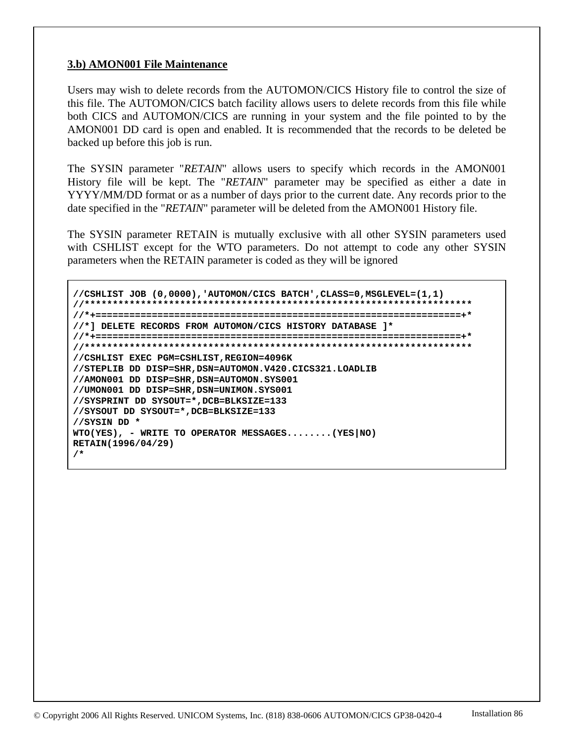**3.b) AMON001 File Maintenance**

Users may wish to delete records from the AUTOMON/CICS History file to control the size of this file. The AUTOMON/CICS batch facility allows users to delete records from this file while both CICS and AUTOMON/CICS are running in your system and the file pointed to by the AMON001 DD card is open and enabled. It is recommended that the records to be deleted be backed up before this job is run.

The SYSIN parameter "*RETAIN*" allows users to specify which records in the AMON001 History file will be kept. The "*RETAIN*" parameter may be specified as either a date in YYYY/MM/DD format or as a number of days prior to the current date. Any records prior to the date specified in the "*RETAIN*" parameter will be deleted from the AMON001 History file.

The SYSIN parameter RETAIN is mutually exclusive with all other SYSIN parameters used with CSHLIST except for the WTO parameters. Do not attempt to code any other SYSIN parameters when the RETAIN parameter is coded as they will be ignored

```
//CSHLIST JOB (0,0000),'AUTOMON/CICS BATCH',CLASS=0,MSGLEVEL=(1,1)
//*********************************************************************
//*+================================================================+*
//*] DELETE RECORDS FROM AUTOMON/CICS HISTORY DATABASE ]*
//*+================================================================+*
//*********************************************************************
//CSHLIST EXEC PGM=CSHLIST,REGION=4096K
//STEPLIB DD DISP=SHR,DSN=AUTOMON.V420.CICS321.LOADLIB
//AMON001 DD DISP=SHR,DSN=AUTOMON.SYS001
//UMON001 DD DISP=SHR,DSN=UNIMON.SYS001
//SYSPRINT DD SYSOUT=*,DCB=BLKSIZE=133
//SYSOUT DD SYSOUT=*,DCB=BLKSIZE=133
//SYSIN DD *
WTO(YES), - WRITE TO OPERATOR MESSAGES........(YES|NO)
RETAIN(1996/04/29)
/*
```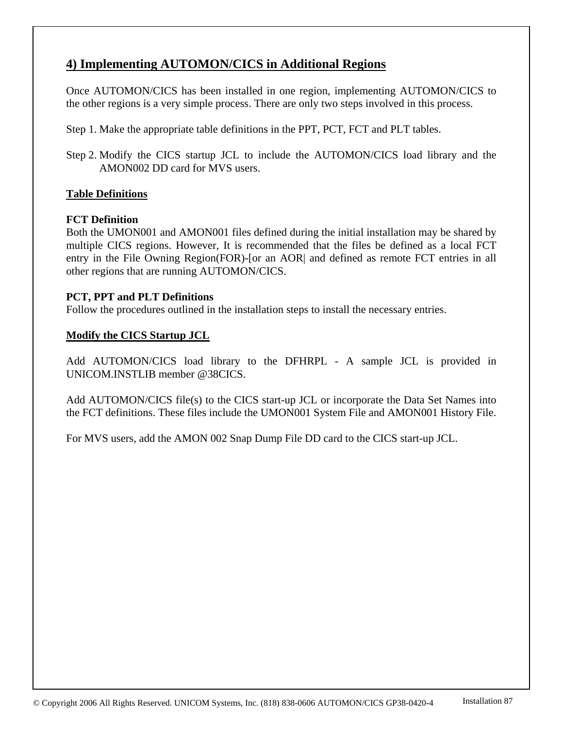## 4) Implementing AUTOMON/CICS in Additional Regions

Once AUTOMON/CICS has been installed in one region, implementing AUTOMON/CICS to the other regions is a very simple process. There are only two steps involved in this process.

Step 1. Make the appropriate table definitions in the PPT, PCT, FCT and PLT tables.

Step 2. Modify the CICS startup JCL to include the AUTOMON/CICS load library and the AMON002 DD card for MVS users.

### Table Definitions

**FCT Definition**
Both the UMON001 and AMON001 files defined during the initial installation may be shared by multiple CICS regions. However, It is recommended that the files be defined as a local FCT entry in the File Owning Region(FOR)-[or an AOR| and defined as remote FCT entries in all other regions that are running AUTOMON/CICS.

**PCT, PPT and PLT Definitions**
Follow the procedures outlined in the installation steps to install the necessary entries.

### Modify the CICS Startup JCL

Add AUTOMON/CICS load library to the DFHRPL - A sample JCL is provided in UNICOM.INSTLIB member @38CICS.

Add AUTOMON/CICS file(s) to the CICS start-up JCL or incorporate the Data Set Names into the FCT definitions. These files include the UMON001 System File and AMON001 History File.

For MVS users, add the AMON 002 Snap Dump File DD card to the CICS start-up JCL.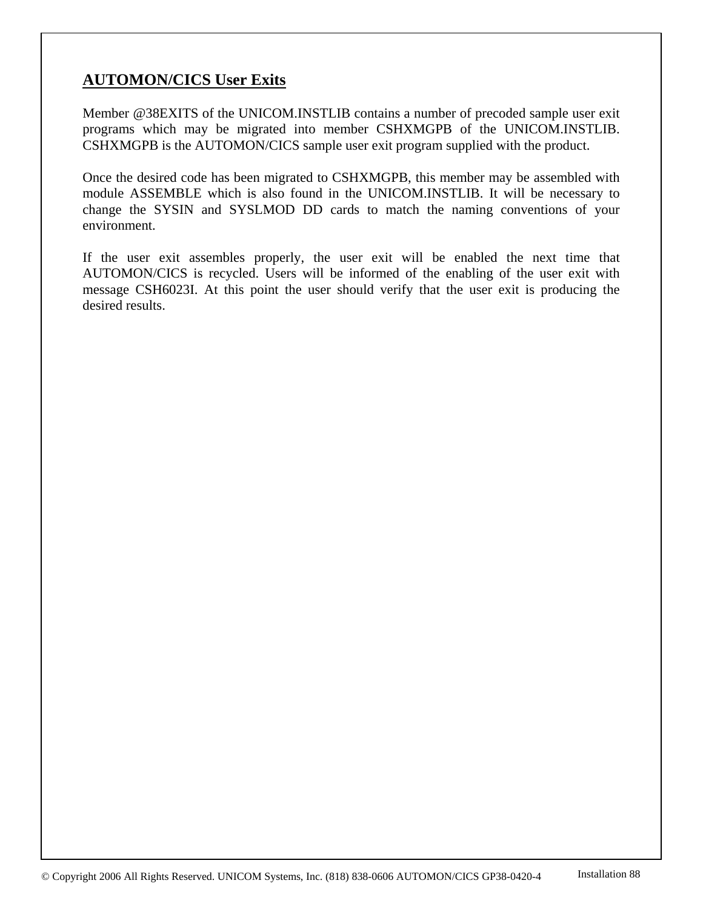## AUTOMON/CICS User Exits

Member @38EXITS of the UNICOM.INSTLIB contains a number of precoded sample user exit programs which may be migrated into member CSHXMGPB of the UNICOM.INSTLIB. CSHXMGPB is the AUTOMON/CICS sample user exit program supplied with the product.

Once the desired code has been migrated to CSHXMGPB, this member may be assembled with module ASSEMBLE which is also found in the UNICOM.INSTLIB. It will be necessary to change the SYSIN and SYSLMOD DD cards to match the naming conventions of your environment.

If the user exit assembles properly, the user exit will be enabled the next time that AUTOMON/CICS is recycled. Users will be informed of the enabling of the user exit with message CSH6023I. At this point the user should verify that the user exit is producing the desired results.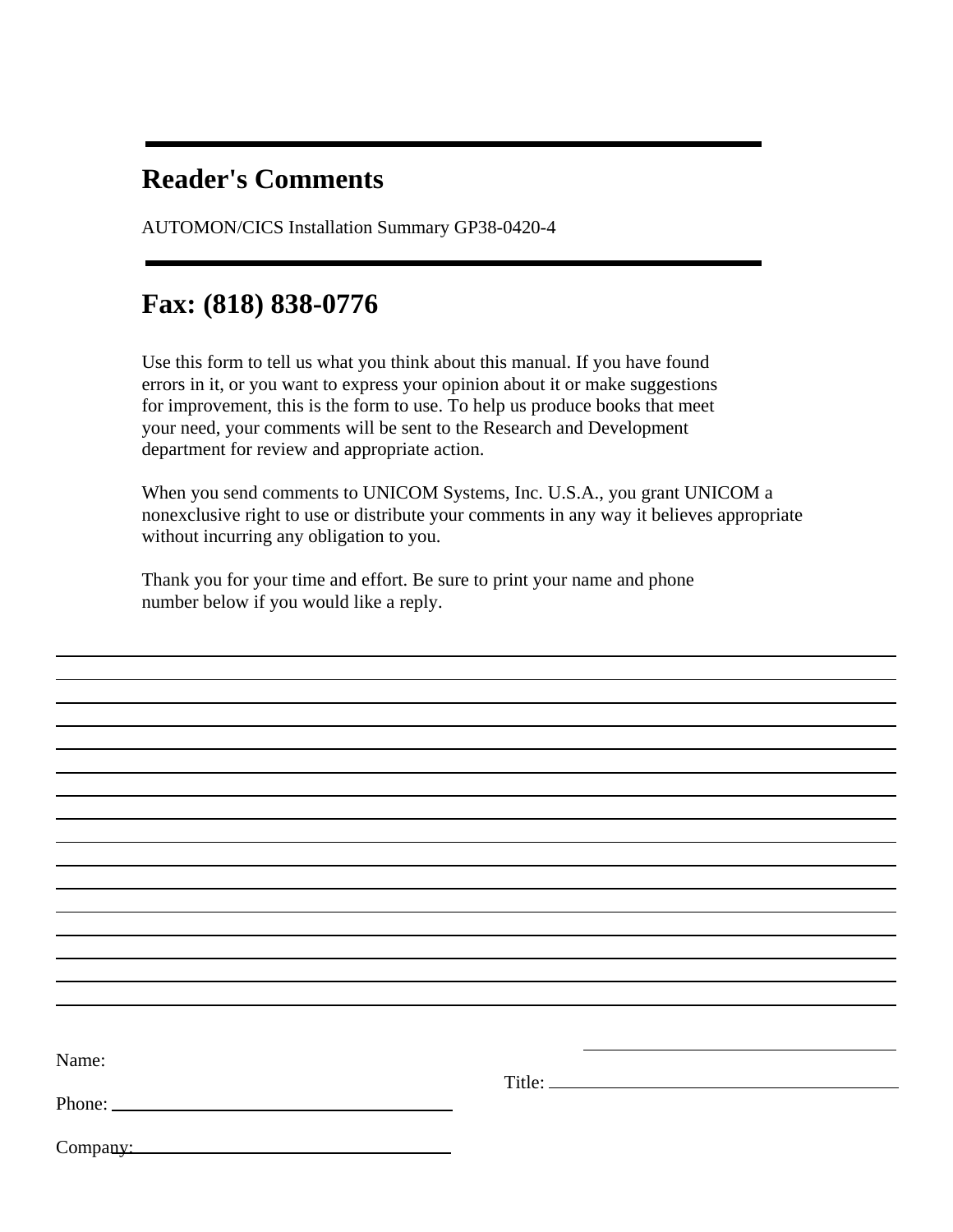## Reader's Comments

AUTOMON/CICS Installation Summary GP38-0420-4

## Fax: (818) 838-0776

Use this form to tell us what you think about this manual. If you have found errors in it, or you want to express your opinion about it or make suggestions for improvement, this is the form to use. To help us produce books that meet your need, your comments will be sent to the Research and Development department for review and appropriate action.

When you send comments to UNICOM Systems, Inc. U.S.A., you grant UNICOM a nonexclusive right to use or distribute your comments in any way it believes appropriate without incurring any obligation to you.

Thank you for your time and effort. Be sure to print your name and phone number below if you would like a reply.

Name: ____________________

Title: ____________________

Phone: ____________________

Company: ____________________